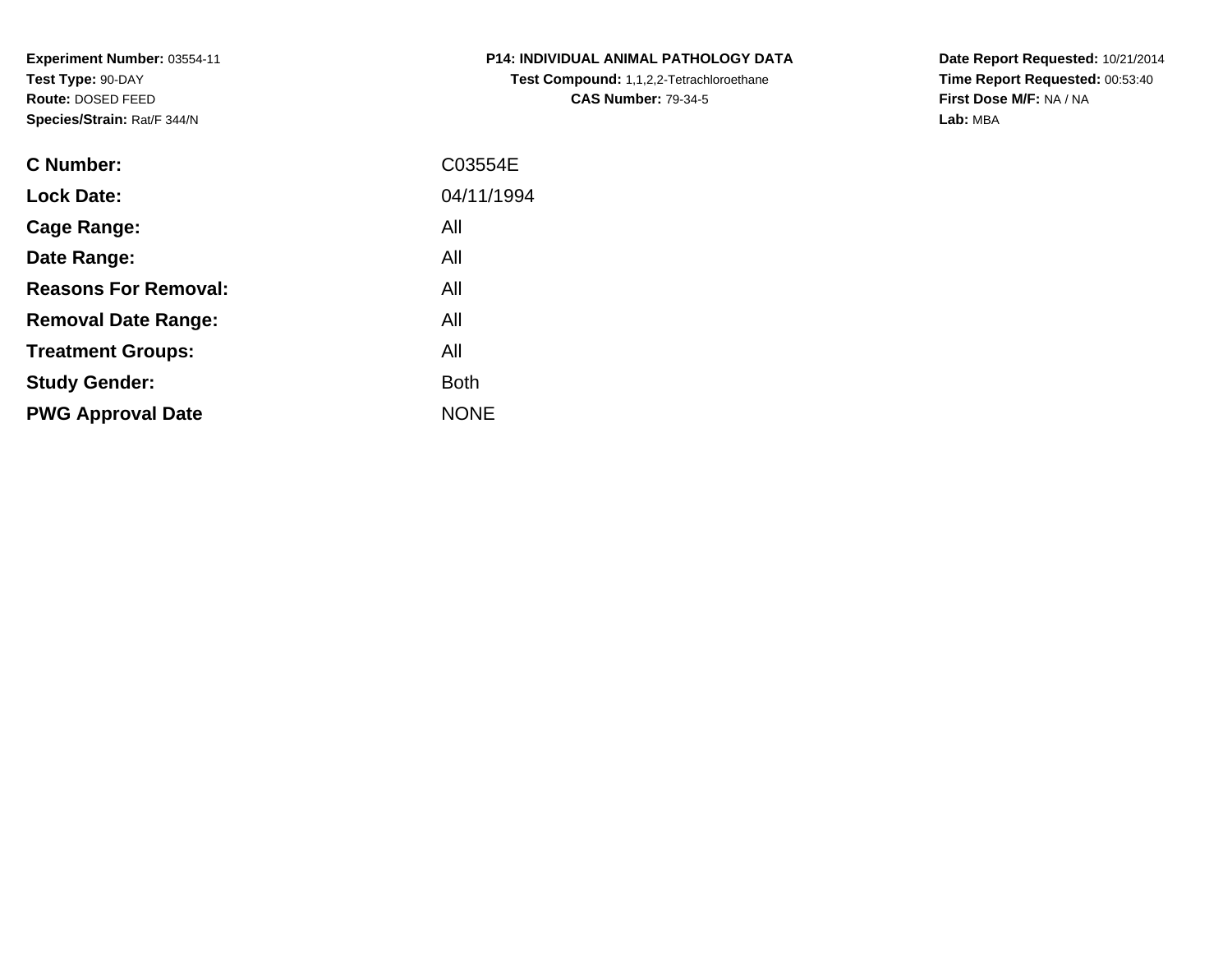**Experiment Number:** 03554-11
**Test Type:** 90-DAY
**Route:** DOSED FEED
**Species/Strain:** Rat/F 344/N

**P14: INDIVIDUAL ANIMAL PATHOLOGY DATA**
**Test Compound:** 1,1,2,2-Tetrachloroethane
**CAS Number:** 79-34-5

**Date Report Requested:** 10/21/2014
**Time Report Requested:** 00:53:40
**First Dose M/F:** NA / NA
**Lab:** MBA

| | |
|---|---|
| **C Number:** | C03554E |
| **Lock Date:** | 04/11/1994 |
| **Cage Range:** | All |
| **Date Range:** | All |
| **Reasons For Removal:** | All |
| **Removal Date Range:** | All |
| **Treatment Groups:** | All |
| **Study Gender:** | Both |
| **PWG Approval Date** | NONE |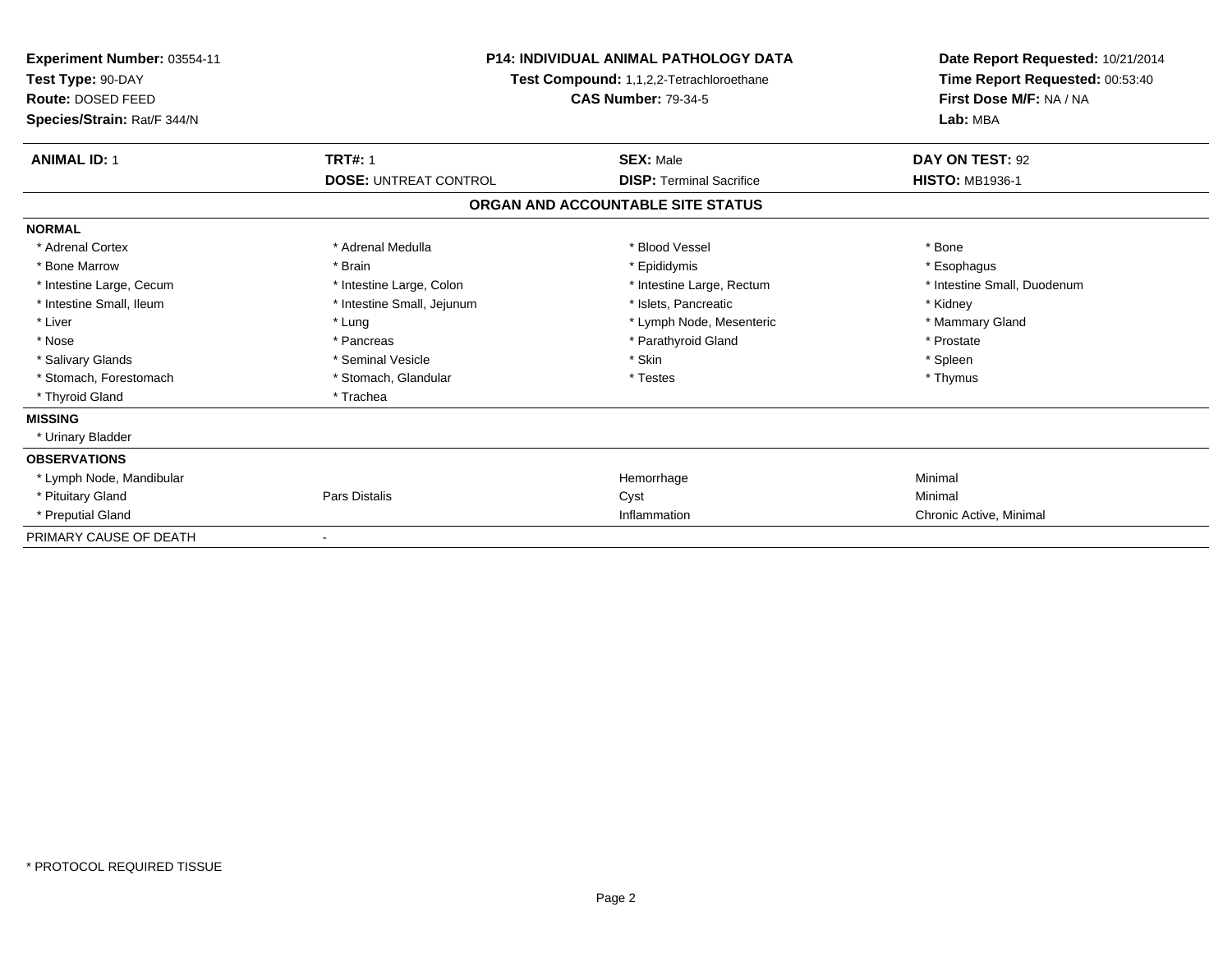**Experiment Number:** 03554-11
**Test Type:** 90-DAY
**Route:** DOSED FEED
**Species/Strain:** Rat/F 344/N

**P14: INDIVIDUAL ANIMAL PATHOLOGY DATA**
**Test Compound:** 1,1,2,2-Tetrachloroethane
**CAS Number:** 79-34-5

**Date Report Requested:** 10/21/2014
**Time Report Requested:** 00:53:40
**First Dose M/F:** NA / NA
**Lab:** MBA

| **ANIMAL ID:** 1 | **TRT#:** 1 | **SEX:** Male | **DAY ON TEST:** 92 |
|---|---|---|---|
| | **DOSE:** UNTREAT CONTROL | **DISP:** Terminal Sacrifice | **HISTO:** MB1936-1 |

## ORGAN AND ACCOUNTABLE SITE STATUS

**NORMAL**

| | | | |
|---|---|---|---|
| * Adrenal Cortex | * Adrenal Medulla | * Blood Vessel | * Bone |
| * Bone Marrow | * Brain | * Epididymis | * Esophagus |
| * Intestine Large, Cecum | * Intestine Large, Colon | * Intestine Large, Rectum | * Intestine Small, Duodenum |
| * Intestine Small, Ileum | * Intestine Small, Jejunum | * Islets, Pancreatic | * Kidney |
| * Liver | * Lung | * Lymph Node, Mesenteric | * Mammary Gland |
| * Nose | * Pancreas | * Parathyroid Gland | * Prostate |
| * Salivary Glands | * Seminal Vesicle | * Skin | * Spleen |
| * Stomach, Forestomach | * Stomach, Glandular | * Testes | * Thymus |
| * Thyroid Gland | * Trachea | | |

**MISSING**

* Urinary Bladder

**OBSERVATIONS**

| | | | |
|---|---|---|---|
| * Lymph Node, Mandibular | | Hemorrhage | Minimal |
| * Pituitary Gland | Pars Distalis | Cyst | Minimal |
| * Preputial Gland | | Inflammation | Chronic Active, Minimal |

PRIMARY CAUSE OF DEATH -

* PROTOCOL REQUIRED TISSUE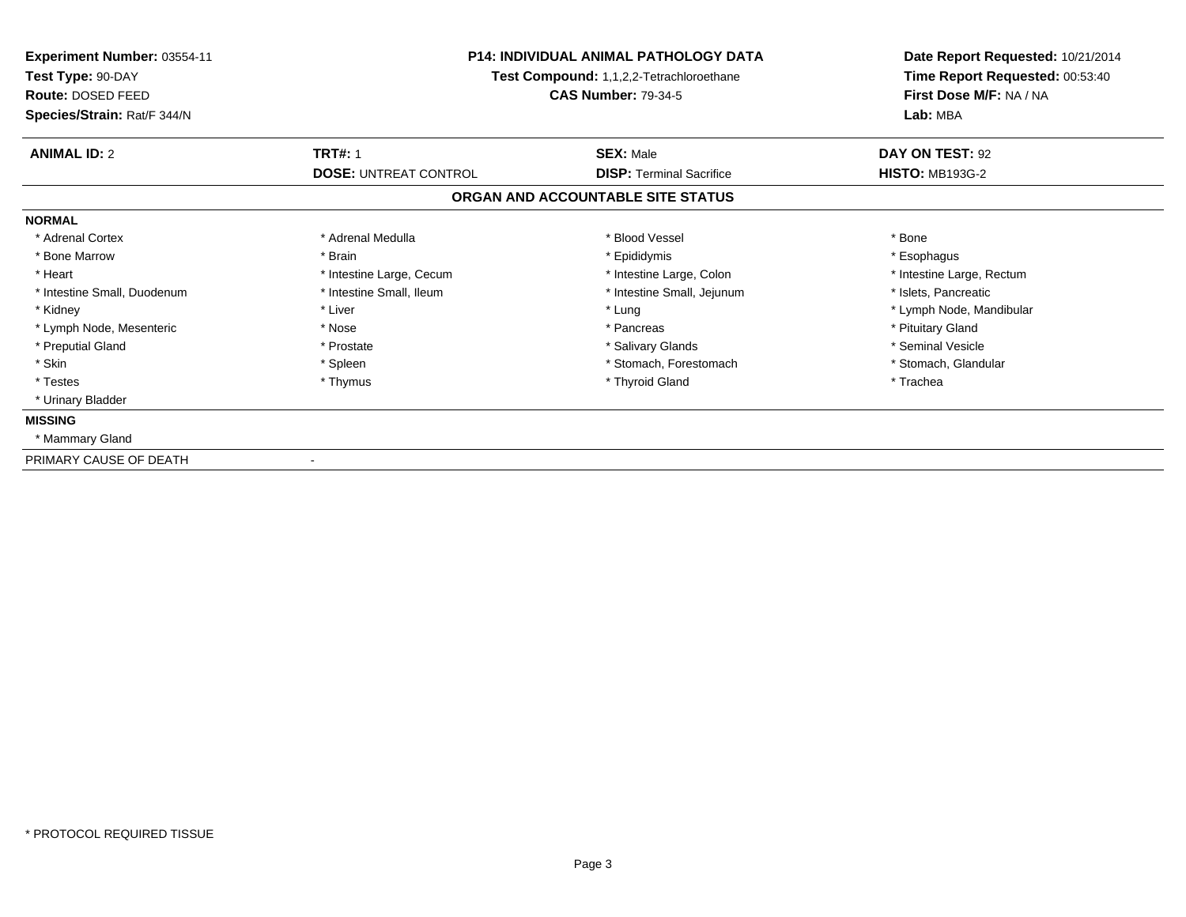**Experiment Number:** 03554-11
**Test Type:** 90-DAY
**Route:** DOSED FEED
**Species/Strain:** Rat/F 344/N

**P14: INDIVIDUAL ANIMAL PATHOLOGY DATA**
**Test Compound:** 1,1,2,2-Tetrachloroethane
**CAS Number:** 79-34-5

**Date Report Requested:** 10/21/2014
**Time Report Requested:** 00:53:40
**First Dose M/F:** NA / NA
**Lab:** MBA

| **ANIMAL ID:** 2 | **TRT#:** 1 | **SEX:** Male | **DAY ON TEST:** 92 |
|---|---|---|---|
| | **DOSE:** UNTREAT CONTROL | **DISP:** Terminal Sacrifice | **HISTO:** MB193G-2 |

## ORGAN AND ACCOUNTABLE SITE STATUS

**NORMAL**

| | | | |
|---|---|---|---|
| * Adrenal Cortex | * Adrenal Medulla | * Blood Vessel | * Bone |
| * Bone Marrow | * Brain | * Epididymis | * Esophagus |
| * Heart | * Intestine Large, Cecum | * Intestine Large, Colon | * Intestine Large, Rectum |
| * Intestine Small, Duodenum | * Intestine Small, Ileum | * Intestine Small, Jejunum | * Islets, Pancreatic |
| * Kidney | * Liver | * Lung | * Lymph Node, Mandibular |
| * Lymph Node, Mesenteric | * Nose | * Pancreas | * Pituitary Gland |
| * Preputial Gland | * Prostate | * Salivary Glands | * Seminal Vesicle |
| * Skin | * Spleen | * Stomach, Forestomach | * Stomach, Glandular |
| * Testes | * Thymus | * Thyroid Gland | * Trachea |
| * Urinary Bladder | | | |

**MISSING**

* Mammary Gland

PRIMARY CAUSE OF DEATH -

* PROTOCOL REQUIRED TISSUE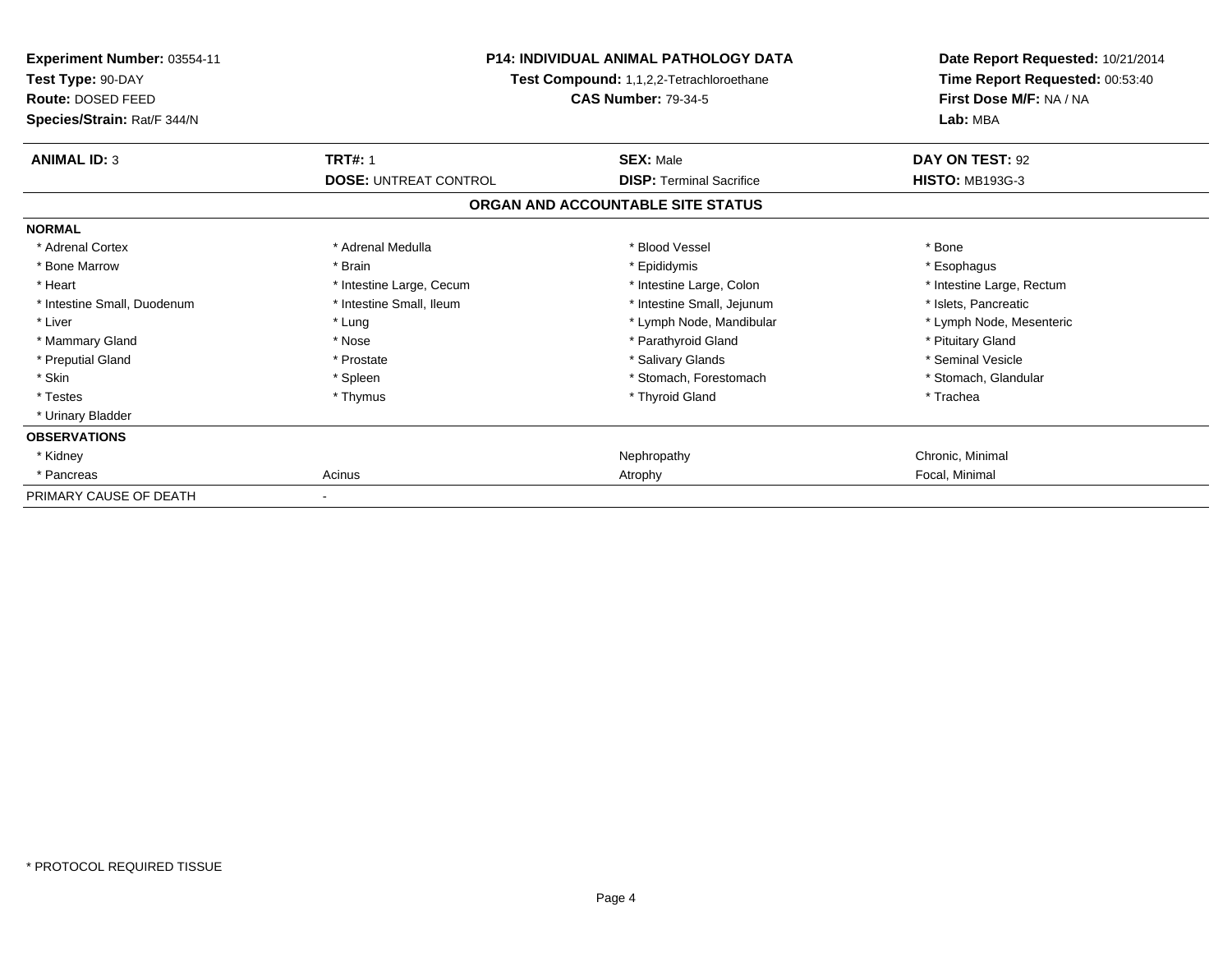**Experiment Number:** 03554-11
**Test Type:** 90-DAY
**Route:** DOSED FEED
**Species/Strain:** Rat/F 344/N

**P14: INDIVIDUAL ANIMAL PATHOLOGY DATA**
**Test Compound:** 1,1,2,2-Tetrachloroethane
**CAS Number:** 79-34-5

**Date Report Requested:** 10/21/2014
**Time Report Requested:** 00:53:40
**First Dose M/F:** NA / NA
**Lab:** MBA

| **ANIMAL ID:** 3 | **TRT#:** 1 | **SEX:** Male | **DAY ON TEST:** 92 |
|---|---|---|---|
| | **DOSE:** UNTREAT CONTROL | **DISP:** Terminal Sacrifice | **HISTO:** MB193G-3 |

## ORGAN AND ACCOUNTABLE SITE STATUS

| | | | |
|---|---|---|---|
| **NORMAL** | | | |
| * Adrenal Cortex | * Adrenal Medulla | * Blood Vessel | * Bone |
| * Bone Marrow | * Brain | * Epididymis | * Esophagus |
| * Heart | * Intestine Large, Cecum | * Intestine Large, Colon | * Intestine Large, Rectum |
| * Intestine Small, Duodenum | * Intestine Small, Ileum | * Intestine Small, Jejunum | * Islets, Pancreatic |
| * Liver | * Lung | * Lymph Node, Mandibular | * Lymph Node, Mesenteric |
| * Mammary Gland | * Nose | * Parathyroid Gland | * Pituitary Gland |
| * Preputial Gland | * Prostate | * Salivary Glands | * Seminal Vesicle |
| * Skin | * Spleen | * Stomach, Forestomach | * Stomach, Glandular |
| * Testes | * Thymus | * Thyroid Gland | * Trachea |
| * Urinary Bladder | | | |
| **OBSERVATIONS** | | | |
| * Kidney | | Nephropathy | Chronic, Minimal |
| * Pancreas | Acinus | Atrophy | Focal, Minimal |
| PRIMARY CAUSE OF DEATH | - | | |

* PROTOCOL REQUIRED TISSUE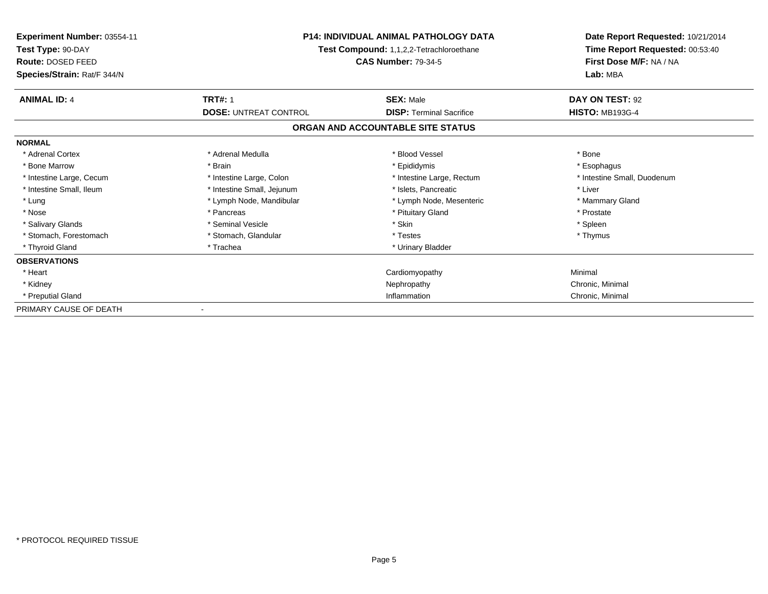**Experiment Number:** 03554-11
**Test Type:** 90-DAY
**Route:** DOSED FEED
**Species/Strain:** Rat/F 344/N

**P14: INDIVIDUAL ANIMAL PATHOLOGY DATA**
**Test Compound:** 1,1,2,2-Tetrachloroethane
**CAS Number:** 79-34-5

**Date Report Requested:** 10/21/2014
**Time Report Requested:** 00:53:40
**First Dose M/F:** NA / NA
**Lab:** MBA

| **ANIMAL ID:** 4 | **TRT#:** 1 | **SEX:** Male | **DAY ON TEST:** 92 |
|---|---|---|---|
| | **DOSE:** UNTREAT CONTROL | **DISP:** Terminal Sacrifice | **HISTO:** MB193G-4 |

**ORGAN AND ACCOUNTABLE SITE STATUS**

**NORMAL**

| | | | |
|---|---|---|---|
| * Adrenal Cortex | * Adrenal Medulla | * Blood Vessel | * Bone |
| * Bone Marrow | * Brain | * Epididymis | * Esophagus |
| * Intestine Large, Cecum | * Intestine Large, Colon | * Intestine Large, Rectum | * Intestine Small, Duodenum |
| * Intestine Small, Ileum | * Intestine Small, Jejunum | * Islets, Pancreatic | * Liver |
| * Lung | * Lymph Node, Mandibular | * Lymph Node, Mesenteric | * Mammary Gland |
| * Nose | * Pancreas | * Pituitary Gland | * Prostate |
| * Salivary Glands | * Seminal Vesicle | * Skin | * Spleen |
| * Stomach, Forestomach | * Stomach, Glandular | * Testes | * Thymus |
| * Thyroid Gland | * Trachea | * Urinary Bladder | |

**OBSERVATIONS**

| | | | |
|---|---|---|---|
| * Heart | | Cardiomyopathy | Minimal |
| * Kidney | | Nephropathy | Chronic, Minimal |
| * Preputial Gland | | Inflammation | Chronic, Minimal |

PRIMARY CAUSE OF DEATH -

* PROTOCOL REQUIRED TISSUE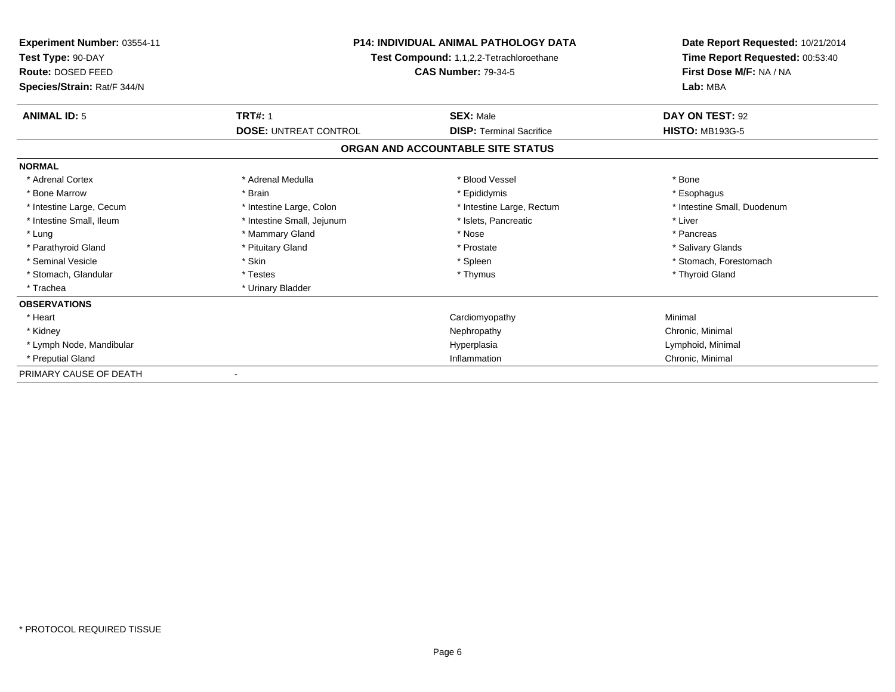**Experiment Number:** 03554-11
**Test Type:** 90-DAY
**Route:** DOSED FEED
**Species/Strain:** Rat/F 344/N

**P14: INDIVIDUAL ANIMAL PATHOLOGY DATA**
**Test Compound:** 1,1,2,2-Tetrachloroethane
**CAS Number:** 79-34-5

**Date Report Requested:** 10/21/2014
**Time Report Requested:** 00:53:40
**First Dose M/F:** NA / NA
**Lab:** MBA

| **ANIMAL ID:** 5 | **TRT#:** 1 | **SEX:** Male | **DAY ON TEST:** 92 |
|---|---|---|---|
| | **DOSE:** UNTREAT CONTROL | **DISP:** Terminal Sacrifice | **HISTO:** MB193G-5 |

## ORGAN AND ACCOUNTABLE SITE STATUS

**NORMAL**

| | | | |
|---|---|---|---|
| * Adrenal Cortex | * Adrenal Medulla | * Blood Vessel | * Bone |
| * Bone Marrow | * Brain | * Epididymis | * Esophagus |
| * Intestine Large, Cecum | * Intestine Large, Colon | * Intestine Large, Rectum | * Intestine Small, Duodenum |
| * Intestine Small, Ileum | * Intestine Small, Jejunum | * Islets, Pancreatic | * Liver |
| * Lung | * Mammary Gland | * Nose | * Pancreas |
| * Parathyroid Gland | * Pituitary Gland | * Prostate | * Salivary Glands |
| * Seminal Vesicle | * Skin | * Spleen | * Stomach, Forestomach |
| * Stomach, Glandular | * Testes | * Thymus | * Thyroid Gland |
| * Trachea | * Urinary Bladder | | |

**OBSERVATIONS**

| | | |
|---|---|---|
| * Heart | Cardiomyopathy | Minimal |
| * Kidney | Nephropathy | Chronic, Minimal |
| * Lymph Node, Mandibular | Hyperplasia | Lymphoid, Minimal |
| * Preputial Gland | Inflammation | Chronic, Minimal |

PRIMARY CAUSE OF DEATH -

* PROTOCOL REQUIRED TISSUE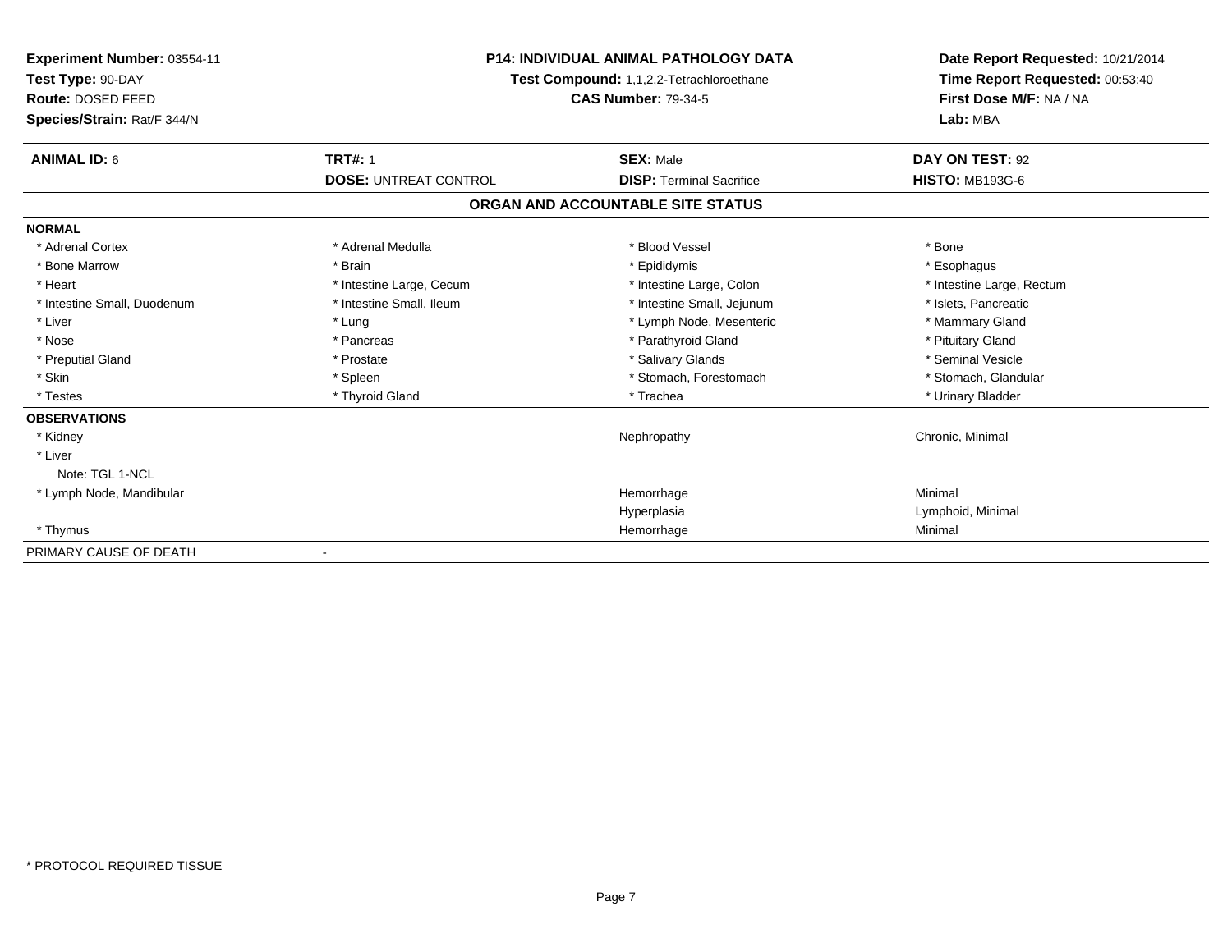**Experiment Number:** 03554-11
**Test Type:** 90-DAY
**Route:** DOSED FEED
**Species/Strain:** Rat/F 344/N

**P14: INDIVIDUAL ANIMAL PATHOLOGY DATA**
**Test Compound:** 1,1,2,2-Tetrachloroethane
**CAS Number:** 79-34-5

**Date Report Requested:** 10/21/2014
**Time Report Requested:** 00:53:40
**First Dose M/F:** NA / NA
**Lab:** MBA

| **ANIMAL ID:** 6 | **TRT#:** 1 | **SEX:** Male | **DAY ON TEST:** 92 |
|---|---|---|---|
| | **DOSE:** UNTREAT CONTROL | **DISP:** Terminal Sacrifice | **HISTO:** MB193G-6 |

## ORGAN AND ACCOUNTABLE SITE STATUS

| | | | |
|---|---|---|---|
| **NORMAL** | | | |
| * Adrenal Cortex | * Adrenal Medulla | * Blood Vessel | * Bone |
| * Bone Marrow | * Brain | * Epididymis | * Esophagus |
| * Heart | * Intestine Large, Cecum | * Intestine Large, Colon | * Intestine Large, Rectum |
| * Intestine Small, Duodenum | * Intestine Small, Ileum | * Intestine Small, Jejunum | * Islets, Pancreatic |
| * Liver | * Lung | * Lymph Node, Mesenteric | * Mammary Gland |
| * Nose | * Pancreas | * Parathyroid Gland | * Pituitary Gland |
| * Preputial Gland | * Prostate | * Salivary Glands | * Seminal Vesicle |
| * Skin | * Spleen | * Stomach, Forestomach | * Stomach, Glandular |
| * Testes | * Thyroid Gland | * Trachea | * Urinary Bladder |
| **OBSERVATIONS** | | | |
| * Kidney | | Nephropathy | Chronic, Minimal |
| * Liver | | | |
| Note: TGL 1-NCL | | | |
| * Lymph Node, Mandibular | | Hemorrhage | Minimal |
| | | Hyperplasia | Lymphoid, Minimal |
| * Thymus | | Hemorrhage | Minimal |
| PRIMARY CAUSE OF DEATH | - | | |

* PROTOCOL REQUIRED TISSUE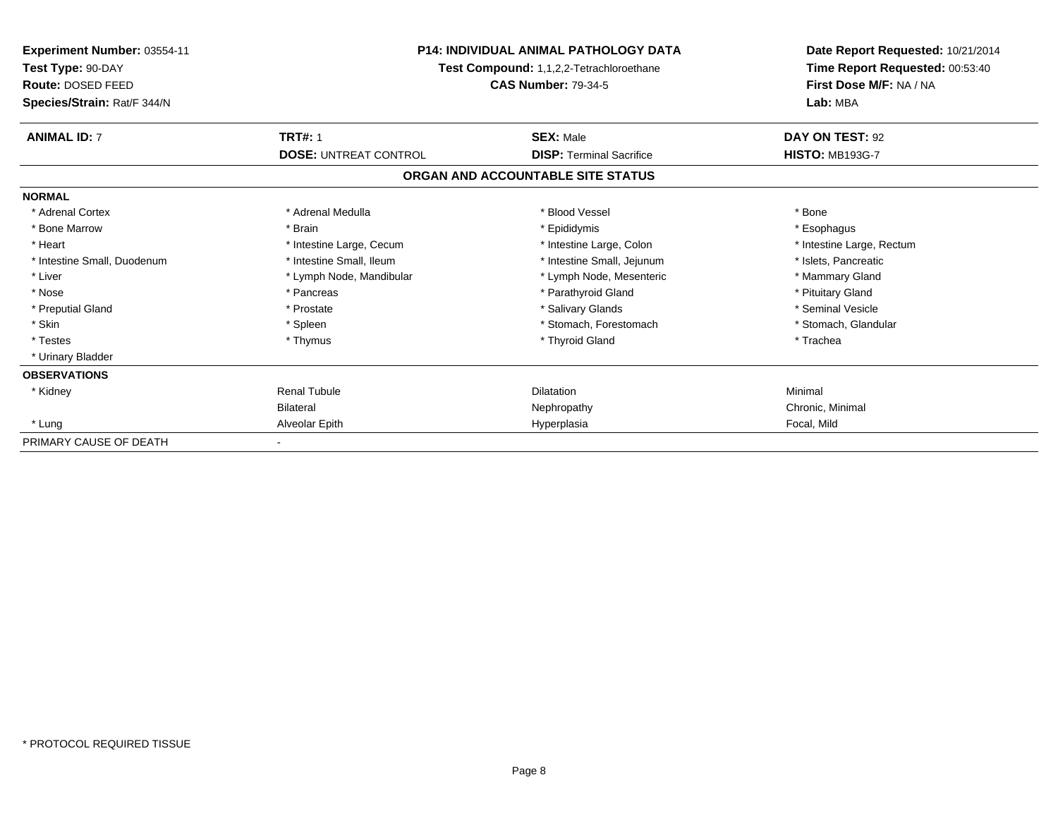**Experiment Number:** 03554-11
**Test Type:** 90-DAY
**Route:** DOSED FEED
**Species/Strain:** Rat/F 344/N

**P14: INDIVIDUAL ANIMAL PATHOLOGY DATA**
**Test Compound:** 1,1,2,2-Tetrachloroethane
**CAS Number:** 79-34-5

**Date Report Requested:** 10/21/2014
**Time Report Requested:** 00:53:40
**First Dose M/F:** NA / NA
**Lab:** MBA

| **ANIMAL ID:** 7 | **TRT#:** 1 | **SEX:** Male | **DAY ON TEST:** 92 |
|---|---|---|---|
| | **DOSE:** UNTREAT CONTROL | **DISP:** Terminal Sacrifice | **HISTO:** MB193G-7 |

**ORGAN AND ACCOUNTABLE SITE STATUS**

| | | | |
|---|---|---|---|
| **NORMAL** | | | |
| * Adrenal Cortex | * Adrenal Medulla | * Blood Vessel | * Bone |
| * Bone Marrow | * Brain | * Epididymis | * Esophagus |
| * Heart | * Intestine Large, Cecum | * Intestine Large, Colon | * Intestine Large, Rectum |
| * Intestine Small, Duodenum | * Intestine Small, Ileum | * Intestine Small, Jejunum | * Islets, Pancreatic |
| * Liver | * Lymph Node, Mandibular | * Lymph Node, Mesenteric | * Mammary Gland |
| * Nose | * Pancreas | * Parathyroid Gland | * Pituitary Gland |
| * Preputial Gland | * Prostate | * Salivary Glands | * Seminal Vesicle |
| * Skin | * Spleen | * Stomach, Forestomach | * Stomach, Glandular |
| * Testes | * Thymus | * Thyroid Gland | * Trachea |
| * Urinary Bladder | | | |
| **OBSERVATIONS** | | | |
| * Kidney | Renal Tubule | Dilatation | Minimal |
| | Bilateral | Nephropathy | Chronic, Minimal |
| * Lung | Alveolar Epith | Hyperplasia | Focal, Mild |
| PRIMARY CAUSE OF DEATH | - | | |

* PROTOCOL REQUIRED TISSUE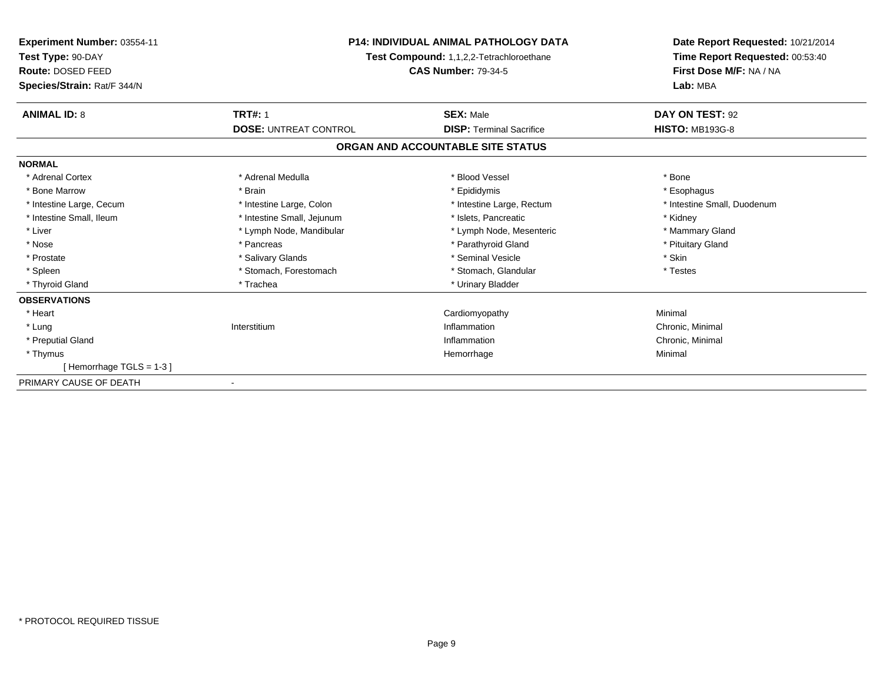**Experiment Number:** 03554-11
**Test Type:** 90-DAY
**Route:** DOSED FEED
**Species/Strain:** Rat/F 344/N

**P14: INDIVIDUAL ANIMAL PATHOLOGY DATA**
**Test Compound:** 1,1,2,2-Tetrachloroethane
**CAS Number:** 79-34-5

**Date Report Requested:** 10/21/2014
**Time Report Requested:** 00:53:40
**First Dose M/F:** NA / NA
**Lab:** MBA

| **ANIMAL ID:** 8 | **TRT#:** 1 | **SEX:** Male | **DAY ON TEST:** 92 |
|---|---|---|---|
| | **DOSE:** UNTREAT CONTROL | **DISP:** Terminal Sacrifice | **HISTO:** MB193G-8 |

**ORGAN AND ACCOUNTABLE SITE STATUS**

**NORMAL**

| | | | |
|---|---|---|---|
| * Adrenal Cortex | * Adrenal Medulla | * Blood Vessel | * Bone |
| * Bone Marrow | * Brain | * Epididymis | * Esophagus |
| * Intestine Large, Cecum | * Intestine Large, Colon | * Intestine Large, Rectum | * Intestine Small, Duodenum |
| * Intestine Small, Ileum | * Intestine Small, Jejunum | * Islets, Pancreatic | * Kidney |
| * Liver | * Lymph Node, Mandibular | * Lymph Node, Mesenteric | * Mammary Gland |
| * Nose | * Pancreas | * Parathyroid Gland | * Pituitary Gland |
| * Prostate | * Salivary Glands | * Seminal Vesicle | * Skin |
| * Spleen | * Stomach, Forestomach | * Stomach, Glandular | * Testes |
| * Thyroid Gland | * Trachea | * Urinary Bladder | |

**OBSERVATIONS**

| | | | |
|---|---|---|---|
| * Heart | | Cardiomyopathy | Minimal |
| * Lung | Interstitium | Inflammation | Chronic, Minimal |
| * Preputial Gland | | Inflammation | Chronic, Minimal |
| * Thymus | | Hemorrhage | Minimal |
| [ Hemorrhage TGLS = 1-3 ] | | | |

PRIMARY CAUSE OF DEATH -

* PROTOCOL REQUIRED TISSUE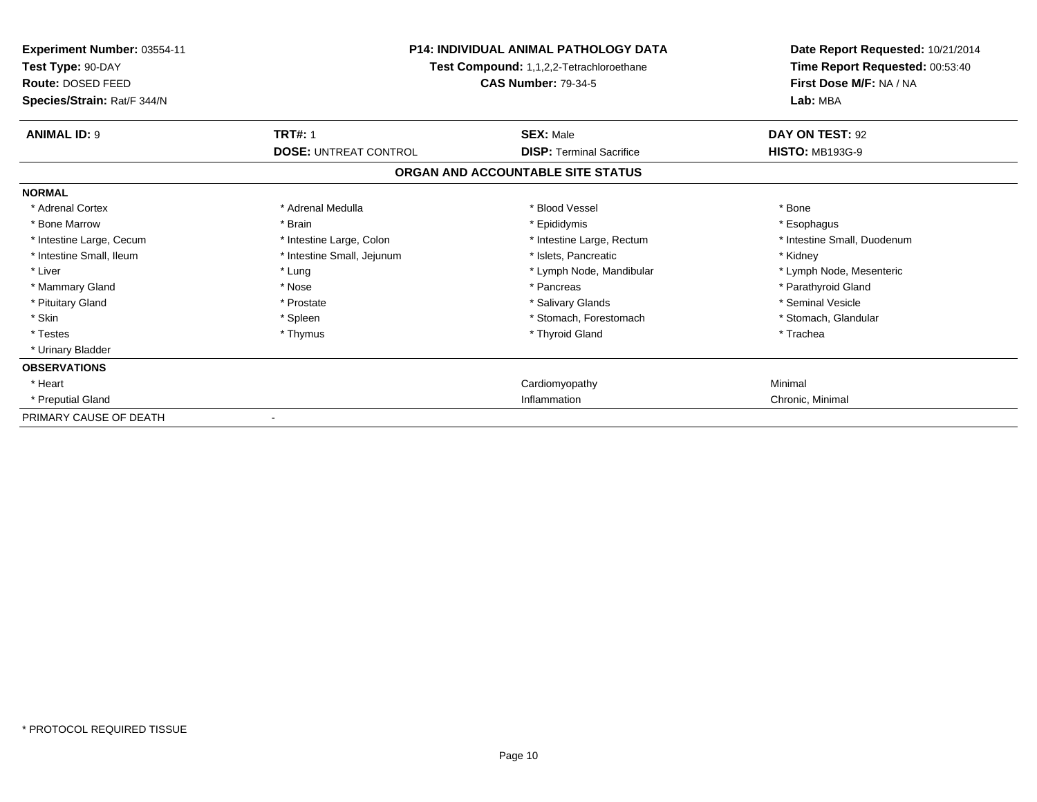**Experiment Number:** 03554-11
**Test Type:** 90-DAY
**Route:** DOSED FEED
**Species/Strain:** Rat/F 344/N

**P14: INDIVIDUAL ANIMAL PATHOLOGY DATA**
**Test Compound:** 1,1,2,2-Tetrachloroethane
**CAS Number:** 79-34-5

**Date Report Requested:** 10/21/2014
**Time Report Requested:** 00:53:40
**First Dose M/F:** NA / NA
**Lab:** MBA

| **ANIMAL ID:** 9 | **TRT#:** 1 | **SEX:** Male | **DAY ON TEST:** 92 |
|---|---|---|---|
| | **DOSE:** UNTREAT CONTROL | **DISP:** Terminal Sacrifice | **HISTO:** MB193G-9 |

**ORGAN AND ACCOUNTABLE SITE STATUS**

**NORMAL**

| | | | |
|---|---|---|---|
| * Adrenal Cortex | * Adrenal Medulla | * Blood Vessel | * Bone |
| * Bone Marrow | * Brain | * Epididymis | * Esophagus |
| * Intestine Large, Cecum | * Intestine Large, Colon | * Intestine Large, Rectum | * Intestine Small, Duodenum |
| * Intestine Small, Ileum | * Intestine Small, Jejunum | * Islets, Pancreatic | * Kidney |
| * Liver | * Lung | * Lymph Node, Mandibular | * Lymph Node, Mesenteric |
| * Mammary Gland | * Nose | * Pancreas | * Parathyroid Gland |
| * Pituitary Gland | * Prostate | * Salivary Glands | * Seminal Vesicle |
| * Skin | * Spleen | * Stomach, Forestomach | * Stomach, Glandular |
| * Testes | * Thymus | * Thyroid Gland | * Trachea |
| * Urinary Bladder | | | |

**OBSERVATIONS**

| | | | |
|---|---|---|---|
| * Heart | | Cardiomyopathy | Minimal |
| * Preputial Gland | | Inflammation | Chronic, Minimal |

PRIMARY CAUSE OF DEATH -

* PROTOCOL REQUIRED TISSUE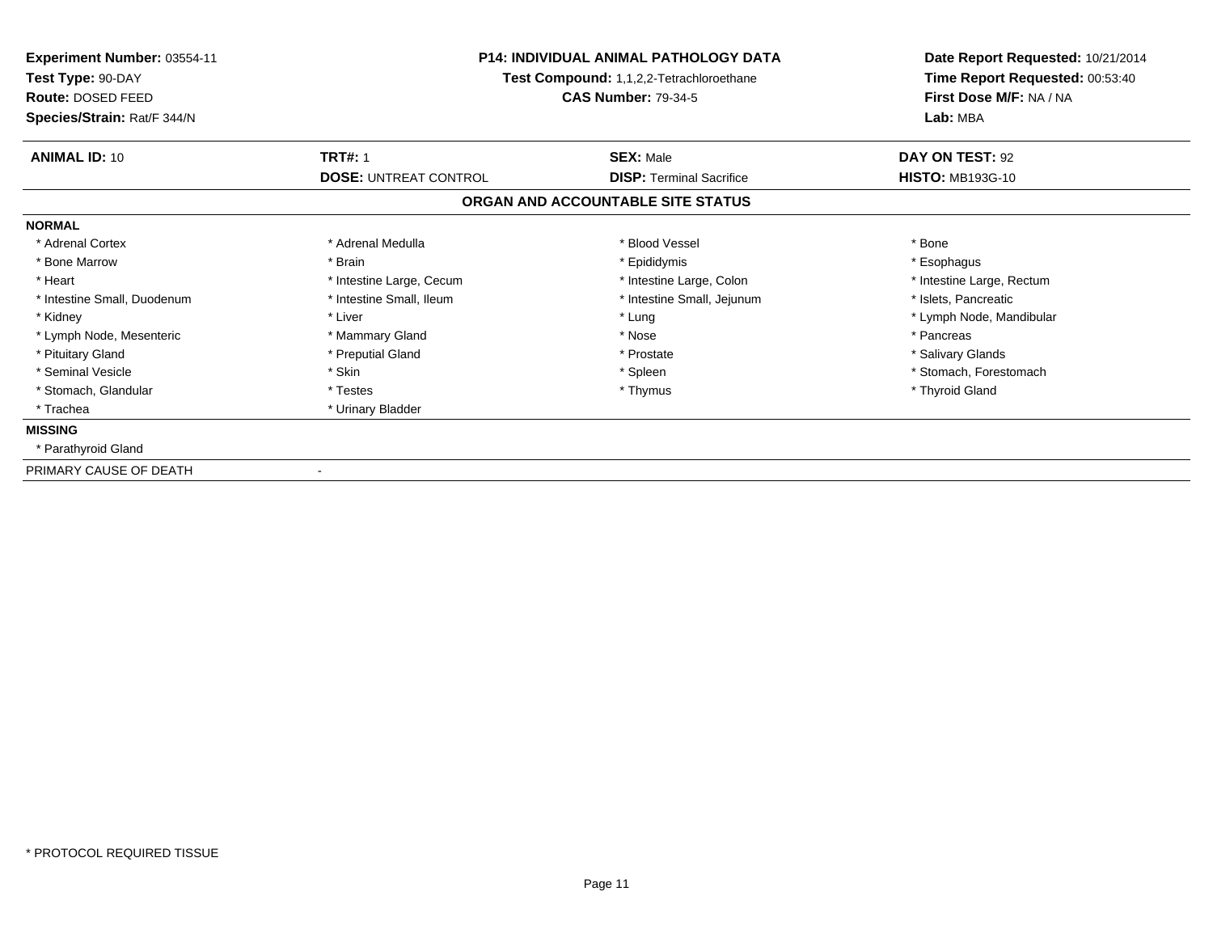**Experiment Number:** 03554-11
**Test Type:** 90-DAY
**Route:** DOSED FEED
**Species/Strain:** Rat/F 344/N

**P14: INDIVIDUAL ANIMAL PATHOLOGY DATA**
**Test Compound:** 1,1,2,2-Tetrachloroethane
**CAS Number:** 79-34-5

**Date Report Requested:** 10/21/2014
**Time Report Requested:** 00:53:40
**First Dose M/F:** NA / NA
**Lab:** MBA

| **ANIMAL ID:** 10 | **TRT#:** 1 | **SEX:** Male | **DAY ON TEST:** 92 |
|---|---|---|---|
| | **DOSE:** UNTREAT CONTROL | **DISP:** Terminal Sacrifice | **HISTO:** MB193G-10 |

## ORGAN AND ACCOUNTABLE SITE STATUS

**NORMAL**

| | | | |
|---|---|---|---|
| * Adrenal Cortex | * Adrenal Medulla | * Blood Vessel | * Bone |
| * Bone Marrow | * Brain | * Epididymis | * Esophagus |
| * Heart | * Intestine Large, Cecum | * Intestine Large, Colon | * Intestine Large, Rectum |
| * Intestine Small, Duodenum | * Intestine Small, Ileum | * Intestine Small, Jejunum | * Islets, Pancreatic |
| * Kidney | * Liver | * Lung | * Lymph Node, Mandibular |
| * Lymph Node, Mesenteric | * Mammary Gland | * Nose | * Pancreas |
| * Pituitary Gland | * Preputial Gland | * Prostate | * Salivary Glands |
| * Seminal Vesicle | * Skin | * Spleen | * Stomach, Forestomach |
| * Stomach, Glandular | * Testes | * Thymus | * Thyroid Gland |
| * Trachea | * Urinary Bladder | | |

**MISSING**

* Parathyroid Gland

PRIMARY CAUSE OF DEATH -

\* PROTOCOL REQUIRED TISSUE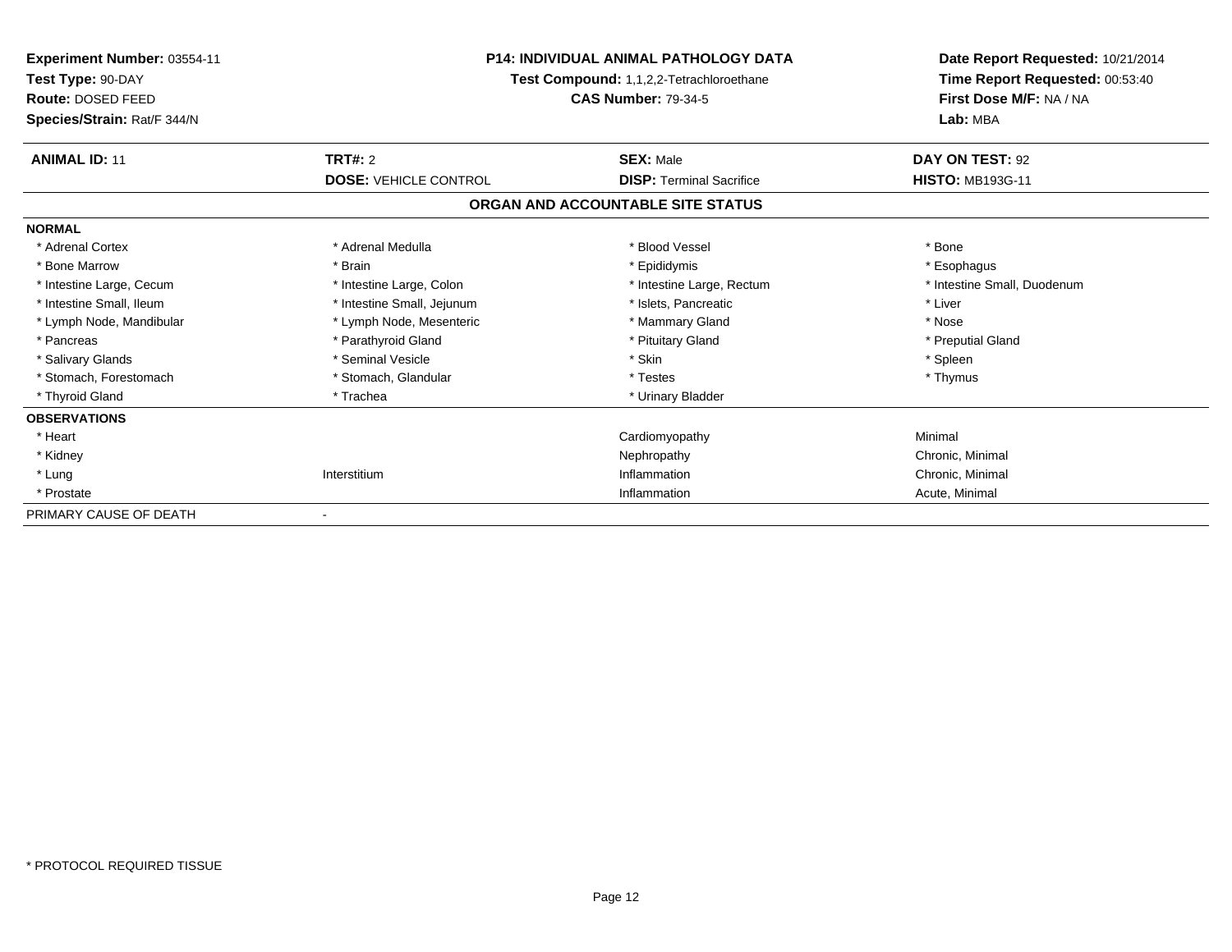**Experiment Number:** 03554-11
**Test Type:** 90-DAY
**Route:** DOSED FEED
**Species/Strain:** Rat/F 344/N

**P14: INDIVIDUAL ANIMAL PATHOLOGY DATA**
**Test Compound:** 1,1,2,2-Tetrachloroethane
**CAS Number:** 79-34-5

**Date Report Requested:** 10/21/2014
**Time Report Requested:** 00:53:40
**First Dose M/F:** NA / NA
**Lab:** MBA

| **ANIMAL ID:** 11 | **TRT#:** 2 | **SEX:** Male | **DAY ON TEST:** 92 |
|---|---|---|---|
| | **DOSE:** VEHICLE CONTROL | **DISP:** Terminal Sacrifice | **HISTO:** MB193G-11 |

## ORGAN AND ACCOUNTABLE SITE STATUS

**NORMAL**

| | | | |
|---|---|---|---|
| * Adrenal Cortex | * Adrenal Medulla | * Blood Vessel | * Bone |
| * Bone Marrow | * Brain | * Epididymis | * Esophagus |
| * Intestine Large, Cecum | * Intestine Large, Colon | * Intestine Large, Rectum | * Intestine Small, Duodenum |
| * Intestine Small, Ileum | * Intestine Small, Jejunum | * Islets, Pancreatic | * Liver |
| * Lymph Node, Mandibular | * Lymph Node, Mesenteric | * Mammary Gland | * Nose |
| * Pancreas | * Parathyroid Gland | * Pituitary Gland | * Preputial Gland |
| * Salivary Glands | * Seminal Vesicle | * Skin | * Spleen |
| * Stomach, Forestomach | * Stomach, Glandular | * Testes | * Thymus |
| * Thyroid Gland | * Trachea | * Urinary Bladder | |

**OBSERVATIONS**

| | | | |
|---|---|---|---|
| * Heart | | Cardiomyopathy | Minimal |
| * Kidney | | Nephropathy | Chronic, Minimal |
| * Lung | Interstitium | Inflammation | Chronic, Minimal |
| * Prostate | | Inflammation | Acute, Minimal |

PRIMARY CAUSE OF DEATH -

* PROTOCOL REQUIRED TISSUE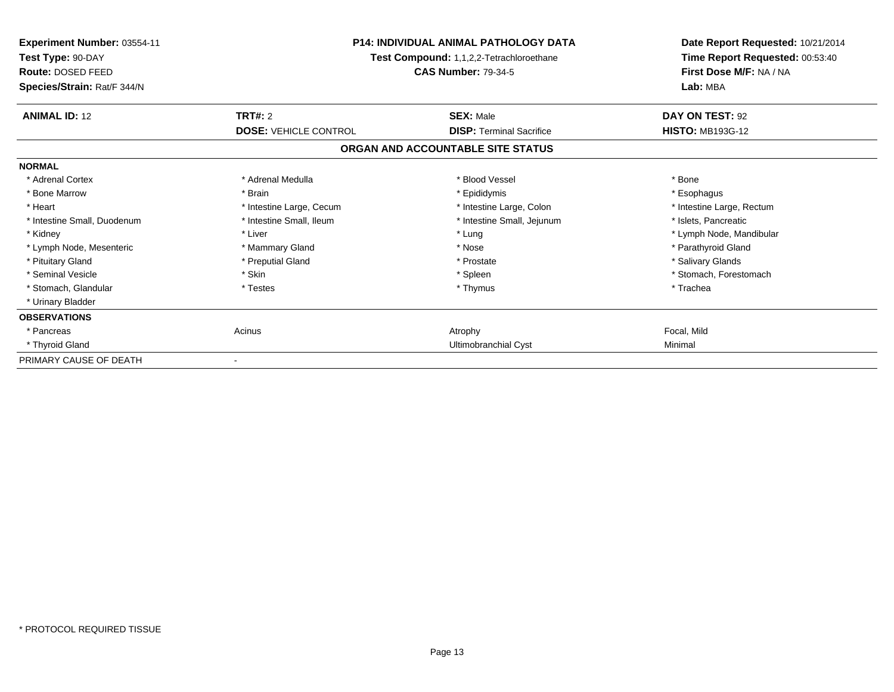**Experiment Number:** 03554-11
**Test Type:** 90-DAY
**Route:** DOSED FEED
**Species/Strain:** Rat/F 344/N

**P14: INDIVIDUAL ANIMAL PATHOLOGY DATA**
**Test Compound:** 1,1,2,2-Tetrachloroethane
**CAS Number:** 79-34-5

**Date Report Requested:** 10/21/2014
**Time Report Requested:** 00:53:40
**First Dose M/F:** NA / NA
**Lab:** MBA

| **ANIMAL ID:** 12 | **TRT#:** 2 | **SEX:** Male | **DAY ON TEST:** 92 |
|---|---|---|---|
| | **DOSE:** VEHICLE CONTROL | **DISP:** Terminal Sacrifice | **HISTO:** MB193G-12 |

**ORGAN AND ACCOUNTABLE SITE STATUS**

| | | | |
|---|---|---|---|
| **NORMAL** | | | |
| * Adrenal Cortex | * Adrenal Medulla | * Blood Vessel | * Bone |
| * Bone Marrow | * Brain | * Epididymis | * Esophagus |
| * Heart | * Intestine Large, Cecum | * Intestine Large, Colon | * Intestine Large, Rectum |
| * Intestine Small, Duodenum | * Intestine Small, Ileum | * Intestine Small, Jejunum | * Islets, Pancreatic |
| * Kidney | * Liver | * Lung | * Lymph Node, Mandibular |
| * Lymph Node, Mesenteric | * Mammary Gland | * Nose | * Parathyroid Gland |
| * Pituitary Gland | * Preputial Gland | * Prostate | * Salivary Glands |
| * Seminal Vesicle | * Skin | * Spleen | * Stomach, Forestomach |
| * Stomach, Glandular | * Testes | * Thymus | * Trachea |
| * Urinary Bladder | | | |
| **OBSERVATIONS** | | | |
| * Pancreas | Acinus | Atrophy | Focal, Mild |
| * Thyroid Gland | | Ultimobranchial Cyst | Minimal |
| PRIMARY CAUSE OF DEATH | - | | |

* PROTOCOL REQUIRED TISSUE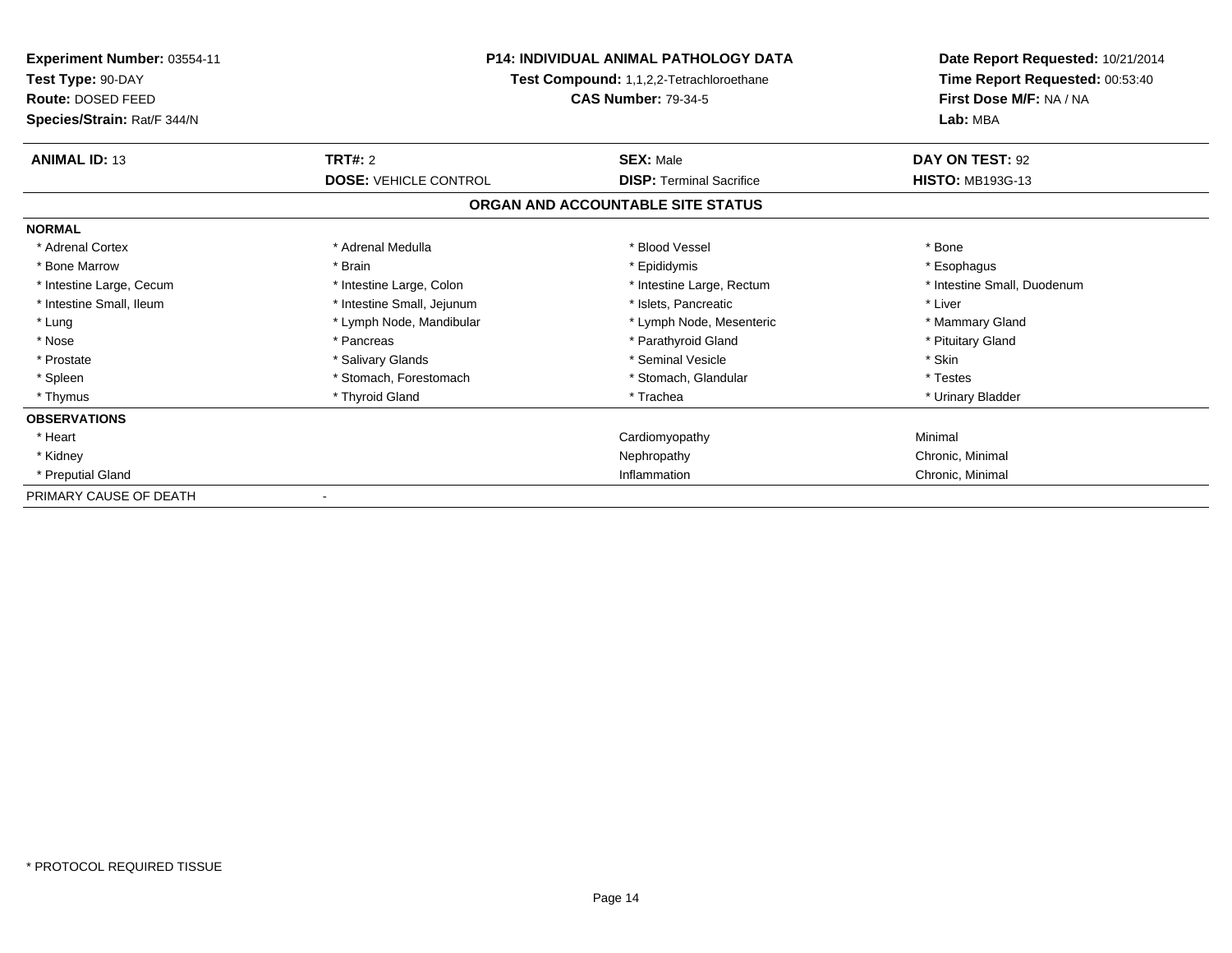**Experiment Number:** 03554-11
**Test Type:** 90-DAY
**Route:** DOSED FEED
**Species/Strain:** Rat/F 344/N

**P14: INDIVIDUAL ANIMAL PATHOLOGY DATA**
**Test Compound:** 1,1,2,2-Tetrachloroethane
**CAS Number:** 79-34-5

**Date Report Requested:** 10/21/2014
**Time Report Requested:** 00:53:40
**First Dose M/F:** NA / NA
**Lab:** MBA

| **ANIMAL ID:** 13 | **TRT#:** 2 | **SEX:** Male | **DAY ON TEST:** 92 |
|---|---|---|---|
| | **DOSE:** VEHICLE CONTROL | **DISP:** Terminal Sacrifice | **HISTO:** MB193G-13 |

## ORGAN AND ACCOUNTABLE SITE STATUS

| | | | |
|---|---|---|---|
| **NORMAL** | | | |
| * Adrenal Cortex | * Adrenal Medulla | * Blood Vessel | * Bone |
| * Bone Marrow | * Brain | * Epididymis | * Esophagus |
| * Intestine Large, Cecum | * Intestine Large, Colon | * Intestine Large, Rectum | * Intestine Small, Duodenum |
| * Intestine Small, Ileum | * Intestine Small, Jejunum | * Islets, Pancreatic | * Liver |
| * Lung | * Lymph Node, Mandibular | * Lymph Node, Mesenteric | * Mammary Gland |
| * Nose | * Pancreas | * Parathyroid Gland | * Pituitary Gland |
| * Prostate | * Salivary Glands | * Seminal Vesicle | * Skin |
| * Spleen | * Stomach, Forestomach | * Stomach, Glandular | * Testes |
| * Thymus | * Thyroid Gland | * Trachea | * Urinary Bladder |
| **OBSERVATIONS** | | | |
| * Heart | | Cardiomyopathy | Minimal |
| * Kidney | | Nephropathy | Chronic, Minimal |
| * Preputial Gland | | Inflammation | Chronic, Minimal |
| PRIMARY CAUSE OF DEATH | - | | |

* PROTOCOL REQUIRED TISSUE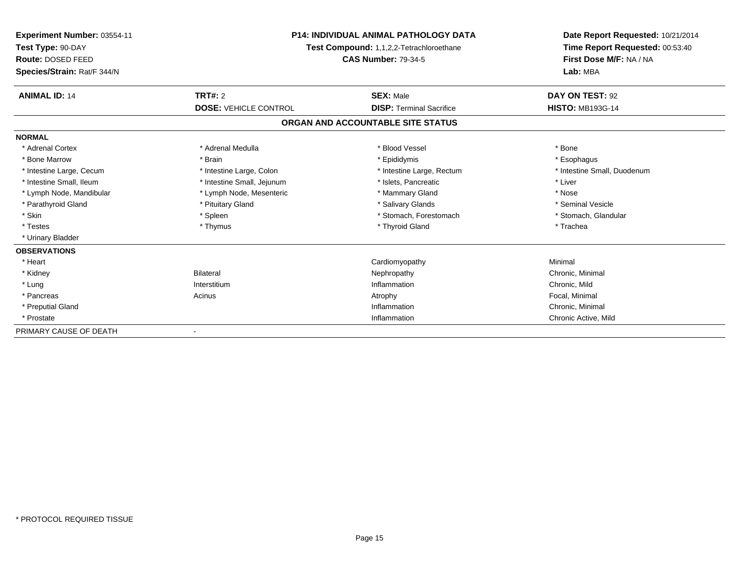**Experiment Number:** 03554-11
**Test Type:** 90-DAY
**Route:** DOSED FEED
**Species/Strain:** Rat/F 344/N

**P14: INDIVIDUAL ANIMAL PATHOLOGY DATA**
**Test Compound:** 1,1,2,2-Tetrachloroethane
**CAS Number:** 79-34-5

**Date Report Requested:** 10/21/2014
**Time Report Requested:** 00:53:40
**First Dose M/F:** NA / NA
**Lab:** MBA

| **ANIMAL ID:** 14 | **TRT#:** 2 | **SEX:** Male | **DAY ON TEST:** 92 |
|---|---|---|---|
| | **DOSE:** VEHICLE CONTROL | **DISP:** Terminal Sacrifice | **HISTO:** MB193G-14 |

## ORGAN AND ACCOUNTABLE SITE STATUS

**NORMAL**

| | | | |
|---|---|---|---|
| * Adrenal Cortex | * Adrenal Medulla | * Blood Vessel | * Bone |
| * Bone Marrow | * Brain | * Epididymis | * Esophagus |
| * Intestine Large, Cecum | * Intestine Large, Colon | * Intestine Large, Rectum | * Intestine Small, Duodenum |
| * Intestine Small, Ileum | * Intestine Small, Jejunum | * Islets, Pancreatic | * Liver |
| * Lymph Node, Mandibular | * Lymph Node, Mesenteric | * Mammary Gland | * Nose |
| * Parathyroid Gland | * Pituitary Gland | * Salivary Glands | * Seminal Vesicle |
| * Skin | * Spleen | * Stomach, Forestomach | * Stomach, Glandular |
| * Testes | * Thymus | * Thyroid Gland | * Trachea |
| * Urinary Bladder | | | |

**OBSERVATIONS**

| | | | |
|---|---|---|---|
| * Heart | | Cardiomyopathy | Minimal |
| * Kidney | Bilateral | Nephropathy | Chronic, Minimal |
| * Lung | Interstitium | Inflammation | Chronic, Mild |
| * Pancreas | Acinus | Atrophy | Focal, Minimal |
| * Preputial Gland | | Inflammation | Chronic, Minimal |
| * Prostate | | Inflammation | Chronic Active, Mild |

PRIMARY CAUSE OF DEATH -

* PROTOCOL REQUIRED TISSUE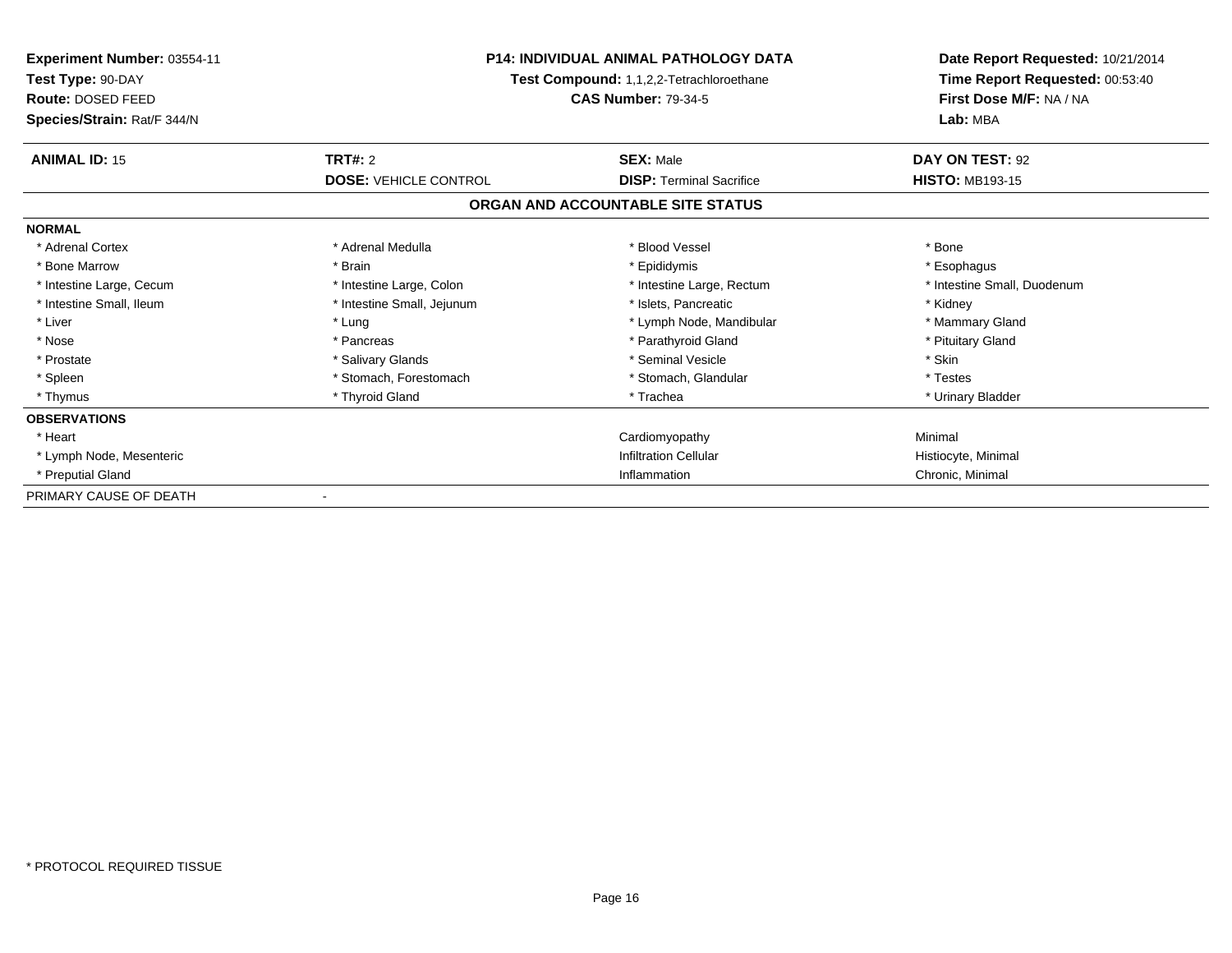**Experiment Number:** 03554-11
**Test Type:** 90-DAY
**Route:** DOSED FEED
**Species/Strain:** Rat/F 344/N

**P14: INDIVIDUAL ANIMAL PATHOLOGY DATA**
**Test Compound:** 1,1,2,2-Tetrachloroethane
**CAS Number:** 79-34-5

**Date Report Requested:** 10/21/2014
**Time Report Requested:** 00:53:40
**First Dose M/F:** NA / NA
**Lab:** MBA

| **ANIMAL ID:** 15 | **TRT#:** 2 | **SEX:** Male | **DAY ON TEST:** 92 |
|---|---|---|---|
| | **DOSE:** VEHICLE CONTROL | **DISP:** Terminal Sacrifice | **HISTO:** MB193-15 |

## ORGAN AND ACCOUNTABLE SITE STATUS

**NORMAL**

| | | | |
|---|---|---|---|
| * Adrenal Cortex | * Adrenal Medulla | * Blood Vessel | * Bone |
| * Bone Marrow | * Brain | * Epididymis | * Esophagus |
| * Intestine Large, Cecum | * Intestine Large, Colon | * Intestine Large, Rectum | * Intestine Small, Duodenum |
| * Intestine Small, Ileum | * Intestine Small, Jejunum | * Islets, Pancreatic | * Kidney |
| * Liver | * Lung | * Lymph Node, Mandibular | * Mammary Gland |
| * Nose | * Pancreas | * Parathyroid Gland | * Pituitary Gland |
| * Prostate | * Salivary Glands | * Seminal Vesicle | * Skin |
| * Spleen | * Stomach, Forestomach | * Stomach, Glandular | * Testes |
| * Thymus | * Thyroid Gland | * Trachea | * Urinary Bladder |

**OBSERVATIONS**

| | | |
|---|---|---|
| * Heart | Cardiomyopathy | Minimal |
| * Lymph Node, Mesenteric | Infiltration Cellular | Histiocyte, Minimal |
| * Preputial Gland | Inflammation | Chronic, Minimal |

PRIMARY CAUSE OF DEATH -

* PROTOCOL REQUIRED TISSUE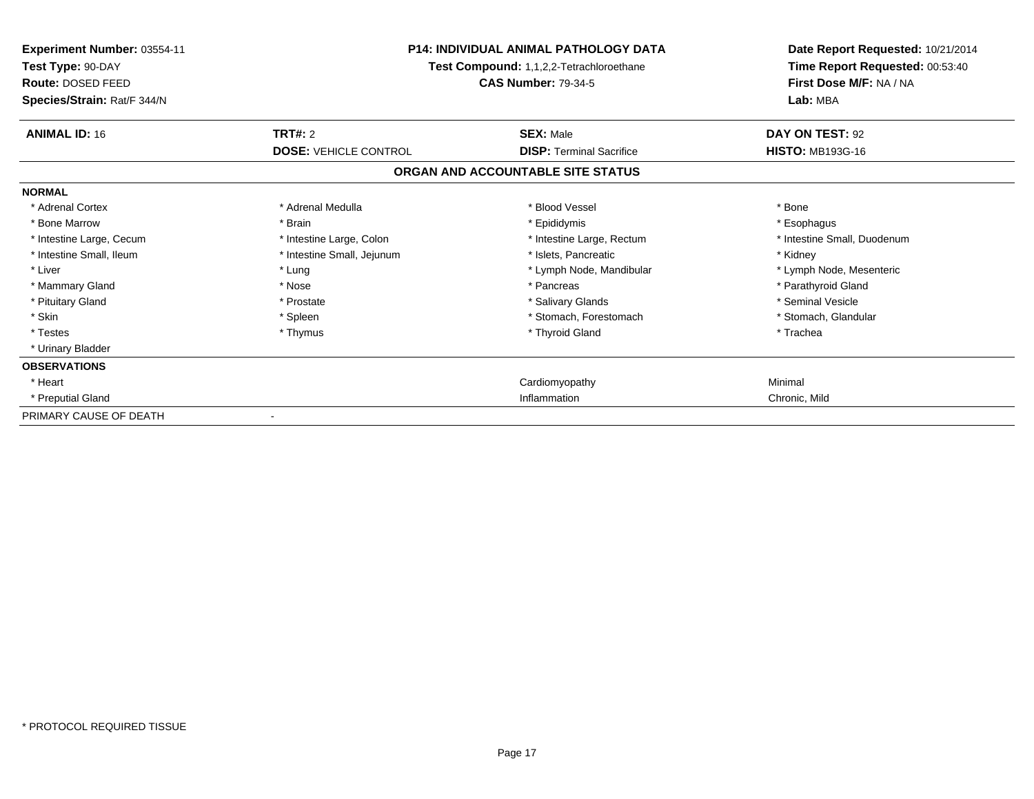**Experiment Number:** 03554-11
**Test Type:** 90-DAY
**Route:** DOSED FEED
**Species/Strain:** Rat/F 344/N

**P14: INDIVIDUAL ANIMAL PATHOLOGY DATA**
**Test Compound:** 1,1,2,2-Tetrachloroethane
**CAS Number:** 79-34-5

**Date Report Requested:** 10/21/2014
**Time Report Requested:** 00:53:40
**First Dose M/F:** NA / NA
**Lab:** MBA

| **ANIMAL ID:** 16 | **TRT#:** 2 | **SEX:** Male | **DAY ON TEST:** 92 |
|---|---|---|---|
| | **DOSE:** VEHICLE CONTROL | **DISP:** Terminal Sacrifice | **HISTO:** MB193G-16 |

## ORGAN AND ACCOUNTABLE SITE STATUS

| | | | |
|---|---|---|---|
| **NORMAL** | | | |
| * Adrenal Cortex | * Adrenal Medulla | * Blood Vessel | * Bone |
| * Bone Marrow | * Brain | * Epididymis | * Esophagus |
| * Intestine Large, Cecum | * Intestine Large, Colon | * Intestine Large, Rectum | * Intestine Small, Duodenum |
| * Intestine Small, Ileum | * Intestine Small, Jejunum | * Islets, Pancreatic | * Kidney |
| * Liver | * Lung | * Lymph Node, Mandibular | * Lymph Node, Mesenteric |
| * Mammary Gland | * Nose | * Pancreas | * Parathyroid Gland |
| * Pituitary Gland | * Prostate | * Salivary Glands | * Seminal Vesicle |
| * Skin | * Spleen | * Stomach, Forestomach | * Stomach, Glandular |
| * Testes | * Thymus | * Thyroid Gland | * Trachea |
| * Urinary Bladder | | | |
| **OBSERVATIONS** | | | |
| * Heart | | Cardiomyopathy | Minimal |
| * Preputial Gland | | Inflammation | Chronic, Mild |
| PRIMARY CAUSE OF DEATH | - | | |

* PROTOCOL REQUIRED TISSUE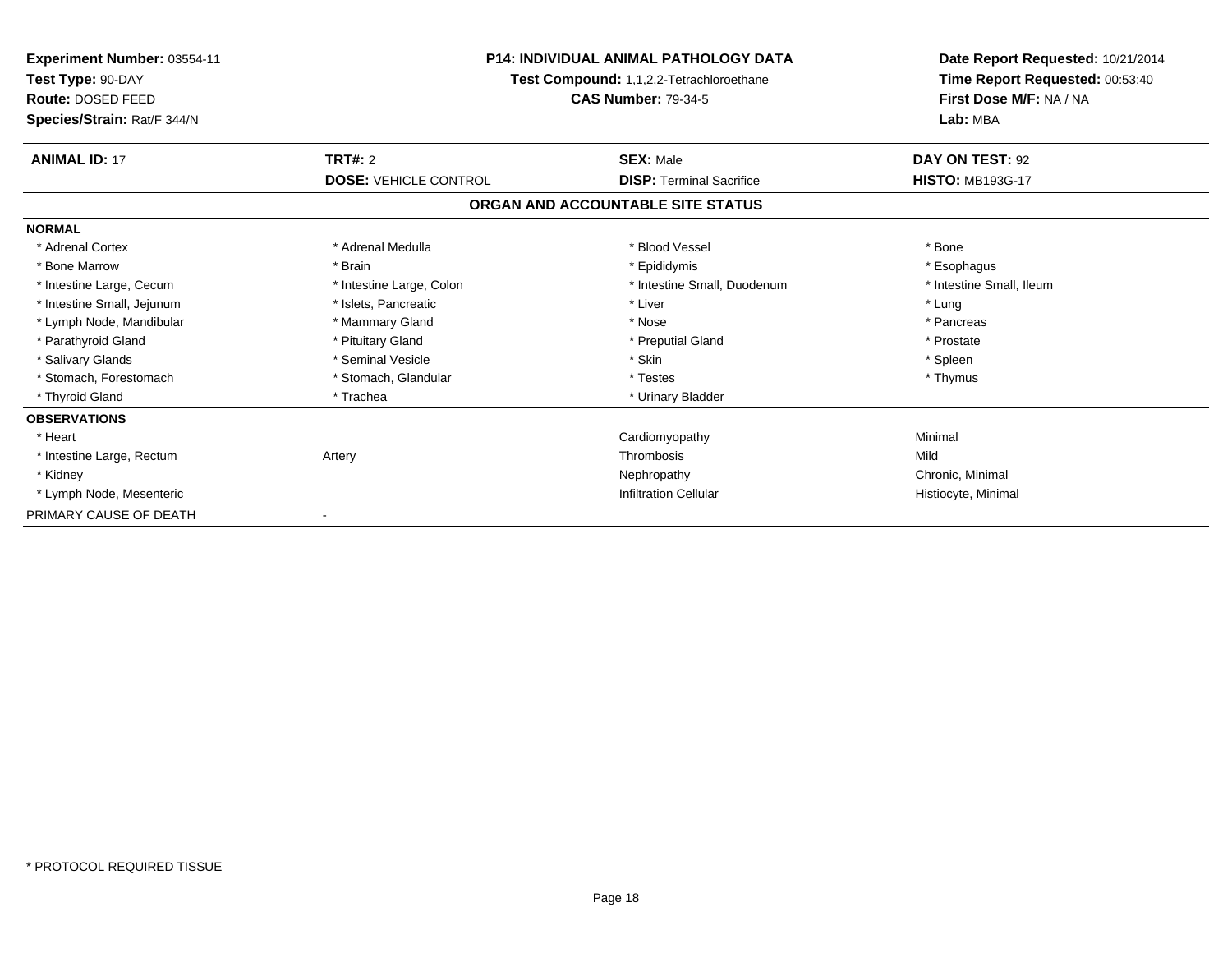**Experiment Number:** 03554-11
**Test Type:** 90-DAY
**Route:** DOSED FEED
**Species/Strain:** Rat/F 344/N

**P14: INDIVIDUAL ANIMAL PATHOLOGY DATA**
**Test Compound:** 1,1,2,2-Tetrachloroethane
**CAS Number:** 79-34-5

**Date Report Requested:** 10/21/2014
**Time Report Requested:** 00:53:40
**First Dose M/F:** NA / NA
**Lab:** MBA

| **ANIMAL ID:** 17 | **TRT#:** 2 | **SEX:** Male | **DAY ON TEST:** 92 |
|---|---|---|---|
| | **DOSE:** VEHICLE CONTROL | **DISP:** Terminal Sacrifice | **HISTO:** MB193G-17 |

## ORGAN AND ACCOUNTABLE SITE STATUS

| | | | |
|---|---|---|---|
| **NORMAL** | | | |
| * Adrenal Cortex | * Adrenal Medulla | * Blood Vessel | * Bone |
| * Bone Marrow | * Brain | * Epididymis | * Esophagus |
| * Intestine Large, Cecum | * Intestine Large, Colon | * Intestine Small, Duodenum | * Intestine Small, Ileum |
| * Intestine Small, Jejunum | * Islets, Pancreatic | * Liver | * Lung |
| * Lymph Node, Mandibular | * Mammary Gland | * Nose | * Pancreas |
| * Parathyroid Gland | * Pituitary Gland | * Preputial Gland | * Prostate |
| * Salivary Glands | * Seminal Vesicle | * Skin | * Spleen |
| * Stomach, Forestomach | * Stomach, Glandular | * Testes | * Thymus |
| * Thyroid Gland | * Trachea | * Urinary Bladder | |
| **OBSERVATIONS** | | | |
| * Heart | | Cardiomyopathy | Minimal |
| * Intestine Large, Rectum | Artery | Thrombosis | Mild |
| * Kidney | | Nephropathy | Chronic, Minimal |
| * Lymph Node, Mesenteric | | Infiltration Cellular | Histiocyte, Minimal |
| PRIMARY CAUSE OF DEATH | - | | |

* PROTOCOL REQUIRED TISSUE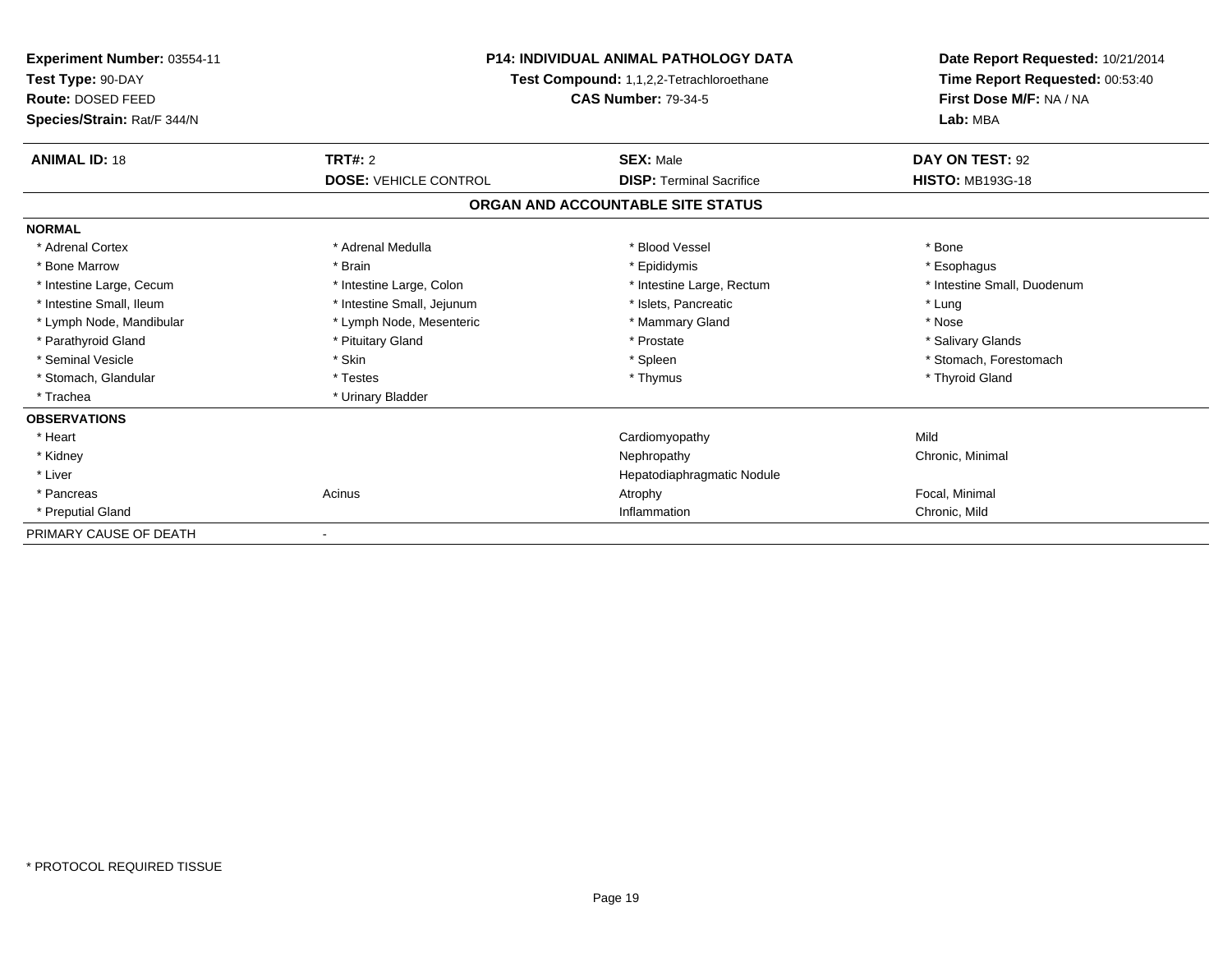**Experiment Number:** 03554-11
**Test Type:** 90-DAY
**Route:** DOSED FEED
**Species/Strain:** Rat/F 344/N

**P14: INDIVIDUAL ANIMAL PATHOLOGY DATA**
**Test Compound:** 1,1,2,2-Tetrachloroethane
**CAS Number:** 79-34-5

**Date Report Requested:** 10/21/2014
**Time Report Requested:** 00:53:40
**First Dose M/F:** NA / NA
**Lab:** MBA

| **ANIMAL ID:** 18 | **TRT#:** 2 | **SEX:** Male | **DAY ON TEST:** 92 |
|---|---|---|---|
| | **DOSE:** VEHICLE CONTROL | **DISP:** Terminal Sacrifice | **HISTO:** MB193G-18 |

## ORGAN AND ACCOUNTABLE SITE STATUS

| | | | |
|---|---|---|---|
| **NORMAL** | | | |
| * Adrenal Cortex | * Adrenal Medulla | * Blood Vessel | * Bone |
| * Bone Marrow | * Brain | * Epididymis | * Esophagus |
| * Intestine Large, Cecum | * Intestine Large, Colon | * Intestine Large, Rectum | * Intestine Small, Duodenum |
| * Intestine Small, Ileum | * Intestine Small, Jejunum | * Islets, Pancreatic | * Lung |
| * Lymph Node, Mandibular | * Lymph Node, Mesenteric | * Mammary Gland | * Nose |
| * Parathyroid Gland | * Pituitary Gland | * Prostate | * Salivary Glands |
| * Seminal Vesicle | * Skin | * Spleen | * Stomach, Forestomach |
| * Stomach, Glandular | * Testes | * Thymus | * Thyroid Gland |
| * Trachea | * Urinary Bladder | | |
| **OBSERVATIONS** | | | |
| * Heart | | Cardiomyopathy | Mild |
| * Kidney | | Nephropathy | Chronic, Minimal |
| * Liver | | Hepatodiaphragmatic Nodule | |
| * Pancreas | Acinus | Atrophy | Focal, Minimal |
| * Preputial Gland | | Inflammation | Chronic, Mild |
| PRIMARY CAUSE OF DEATH | - | | |

* PROTOCOL REQUIRED TISSUE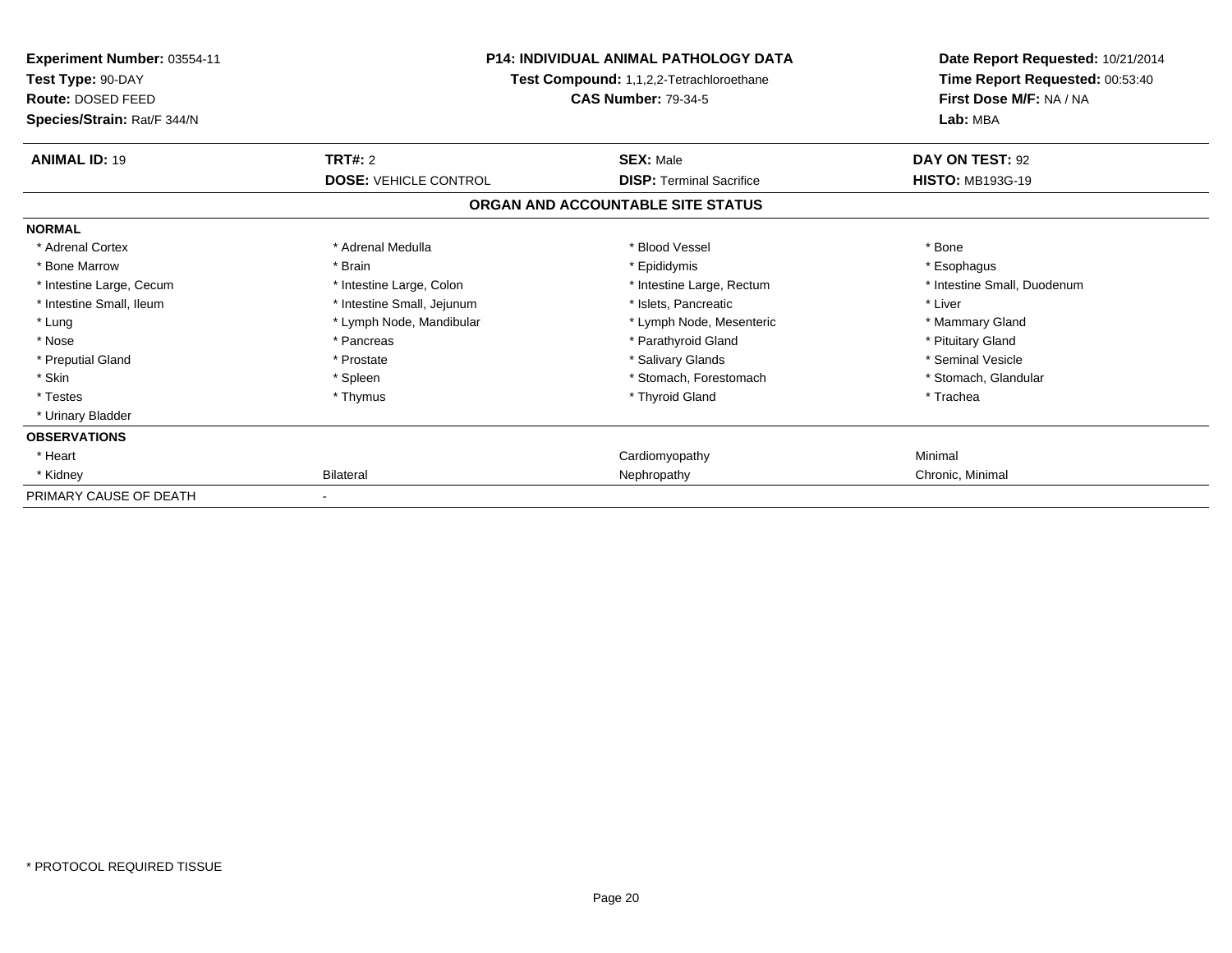**Experiment Number:** 03554-11
**Test Type:** 90-DAY
**Route:** DOSED FEED
**Species/Strain:** Rat/F 344/N

**P14: INDIVIDUAL ANIMAL PATHOLOGY DATA**
**Test Compound:** 1,1,2,2-Tetrachloroethane
**CAS Number:** 79-34-5

**Date Report Requested:** 10/21/2014
**Time Report Requested:** 00:53:40
**First Dose M/F:** NA / NA
**Lab:** MBA

| **ANIMAL ID:** 19 | **TRT#:** 2 | **SEX:** Male | **DAY ON TEST:** 92 |
|---|---|---|---|
| | **DOSE:** VEHICLE CONTROL | **DISP:** Terminal Sacrifice | **HISTO:** MB193G-19 |

**ORGAN AND ACCOUNTABLE SITE STATUS**

| | | | |
|---|---|---|---|
| **NORMAL** | | | |
| * Adrenal Cortex | * Adrenal Medulla | * Blood Vessel | * Bone |
| * Bone Marrow | * Brain | * Epididymis | * Esophagus |
| * Intestine Large, Cecum | * Intestine Large, Colon | * Intestine Large, Rectum | * Intestine Small, Duodenum |
| * Intestine Small, Ileum | * Intestine Small, Jejunum | * Islets, Pancreatic | * Liver |
| * Lung | * Lymph Node, Mandibular | * Lymph Node, Mesenteric | * Mammary Gland |
| * Nose | * Pancreas | * Parathyroid Gland | * Pituitary Gland |
| * Preputial Gland | * Prostate | * Salivary Glands | * Seminal Vesicle |
| * Skin | * Spleen | * Stomach, Forestomach | * Stomach, Glandular |
| * Testes | * Thymus | * Thyroid Gland | * Trachea |
| * Urinary Bladder | | | |
| **OBSERVATIONS** | | | |
| * Heart | | Cardiomyopathy | Minimal |
| * Kidney | Bilateral | Nephropathy | Chronic, Minimal |
| PRIMARY CAUSE OF DEATH | - | | |

\* PROTOCOL REQUIRED TISSUE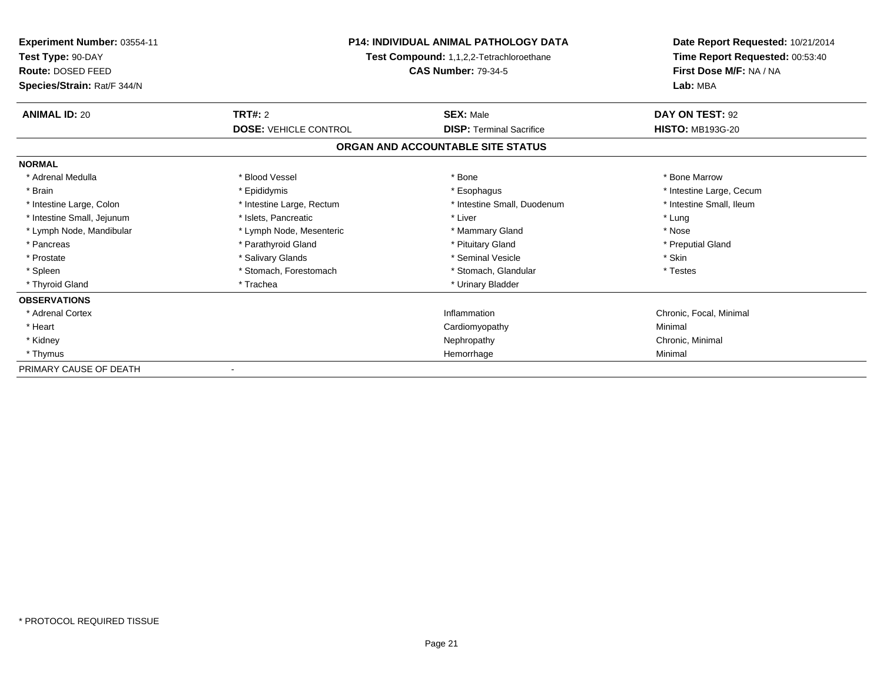**Experiment Number:** 03554-11
**Test Type:** 90-DAY
**Route:** DOSED FEED
**Species/Strain:** Rat/F 344/N

**P14: INDIVIDUAL ANIMAL PATHOLOGY DATA**
**Test Compound:** 1,1,2,2-Tetrachloroethane
**CAS Number:** 79-34-5

**Date Report Requested:** 10/21/2014
**Time Report Requested:** 00:53:40
**First Dose M/F:** NA / NA
**Lab:** MBA

| **ANIMAL ID:** 20 | **TRT#:** 2 | **SEX:** Male | **DAY ON TEST:** 92 |
|---|---|---|---|
| | **DOSE:** VEHICLE CONTROL | **DISP:** Terminal Sacrifice | **HISTO:** MB193G-20 |

## ORGAN AND ACCOUNTABLE SITE STATUS

**NORMAL**

| | | | |
|---|---|---|---|
| * Adrenal Medulla | * Blood Vessel | * Bone | * Bone Marrow |
| * Brain | * Epididymis | * Esophagus | * Intestine Large, Cecum |
| * Intestine Large, Colon | * Intestine Large, Rectum | * Intestine Small, Duodenum | * Intestine Small, Ileum |
| * Intestine Small, Jejunum | * Islets, Pancreatic | * Liver | * Lung |
| * Lymph Node, Mandibular | * Lymph Node, Mesenteric | * Mammary Gland | * Nose |
| * Pancreas | * Parathyroid Gland | * Pituitary Gland | * Preputial Gland |
| * Prostate | * Salivary Glands | * Seminal Vesicle | * Skin |
| * Spleen | * Stomach, Forestomach | * Stomach, Glandular | * Testes |
| * Thyroid Gland | * Trachea | * Urinary Bladder | |

**OBSERVATIONS**

| | | |
|---|---|---|
| * Adrenal Cortex | Inflammation | Chronic, Focal, Minimal |
| * Heart | Cardiomyopathy | Minimal |
| * Kidney | Nephropathy | Chronic, Minimal |
| * Thymus | Hemorrhage | Minimal |

PRIMARY CAUSE OF DEATH -

* PROTOCOL REQUIRED TISSUE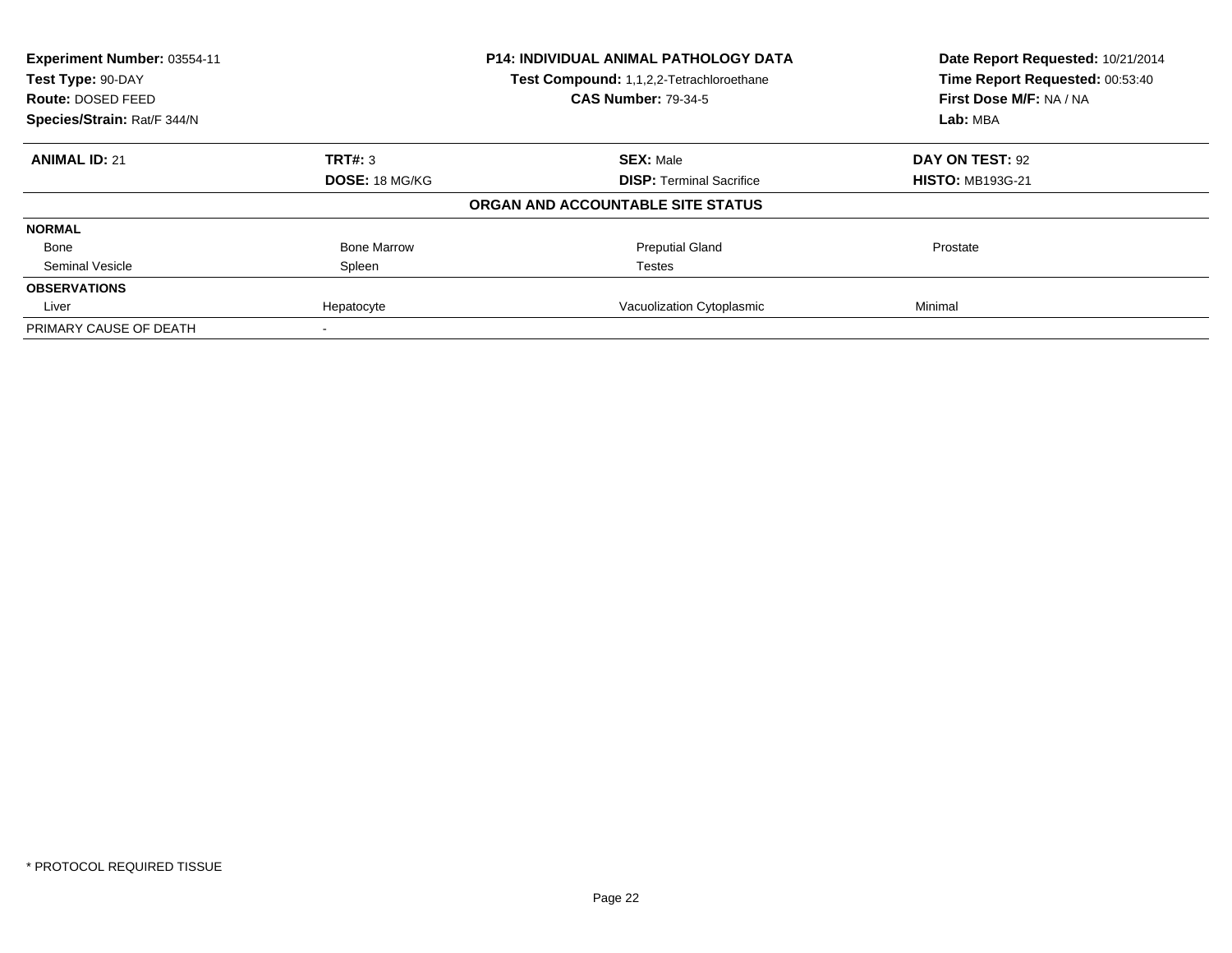| Experiment Number: 03554-11 | P14: INDIVIDUAL ANIMAL PATHOLOGY DATA | Date Report Requested: 10/21/2014 |
|---|---|---|
| Test Type: 90-DAY | Test Compound: 1,1,2,2-Tetrachloroethane | Time Report Requested: 00:53:40 |
| Route: DOSED FEED | CAS Number: 79-34-5 | First Dose M/F: NA / NA |
| Species/Strain: Rat/F 344/N | | Lab: MBA |

| **ANIMAL ID:** 21 | **TRT#:** 3 | **SEX:** Male | **DAY ON TEST:** 92 |
|---|---|---|---|
| | **DOSE:** 18 MG/KG | **DISP:** Terminal Sacrifice | **HISTO:** MB193G-21 |
| | | **ORGAN AND ACCOUNTABLE SITE STATUS** | |
| **NORMAL** | | | |
| Bone | Bone Marrow | Preputial Gland | Prostate |
| Seminal Vesicle | Spleen | Testes | |
| **OBSERVATIONS** | | | |
| Liver | Hepatocyte | Vacuolization Cytoplasmic | Minimal |
| PRIMARY CAUSE OF DEATH | - | | |

* PROTOCOL REQUIRED TISSUE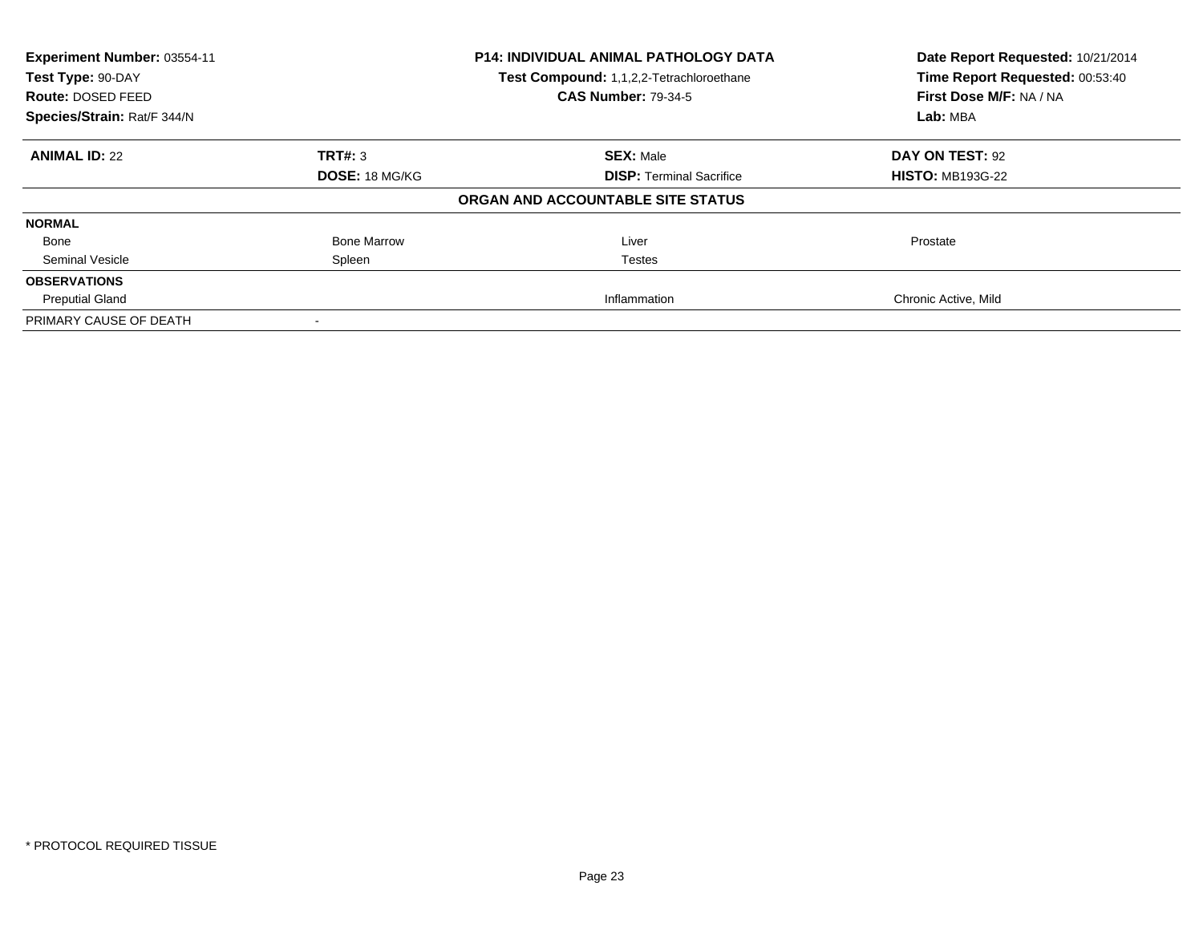| Experiment Number: 03554-11 | P14: INDIVIDUAL ANIMAL PATHOLOGY DATA | Date Report Requested: 10/21/2014 |
|---|---|---|
| Test Type: 90-DAY | Test Compound: 1,1,2,2-Tetrachloroethane | Time Report Requested: 00:53:40 |
| Route: DOSED FEED | CAS Number: 79-34-5 | First Dose M/F: NA / NA |
| Species/Strain: Rat/F 344/N | | Lab: MBA |

| ANIMAL ID: 22 | TRT#: 3 | SEX: Male | DAY ON TEST: 92 |
|---|---|---|---|
| | DOSE: 18 MG/KG | DISP: Terminal Sacrifice | HISTO: MB193G-22 |

**ORGAN AND ACCOUNTABLE SITE STATUS**

| | | | |
|---|---|---|---|
| **NORMAL** | | | |
| Bone | Bone Marrow | Liver | Prostate |
| Seminal Vesicle | Spleen | Testes | |
| **OBSERVATIONS** | | | |
| Preputial Gland | | Inflammation | Chronic Active, Mild |
| PRIMARY CAUSE OF DEATH | - | | |

* PROTOCOL REQUIRED TISSUE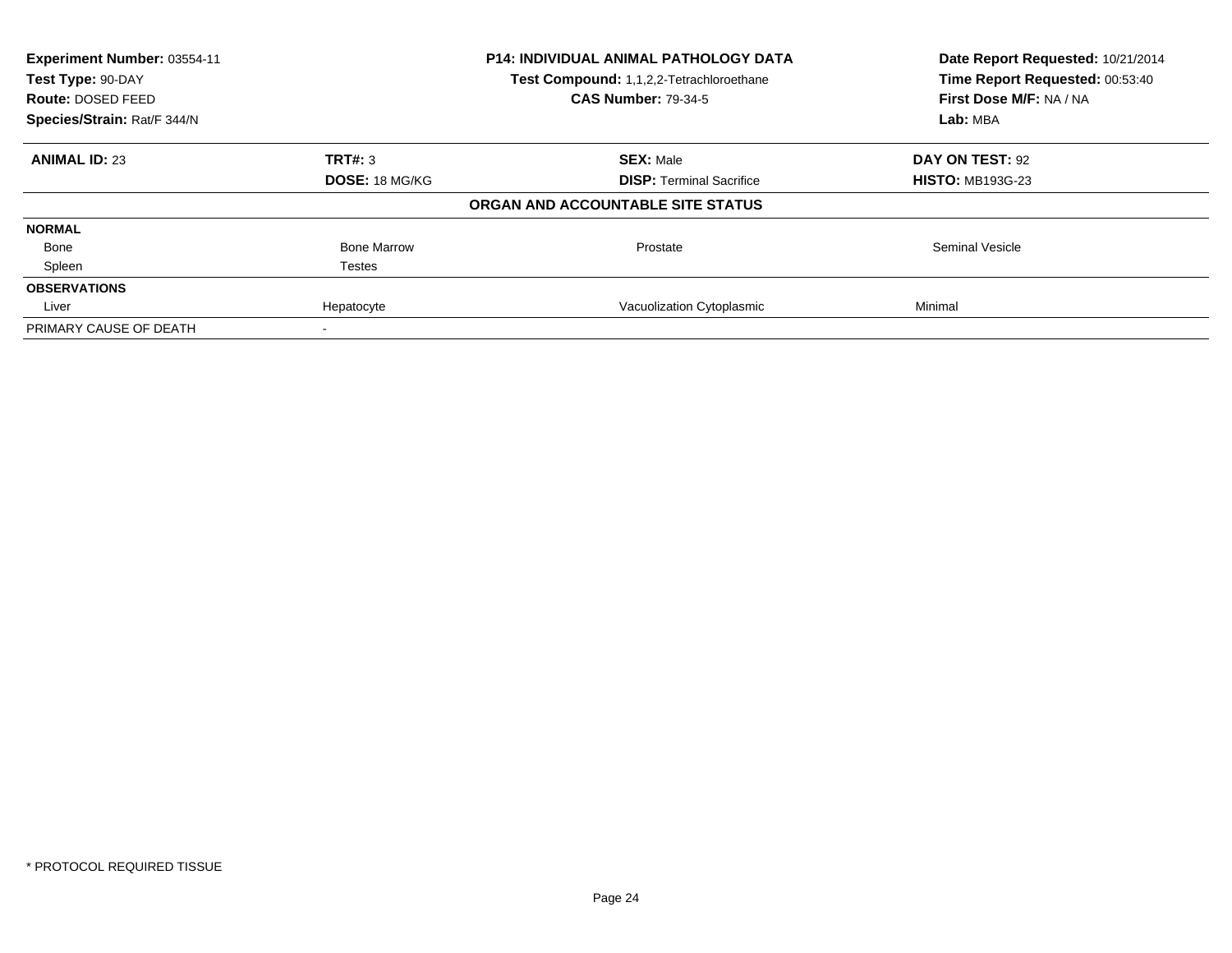**Experiment Number:** 03554-11
**Test Type:** 90-DAY
**Route:** DOSED FEED
**Species/Strain:** Rat/F 344/N

**P14: INDIVIDUAL ANIMAL PATHOLOGY DATA**
**Test Compound:** 1,1,2,2-Tetrachloroethane
**CAS Number:** 79-34-5

**Date Report Requested:** 10/21/2014
**Time Report Requested:** 00:53:40
**First Dose M/F:** NA / NA
**Lab:** MBA

| **ANIMAL ID:** 23 | **TRT#:** 3 | **SEX:** Male | **DAY ON TEST:** 92 |
|---|---|---|---|
| | **DOSE:** 18 MG/KG | **DISP:** Terminal Sacrifice | **HISTO:** MB193G-23 |

**ORGAN AND ACCOUNTABLE SITE STATUS**

| | | | |
|---|---|---|---|
| **NORMAL** | | | |
| Bone | Bone Marrow | Prostate | Seminal Vesicle |
| Spleen | Testes | | |
| **OBSERVATIONS** | | | |
| Liver | Hepatocyte | Vacuolization Cytoplasmic | Minimal |
| PRIMARY CAUSE OF DEATH | - | | |

\* PROTOCOL REQUIRED TISSUE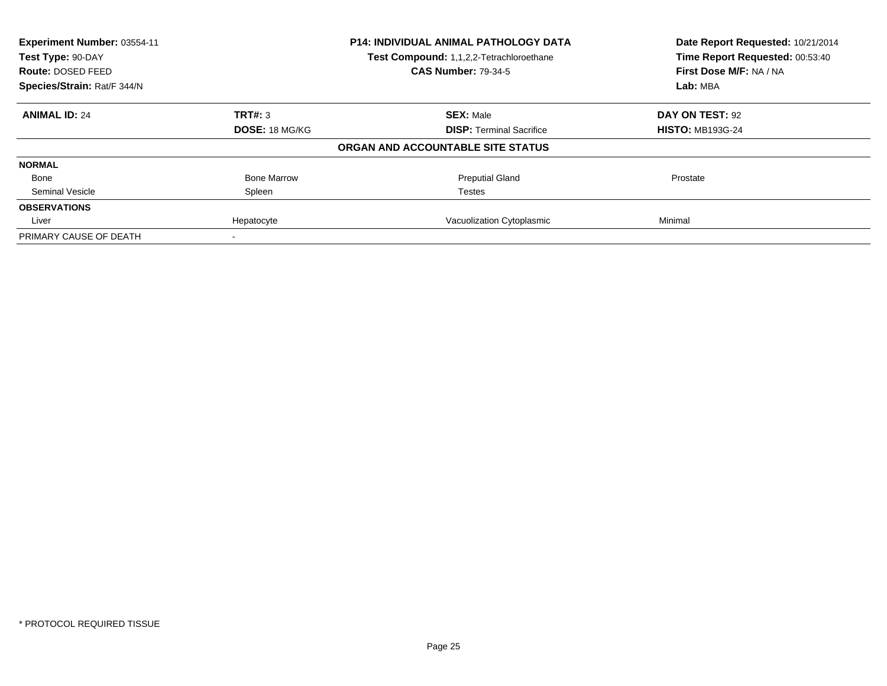**Experiment Number:** 03554-11
**Test Type:** 90-DAY
**Route:** DOSED FEED
**Species/Strain:** Rat/F 344/N

**P14: INDIVIDUAL ANIMAL PATHOLOGY DATA**
**Test Compound:** 1,1,2,2-Tetrachloroethane
**CAS Number:** 79-34-5

**Date Report Requested:** 10/21/2014
**Time Report Requested:** 00:53:40
**First Dose M/F:** NA / NA
**Lab:** MBA

| **ANIMAL ID:** 24 | **TRT#:** 3 | **SEX:** Male | **DAY ON TEST:** 92 |
|---|---|---|---|
| | **DOSE:** 18 MG/KG | **DISP:** Terminal Sacrifice | **HISTO:** MB193G-24 |

**ORGAN AND ACCOUNTABLE SITE STATUS**

| | | | |
|---|---|---|---|
| **NORMAL** | | | |
| Bone | Bone Marrow | Preputial Gland | Prostate |
| Seminal Vesicle | Spleen | Testes | |
| **OBSERVATIONS** | | | |
| Liver | Hepatocyte | Vacuolization Cytoplasmic | Minimal |
| PRIMARY CAUSE OF DEATH | - | | |

* PROTOCOL REQUIRED TISSUE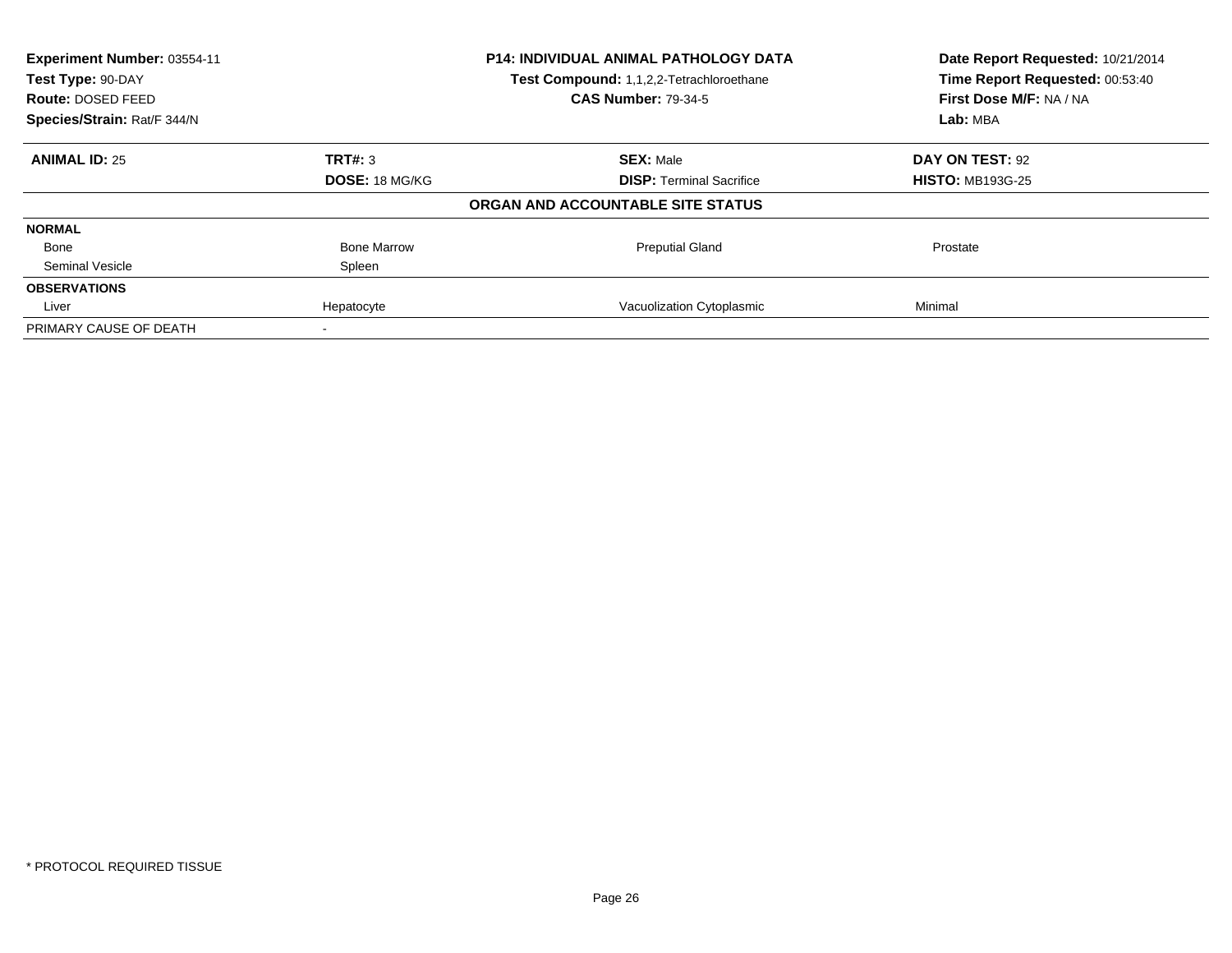**Experiment Number:** 03554-11
**Test Type:** 90-DAY
**Route:** DOSED FEED
**Species/Strain:** Rat/F 344/N

**P14: INDIVIDUAL ANIMAL PATHOLOGY DATA**
**Test Compound:** 1,1,2,2-Tetrachloroethane
**CAS Number:** 79-34-5

**Date Report Requested:** 10/21/2014
**Time Report Requested:** 00:53:40
**First Dose M/F:** NA / NA
**Lab:** MBA

| **ANIMAL ID:** 25 | **TRT#:** 3 | **SEX:** Male | **DAY ON TEST:** 92 |
|---|---|---|---|
| | **DOSE:** 18 MG/KG | **DISP:** Terminal Sacrifice | **HISTO:** MB193G-25 |
| | | **ORGAN AND ACCOUNTABLE SITE STATUS** | |
| **NORMAL** | | | |
| Bone | Bone Marrow | Preputial Gland | Prostate |
| Seminal Vesicle | Spleen | | |
| **OBSERVATIONS** | | | |
| Liver | Hepatocyte | Vacuolization Cytoplasmic | Minimal |
| PRIMARY CAUSE OF DEATH | - | | |

* PROTOCOL REQUIRED TISSUE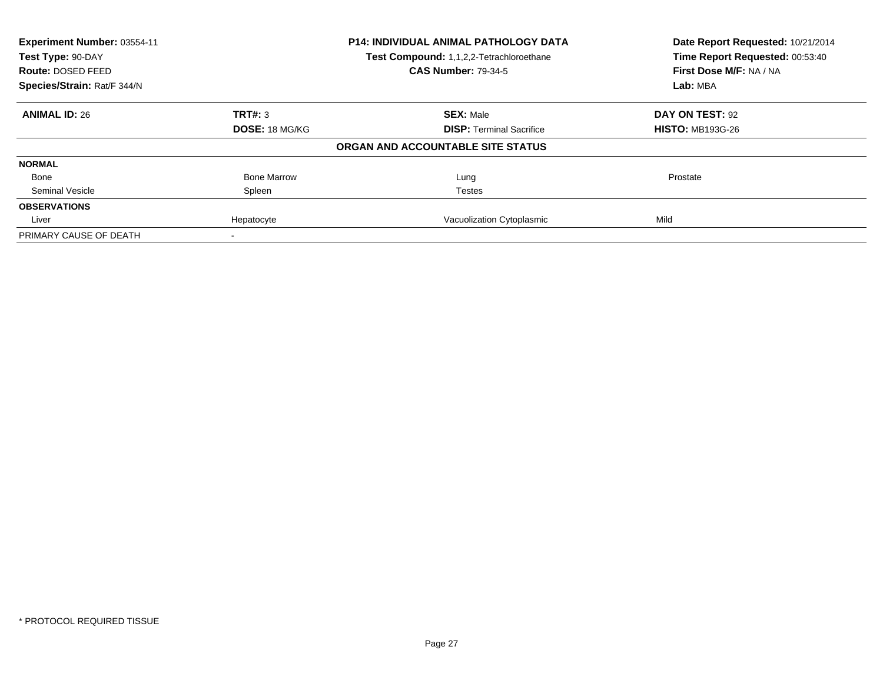| **Experiment Number:** 03554-11 | **P14: INDIVIDUAL ANIMAL PATHOLOGY DATA** | **Date Report Requested:** 10/21/2014 |
|---|---|---|
| **Test Type:** 90-DAY | **Test Compound:** 1,1,2,2-Tetrachloroethane | **Time Report Requested:** 00:53:40 |
| **Route:** DOSED FEED | **CAS Number:** 79-34-5 | **First Dose M/F:** NA / NA |
| **Species/Strain:** Rat/F 344/N | | **Lab:** MBA |

| **ANIMAL ID:** 26 | **TRT#:** 3 | **SEX:** Male | **DAY ON TEST:** 92 |
|---|---|---|---|
| | **DOSE:** 18 MG/KG | **DISP:** Terminal Sacrifice | **HISTO:** MB193G-26 |
| | | **ORGAN AND ACCOUNTABLE SITE STATUS** | |
| **NORMAL** | | | |
| Bone | Bone Marrow | Lung | Prostate |
| Seminal Vesicle | Spleen | Testes | |
| **OBSERVATIONS** | | | |
| Liver | Hepatocyte | Vacuolization Cytoplasmic | Mild |
| PRIMARY CAUSE OF DEATH | - | | |

* PROTOCOL REQUIRED TISSUE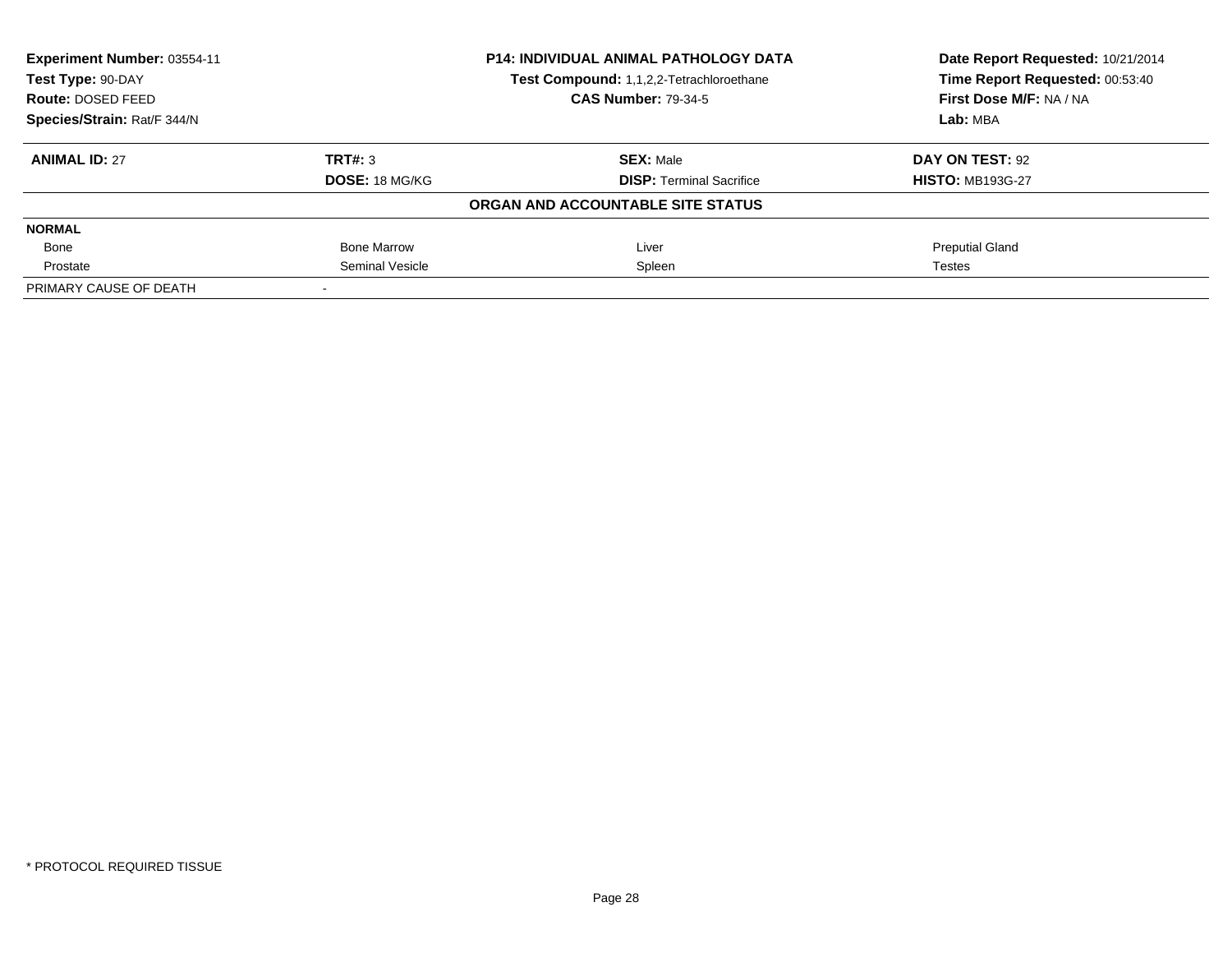| **Experiment Number:** 03554-11 | **P14: INDIVIDUAL ANIMAL PATHOLOGY DATA** | **Date Report Requested:** 10/21/2014 |
|---|---|---|
| **Test Type:** 90-DAY | **Test Compound:** 1,1,2,2-Tetrachloroethane | **Time Report Requested:** 00:53:40 |
| **Route:** DOSED FEED | **CAS Number:** 79-34-5 | **First Dose M/F:** NA / NA |
| **Species/Strain:** Rat/F 344/N | | **Lab:** MBA |

| **ANIMAL ID:** 27 | **TRT#:** 3 | **SEX:** Male | **DAY ON TEST:** 92 |
|---|---|---|---|
| | **DOSE:** 18 MG/KG | **DISP:** Terminal Sacrifice | **HISTO:** MB193G-27 |
| | | **ORGAN AND ACCOUNTABLE SITE STATUS** | |
| **NORMAL** | | | |
| Bone | Bone Marrow | Liver | Preputial Gland |
| Prostate | Seminal Vesicle | Spleen | Testes |
| PRIMARY CAUSE OF DEATH | - | | |

* PROTOCOL REQUIRED TISSUE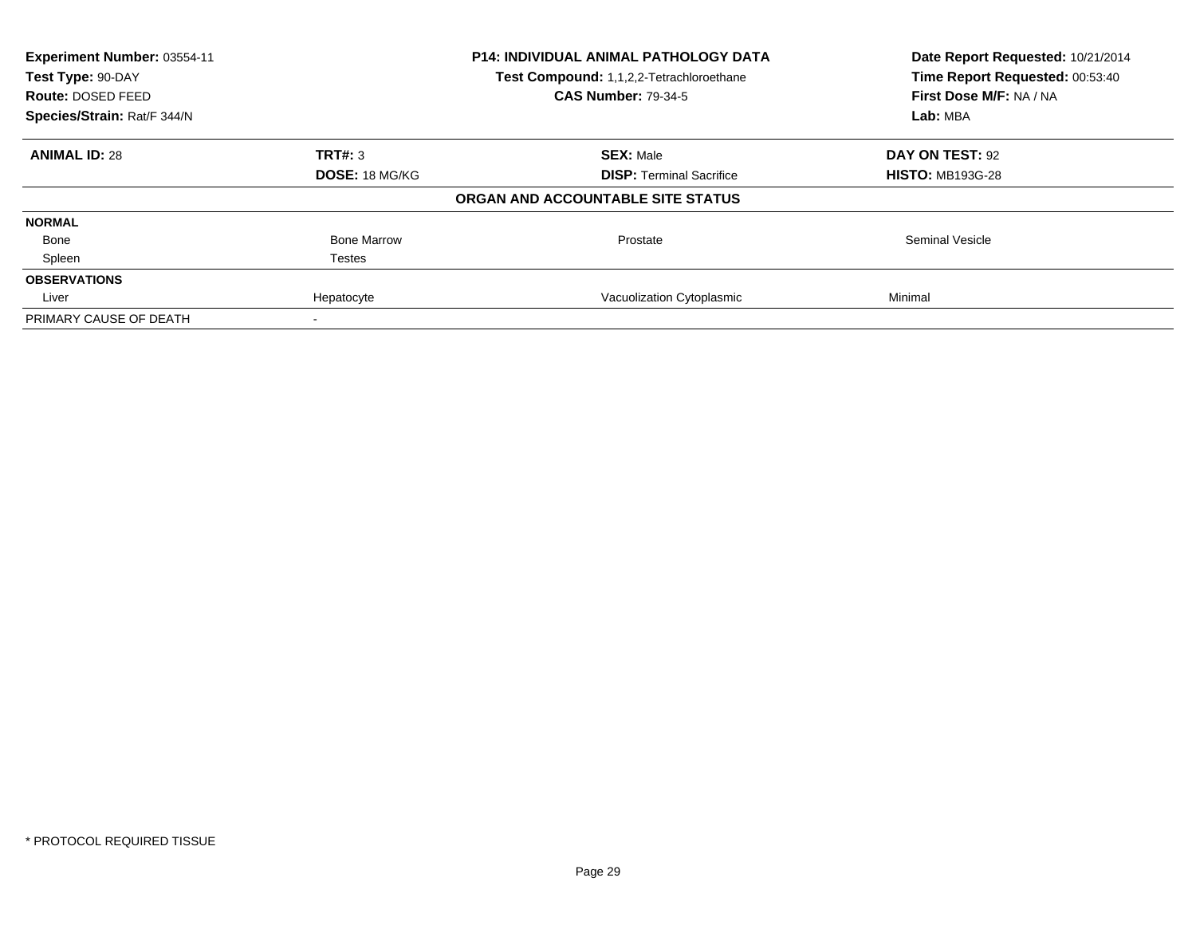**Experiment Number:** 03554-11
**Test Type:** 90-DAY
**Route:** DOSED FEED
**Species/Strain:** Rat/F 344/N

**P14: INDIVIDUAL ANIMAL PATHOLOGY DATA**
**Test Compound:** 1,1,2,2-Tetrachloroethane
**CAS Number:** 79-34-5

**Date Report Requested:** 10/21/2014
**Time Report Requested:** 00:53:40
**First Dose M/F:** NA / NA
**Lab:** MBA

| **ANIMAL ID:** 28 | **TRT#:** 3 | **SEX:** Male | **DAY ON TEST:** 92 |
|---|---|---|---|
| | **DOSE:** 18 MG/KG | **DISP:** Terminal Sacrifice | **HISTO:** MB193G-28 |

**ORGAN AND ACCOUNTABLE SITE STATUS**

| | | | |
|---|---|---|---|
| **NORMAL** | | | |
| Bone | Bone Marrow | Prostate | Seminal Vesicle |
| Spleen | Testes | | |
| **OBSERVATIONS** | | | |
| Liver | Hepatocyte | Vacuolization Cytoplasmic | Minimal |
| PRIMARY CAUSE OF DEATH | - | | |

* PROTOCOL REQUIRED TISSUE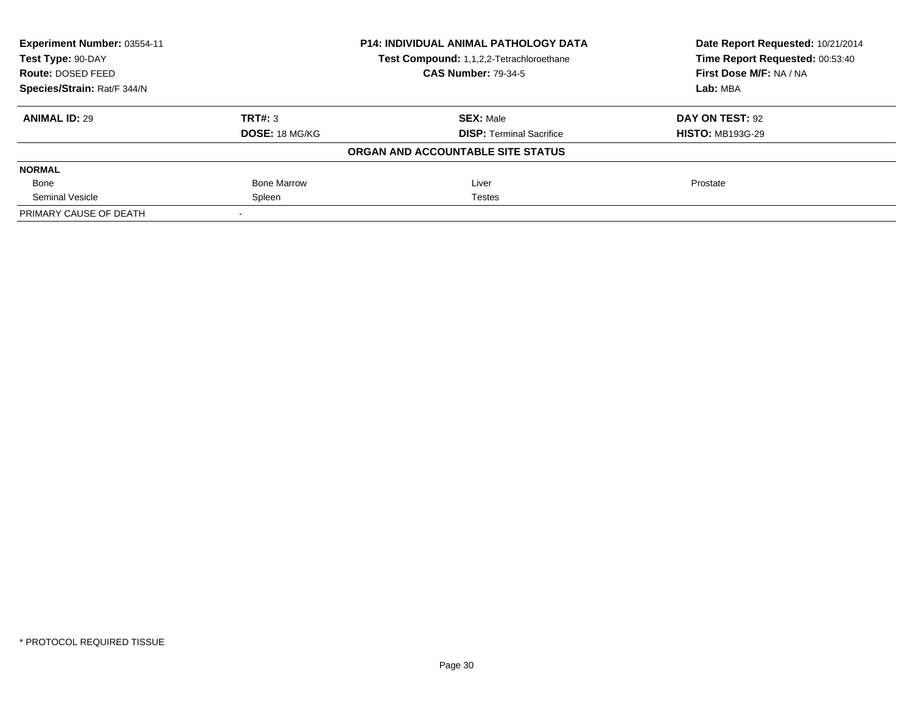| **Experiment Number:** 03554-11 | **P14: INDIVIDUAL ANIMAL PATHOLOGY DATA** | | **Date Report Requested:** 10/21/2014 |
|---|---|---|---|
| **Test Type:** 90-DAY | **Test Compound:** 1,1,2,2-Tetrachloroethane | | **Time Report Requested:** 00:53:40 |
| **Route:** DOSED FEED | **CAS Number:** 79-34-5 | | **First Dose M/F:** NA / NA |
| **Species/Strain:** Rat/F 344/N | | | **Lab:** MBA |

| **ANIMAL ID:** 29 | **TRT#:** 3 | **SEX:** Male | **DAY ON TEST:** 92 |
|---|---|---|---|
| | **DOSE:** 18 MG/KG | **DISP:** Terminal Sacrifice | **HISTO:** MB193G-29 |
| | | **ORGAN AND ACCOUNTABLE SITE STATUS** | |
| **NORMAL** | | | |
| Bone | Bone Marrow | Liver | Prostate |
| Seminal Vesicle | Spleen | Testes | |
| PRIMARY CAUSE OF DEATH | - | | |

* PROTOCOL REQUIRED TISSUE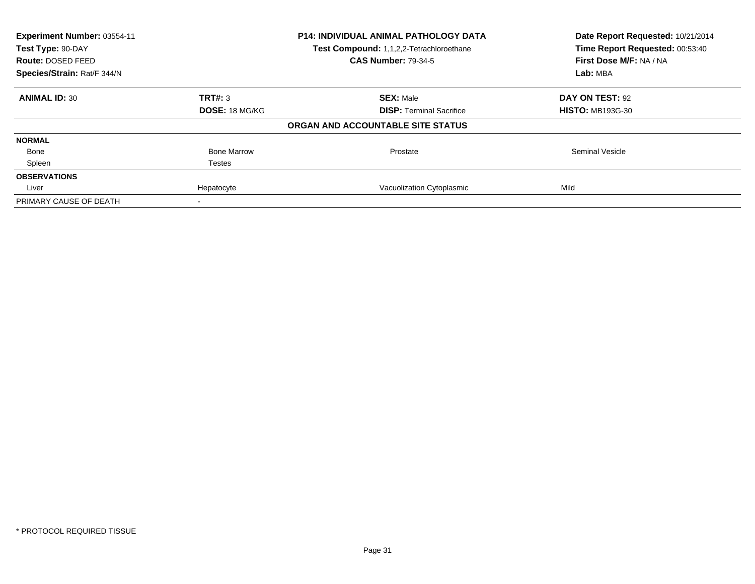**Experiment Number:** 03554-11
**Test Type:** 90-DAY
**Route:** DOSED FEED
**Species/Strain:** Rat/F 344/N

**P14: INDIVIDUAL ANIMAL PATHOLOGY DATA**
**Test Compound:** 1,1,2,2-Tetrachloroethane
**CAS Number:** 79-34-5

**Date Report Requested:** 10/21/2014
**Time Report Requested:** 00:53:40
**First Dose M/F:** NA / NA
**Lab:** MBA

| **ANIMAL ID:** 30 | **TRT#:** 3 | **SEX:** Male | **DAY ON TEST:** 92 |
|---|---|---|---|
| | **DOSE:** 18 MG/KG | **DISP:** Terminal Sacrifice | **HISTO:** MB193G-30 |

**ORGAN AND ACCOUNTABLE SITE STATUS**

| | | | |
|---|---|---|---|
| **NORMAL** | | | |
| Bone | Bone Marrow | Prostate | Seminal Vesicle |
| Spleen | Testes | | |
| **OBSERVATIONS** | | | |
| Liver | Hepatocyte | Vacuolization Cytoplasmic | Mild |
| PRIMARY CAUSE OF DEATH | - | | |

\* PROTOCOL REQUIRED TISSUE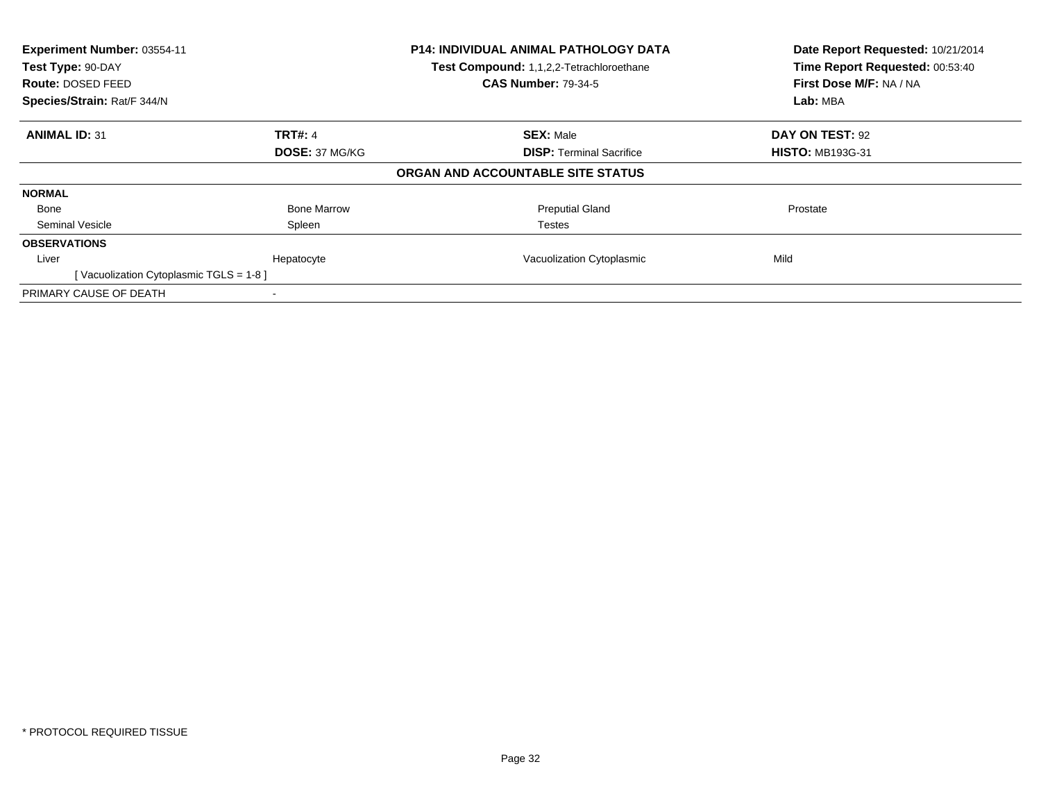**Experiment Number:** 03554-11
**Test Type:** 90-DAY
**Route:** DOSED FEED
**Species/Strain:** Rat/F 344/N

**P14: INDIVIDUAL ANIMAL PATHOLOGY DATA**
**Test Compound:** 1,1,2,2-Tetrachloroethane
**CAS Number:** 79-34-5

**Date Report Requested:** 10/21/2014
**Time Report Requested:** 00:53:40
**First Dose M/F:** NA / NA
**Lab:** MBA

| **ANIMAL ID:** 31 | **TRT#:** 4 | **SEX:** Male | **DAY ON TEST:** 92 |
|---|---|---|---|
| | **DOSE:** 37 MG/KG | **DISP:** Terminal Sacrifice | **HISTO:** MB193G-31 |

**ORGAN AND ACCOUNTABLE SITE STATUS**

| | | | |
|---|---|---|---|
| **NORMAL** | | | |
| Bone | Bone Marrow | Preputial Gland | Prostate |
| Seminal Vesicle | Spleen | Testes | |
| **OBSERVATIONS** | | | |
| Liver | Hepatocyte | Vacuolization Cytoplasmic | Mild |
| [ Vacuolization Cytoplasmic TGLS = 1-8 ] | | | |
| PRIMARY CAUSE OF DEATH | - | | |

* PROTOCOL REQUIRED TISSUE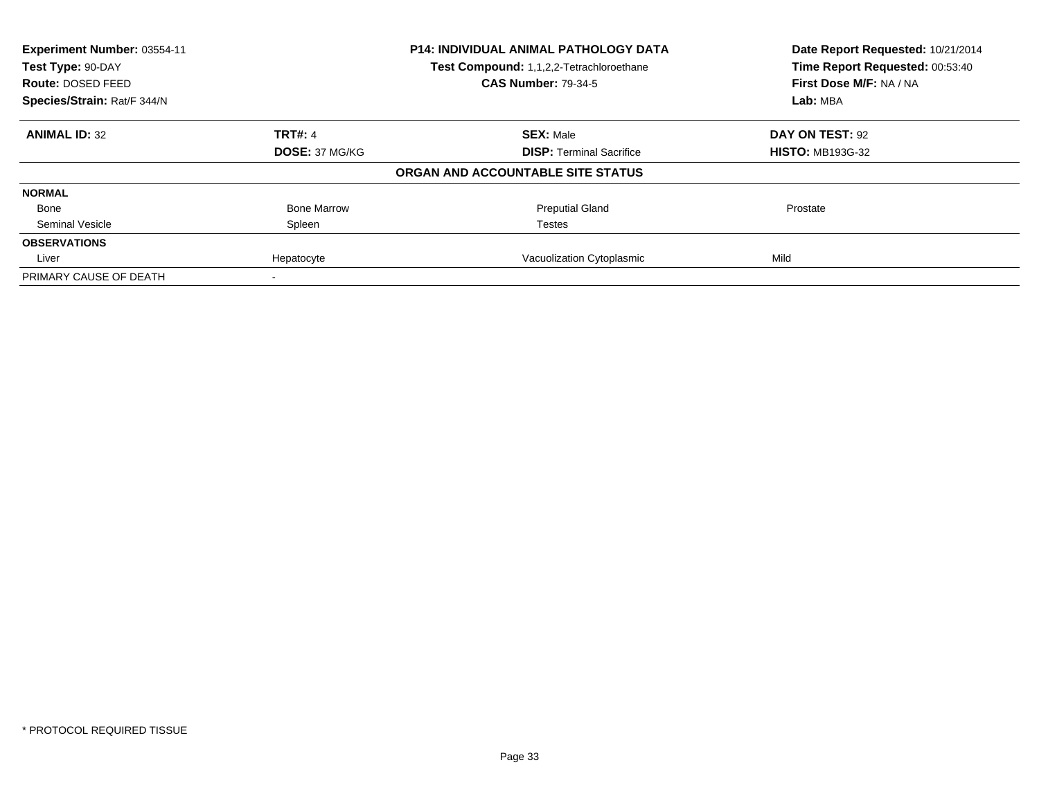**Experiment Number:** 03554-11
**Test Type:** 90-DAY
**Route:** DOSED FEED
**Species/Strain:** Rat/F 344/N

**P14: INDIVIDUAL ANIMAL PATHOLOGY DATA**
**Test Compound:** 1,1,2,2-Tetrachloroethane
**CAS Number:** 79-34-5

**Date Report Requested:** 10/21/2014
**Time Report Requested:** 00:53:40
**First Dose M/F:** NA / NA
**Lab:** MBA

| **ANIMAL ID:** 32 | **TRT#:** 4 | **SEX:** Male | **DAY ON TEST:** 92 |
|---|---|---|---|
| | **DOSE:** 37 MG/KG | **DISP:** Terminal Sacrifice | **HISTO:** MB193G-32 |

**ORGAN AND ACCOUNTABLE SITE STATUS**

| | | | |
|---|---|---|---|
| **NORMAL** | | | |
| Bone | Bone Marrow | Preputial Gland | Prostate |
| Seminal Vesicle | Spleen | Testes | |
| **OBSERVATIONS** | | | |
| Liver | Hepatocyte | Vacuolization Cytoplasmic | Mild |
| PRIMARY CAUSE OF DEATH | - | | |

\* PROTOCOL REQUIRED TISSUE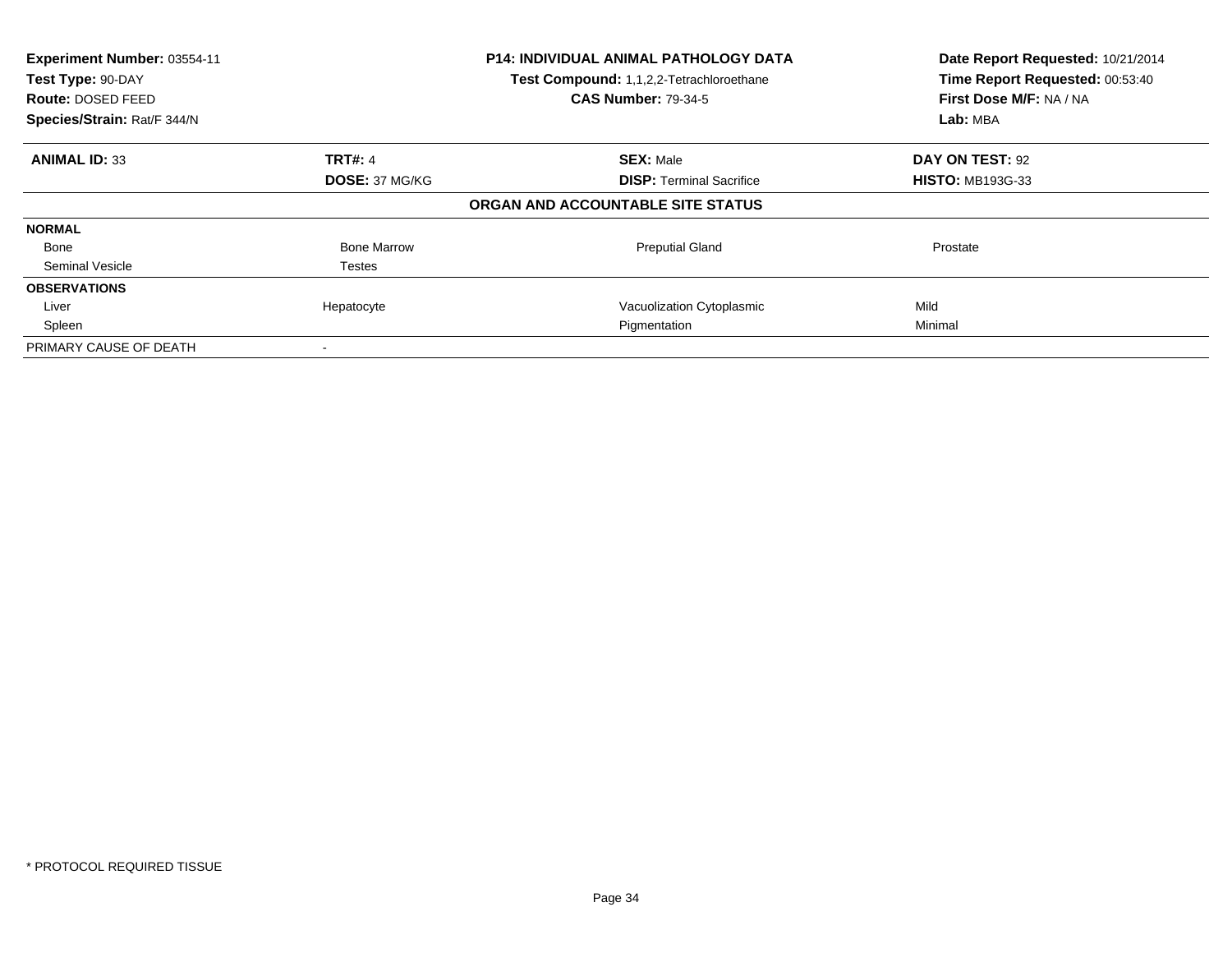**Experiment Number:** 03554-11
**Test Type:** 90-DAY
**Route:** DOSED FEED
**Species/Strain:** Rat/F 344/N

**P14: INDIVIDUAL ANIMAL PATHOLOGY DATA**
**Test Compound:** 1,1,2,2-Tetrachloroethane
**CAS Number:** 79-34-5

**Date Report Requested:** 10/21/2014
**Time Report Requested:** 00:53:40
**First Dose M/F:** NA / NA
**Lab:** MBA

| **ANIMAL ID:** 33 | **TRT#:** 4 | **SEX:** Male | **DAY ON TEST:** 92 |
|---|---|---|---|
| | **DOSE:** 37 MG/KG | **DISP:** Terminal Sacrifice | **HISTO:** MB193G-33 |
| | | **ORGAN AND ACCOUNTABLE SITE STATUS** | |
| **NORMAL** | | | |
| Bone | Bone Marrow | Preputial Gland | Prostate |
| Seminal Vesicle | Testes | | |
| **OBSERVATIONS** | | | |
| Liver | Hepatocyte | Vacuolization Cytoplasmic | Mild |
| Spleen | | Pigmentation | Minimal |
| PRIMARY CAUSE OF DEATH | - | | |

\* PROTOCOL REQUIRED TISSUE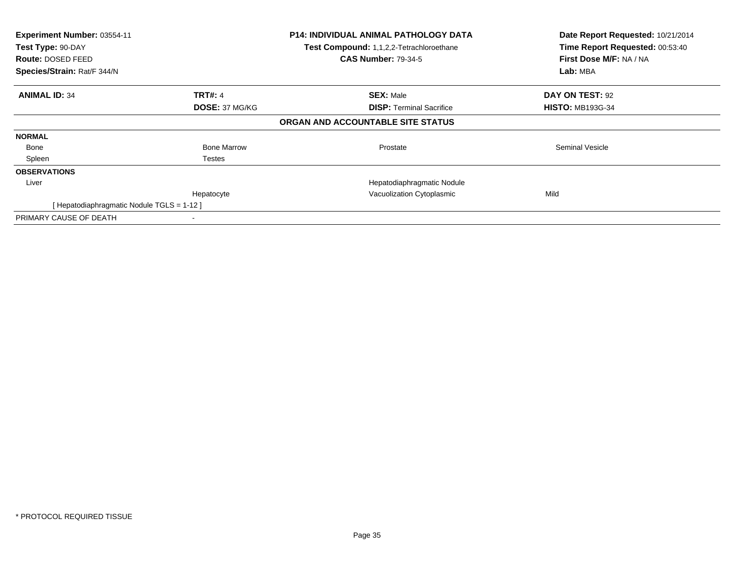**Experiment Number:** 03554-11
**Test Type:** 90-DAY
**Route:** DOSED FEED
**Species/Strain:** Rat/F 344/N

**P14: INDIVIDUAL ANIMAL PATHOLOGY DATA**
**Test Compound:** 1,1,2,2-Tetrachloroethane
**CAS Number:** 79-34-5

**Date Report Requested:** 10/21/2014
**Time Report Requested:** 00:53:40
**First Dose M/F:** NA / NA
**Lab:** MBA

| **ANIMAL ID:** 34 | **TRT#:** 4 | **SEX:** Male | **DAY ON TEST:** 92 |
|---|---|---|---|
| | **DOSE:** 37 MG/KG | **DISP:** Terminal Sacrifice | **HISTO:** MB193G-34 |

**ORGAN AND ACCOUNTABLE SITE STATUS**

| | | | |
|---|---|---|---|
| **NORMAL** | | | |
| Bone | Bone Marrow | Prostate | Seminal Vesicle |
| Spleen | Testes | | |
| **OBSERVATIONS** | | | |
| Liver | | Hepatodiaphragmatic Nodule | |
| | Hepatocyte | Vacuolization Cytoplasmic | Mild |
| [ Hepatodiaphragmatic Nodule TGLS = 1-12 ] | | | |
| PRIMARY CAUSE OF DEATH | - | | |

* PROTOCOL REQUIRED TISSUE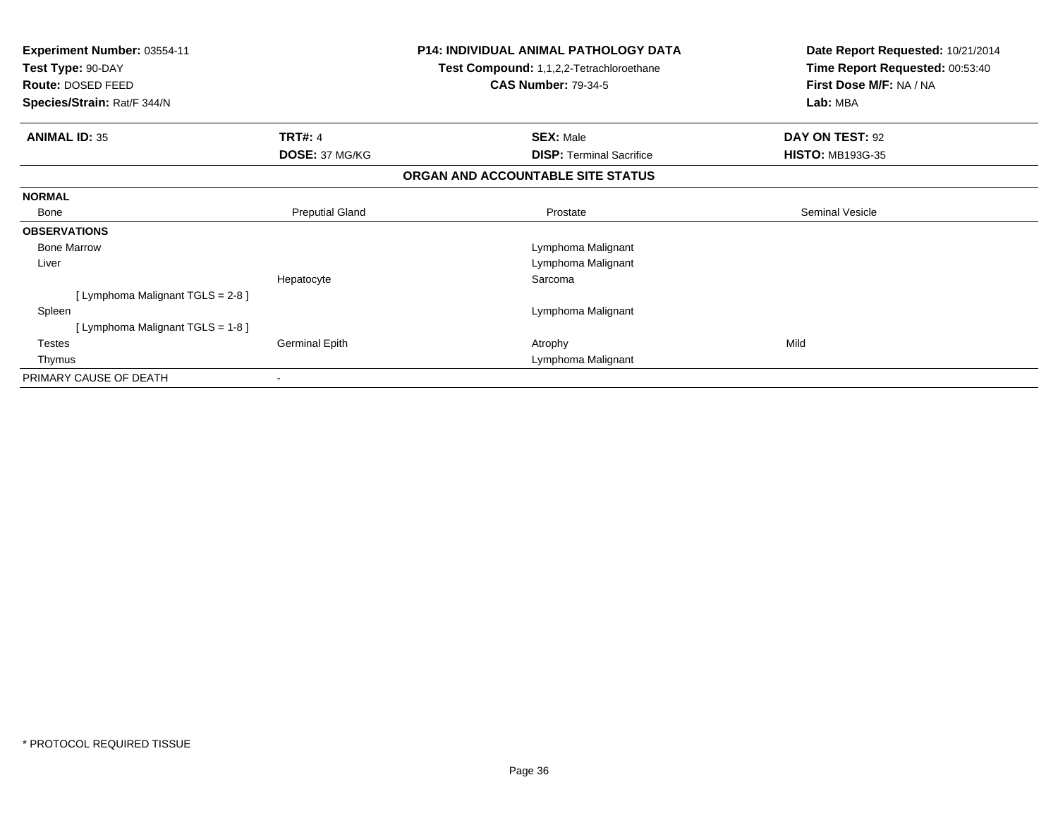**Experiment Number:** 03554-11
**Test Type:** 90-DAY
**Route:** DOSED FEED
**Species/Strain:** Rat/F 344/N

**P14: INDIVIDUAL ANIMAL PATHOLOGY DATA**
**Test Compound:** 1,1,2,2-Tetrachloroethane
**CAS Number:** 79-34-5

**Date Report Requested:** 10/21/2014
**Time Report Requested:** 00:53:40
**First Dose M/F:** NA / NA
**Lab:** MBA

| **ANIMAL ID:** 35 | **TRT#:** 4 | **SEX:** Male | **DAY ON TEST:** 92 |
|---|---|---|---|
| | **DOSE:** 37 MG/KG | **DISP:** Terminal Sacrifice | **HISTO:** MB193G-35 |

**ORGAN AND ACCOUNTABLE SITE STATUS**

| | | | |
|---|---|---|---|
| **NORMAL** | | | |
| Bone | Preputial Gland | Prostate | Seminal Vesicle |
| **OBSERVATIONS** | | | |
| Bone Marrow | | Lymphoma Malignant | |
| Liver | | Lymphoma Malignant | |
| | Hepatocyte | Sarcoma | |
| [ Lymphoma Malignant TGLS = 2-8 ] | | | |
| Spleen | | Lymphoma Malignant | |
| [ Lymphoma Malignant TGLS = 1-8 ] | | | |
| Testes | Germinal Epith | Atrophy | Mild |
| Thymus | | Lymphoma Malignant | |
| PRIMARY CAUSE OF DEATH | - | | |

\* PROTOCOL REQUIRED TISSUE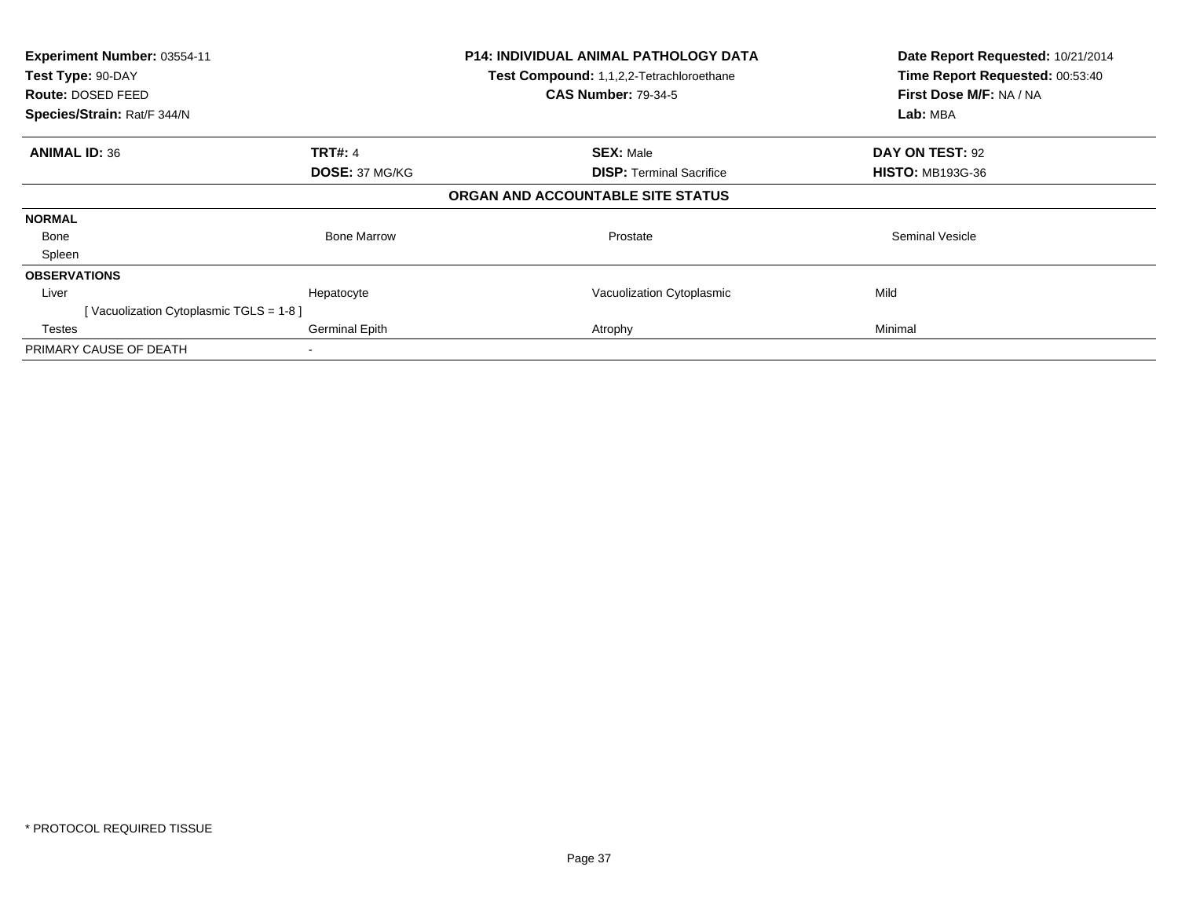**Experiment Number:** 03554-11
**Test Type:** 90-DAY
**Route:** DOSED FEED
**Species/Strain:** Rat/F 344/N

**P14: INDIVIDUAL ANIMAL PATHOLOGY DATA**
**Test Compound:** 1,1,2,2-Tetrachloroethane
**CAS Number:** 79-34-5

**Date Report Requested:** 10/21/2014
**Time Report Requested:** 00:53:40
**First Dose M/F:** NA / NA
**Lab:** MBA

| **ANIMAL ID:** 36 | **TRT#:** 4 | **SEX:** Male | **DAY ON TEST:** 92 |
|---|---|---|---|
| | **DOSE:** 37 MG/KG | **DISP:** Terminal Sacrifice | **HISTO:** MB193G-36 |

**ORGAN AND ACCOUNTABLE SITE STATUS**

| | | | |
|---|---|---|---|
| **NORMAL** | | | |
| Bone | Bone Marrow | Prostate | Seminal Vesicle |
| Spleen | | | |
| **OBSERVATIONS** | | | |
| Liver | Hepatocyte | Vacuolization Cytoplasmic | Mild |
| [ Vacuolization Cytoplasmic TGLS = 1-8 ] | | | |
| Testes | Germinal Epith | Atrophy | Minimal |
| PRIMARY CAUSE OF DEATH | - | | |

* PROTOCOL REQUIRED TISSUE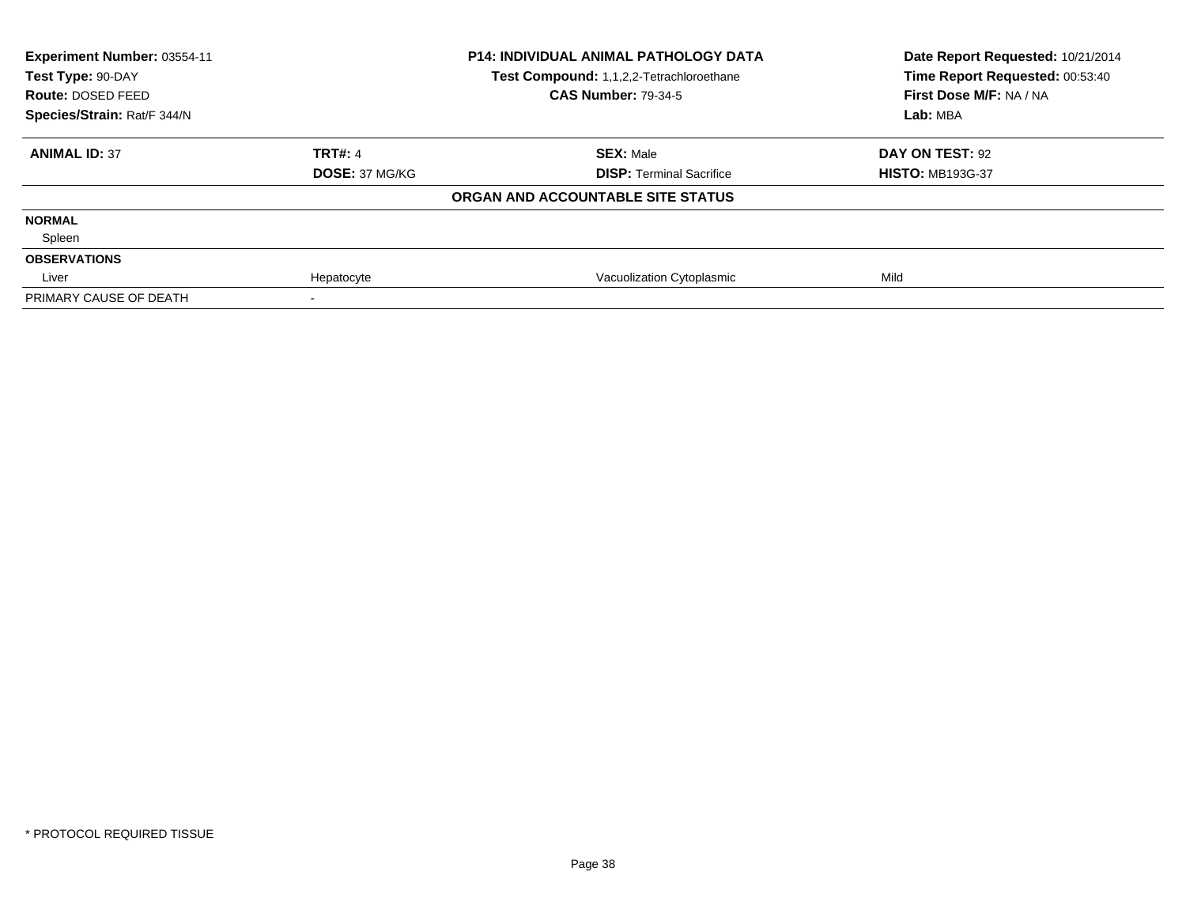**Experiment Number:** 03554-11
**Test Type:** 90-DAY
**Route:** DOSED FEED
**Species/Strain:** Rat/F 344/N

**P14: INDIVIDUAL ANIMAL PATHOLOGY DATA**
**Test Compound:** 1,1,2,2-Tetrachloroethane
**CAS Number:** 79-34-5

**Date Report Requested:** 10/21/2014
**Time Report Requested:** 00:53:40
**First Dose M/F:** NA / NA
**Lab:** MBA

| **ANIMAL ID:** 37 | **TRT#:** 4 | **SEX:** Male | **DAY ON TEST:** 92 |
|---|---|---|---|
| | **DOSE:** 37 MG/KG | **DISP:** Terminal Sacrifice | **HISTO:** MB193G-37 |

**ORGAN AND ACCOUNTABLE SITE STATUS**

| | | | |
|---|---|---|---|
| **NORMAL** | | | |
| Spleen | | | |
| **OBSERVATIONS** | | | |
| Liver | Hepatocyte | Vacuolization Cytoplasmic | Mild |
| PRIMARY CAUSE OF DEATH | - | | |

\* PROTOCOL REQUIRED TISSUE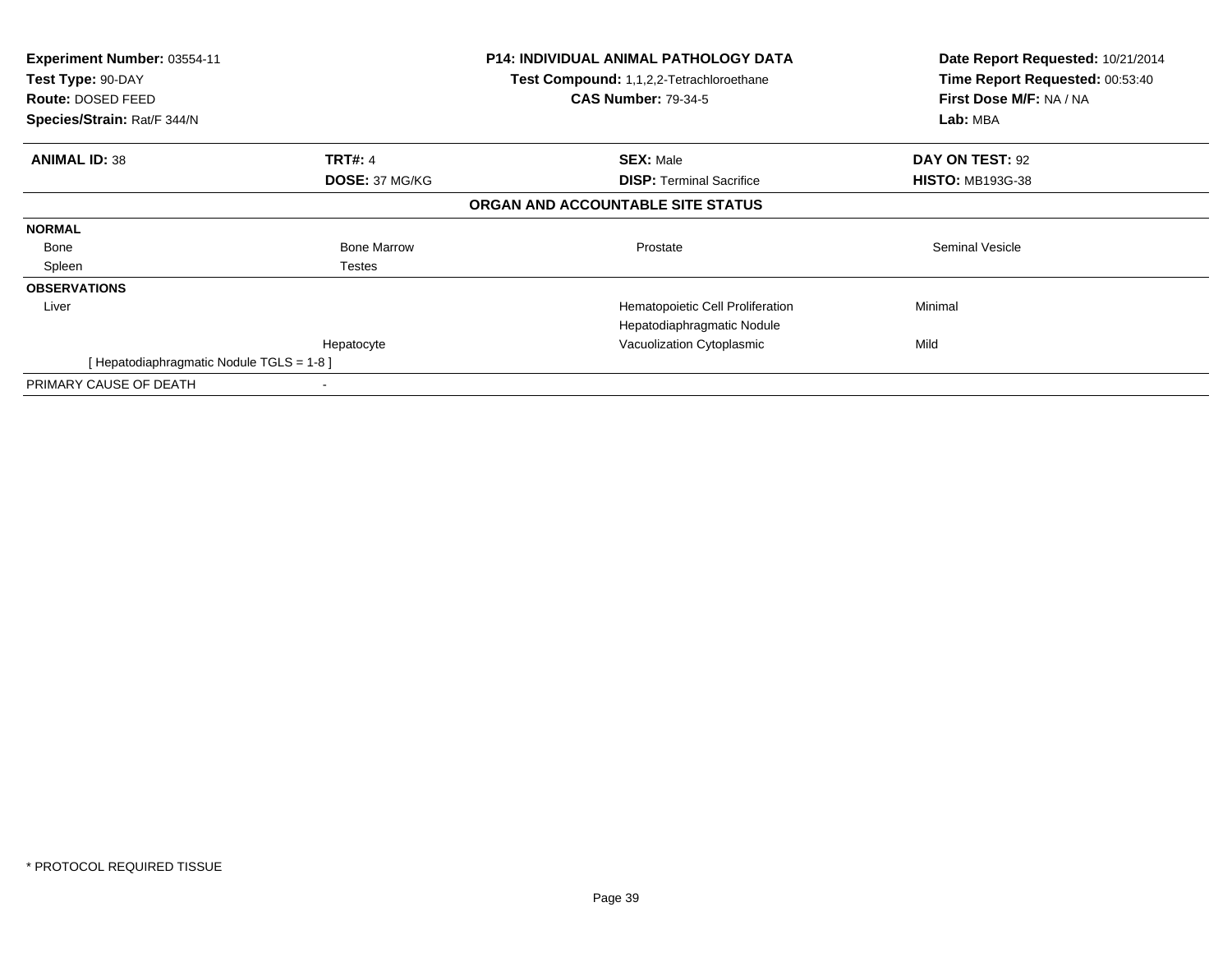**Experiment Number:** 03554-11
**Test Type:** 90-DAY
**Route:** DOSED FEED
**Species/Strain:** Rat/F 344/N

**P14: INDIVIDUAL ANIMAL PATHOLOGY DATA**
**Test Compound:** 1,1,2,2-Tetrachloroethane
**CAS Number:** 79-34-5

**Date Report Requested:** 10/21/2014
**Time Report Requested:** 00:53:40
**First Dose M/F:** NA / NA
**Lab:** MBA

| **ANIMAL ID:** 38 | **TRT#:** 4 | **SEX:** Male | **DAY ON TEST:** 92 |
|---|---|---|---|
| | **DOSE:** 37 MG/KG | **DISP:** Terminal Sacrifice | **HISTO:** MB193G-38 |

**ORGAN AND ACCOUNTABLE SITE STATUS**

| | | | |
|---|---|---|---|
| **NORMAL** | | | |
| Bone | Bone Marrow | Prostate | Seminal Vesicle |
| Spleen | Testes | | |
| **OBSERVATIONS** | | | |
| Liver | | Hematopoietic Cell Proliferation | Minimal |
| | | Hepatodiaphragmatic Nodule | |
| | Hepatocyte | Vacuolization Cytoplasmic | Mild |
| [ Hepatodiaphragmatic Nodule TGLS = 1-8 ] | | | |
| PRIMARY CAUSE OF DEATH | - | | |

* PROTOCOL REQUIRED TISSUE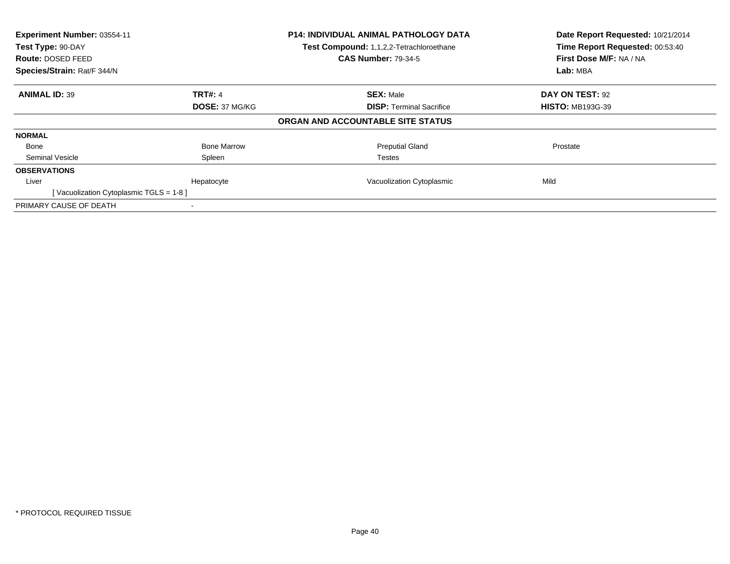| **Experiment Number:** 03554-11 | **P14: INDIVIDUAL ANIMAL PATHOLOGY DATA** | **Date Report Requested:** 10/21/2014 |
|---|---|---|
| **Test Type:** 90-DAY | **Test Compound:** 1,1,2,2-Tetrachloroethane | **Time Report Requested:** 00:53:40 |
| **Route:** DOSED FEED | **CAS Number:** 79-34-5 | **First Dose M/F:** NA / NA |
| **Species/Strain:** Rat/F 344/N | | **Lab:** MBA |

| **ANIMAL ID:** 39 | **TRT#:** 4 | **SEX:** Male | **DAY ON TEST:** 92 |
|---|---|---|---|
| | **DOSE:** 37 MG/KG | **DISP:** Terminal Sacrifice | **HISTO:** MB193G-39 |

**ORGAN AND ACCOUNTABLE SITE STATUS**

| | | | |
|---|---|---|---|
| **NORMAL** | | | |
| Bone | Bone Marrow | Preputial Gland | Prostate |
| Seminal Vesicle | Spleen | Testes | |
| **OBSERVATIONS** | | | |
| Liver | Hepatocyte | Vacuolization Cytoplasmic | Mild |
| [ Vacuolization Cytoplasmic TGLS = 1-8 ] | | | |
| PRIMARY CAUSE OF DEATH | - | | |

* PROTOCOL REQUIRED TISSUE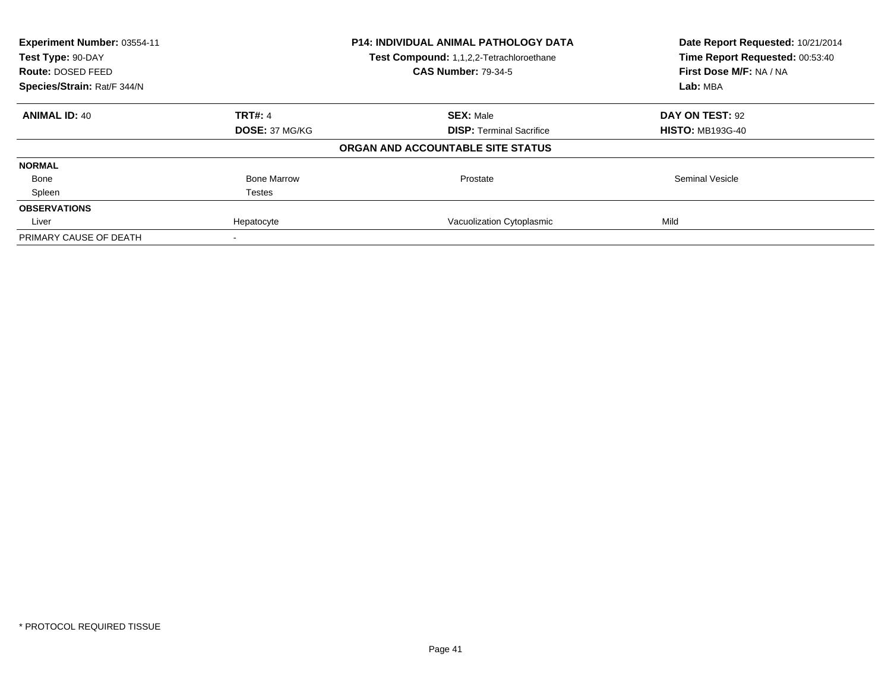**Experiment Number:** 03554-11
**Test Type:** 90-DAY
**Route:** DOSED FEED
**Species/Strain:** Rat/F 344/N

**P14: INDIVIDUAL ANIMAL PATHOLOGY DATA**
**Test Compound:** 1,1,2,2-Tetrachloroethane
**CAS Number:** 79-34-5

**Date Report Requested:** 10/21/2014
**Time Report Requested:** 00:53:40
**First Dose M/F:** NA / NA
**Lab:** MBA

| **ANIMAL ID:** 40 | **TRT#:** 4 | **SEX:** Male | **DAY ON TEST:** 92 |
|---|---|---|---|
| | **DOSE:** 37 MG/KG | **DISP:** Terminal Sacrifice | **HISTO:** MB193G-40 |

**ORGAN AND ACCOUNTABLE SITE STATUS**

| | | | |
|---|---|---|---|
| **NORMAL** | | | |
| Bone | Bone Marrow | Prostate | Seminal Vesicle |
| Spleen | Testes | | |
| **OBSERVATIONS** | | | |
| Liver | Hepatocyte | Vacuolization Cytoplasmic | Mild |
| PRIMARY CAUSE OF DEATH | - | | |

\* PROTOCOL REQUIRED TISSUE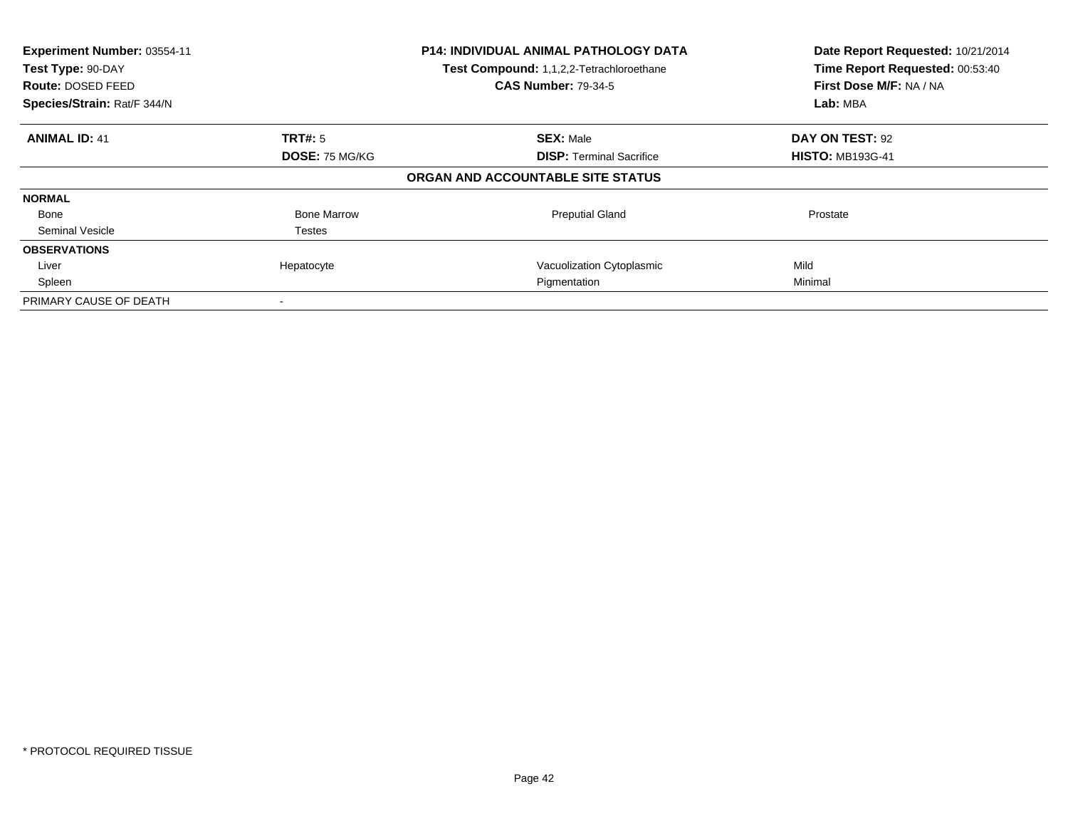| **Experiment Number:** 03554-11 | **P14: INDIVIDUAL ANIMAL PATHOLOGY DATA** | **Date Report Requested:** 10/21/2014 |
|---|---|---|
| **Test Type:** 90-DAY | **Test Compound:** 1,1,2,2-Tetrachloroethane | **Time Report Requested:** 00:53:40 |
| **Route:** DOSED FEED | **CAS Number:** 79-34-5 | **First Dose M/F:** NA / NA |
| **Species/Strain:** Rat/F 344/N | | **Lab:** MBA |

| **ANIMAL ID:** 41 | **TRT#:** 5 | **SEX:** Male | **DAY ON TEST:** 92 |
|---|---|---|---|
| | **DOSE:** 75 MG/KG | **DISP:** Terminal Sacrifice | **HISTO:** MB193G-41 |

**ORGAN AND ACCOUNTABLE SITE STATUS**

| | | | |
|---|---|---|---|
| **NORMAL** | | | |
| Bone | Bone Marrow | Preputial Gland | Prostate |
| Seminal Vesicle | Testes | | |
| **OBSERVATIONS** | | | |
| Liver | Hepatocyte | Vacuolization Cytoplasmic | Mild |
| Spleen | | Pigmentation | Minimal |
| PRIMARY CAUSE OF DEATH | - | | |

\* PROTOCOL REQUIRED TISSUE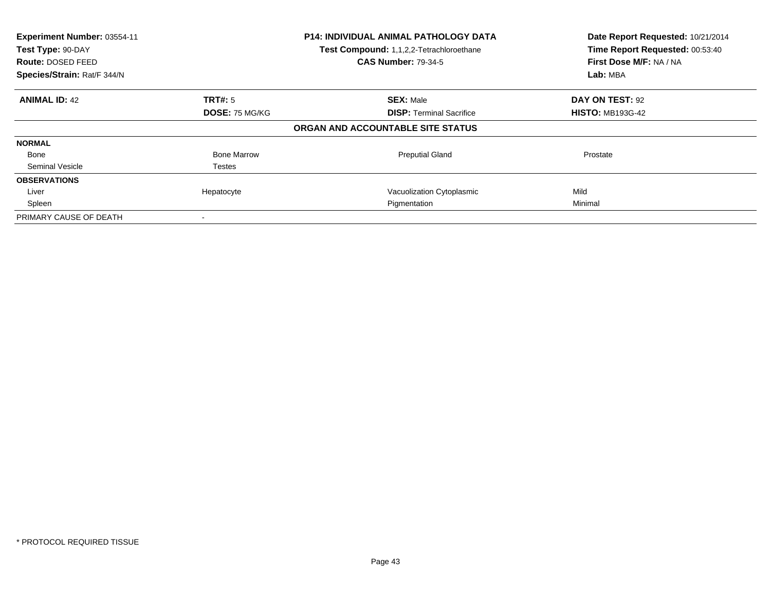| **Experiment Number:** 03554-11 | **P14: INDIVIDUAL ANIMAL PATHOLOGY DATA** | **Date Report Requested:** 10/21/2014 |
|---|---|---|
| **Test Type:** 90-DAY | **Test Compound:** 1,1,2,2-Tetrachloroethane | **Time Report Requested:** 00:53:40 |
| **Route:** DOSED FEED | **CAS Number:** 79-34-5 | **First Dose M/F:** NA / NA |
| **Species/Strain:** Rat/F 344/N | | **Lab:** MBA |

| **ANIMAL ID:** 42 | **TRT#:** 5 | **SEX:** Male | **DAY ON TEST:** 92 |
|---|---|---|---|
| | **DOSE:** 75 MG/KG | **DISP:** Terminal Sacrifice | **HISTO:** MB193G-42 |
| | | **ORGAN AND ACCOUNTABLE SITE STATUS** | |
| **NORMAL** | | | |
| Bone | Bone Marrow | Preputial Gland | Prostate |
| Seminal Vesicle | Testes | | |
| **OBSERVATIONS** | | | |
| Liver | Hepatocyte | Vacuolization Cytoplasmic | Mild |
| Spleen | | Pigmentation | Minimal |
| PRIMARY CAUSE OF DEATH | - | | |

* PROTOCOL REQUIRED TISSUE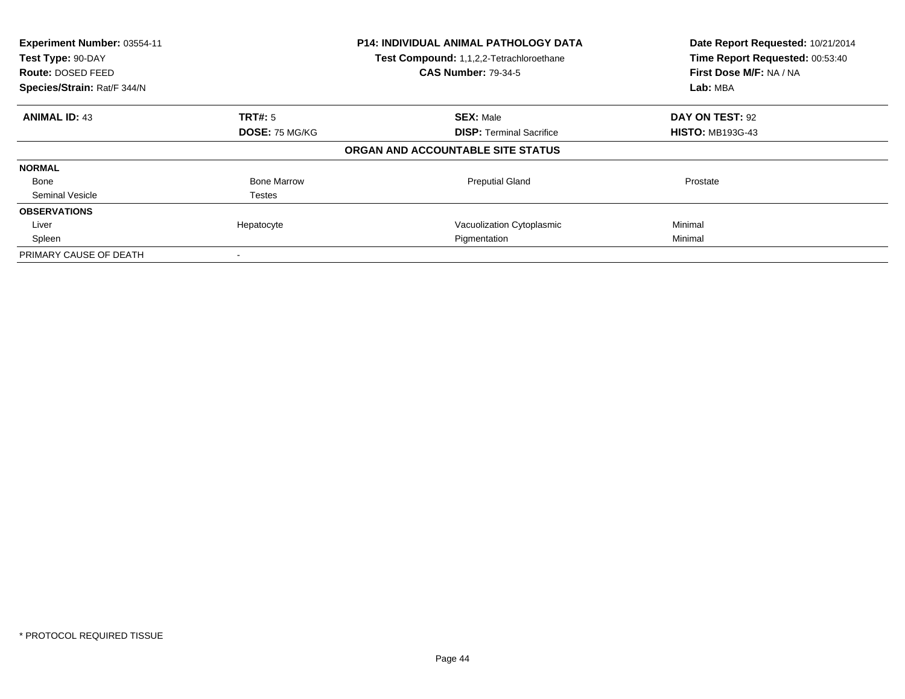**Experiment Number:** 03554-11
**Test Type:** 90-DAY
**Route:** DOSED FEED
**Species/Strain:** Rat/F 344/N

**P14: INDIVIDUAL ANIMAL PATHOLOGY DATA**
**Test Compound:** 1,1,2,2-Tetrachloroethane
**CAS Number:** 79-34-5

**Date Report Requested:** 10/21/2014
**Time Report Requested:** 00:53:40
**First Dose M/F:** NA / NA
**Lab:** MBA

| **ANIMAL ID:** 43 | **TRT#:** 5 | **SEX:** Male | **DAY ON TEST:** 92 |
|---|---|---|---|
| | **DOSE:** 75 MG/KG | **DISP:** Terminal Sacrifice | **HISTO:** MB193G-43 |
| | | **ORGAN AND ACCOUNTABLE SITE STATUS** | |
| **NORMAL** | | | |
| Bone | Bone Marrow | Preputial Gland | Prostate |
| Seminal Vesicle | Testes | | |
| **OBSERVATIONS** | | | |
| Liver | Hepatocyte | Vacuolization Cytoplasmic | Minimal |
| Spleen | | Pigmentation | Minimal |
| PRIMARY CAUSE OF DEATH | - | | |

* PROTOCOL REQUIRED TISSUE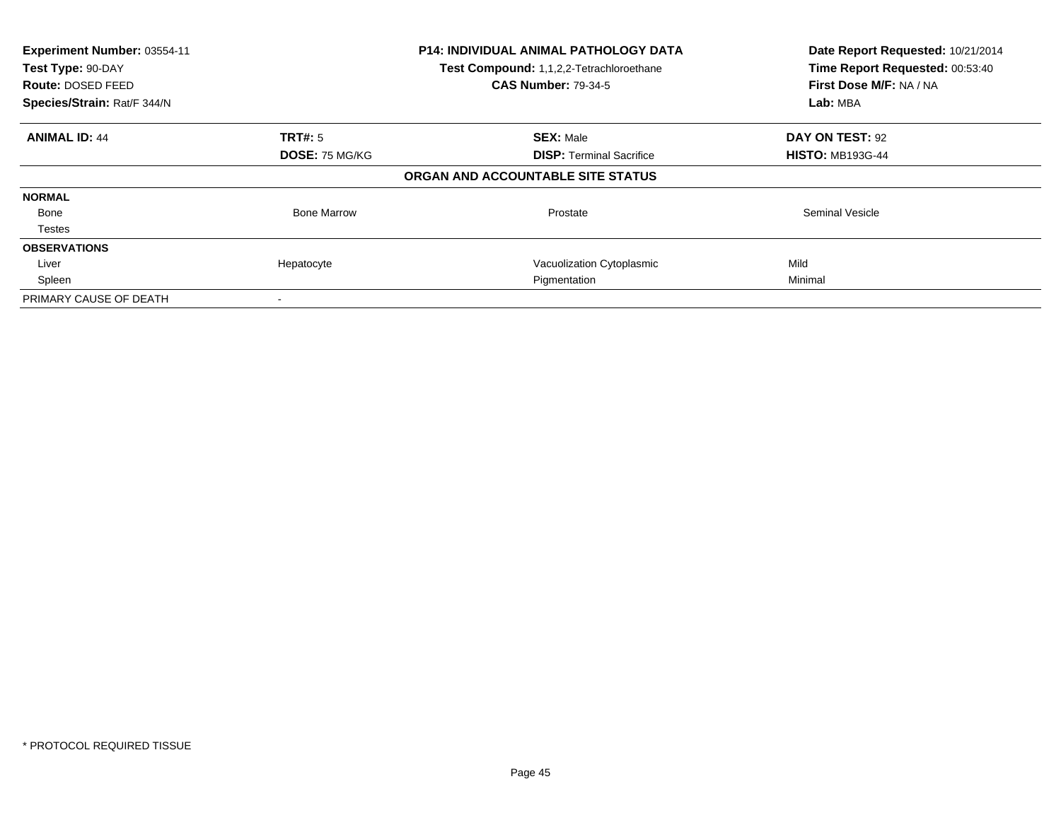**Experiment Number:** 03554-11
**Test Type:** 90-DAY
**Route:** DOSED FEED
**Species/Strain:** Rat/F 344/N

**P14: INDIVIDUAL ANIMAL PATHOLOGY DATA**
**Test Compound:** 1,1,2,2-Tetrachloroethane
**CAS Number:** 79-34-5

**Date Report Requested:** 10/21/2014
**Time Report Requested:** 00:53:40
**First Dose M/F:** NA / NA
**Lab:** MBA

| **ANIMAL ID:** 44 | **TRT#:** 5 | **SEX:** Male | **DAY ON TEST:** 92 |
|---|---|---|---|
| | **DOSE:** 75 MG/KG | **DISP:** Terminal Sacrifice | **HISTO:** MB193G-44 |

**ORGAN AND ACCOUNTABLE SITE STATUS**

| | | | |
|---|---|---|---|
| **NORMAL** | | | |
| Bone | Bone Marrow | Prostate | Seminal Vesicle |
| Testes | | | |
| **OBSERVATIONS** | | | |
| Liver | Hepatocyte | Vacuolization Cytoplasmic | Mild |
| Spleen | | Pigmentation | Minimal |
| PRIMARY CAUSE OF DEATH | - | | |

* PROTOCOL REQUIRED TISSUE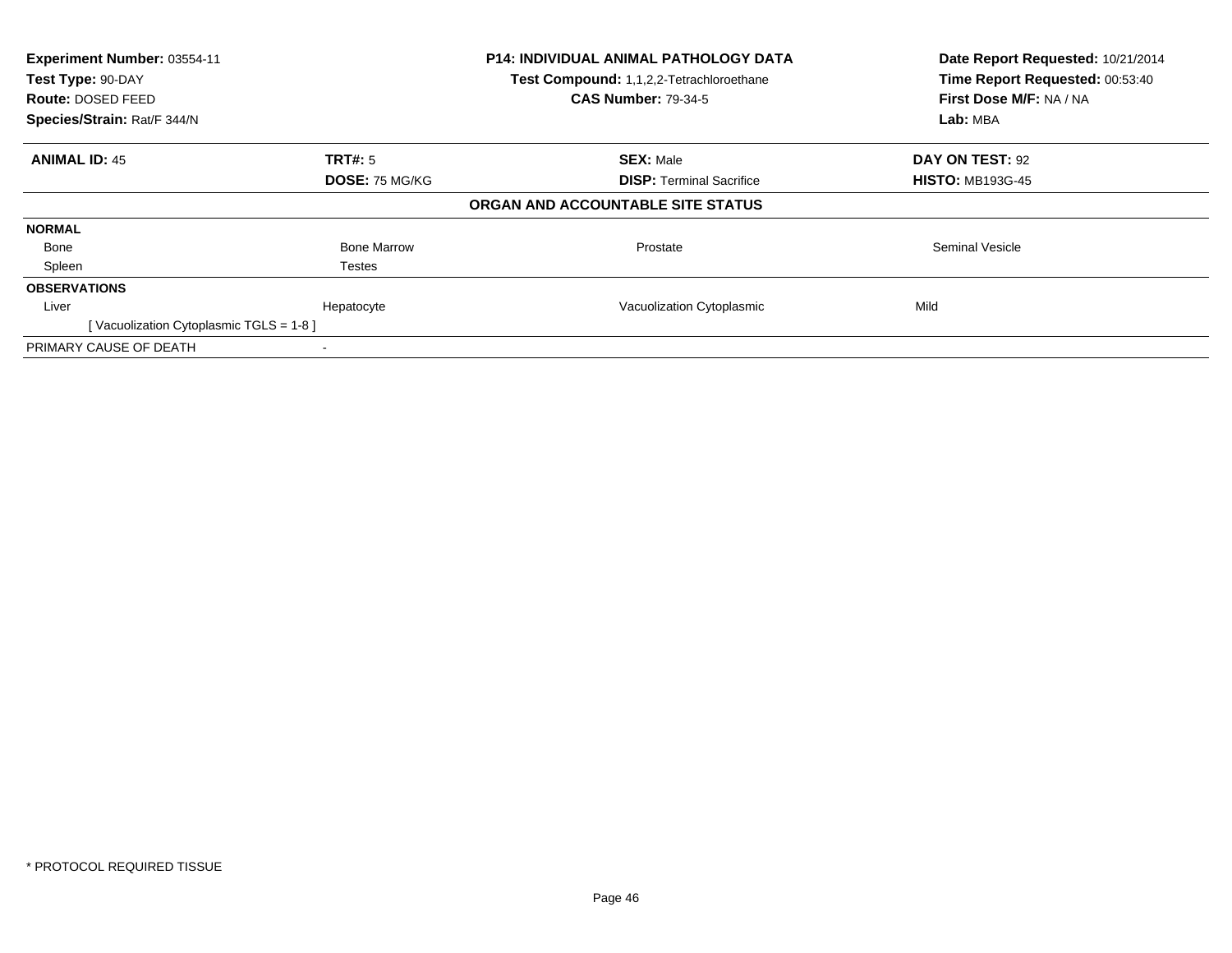**Experiment Number:** 03554-11
**Test Type:** 90-DAY
**Route:** DOSED FEED
**Species/Strain:** Rat/F 344/N

**P14: INDIVIDUAL ANIMAL PATHOLOGY DATA**
**Test Compound:** 1,1,2,2-Tetrachloroethane
**CAS Number:** 79-34-5

**Date Report Requested:** 10/21/2014
**Time Report Requested:** 00:53:40
**First Dose M/F:** NA / NA
**Lab:** MBA

| **ANIMAL ID:** 45 | **TRT#:** 5 | **SEX:** Male | **DAY ON TEST:** 92 |
|---|---|---|---|
| | **DOSE:** 75 MG/KG | **DISP:** Terminal Sacrifice | **HISTO:** MB193G-45 |

**ORGAN AND ACCOUNTABLE SITE STATUS**

| | | | |
|---|---|---|---|
| **NORMAL** | | | |
| Bone | Bone Marrow | Prostate | Seminal Vesicle |
| Spleen | Testes | | |
| **OBSERVATIONS** | | | |
| Liver | Hepatocyte | Vacuolization Cytoplasmic | Mild |
| [ Vacuolization Cytoplasmic TGLS = 1-8 ] | | | |
| PRIMARY CAUSE OF DEATH | - | | |

* PROTOCOL REQUIRED TISSUE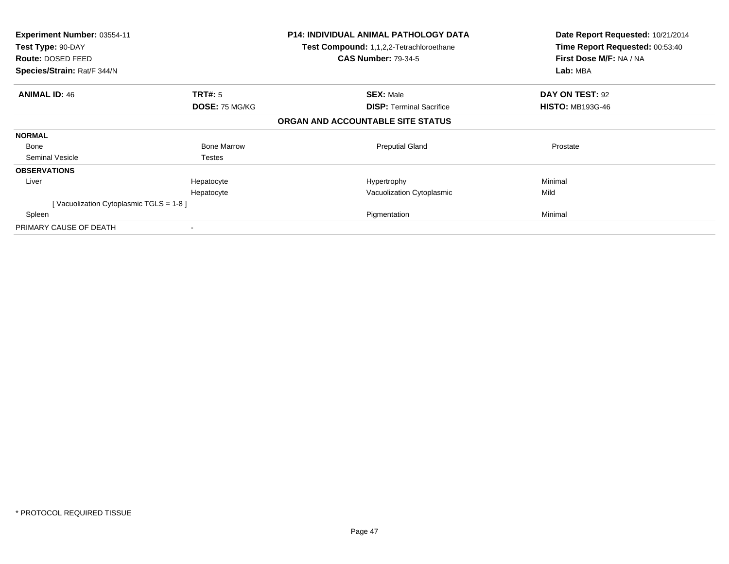**Experiment Number:** 03554-11
**Test Type:** 90-DAY
**Route:** DOSED FEED
**Species/Strain:** Rat/F 344/N

**P14: INDIVIDUAL ANIMAL PATHOLOGY DATA**
**Test Compound:** 1,1,2,2-Tetrachloroethane
**CAS Number:** 79-34-5

**Date Report Requested:** 10/21/2014
**Time Report Requested:** 00:53:40
**First Dose M/F:** NA / NA
**Lab:** MBA

| **ANIMAL ID:** 46 | **TRT#:** 5 | **SEX:** Male | **DAY ON TEST:** 92 |
|---|---|---|---|
| | **DOSE:** 75 MG/KG | **DISP:** Terminal Sacrifice | **HISTO:** MB193G-46 |

**ORGAN AND ACCOUNTABLE SITE STATUS**

| | | | |
|---|---|---|---|
| **NORMAL** | | | |
| Bone | Bone Marrow | Preputial Gland | Prostate |
| Seminal Vesicle | Testes | | |
| **OBSERVATIONS** | | | |
| Liver | Hepatocyte | Hypertrophy | Minimal |
| | Hepatocyte | Vacuolization Cytoplasmic | Mild |
| [ Vacuolization Cytoplasmic TGLS = 1-8 ] | | | |
| Spleen | | Pigmentation | Minimal |
| PRIMARY CAUSE OF DEATH | - | | |

* PROTOCOL REQUIRED TISSUE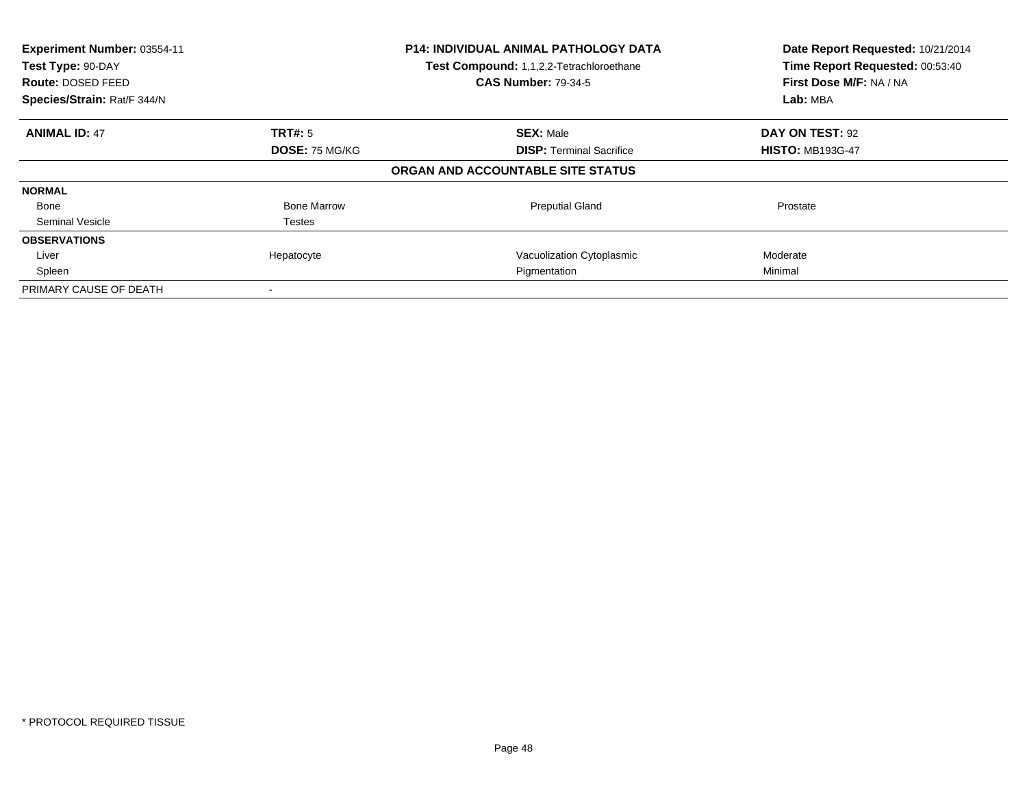**Experiment Number:** 03554-11
**Test Type:** 90-DAY
**Route:** DOSED FEED
**Species/Strain:** Rat/F 344/N

**P14: INDIVIDUAL ANIMAL PATHOLOGY DATA**
**Test Compound:** 1,1,2,2-Tetrachloroethane
**CAS Number:** 79-34-5

**Date Report Requested:** 10/21/2014
**Time Report Requested:** 00:53:40
**First Dose M/F:** NA / NA
**Lab:** MBA

| **ANIMAL ID:** 47 | **TRT#:** 5 | **SEX:** Male | **DAY ON TEST:** 92 |
|---|---|---|---|
| | **DOSE:** 75 MG/KG | **DISP:** Terminal Sacrifice | **HISTO:** MB193G-47 |

**ORGAN AND ACCOUNTABLE SITE STATUS**

| | | | |
|---|---|---|---|
| **NORMAL** | | | |
| Bone | Bone Marrow | Preputial Gland | Prostate |
| Seminal Vesicle | Testes | | |
| **OBSERVATIONS** | | | |
| Liver | Hepatocyte | Vacuolization Cytoplasmic | Moderate |
| Spleen | | Pigmentation | Minimal |
| PRIMARY CAUSE OF DEATH | - | | |

* PROTOCOL REQUIRED TISSUE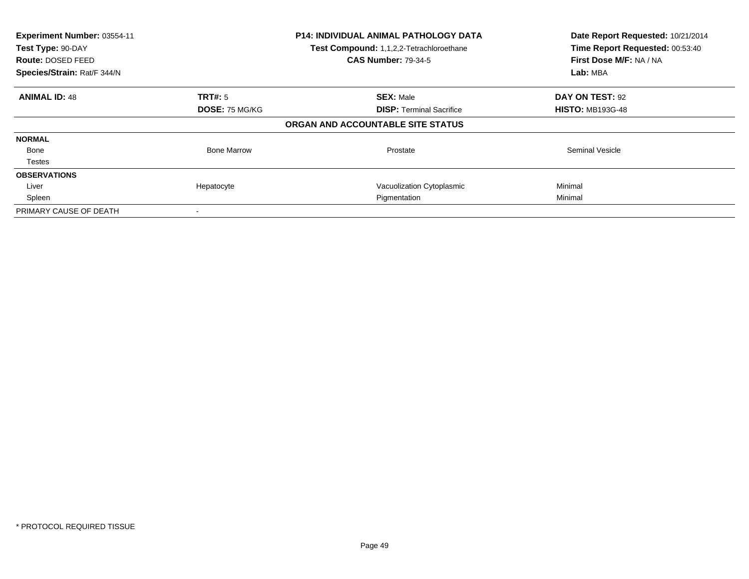| | | | |
|---|---|---|---|
| **Experiment Number:** 03554-11 | | **P14: INDIVIDUAL ANIMAL PATHOLOGY DATA** | **Date Report Requested:** 10/21/2014 |
| **Test Type:** 90-DAY | | **Test Compound:** 1,1,2,2-Tetrachloroethane | **Time Report Requested:** 00:53:40 |
| **Route:** DOSED FEED | | **CAS Number:** 79-34-5 | **First Dose M/F:** NA / NA |
| **Species/Strain:** Rat/F 344/N | | | **Lab:** MBA |

| | | | |
|---|---|---|---|
| **ANIMAL ID:** 48 | **TRT#:** 5 | **SEX:** Male | **DAY ON TEST:** 92 |
| | **DOSE:** 75 MG/KG | **DISP:** Terminal Sacrifice | **HISTO:** MB193G-48 |

**ORGAN AND ACCOUNTABLE SITE STATUS**

| | | | |
|---|---|---|---|
| **NORMAL** | | | |
| Bone | Bone Marrow | Prostate | Seminal Vesicle |
| Testes | | | |
| **OBSERVATIONS** | | | |
| Liver | Hepatocyte | Vacuolization Cytoplasmic | Minimal |
| Spleen | | Pigmentation | Minimal |
| PRIMARY CAUSE OF DEATH | - | | |

* PROTOCOL REQUIRED TISSUE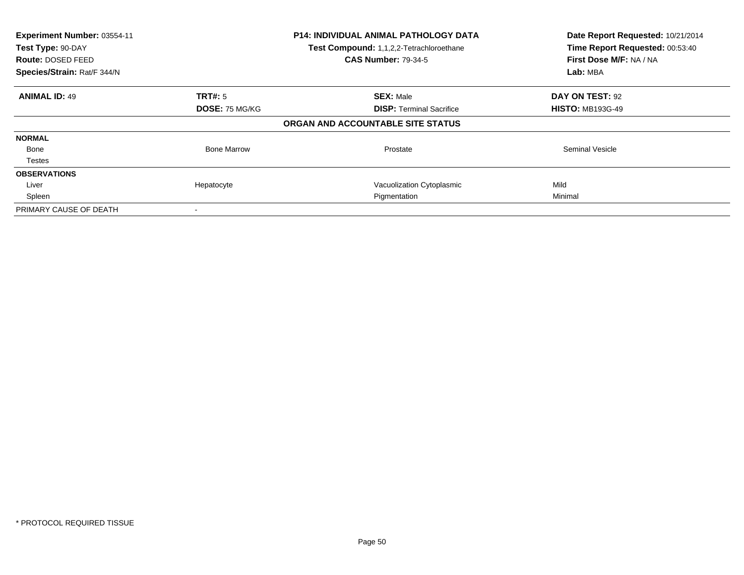| Experiment Number: 03554-11 | P14: INDIVIDUAL ANIMAL PATHOLOGY DATA | Date Report Requested: 10/21/2014 |
|---|---|---|
| Test Type: 90-DAY | Test Compound: 1,1,2,2-Tetrachloroethane | Time Report Requested: 00:53:40 |
| Route: DOSED FEED | CAS Number: 79-34-5 | First Dose M/F: NA / NA |
| Species/Strain: Rat/F 344/N | | Lab: MBA |

| ANIMAL ID: 49 | TRT#: 5 | SEX: Male | DAY ON TEST: 92 |
|---|---|---|---|
| | DOSE: 75 MG/KG | DISP: Terminal Sacrifice | HISTO: MB193G-49 |

**ORGAN AND ACCOUNTABLE SITE STATUS**

| | | | |
|---|---|---|---|
| **NORMAL** | | | |
| Bone | Bone Marrow | Prostate | Seminal Vesicle |
| Testes | | | |
| **OBSERVATIONS** | | | |
| Liver | Hepatocyte | Vacuolization Cytoplasmic | Mild |
| Spleen | | Pigmentation | Minimal |
| PRIMARY CAUSE OF DEATH | - | | |

* PROTOCOL REQUIRED TISSUE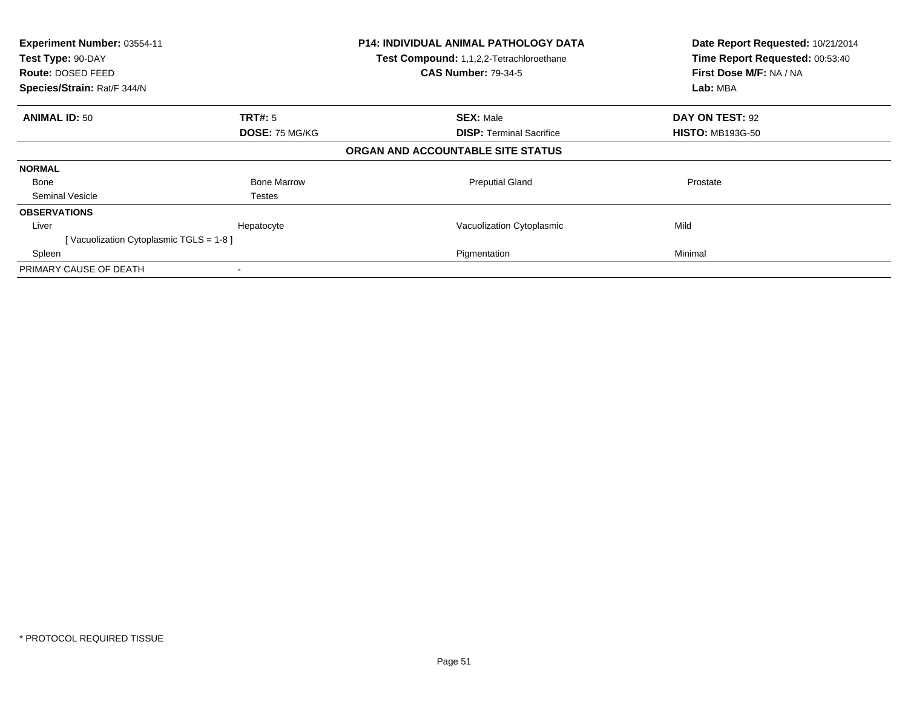**Experiment Number:** 03554-11
**Test Type:** 90-DAY
**Route:** DOSED FEED
**Species/Strain:** Rat/F 344/N

**P14: INDIVIDUAL ANIMAL PATHOLOGY DATA**
**Test Compound:** 1,1,2,2-Tetrachloroethane
**CAS Number:** 79-34-5

**Date Report Requested:** 10/21/2014
**Time Report Requested:** 00:53:40
**First Dose M/F:** NA / NA
**Lab:** MBA

| **ANIMAL ID:** 50 | **TRT#:** 5 | **SEX:** Male | **DAY ON TEST:** 92 |
|---|---|---|---|
| | **DOSE:** 75 MG/KG | **DISP:** Terminal Sacrifice | **HISTO:** MB193G-50 |

**ORGAN AND ACCOUNTABLE SITE STATUS**

| | | | |
|---|---|---|---|
| **NORMAL** | | | |
| Bone | Bone Marrow | Preputial Gland | Prostate |
| Seminal Vesicle | Testes | | |
| **OBSERVATIONS** | | | |
| Liver | Hepatocyte | Vacuolization Cytoplasmic | Mild |
| [ Vacuolization Cytoplasmic TGLS = 1-8 ] | | | |
| Spleen | | Pigmentation | Minimal |
| PRIMARY CAUSE OF DEATH | - | | |

* PROTOCOL REQUIRED TISSUE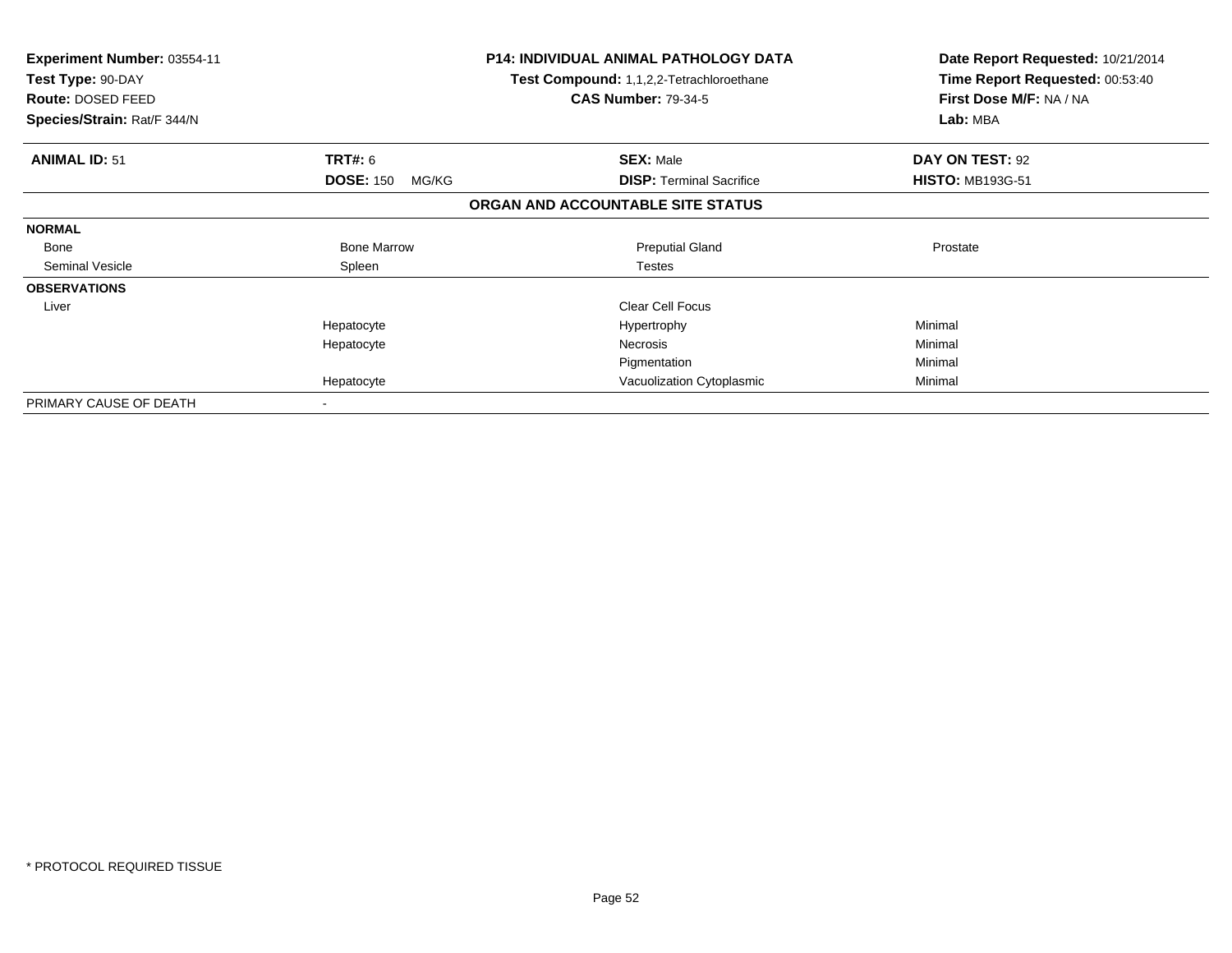| **Experiment Number:** 03554-11 | **P14: INDIVIDUAL ANIMAL PATHOLOGY DATA** | **Date Report Requested:** 10/21/2014 |
|---|---|---|
| **Test Type:** 90-DAY | **Test Compound:** 1,1,2,2-Tetrachloroethane | **Time Report Requested:** 00:53:40 |
| **Route:** DOSED FEED | **CAS Number:** 79-34-5 | **First Dose M/F:** NA / NA |
| **Species/Strain:** Rat/F 344/N | | **Lab:** MBA |

| **ANIMAL ID:** 51 | **TRT#:** 6 | **SEX:** Male | **DAY ON TEST:** 92 |
|---|---|---|---|
| | **DOSE:** 150 MG/KG | **DISP:** Terminal Sacrifice | **HISTO:** MB193G-51 |

**ORGAN AND ACCOUNTABLE SITE STATUS**

| | | | |
|---|---|---|---|
| **NORMAL** | | | |
| Bone | Bone Marrow | Preputial Gland | Prostate |
| Seminal Vesicle | Spleen | Testes | |
| **OBSERVATIONS** | | | |
| Liver | | Clear Cell Focus | |
| | Hepatocyte | Hypertrophy | Minimal |
| | Hepatocyte | Necrosis | Minimal |
| | | Pigmentation | Minimal |
| | Hepatocyte | Vacuolization Cytoplasmic | Minimal |
| PRIMARY CAUSE OF DEATH | - | | |

* PROTOCOL REQUIRED TISSUE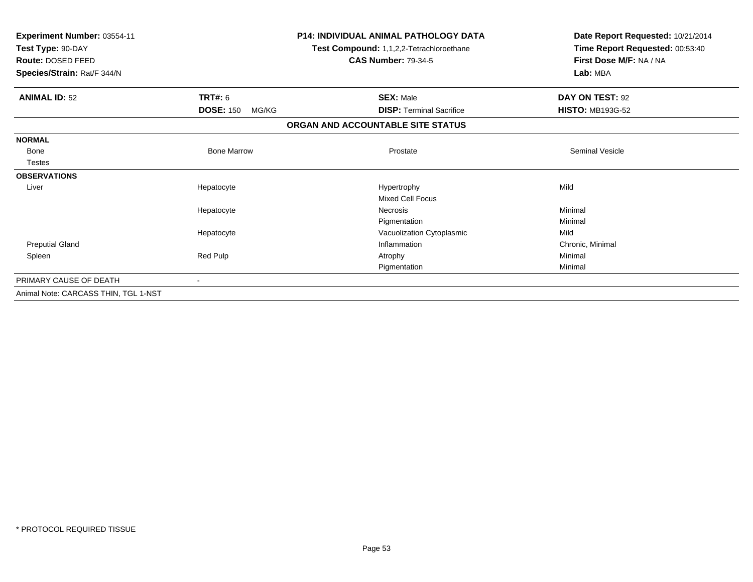**Experiment Number:** 03554-11
**Test Type:** 90-DAY
**Route:** DOSED FEED
**Species/Strain:** Rat/F 344/N

**P14: INDIVIDUAL ANIMAL PATHOLOGY DATA**
**Test Compound:** 1,1,2,2-Tetrachloroethane
**CAS Number:** 79-34-5

**Date Report Requested:** 10/21/2014
**Time Report Requested:** 00:53:40
**First Dose M/F:** NA / NA
**Lab:** MBA

| **ANIMAL ID:** 52 | **TRT#:** 6 | **SEX:** Male | **DAY ON TEST:** 92 |
|---|---|---|---|
| | **DOSE:** 150 MG/KG | **DISP:** Terminal Sacrifice | **HISTO:** MB193G-52 |

**ORGAN AND ACCOUNTABLE SITE STATUS**

| | | | |
|---|---|---|---|
| **NORMAL** | | | |
| Bone | Bone Marrow | Prostate | Seminal Vesicle |
| Testes | | | |
| **OBSERVATIONS** | | | |
| Liver | Hepatocyte | Hypertrophy | Mild |
| | | Mixed Cell Focus | |
| | Hepatocyte | Necrosis | Minimal |
| | | Pigmentation | Minimal |
| | Hepatocyte | Vacuolization Cytoplasmic | Mild |
| Preputial Gland | | Inflammation | Chronic, Minimal |
| Spleen | Red Pulp | Atrophy | Minimal |
| | | Pigmentation | Minimal |
| PRIMARY CAUSE OF DEATH | - | | |

Animal Note: CARCASS THIN, TGL 1-NST

* PROTOCOL REQUIRED TISSUE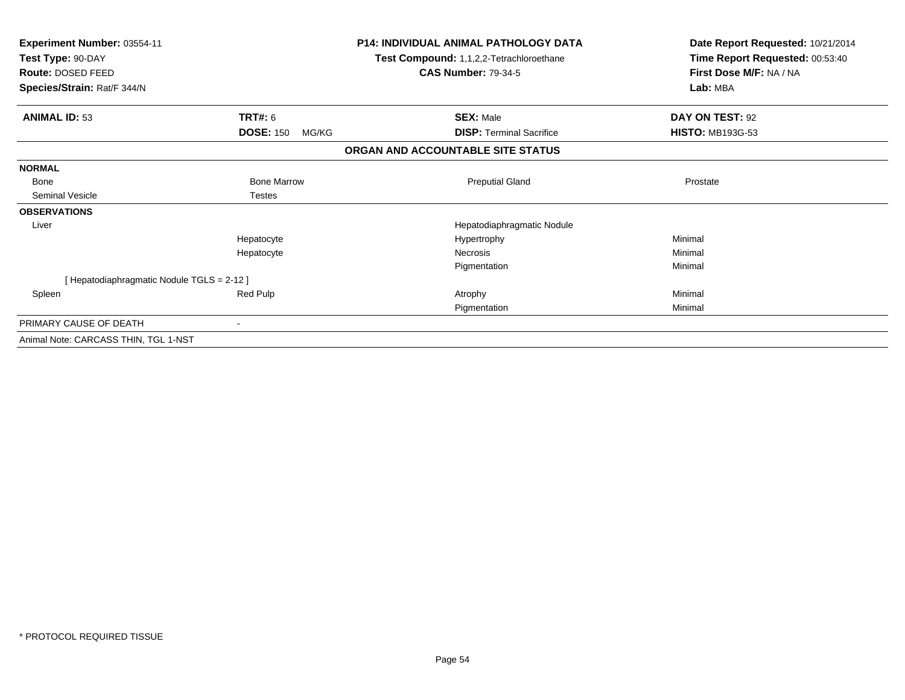**Experiment Number:** 03554-11
**Test Type:** 90-DAY
**Route:** DOSED FEED
**Species/Strain:** Rat/F 344/N

**P14: INDIVIDUAL ANIMAL PATHOLOGY DATA**
**Test Compound:** 1,1,2,2-Tetrachloroethane
**CAS Number:** 79-34-5

**Date Report Requested:** 10/21/2014
**Time Report Requested:** 00:53:40
**First Dose M/F:** NA / NA
**Lab:** MBA

| **ANIMAL ID:** 53 | **TRT#:** 6 | **SEX:** Male | **DAY ON TEST:** 92 |
|---|---|---|---|
| | **DOSE:** 150 MG/KG | **DISP:** Terminal Sacrifice | **HISTO:** MB193G-53 |

**ORGAN AND ACCOUNTABLE SITE STATUS**

| | | | |
|---|---|---|---|
| **NORMAL** | | | |
| Bone | Bone Marrow | Preputial Gland | Prostate |
| Seminal Vesicle | Testes | | |
| **OBSERVATIONS** | | | |
| Liver | | Hepatodiaphragmatic Nodule | |
| | Hepatocyte | Hypertrophy | Minimal |
| | Hepatocyte | Necrosis | Minimal |
| | | Pigmentation | Minimal |
| [ Hepatodiaphragmatic Nodule TGLS = 2-12 ] | | | |
| Spleen | Red Pulp | Atrophy | Minimal |
| | | Pigmentation | Minimal |
| PRIMARY CAUSE OF DEATH | - | | |
| Animal Note: CARCASS THIN, TGL 1-NST | | | |

* PROTOCOL REQUIRED TISSUE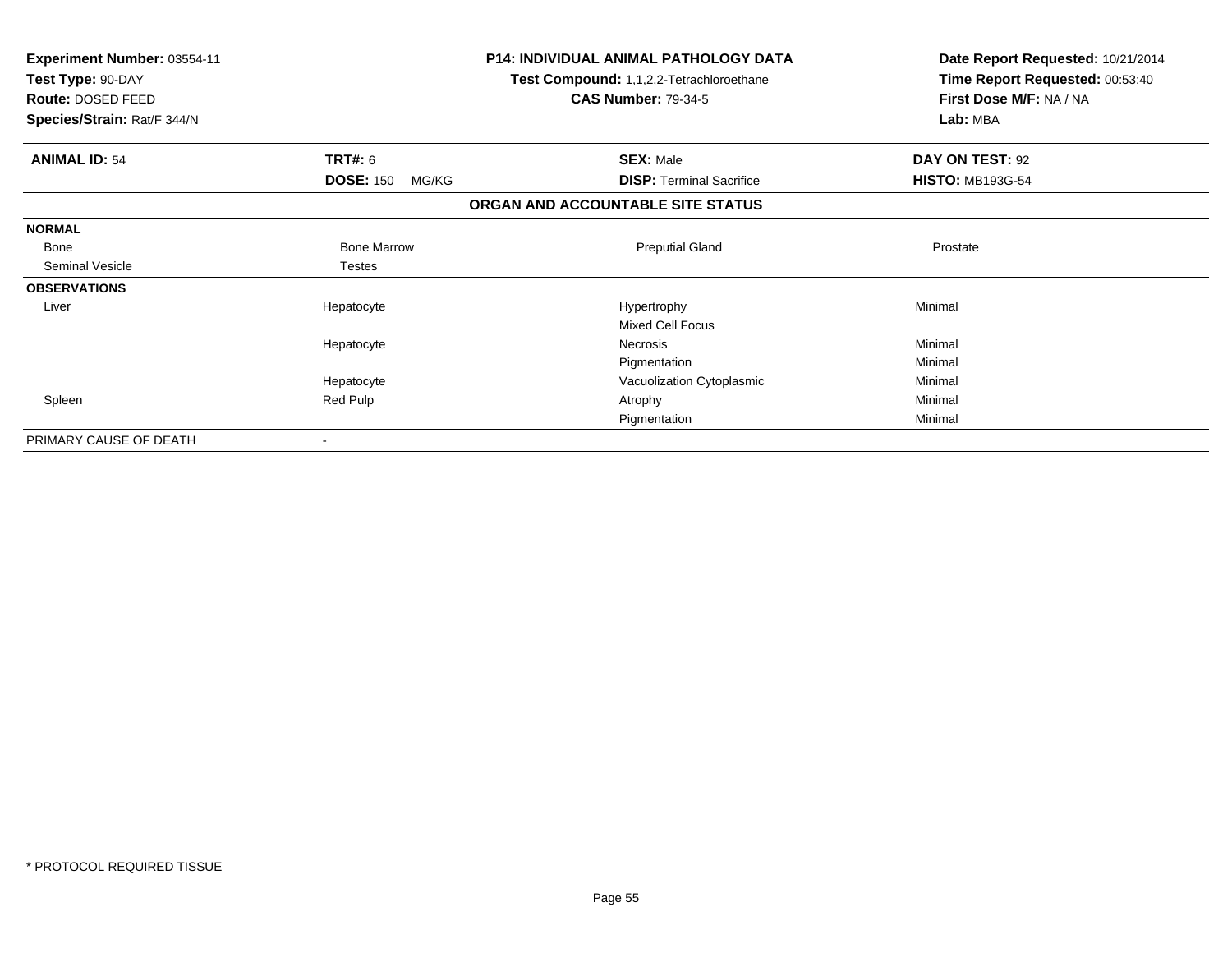**Experiment Number:** 03554-11
**Test Type:** 90-DAY
**Route:** DOSED FEED
**Species/Strain:** Rat/F 344/N

**P14: INDIVIDUAL ANIMAL PATHOLOGY DATA**
**Test Compound:** 1,1,2,2-Tetrachloroethane
**CAS Number:** 79-34-5

**Date Report Requested:** 10/21/2014
**Time Report Requested:** 00:53:40
**First Dose M/F:** NA / NA
**Lab:** MBA

| **ANIMAL ID:** 54 | **TRT#:** 6 | **SEX:** Male | **DAY ON TEST:** 92 |
|---|---|---|---|
| | **DOSE:** 150 MG/KG | **DISP:** Terminal Sacrifice | **HISTO:** MB193G-54 |

**ORGAN AND ACCOUNTABLE SITE STATUS**

| | | | |
|---|---|---|---|
| **NORMAL** | | | |
| Bone | Bone Marrow | Preputial Gland | Prostate |
| Seminal Vesicle | Testes | | |
| **OBSERVATIONS** | | | |
| Liver | Hepatocyte | Hypertrophy | Minimal |
| | | Mixed Cell Focus | |
| | Hepatocyte | Necrosis | Minimal |
| | | Pigmentation | Minimal |
| | Hepatocyte | Vacuolization Cytoplasmic | Minimal |
| Spleen | Red Pulp | Atrophy | Minimal |
| | | Pigmentation | Minimal |
| PRIMARY CAUSE OF DEATH | - | | |

* PROTOCOL REQUIRED TISSUE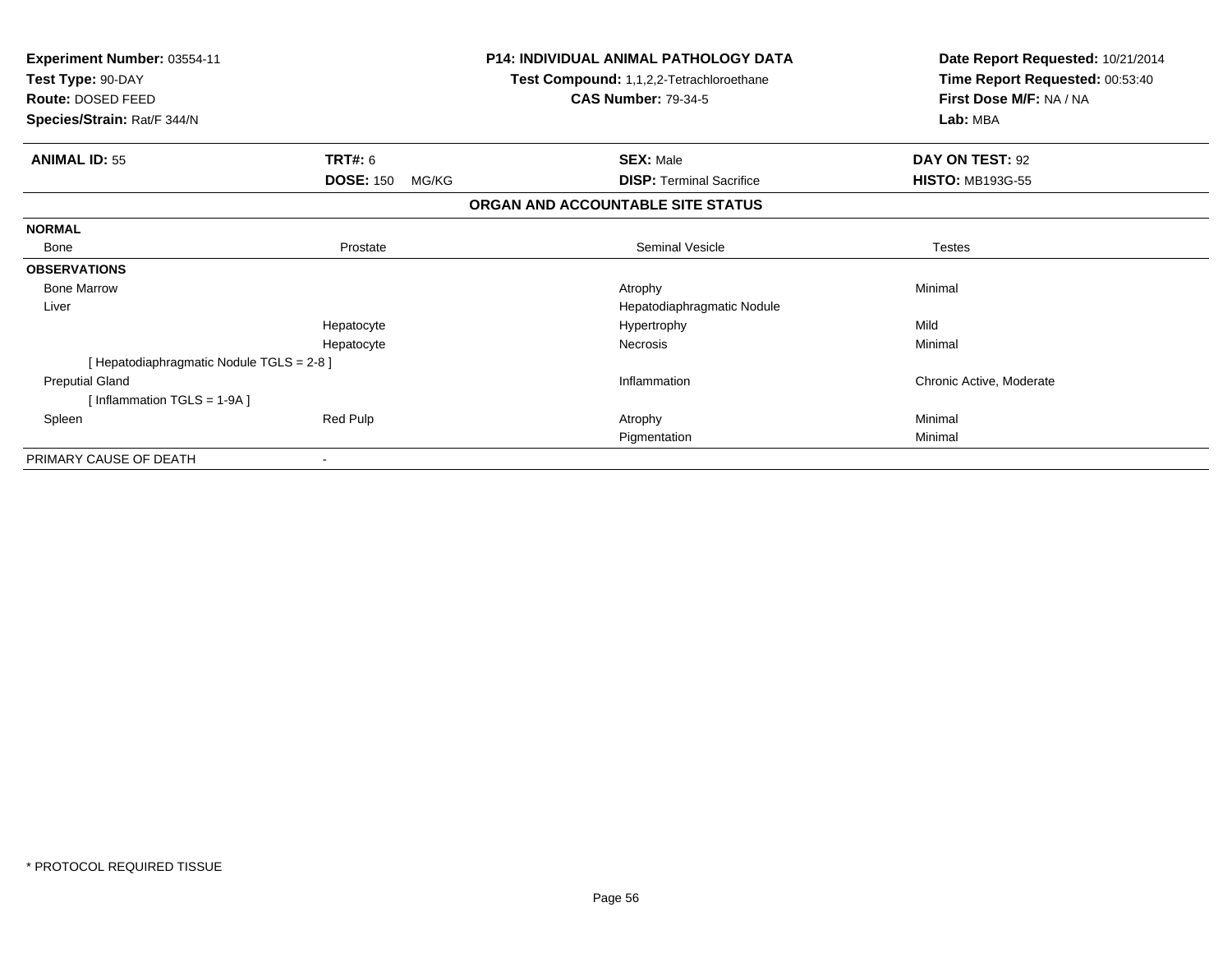**Experiment Number:** 03554-11
**Test Type:** 90-DAY
**Route:** DOSED FEED
**Species/Strain:** Rat/F 344/N

**P14: INDIVIDUAL ANIMAL PATHOLOGY DATA**
**Test Compound:** 1,1,2,2-Tetrachloroethane
**CAS Number:** 79-34-5

**Date Report Requested:** 10/21/2014
**Time Report Requested:** 00:53:40
**First Dose M/F:** NA / NA
**Lab:** MBA

| **ANIMAL ID:** 55 | **TRT#:** 6 | **SEX:** Male | **DAY ON TEST:** 92 |
|---|---|---|---|
| | **DOSE:** 150 MG/KG | **DISP:** Terminal Sacrifice | **HISTO:** MB193G-55 |

**ORGAN AND ACCOUNTABLE SITE STATUS**

| | | | |
|---|---|---|---|
| **NORMAL** | | | |
| Bone | Prostate | Seminal Vesicle | Testes |
| **OBSERVATIONS** | | | |
| Bone Marrow | | Atrophy | Minimal |
| Liver | | Hepatodiaphragmatic Nodule | |
| | Hepatocyte | Hypertrophy | Mild |
| | Hepatocyte | Necrosis | Minimal |
| [ Hepatodiaphragmatic Nodule TGLS = 2-8 ] | | | |
| Preputial Gland | | Inflammation | Chronic Active, Moderate |
| [ Inflammation TGLS = 1-9A ] | | | |
| Spleen | Red Pulp | Atrophy | Minimal |
| | | Pigmentation | Minimal |
| PRIMARY CAUSE OF DEATH | - | | |

* PROTOCOL REQUIRED TISSUE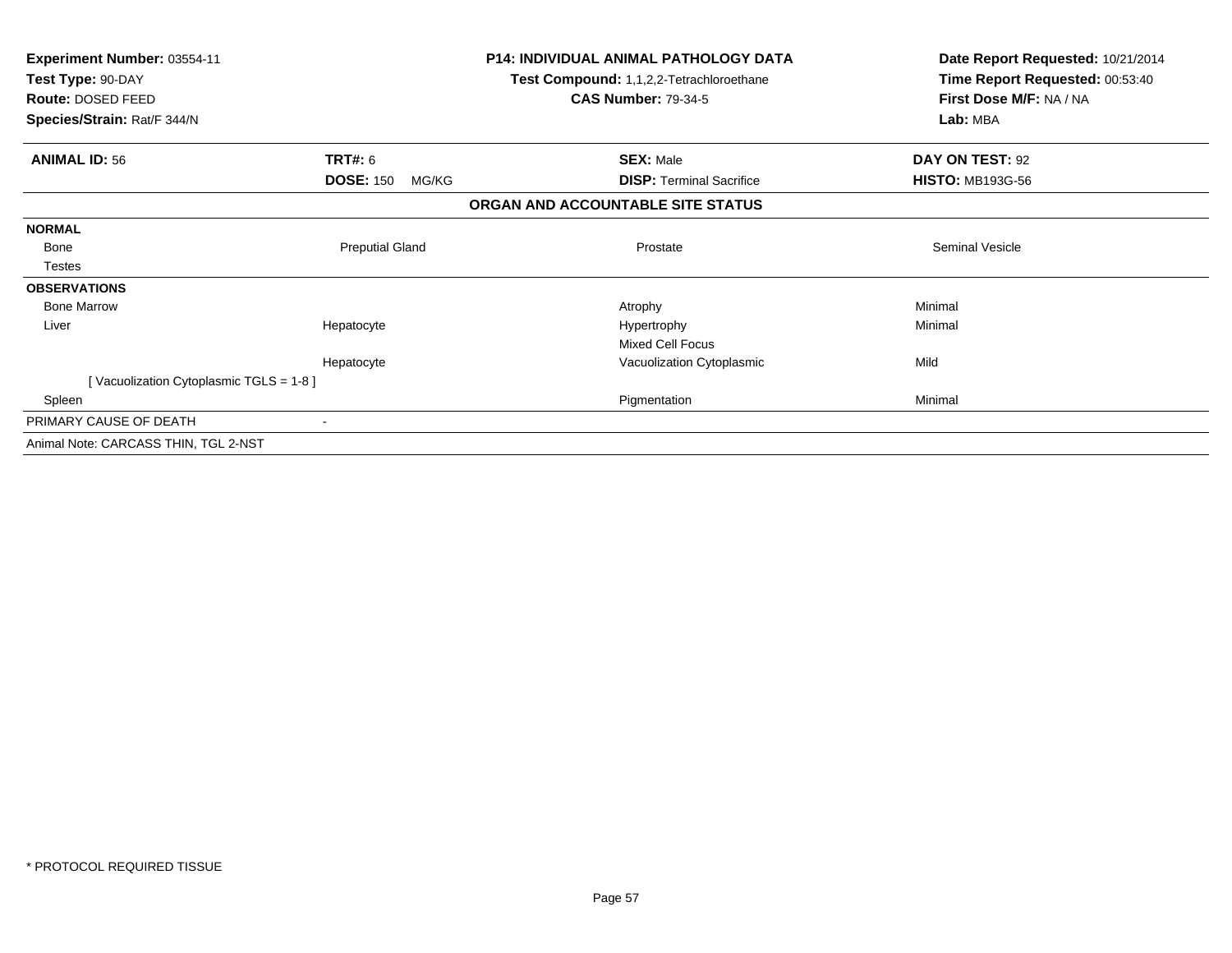**Experiment Number:** 03554-11
**Test Type:** 90-DAY
**Route:** DOSED FEED
**Species/Strain:** Rat/F 344/N

**P14: INDIVIDUAL ANIMAL PATHOLOGY DATA**
**Test Compound:** 1,1,2,2-Tetrachloroethane
**CAS Number:** 79-34-5

**Date Report Requested:** 10/21/2014
**Time Report Requested:** 00:53:40
**First Dose M/F:** NA / NA
**Lab:** MBA

| **ANIMAL ID:** 56 | **TRT#:** 6 | **SEX:** Male | **DAY ON TEST:** 92 |
|---|---|---|---|
| | **DOSE:** 150 MG/KG | **DISP:** Terminal Sacrifice | **HISTO:** MB193G-56 |

**ORGAN AND ACCOUNTABLE SITE STATUS**

| | | | |
|---|---|---|---|
| **NORMAL** | | | |
| Bone | Preputial Gland | Prostate | Seminal Vesicle |
| Testes | | | |
| **OBSERVATIONS** | | | |
| Bone Marrow | | Atrophy | Minimal |
| Liver | Hepatocyte | Hypertrophy | Minimal |
| | | Mixed Cell Focus | |
| | Hepatocyte | Vacuolization Cytoplasmic | Mild |
| [ Vacuolization Cytoplasmic TGLS = 1-8 ] | | | |
| Spleen | | Pigmentation | Minimal |
| PRIMARY CAUSE OF DEATH | - | | |
| Animal Note: CARCASS THIN, TGL 2-NST | | | |

* PROTOCOL REQUIRED TISSUE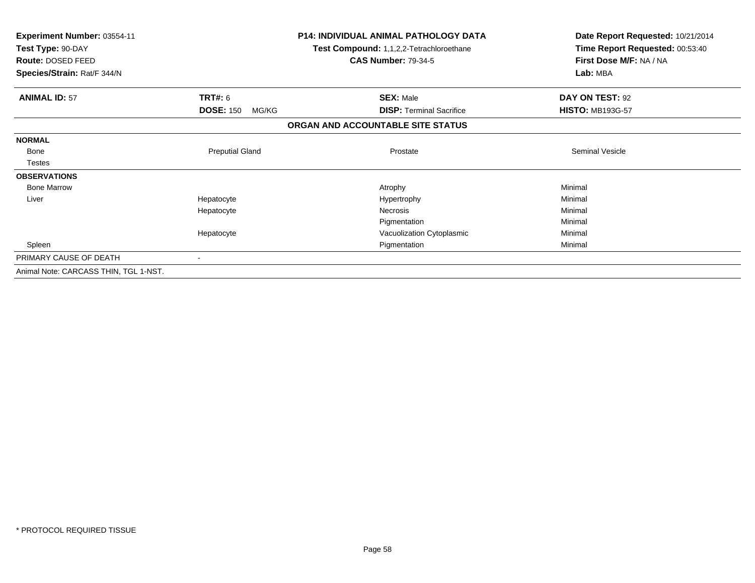**Experiment Number:** 03554-11
**Test Type:** 90-DAY
**Route:** DOSED FEED
**Species/Strain:** Rat/F 344/N

**P14: INDIVIDUAL ANIMAL PATHOLOGY DATA**
**Test Compound:** 1,1,2,2-Tetrachloroethane
**CAS Number:** 79-34-5

**Date Report Requested:** 10/21/2014
**Time Report Requested:** 00:53:40
**First Dose M/F:** NA / NA
**Lab:** MBA

| **ANIMAL ID:** 57 | **TRT#:** 6 | **SEX:** Male | **DAY ON TEST:** 92 |
|---|---|---|---|
| | **DOSE:** 150 MG/KG | **DISP:** Terminal Sacrifice | **HISTO:** MB193G-57 |

**ORGAN AND ACCOUNTABLE SITE STATUS**

| | | | |
|---|---|---|---|
| **NORMAL** | | | |
| Bone | Preputial Gland | Prostate | Seminal Vesicle |
| Testes | | | |
| **OBSERVATIONS** | | | |
| Bone Marrow | | Atrophy | Minimal |
| Liver | Hepatocyte | Hypertrophy | Minimal |
| | Hepatocyte | Necrosis | Minimal |
| | | Pigmentation | Minimal |
| | Hepatocyte | Vacuolization Cytoplasmic | Minimal |
| Spleen | | Pigmentation | Minimal |
| PRIMARY CAUSE OF DEATH | - | | |

Animal Note: CARCASS THIN, TGL 1-NST.

\* PROTOCOL REQUIRED TISSUE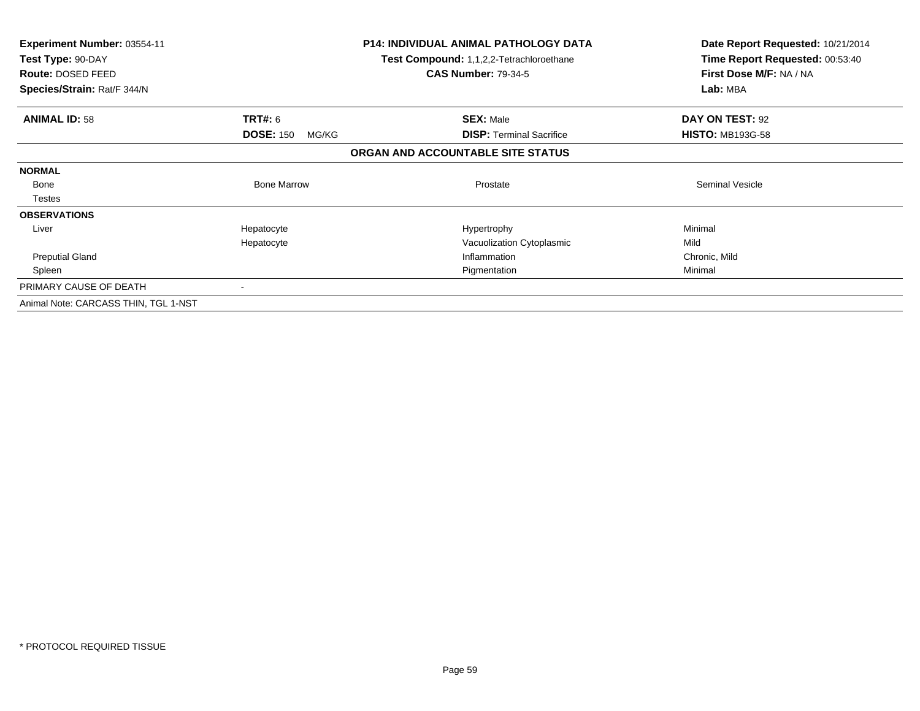**Experiment Number:** 03554-11
**Test Type:** 90-DAY
**Route:** DOSED FEED
**Species/Strain:** Rat/F 344/N

**P14: INDIVIDUAL ANIMAL PATHOLOGY DATA**
**Test Compound:** 1,1,2,2-Tetrachloroethane
**CAS Number:** 79-34-5

**Date Report Requested:** 10/21/2014
**Time Report Requested:** 00:53:40
**First Dose M/F:** NA / NA
**Lab:** MBA

| **ANIMAL ID:** 58 | **TRT#:** 6 | **SEX:** Male | **DAY ON TEST:** 92 |
|---|---|---|---|
| | **DOSE:** 150 MG/KG | **DISP:** Terminal Sacrifice | **HISTO:** MB193G-58 |

**ORGAN AND ACCOUNTABLE SITE STATUS**

| | | | |
|---|---|---|---|
| **NORMAL** | | | |
| Bone | Bone Marrow | Prostate | Seminal Vesicle |
| Testes | | | |
| **OBSERVATIONS** | | | |
| Liver | Hepatocyte | Hypertrophy | Minimal |
| | Hepatocyte | Vacuolization Cytoplasmic | Mild |
| Preputial Gland | | Inflammation | Chronic, Mild |
| Spleen | | Pigmentation | Minimal |
| PRIMARY CAUSE OF DEATH | - | | |
| Animal Note: CARCASS THIN, TGL 1-NST | | | |

* PROTOCOL REQUIRED TISSUE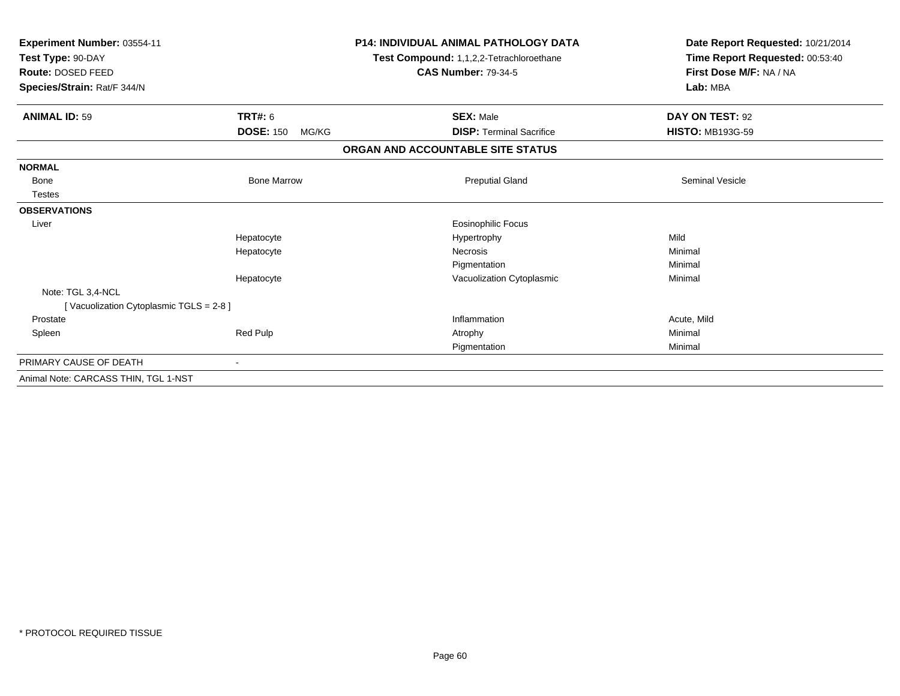**Experiment Number:** 03554-11
**Test Type:** 90-DAY
**Route:** DOSED FEED
**Species/Strain:** Rat/F 344/N

**P14: INDIVIDUAL ANIMAL PATHOLOGY DATA**
**Test Compound:** 1,1,2,2-Tetrachloroethane
**CAS Number:** 79-34-5

**Date Report Requested:** 10/21/2014
**Time Report Requested:** 00:53:40
**First Dose M/F:** NA / NA
**Lab:** MBA

| **ANIMAL ID:** 59 | **TRT#:** 6 | **SEX:** Male | **DAY ON TEST:** 92 |
|---|---|---|---|
| | **DOSE:** 150 MG/KG | **DISP:** Terminal Sacrifice | **HISTO:** MB193G-59 |

**ORGAN AND ACCOUNTABLE SITE STATUS**

| | | | |
|---|---|---|---|
| **NORMAL** | | | |
| Bone | Bone Marrow | Preputial Gland | Seminal Vesicle |
| Testes | | | |
| **OBSERVATIONS** | | | |
| Liver | | Eosinophilic Focus | |
| | Hepatocyte | Hypertrophy | Mild |
| | Hepatocyte | Necrosis | Minimal |
| | | Pigmentation | Minimal |
| | Hepatocyte | Vacuolization Cytoplasmic | Minimal |
| Note: TGL 3,4-NCL | | | |
| [ Vacuolization Cytoplasmic TGLS = 2-8 ] | | | |
| Prostate | | Inflammation | Acute, Mild |
| Spleen | Red Pulp | Atrophy | Minimal |
| | | Pigmentation | Minimal |
| PRIMARY CAUSE OF DEATH | - | | |
| Animal Note: CARCASS THIN, TGL 1-NST | | | |

\* PROTOCOL REQUIRED TISSUE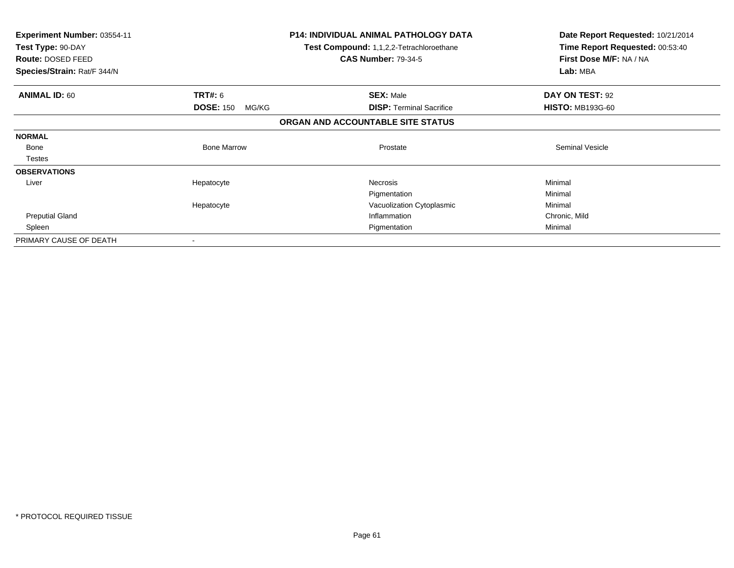**Experiment Number:** 03554-11
**Test Type:** 90-DAY
**Route:** DOSED FEED
**Species/Strain:** Rat/F 344/N

**P14: INDIVIDUAL ANIMAL PATHOLOGY DATA**
**Test Compound:** 1,1,2,2-Tetrachloroethane
**CAS Number:** 79-34-5

**Date Report Requested:** 10/21/2014
**Time Report Requested:** 00:53:40
**First Dose M/F:** NA / NA
**Lab:** MBA

| **ANIMAL ID:** 60 | **TRT#:** 6 | **SEX:** Male | **DAY ON TEST:** 92 |
|---|---|---|---|
| | **DOSE:** 150 MG/KG | **DISP:** Terminal Sacrifice | **HISTO:** MB193G-60 |

**ORGAN AND ACCOUNTABLE SITE STATUS**

| | | | |
|---|---|---|---|
| **NORMAL** | | | |
| Bone | Bone Marrow | Prostate | Seminal Vesicle |
| Testes | | | |
| **OBSERVATIONS** | | | |
| Liver | Hepatocyte | Necrosis | Minimal |
| | | Pigmentation | Minimal |
| | Hepatocyte | Vacuolization Cytoplasmic | Minimal |
| Preputial Gland | | Inflammation | Chronic, Mild |
| Spleen | | Pigmentation | Minimal |
| PRIMARY CAUSE OF DEATH | - | | |

\* PROTOCOL REQUIRED TISSUE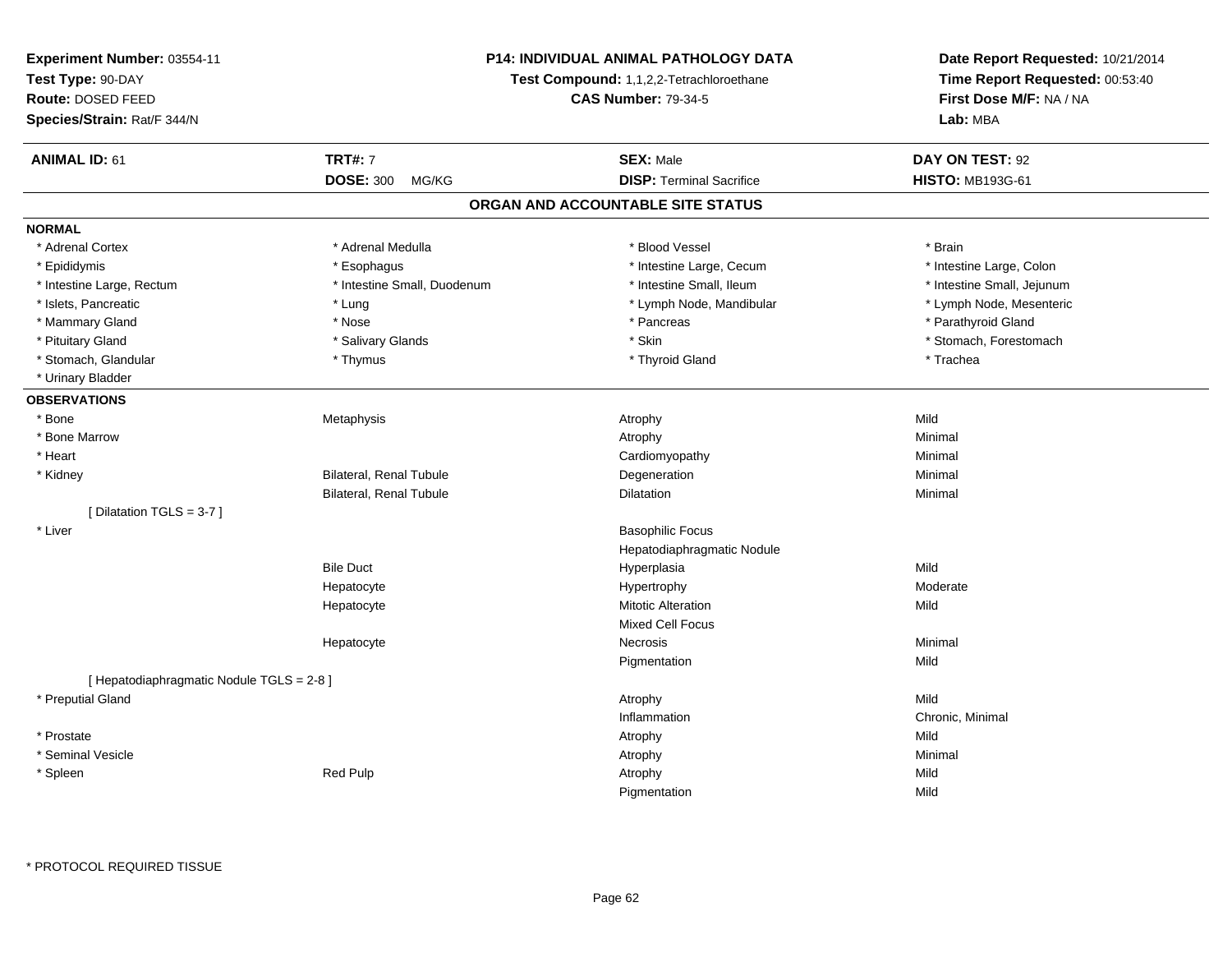**Experiment Number:** 03554-11
**Test Type:** 90-DAY
**Route:** DOSED FEED
**Species/Strain:** Rat/F 344/N

**P14: INDIVIDUAL ANIMAL PATHOLOGY DATA**
**Test Compound:** 1,1,2,2-Tetrachloroethane
**CAS Number:** 79-34-5

**Date Report Requested:** 10/21/2014
**Time Report Requested:** 00:53:40
**First Dose M/F:** NA / NA
**Lab:** MBA

| **ANIMAL ID:** 61 | **TRT#:** 7 | **SEX:** Male | **DAY ON TEST:** 92 |
|---|---|---|---|
| | **DOSE:** 300 MG/KG | **DISP:** Terminal Sacrifice | **HISTO:** MB193G-61 |

## ORGAN AND ACCOUNTABLE SITE STATUS

**NORMAL**

| | | | |
|---|---|---|---|
| * Adrenal Cortex | * Adrenal Medulla | * Blood Vessel | * Brain |
| * Epididymis | * Esophagus | * Intestine Large, Cecum | * Intestine Large, Colon |
| * Intestine Large, Rectum | * Intestine Small, Duodenum | * Intestine Small, Ileum | * Intestine Small, Jejunum |
| * Islets, Pancreatic | * Lung | * Lymph Node, Mandibular | * Lymph Node, Mesenteric |
| * Mammary Gland | * Nose | * Pancreas | * Parathyroid Gland |
| * Pituitary Gland | * Salivary Glands | * Skin | * Stomach, Forestomach |
| * Stomach, Glandular | * Thymus | * Thyroid Gland | * Trachea |
| * Urinary Bladder | | | |

**OBSERVATIONS**

| | | | |
|---|---|---|---|
| * Bone | Metaphysis | Atrophy | Mild |
| * Bone Marrow | | Atrophy | Minimal |
| * Heart | | Cardiomyopathy | Minimal |
| * Kidney | Bilateral, Renal Tubule | Degeneration | Minimal |
| | Bilateral, Renal Tubule | Dilatation | Minimal |
| [ Dilatation TGLS = 3-7 ] | | | |
| * Liver | | Basophilic Focus | |
| | | Hepatodiaphragmatic Nodule | |
| | Bile Duct | Hyperplasia | Mild |
| | Hepatocyte | Hypertrophy | Moderate |
| | Hepatocyte | Mitotic Alteration | Mild |
| | | Mixed Cell Focus | |
| | Hepatocyte | Necrosis | Minimal |
| | | Pigmentation | Mild |
| [ Hepatodiaphragmatic Nodule TGLS = 2-8 ] | | | |
| * Preputial Gland | | Atrophy | Mild |
| | | Inflammation | Chronic, Minimal |
| * Prostate | | Atrophy | Mild |
| * Seminal Vesicle | | Atrophy | Minimal |
| * Spleen | Red Pulp | Atrophy | Mild |
| | | Pigmentation | Mild |

* PROTOCOL REQUIRED TISSUE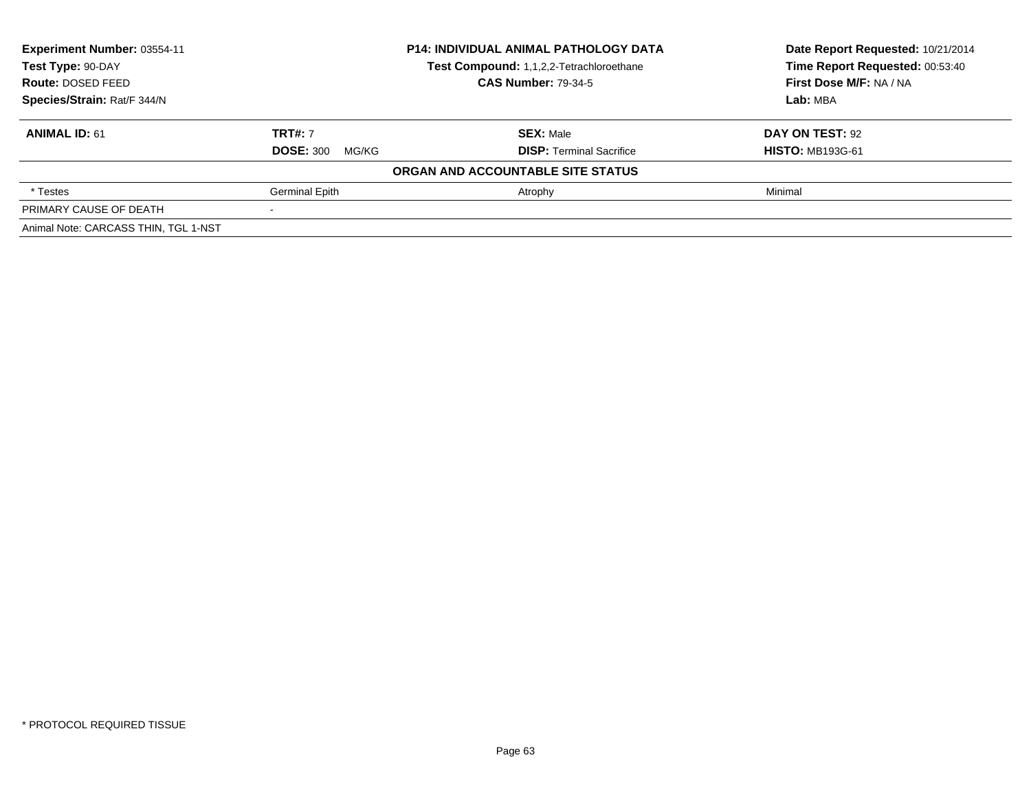| Experiment Number: 03554-11 | P14: INDIVIDUAL ANIMAL PATHOLOGY DATA | Date Report Requested: 10/21/2014 |
|---|---|---|
| Test Type: 90-DAY | Test Compound: 1,1,2,2-Tetrachloroethane | Time Report Requested: 00:53:40 |
| Route: DOSED FEED | CAS Number: 79-34-5 | First Dose M/F: NA / NA |
| Species/Strain: Rat/F 344/N | | Lab: MBA |

| ANIMAL ID: 61 | TRT#: 7 | SEX: Male | DAY ON TEST: 92 |
|---|---|---|---|
| | DOSE: 300 MG/KG | DISP: Terminal Sacrifice | HISTO: MB193G-61 |
| **ORGAN AND ACCOUNTABLE SITE STATUS** | | | |
| * Testes | Germinal Epith | Atrophy | Minimal |
| PRIMARY CAUSE OF DEATH | - | | |
| Animal Note: CARCASS THIN, TGL 1-NST | | | |

* PROTOCOL REQUIRED TISSUE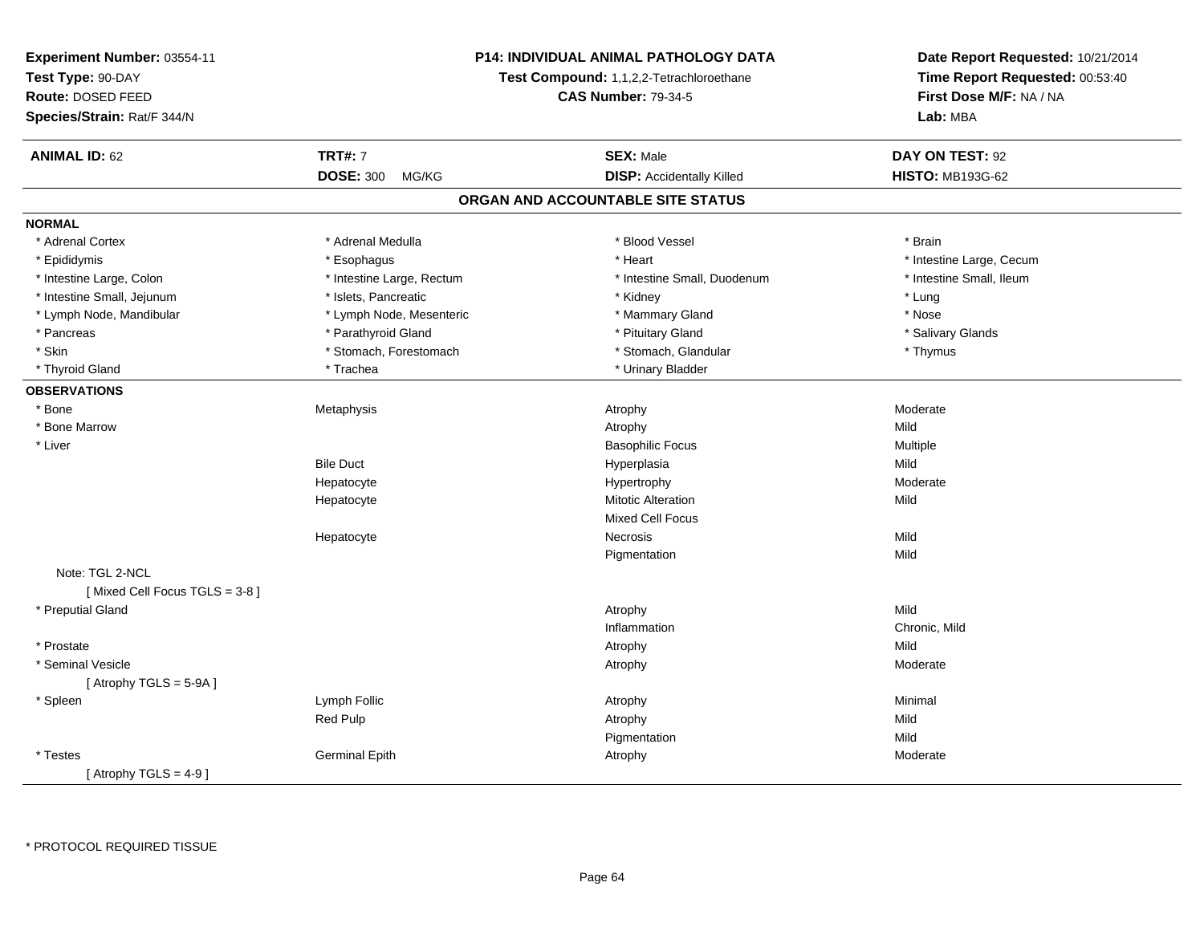**Experiment Number:** 03554-11
**Test Type:** 90-DAY
**Route:** DOSED FEED
**Species/Strain:** Rat/F 344/N

**P14: INDIVIDUAL ANIMAL PATHOLOGY DATA**
**Test Compound:** 1,1,2,2-Tetrachloroethane
**CAS Number:** 79-34-5

**Date Report Requested:** 10/21/2014
**Time Report Requested:** 00:53:40
**First Dose M/F:** NA / NA
**Lab:** MBA

| **ANIMAL ID:** 62 | **TRT#:** 7 | **SEX:** Male | **DAY ON TEST:** 92 |
|---|---|---|---|
| | **DOSE:** 300 MG/KG | **DISP:** Accidentally Killed | **HISTO:** MB193G-62 |

## ORGAN AND ACCOUNTABLE SITE STATUS

**NORMAL**

| | | | |
|---|---|---|---|
| * Adrenal Cortex | * Adrenal Medulla | * Blood Vessel | * Brain |
| * Epididymis | * Esophagus | * Heart | * Intestine Large, Cecum |
| * Intestine Large, Colon | * Intestine Large, Rectum | * Intestine Small, Duodenum | * Intestine Small, Ileum |
| * Intestine Small, Jejunum | * Islets, Pancreatic | * Kidney | * Lung |
| * Lymph Node, Mandibular | * Lymph Node, Mesenteric | * Mammary Gland | * Nose |
| * Pancreas | * Parathyroid Gland | * Pituitary Gland | * Salivary Glands |
| * Skin | * Stomach, Forestomach | * Stomach, Glandular | * Thymus |
| * Thyroid Gland | * Trachea | * Urinary Bladder | |

**OBSERVATIONS**

| | | | |
|---|---|---|---|
| * Bone | Metaphysis | Atrophy | Moderate |
| * Bone Marrow | | Atrophy | Mild |
| * Liver | | Basophilic Focus | Multiple |
| | Bile Duct | Hyperplasia | Mild |
| | Hepatocyte | Hypertrophy | Moderate |
| | Hepatocyte | Mitotic Alteration | Mild |
| | | Mixed Cell Focus | |
| | Hepatocyte | Necrosis | Mild |
| | | Pigmentation | Mild |
| Note: TGL 2-NCL | | | |
| [ Mixed Cell Focus TGLS = 3-8 ] | | | |
| * Preputial Gland | | Atrophy | Mild |
| | | Inflammation | Chronic, Mild |
| * Prostate | | Atrophy | Mild |
| * Seminal Vesicle | | Atrophy | Moderate |
| [ Atrophy TGLS = 5-9A ] | | | |
| * Spleen | Lymph Follic | Atrophy | Minimal |
| | Red Pulp | Atrophy | Mild |
| | | Pigmentation | Mild |
| * Testes | Germinal Epith | Atrophy | Moderate |
| [ Atrophy TGLS = 4-9 ] | | | |

* PROTOCOL REQUIRED TISSUE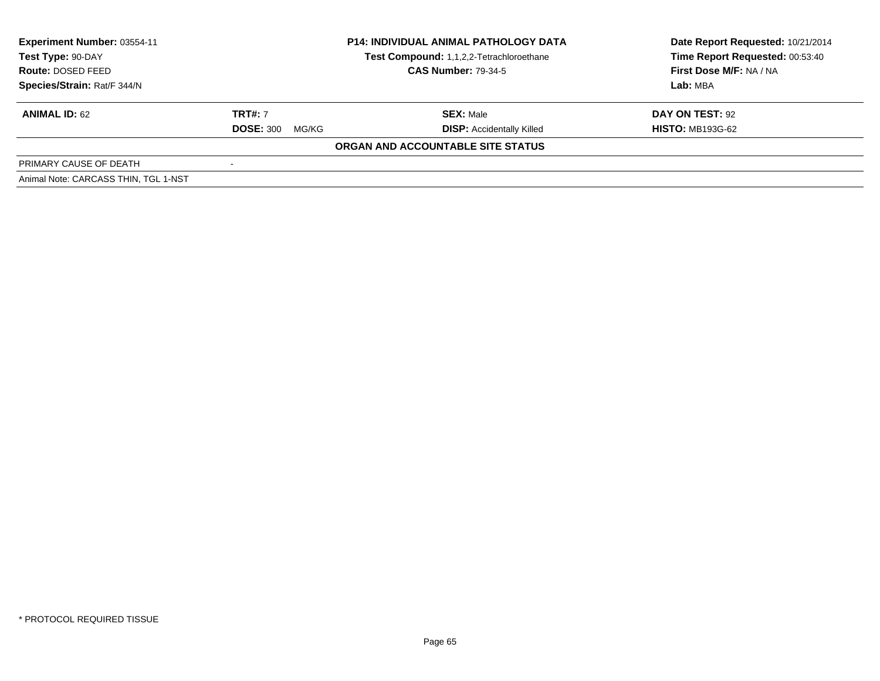| **Experiment Number:** 03554-11 | **P14: INDIVIDUAL ANIMAL PATHOLOGY DATA** | **Date Report Requested:** 10/21/2014 |
|---|---|---|
| **Test Type:** 90-DAY | **Test Compound:** 1,1,2,2-Tetrachloroethane | **Time Report Requested:** 00:53:40 |
| **Route:** DOSED FEED | **CAS Number:** 79-34-5 | **First Dose M/F:** NA / NA |
| **Species/Strain:** Rat/F 344/N | | **Lab:** MBA |

| **ANIMAL ID:** 62 | **TRT#:** 7 | **SEX:** Male | **DAY ON TEST:** 92 |
|---|---|---|---|
| | **DOSE:** 300 MG/KG | **DISP:** Accidentally Killed | **HISTO:** MB193G-62 |

**ORGAN AND ACCOUNTABLE SITE STATUS**

| PRIMARY CAUSE OF DEATH | - |
|---|---|

Animal Note: CARCASS THIN, TGL 1-NST

\* PROTOCOL REQUIRED TISSUE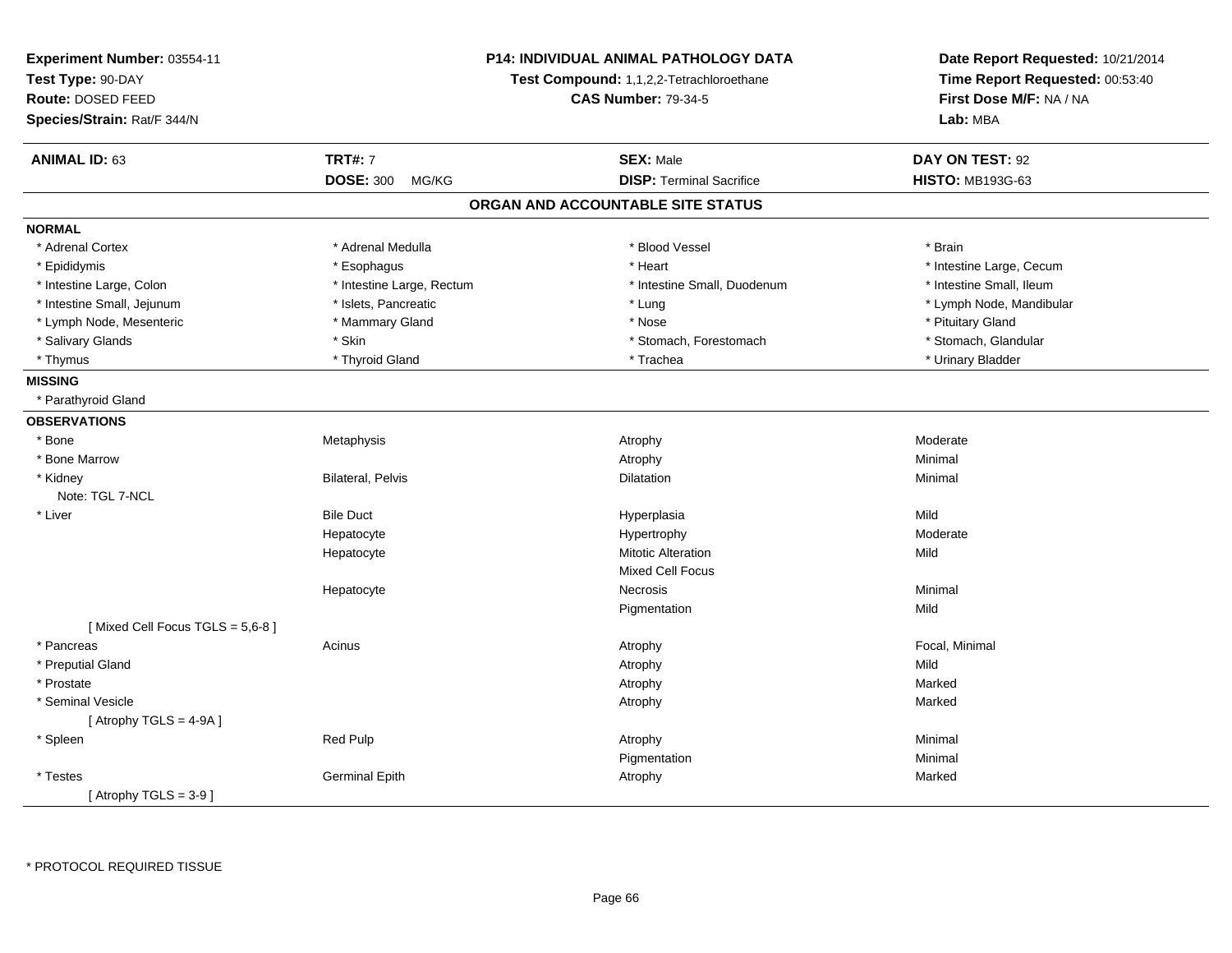**Experiment Number:** 03554-11
**Test Type:** 90-DAY
**Route:** DOSED FEED
**Species/Strain:** Rat/F 344/N

**P14: INDIVIDUAL ANIMAL PATHOLOGY DATA**
**Test Compound:** 1,1,2,2-Tetrachloroethane
**CAS Number:** 79-34-5

**Date Report Requested:** 10/21/2014
**Time Report Requested:** 00:53:40
**First Dose M/F:** NA / NA
**Lab:** MBA

| **ANIMAL ID:** 63 | **TRT#:** 7 | **SEX:** Male | **DAY ON TEST:** 92 |
|---|---|---|---|
| | **DOSE:** 300 MG/KG | **DISP:** Terminal Sacrifice | **HISTO:** MB193G-63 |

## ORGAN AND ACCOUNTABLE SITE STATUS

**NORMAL**

| | | | |
|---|---|---|---|
| * Adrenal Cortex | * Adrenal Medulla | * Blood Vessel | * Brain |
| * Epididymis | * Esophagus | * Heart | * Intestine Large, Cecum |
| * Intestine Large, Colon | * Intestine Large, Rectum | * Intestine Small, Duodenum | * Intestine Small, Ileum |
| * Intestine Small, Jejunum | * Islets, Pancreatic | * Lung | * Lymph Node, Mandibular |
| * Lymph Node, Mesenteric | * Mammary Gland | * Nose | * Pituitary Gland |
| * Salivary Glands | * Skin | * Stomach, Forestomach | * Stomach, Glandular |
| * Thymus | * Thyroid Gland | * Trachea | * Urinary Bladder |

**MISSING**

* Parathyroid Gland

**OBSERVATIONS**

| | | | |
|---|---|---|---|
| * Bone | Metaphysis | Atrophy | Moderate |
| * Bone Marrow | | Atrophy | Minimal |
| * Kidney | Bilateral, Pelvis | Dilatation | Minimal |
| Note: TGL 7-NCL | | | |
| * Liver | Bile Duct | Hyperplasia | Mild |
| | Hepatocyte | Hypertrophy | Moderate |
| | Hepatocyte | Mitotic Alteration | Mild |
| | | Mixed Cell Focus | |
| | Hepatocyte | Necrosis | Minimal |
| | | Pigmentation | Mild |
| [ Mixed Cell Focus TGLS = 5,6-8 ] | | | |
| * Pancreas | Acinus | Atrophy | Focal, Minimal |
| * Preputial Gland | | Atrophy | Mild |
| * Prostate | | Atrophy | Marked |
| * Seminal Vesicle | | Atrophy | Marked |
| [ Atrophy TGLS = 4-9A ] | | | |
| * Spleen | Red Pulp | Atrophy | Minimal |
| | | Pigmentation | Minimal |
| * Testes | Germinal Epith | Atrophy | Marked |
| [ Atrophy TGLS = 3-9 ] | | | |

* PROTOCOL REQUIRED TISSUE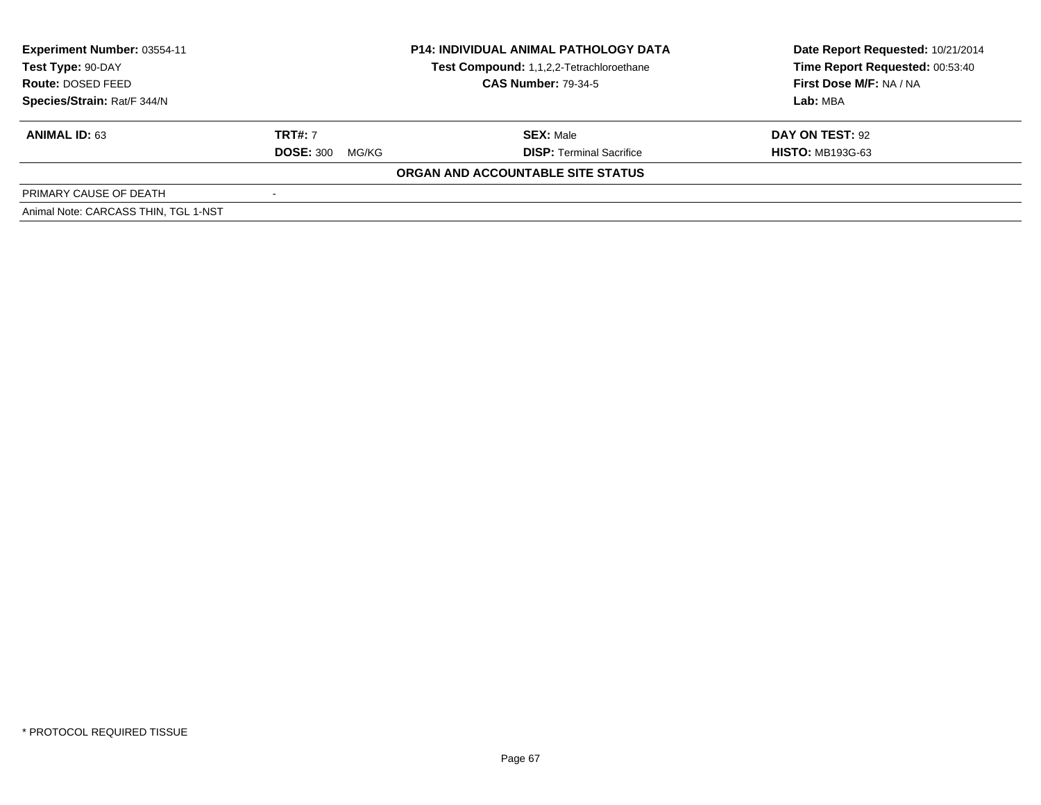**Experiment Number:** 03554-11
**Test Type:** 90-DAY
**Route:** DOSED FEED
**Species/Strain:** Rat/F 344/N

**P14: INDIVIDUAL ANIMAL PATHOLOGY DATA**
**Test Compound:** 1,1,2,2-Tetrachloroethane
**CAS Number:** 79-34-5

**Date Report Requested:** 10/21/2014
**Time Report Requested:** 00:53:40
**First Dose M/F:** NA / NA
**Lab:** MBA

| **ANIMAL ID:** 63 | **TRT#:** 7 | **SEX:** Male | **DAY ON TEST:** 92 |
|---|---|---|---|
| | **DOSE:** 300 MG/KG | **DISP:** Terminal Sacrifice | **HISTO:** MB193G-63 |

**ORGAN AND ACCOUNTABLE SITE STATUS**

| PRIMARY CAUSE OF DEATH | - |
|---|---|

Animal Note: CARCASS THIN, TGL 1-NST

* PROTOCOL REQUIRED TISSUE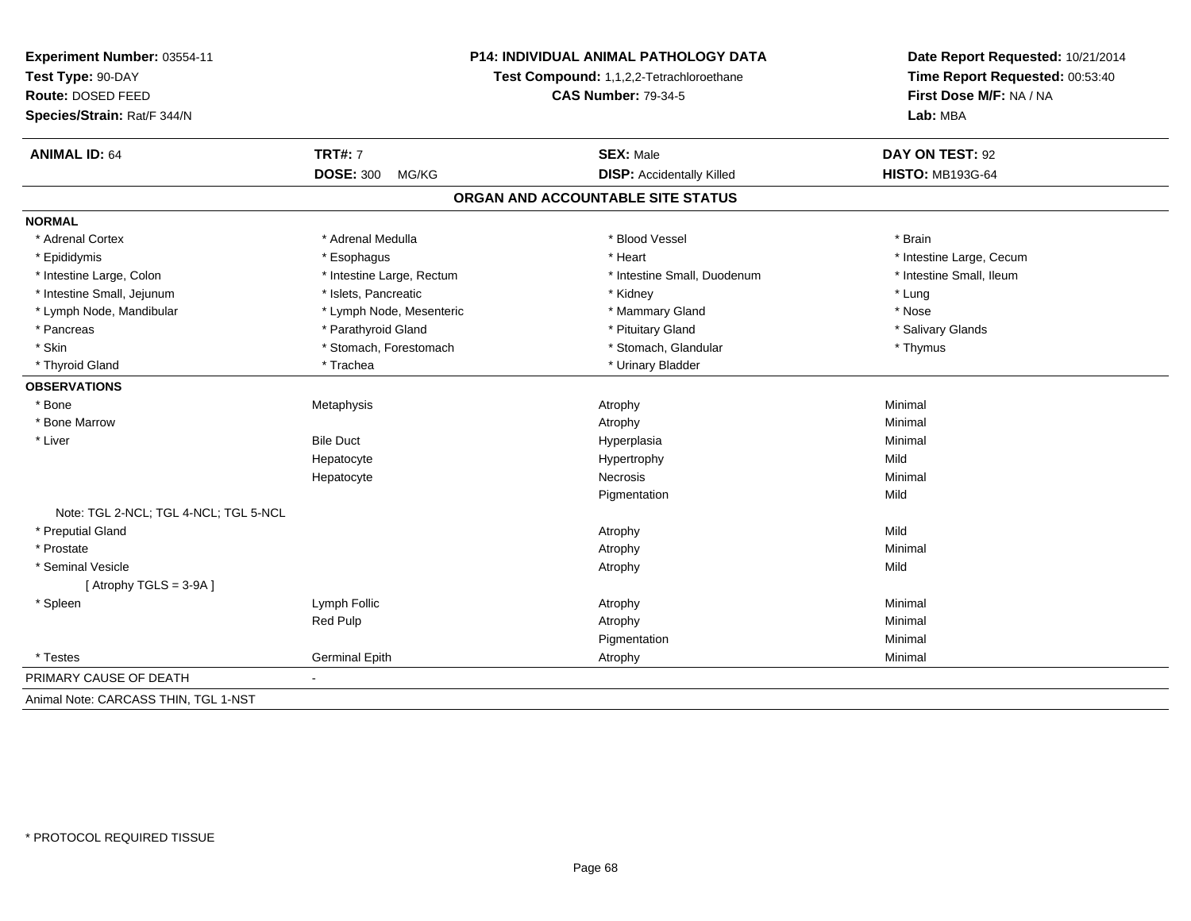**Experiment Number:** 03554-11
**Test Type:** 90-DAY
**Route:** DOSED FEED
**Species/Strain:** Rat/F 344/N

**P14: INDIVIDUAL ANIMAL PATHOLOGY DATA**
**Test Compound:** 1,1,2,2-Tetrachloroethane
**CAS Number:** 79-34-5

**Date Report Requested:** 10/21/2014
**Time Report Requested:** 00:53:40
**First Dose M/F:** NA / NA
**Lab:** MBA

| **ANIMAL ID:** 64 | **TRT#:** 7 | **SEX:** Male | **DAY ON TEST:** 92 |
|---|---|---|---|
| | **DOSE:** 300 MG/KG | **DISP:** Accidentally Killed | **HISTO:** MB193G-64 |

## ORGAN AND ACCOUNTABLE SITE STATUS

**NORMAL**

| | | | |
|---|---|---|---|
| * Adrenal Cortex | * Adrenal Medulla | * Blood Vessel | * Brain |
| * Epididymis | * Esophagus | * Heart | * Intestine Large, Cecum |
| * Intestine Large, Colon | * Intestine Large, Rectum | * Intestine Small, Duodenum | * Intestine Small, Ileum |
| * Intestine Small, Jejunum | * Islets, Pancreatic | * Kidney | * Lung |
| * Lymph Node, Mandibular | * Lymph Node, Mesenteric | * Mammary Gland | * Nose |
| * Pancreas | * Parathyroid Gland | * Pituitary Gland | * Salivary Glands |
| * Skin | * Stomach, Forestomach | * Stomach, Glandular | * Thymus |
| * Thyroid Gland | * Trachea | * Urinary Bladder | |

**OBSERVATIONS**

| | | | |
|---|---|---|---|
| * Bone | Metaphysis | Atrophy | Minimal |
| * Bone Marrow | | Atrophy | Minimal |
| * Liver | Bile Duct | Hyperplasia | Minimal |
| | Hepatocyte | Hypertrophy | Mild |
| | Hepatocyte | Necrosis | Minimal |
| | | Pigmentation | Mild |
| Note: TGL 2-NCL; TGL 4-NCL; TGL 5-NCL | | | |
| * Preputial Gland | | Atrophy | Mild |
| * Prostate | | Atrophy | Minimal |
| * Seminal Vesicle | | Atrophy | Mild |
| [ Atrophy TGLS = 3-9A ] | | | |
| * Spleen | Lymph Follic | Atrophy | Minimal |
| | Red Pulp | Atrophy | Minimal |
| | | Pigmentation | Minimal |
| * Testes | Germinal Epith | Atrophy | Minimal |

PRIMARY CAUSE OF DEATH -

Animal Note: CARCASS THIN, TGL 1-NST

* PROTOCOL REQUIRED TISSUE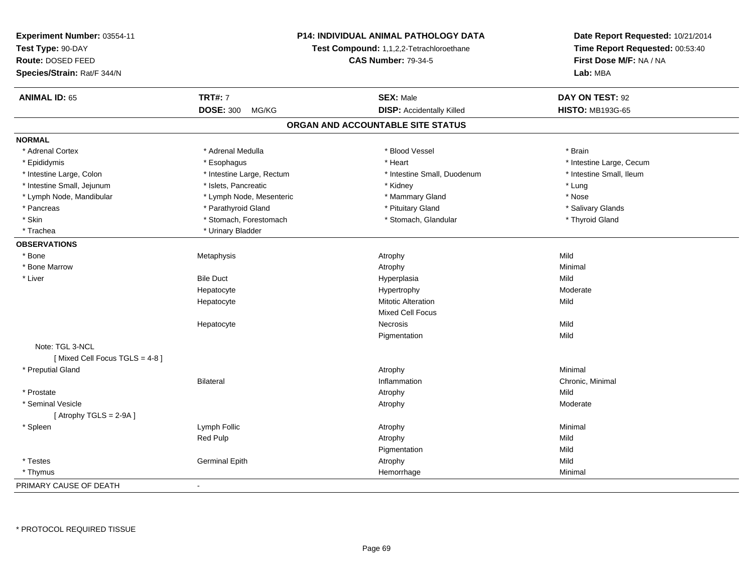**Experiment Number:** 03554-11
**Test Type:** 90-DAY
**Route:** DOSED FEED
**Species/Strain:** Rat/F 344/N

**P14: INDIVIDUAL ANIMAL PATHOLOGY DATA**
**Test Compound:** 1,1,2,2-Tetrachloroethane
**CAS Number:** 79-34-5

**Date Report Requested:** 10/21/2014
**Time Report Requested:** 00:53:40
**First Dose M/F:** NA / NA
**Lab:** MBA

| **ANIMAL ID:** 65 | **TRT#:** 7 | **SEX:** Male | **DAY ON TEST:** 92 |
|---|---|---|---|
| | **DOSE:** 300 MG/KG | **DISP:** Accidentally Killed | **HISTO:** MB193G-65 |

## ORGAN AND ACCOUNTABLE SITE STATUS

**NORMAL**

| | | | |
|---|---|---|---|
| * Adrenal Cortex | * Adrenal Medulla | * Blood Vessel | * Brain |
| * Epididymis | * Esophagus | * Heart | * Intestine Large, Cecum |
| * Intestine Large, Colon | * Intestine Large, Rectum | * Intestine Small, Duodenum | * Intestine Small, Ileum |
| * Intestine Small, Jejunum | * Islets, Pancreatic | * Kidney | * Lung |
| * Lymph Node, Mandibular | * Lymph Node, Mesenteric | * Mammary Gland | * Nose |
| * Pancreas | * Parathyroid Gland | * Pituitary Gland | * Salivary Glands |
| * Skin | * Stomach, Forestomach | * Stomach, Glandular | * Thyroid Gland |
| * Trachea | * Urinary Bladder | | |

**OBSERVATIONS**

| | | | |
|---|---|---|---|
| * Bone | Metaphysis | Atrophy | Mild |
| * Bone Marrow | | Atrophy | Minimal |
| * Liver | Bile Duct | Hyperplasia | Mild |
| | Hepatocyte | Hypertrophy | Moderate |
| | Hepatocyte | Mitotic Alteration | Mild |
| | | Mixed Cell Focus | |
| | Hepatocyte | Necrosis | Mild |
| | | Pigmentation | Mild |
| Note: TGL 3-NCL | | | |
| [ Mixed Cell Focus TGLS = 4-8 ] | | | |
| * Preputial Gland | | Atrophy | Minimal |
| | Bilateral | Inflammation | Chronic, Minimal |
| * Prostate | | Atrophy | Mild |
| * Seminal Vesicle | | Atrophy | Moderate |
| [ Atrophy TGLS = 2-9A ] | | | |
| * Spleen | Lymph Follic | Atrophy | Minimal |
| | Red Pulp | Atrophy | Mild |
| | | Pigmentation | Mild |
| * Testes | Germinal Epith | Atrophy | Mild |
| * Thymus | | Hemorrhage | Minimal |

PRIMARY CAUSE OF DEATH -

* PROTOCOL REQUIRED TISSUE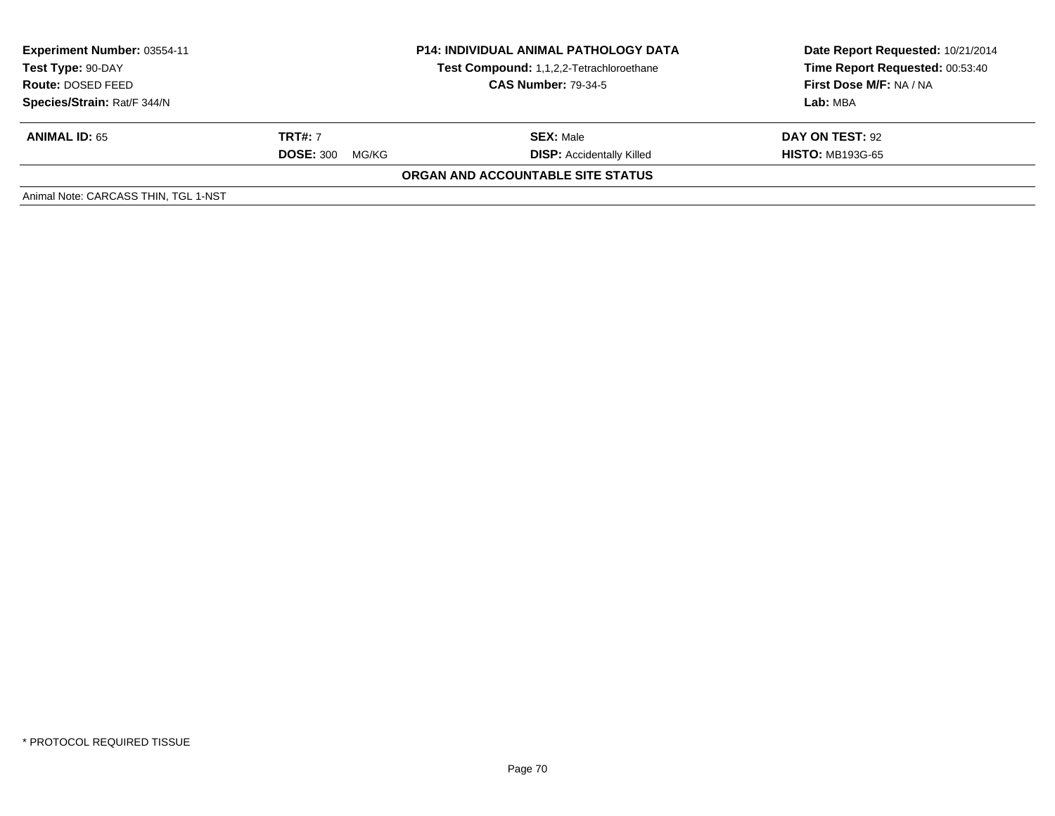| **Experiment Number:** 03554-11 | **P14: INDIVIDUAL ANIMAL PATHOLOGY DATA** | **Date Report Requested:** 10/21/2014 |
|---|---|---|
| **Test Type:** 90-DAY | **Test Compound:** 1,1,2,2-Tetrachloroethane | **Time Report Requested:** 00:53:40 |
| **Route:** DOSED FEED | **CAS Number:** 79-34-5 | **First Dose M/F:** NA / NA |
| **Species/Strain:** Rat/F 344/N | | **Lab:** MBA |

| **ANIMAL ID:** 65 | **TRT#:** 7 | **SEX:** Male | **DAY ON TEST:** 92 |
|---|---|---|---|
| | **DOSE:** 300 MG/KG | **DISP:** Accidentally Killed | **HISTO:** MB193G-65 |

**ORGAN AND ACCOUNTABLE SITE STATUS**

Animal Note: CARCASS THIN, TGL 1-NST

\* PROTOCOL REQUIRED TISSUE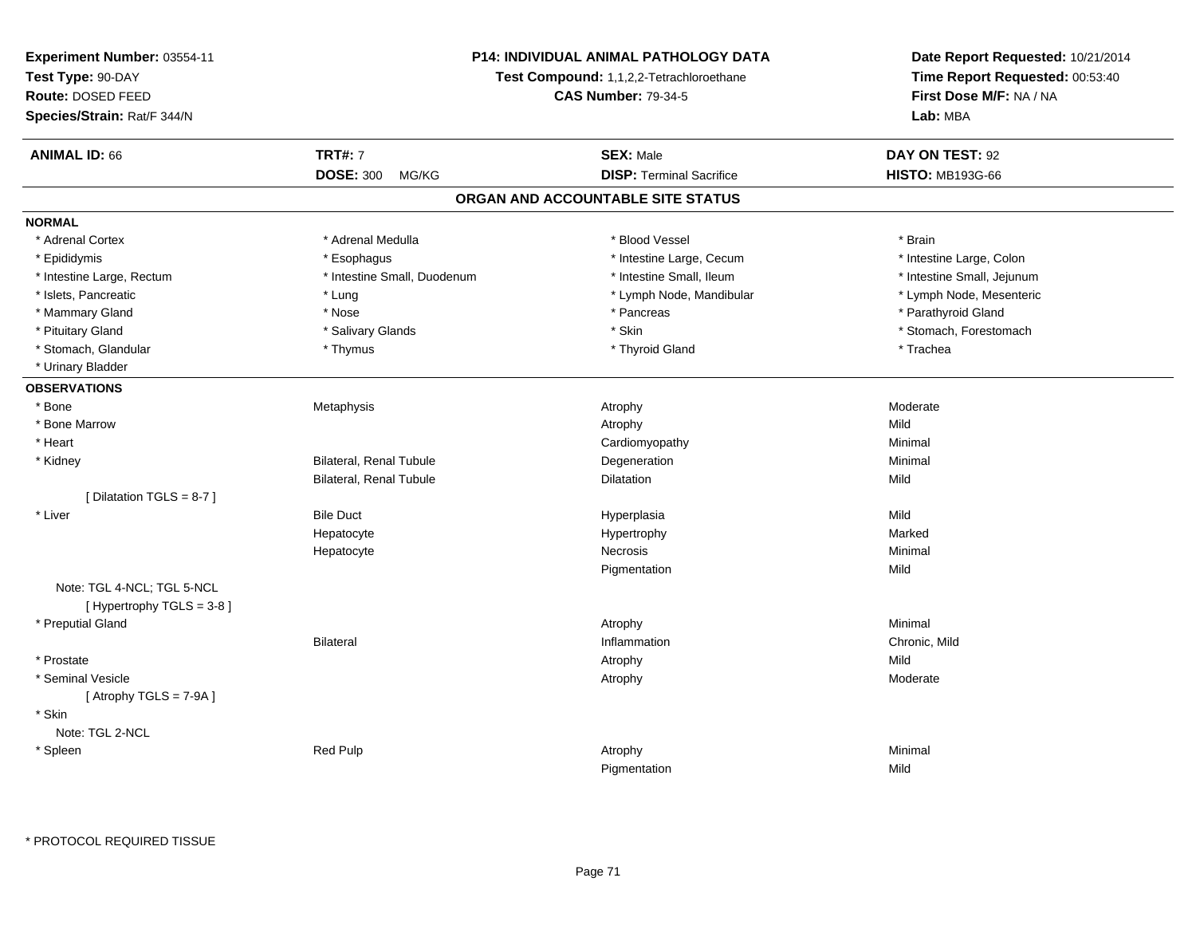**Experiment Number:** 03554-11
**Test Type:** 90-DAY
**Route:** DOSED FEED
**Species/Strain:** Rat/F 344/N

**P14: INDIVIDUAL ANIMAL PATHOLOGY DATA**
**Test Compound:** 1,1,2,2-Tetrachloroethane
**CAS Number:** 79-34-5

**Date Report Requested:** 10/21/2014
**Time Report Requested:** 00:53:40
**First Dose M/F:** NA / NA
**Lab:** MBA

| **ANIMAL ID:** 66 | **TRT#:** 7 | **SEX:** Male | **DAY ON TEST:** 92 |
|---|---|---|---|
| | **DOSE:** 300 MG/KG | **DISP:** Terminal Sacrifice | **HISTO:** MB193G-66 |

## ORGAN AND ACCOUNTABLE SITE STATUS

**NORMAL**

| | | | |
|---|---|---|---|
| * Adrenal Cortex | * Adrenal Medulla | * Blood Vessel | * Brain |
| * Epididymis | * Esophagus | * Intestine Large, Cecum | * Intestine Large, Colon |
| * Intestine Large, Rectum | * Intestine Small, Duodenum | * Intestine Small, Ileum | * Intestine Small, Jejunum |
| * Islets, Pancreatic | * Lung | * Lymph Node, Mandibular | * Lymph Node, Mesenteric |
| * Mammary Gland | * Nose | * Pancreas | * Parathyroid Gland |
| * Pituitary Gland | * Salivary Glands | * Skin | * Stomach, Forestomach |
| * Stomach, Glandular | * Thymus | * Thyroid Gland | * Trachea |
| * Urinary Bladder | | | |

**OBSERVATIONS**

| | | | |
|---|---|---|---|
| * Bone | Metaphysis | Atrophy | Moderate |
| * Bone Marrow | | Atrophy | Mild |
| * Heart | | Cardiomyopathy | Minimal |
| * Kidney | Bilateral, Renal Tubule | Degeneration | Minimal |
| | Bilateral, Renal Tubule | Dilatation | Mild |
| [ Dilatation TGLS = 8-7 ] | | | |
| * Liver | Bile Duct | Hyperplasia | Mild |
| | Hepatocyte | Hypertrophy | Marked |
| | Hepatocyte | Necrosis | Minimal |
| | | Pigmentation | Mild |
| Note: TGL 4-NCL; TGL 5-NCL | | | |
| [ Hypertrophy TGLS = 3-8 ] | | | |
| * Preputial Gland | | Atrophy | Minimal |
| | Bilateral | Inflammation | Chronic, Mild |
| * Prostate | | Atrophy | Mild |
| * Seminal Vesicle | | Atrophy | Moderate |
| [ Atrophy TGLS = 7-9A ] | | | |
| * Skin | | | |
| Note: TGL 2-NCL | | | |
| * Spleen | Red Pulp | Atrophy | Minimal |
| | | Pigmentation | Mild |

\* PROTOCOL REQUIRED TISSUE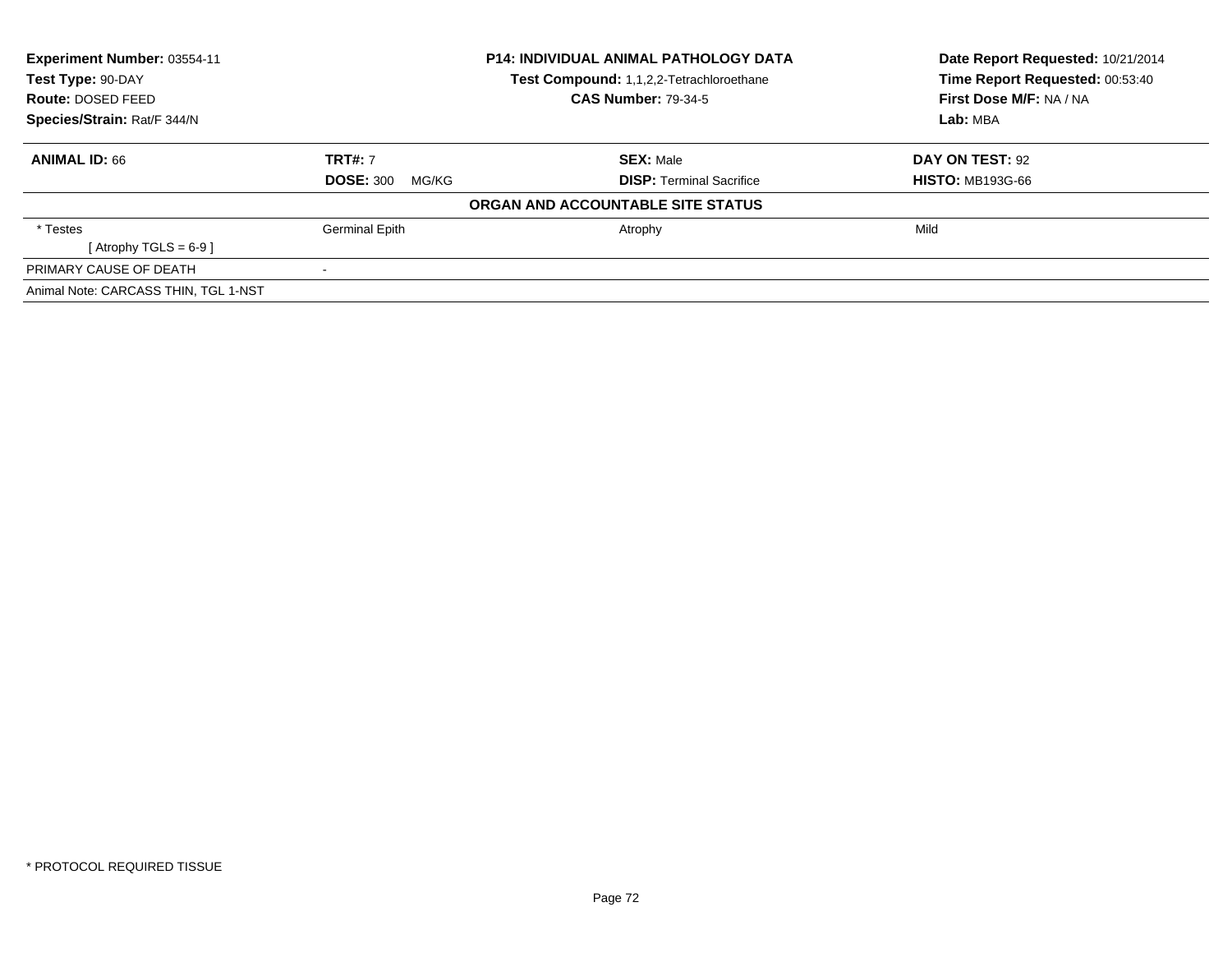| **Experiment Number:** 03554-11 | **P14: INDIVIDUAL ANIMAL PATHOLOGY DATA** | **Date Report Requested:** 10/21/2014 |
|---|---|---|
| **Test Type:** 90-DAY | **Test Compound:** 1,1,2,2-Tetrachloroethane | **Time Report Requested:** 00:53:40 |
| **Route:** DOSED FEED | **CAS Number:** 79-34-5 | **First Dose M/F:** NA / NA |
| **Species/Strain:** Rat/F 344/N | | **Lab:** MBA |

| **ANIMAL ID:** 66 | **TRT#:** 7 | **SEX:** Male | **DAY ON TEST:** 92 |
|---|---|---|---|
| | **DOSE:** 300 MG/KG | **DISP:** Terminal Sacrifice | **HISTO:** MB193G-66 |
| | | **ORGAN AND ACCOUNTABLE SITE STATUS** | |
| * Testes | Germinal Epith | Atrophy | Mild |
| [ Atrophy TGLS = 6-9 ] | | | |
| PRIMARY CAUSE OF DEATH | - | | |
| Animal Note: CARCASS THIN, TGL 1-NST | | | |

* PROTOCOL REQUIRED TISSUE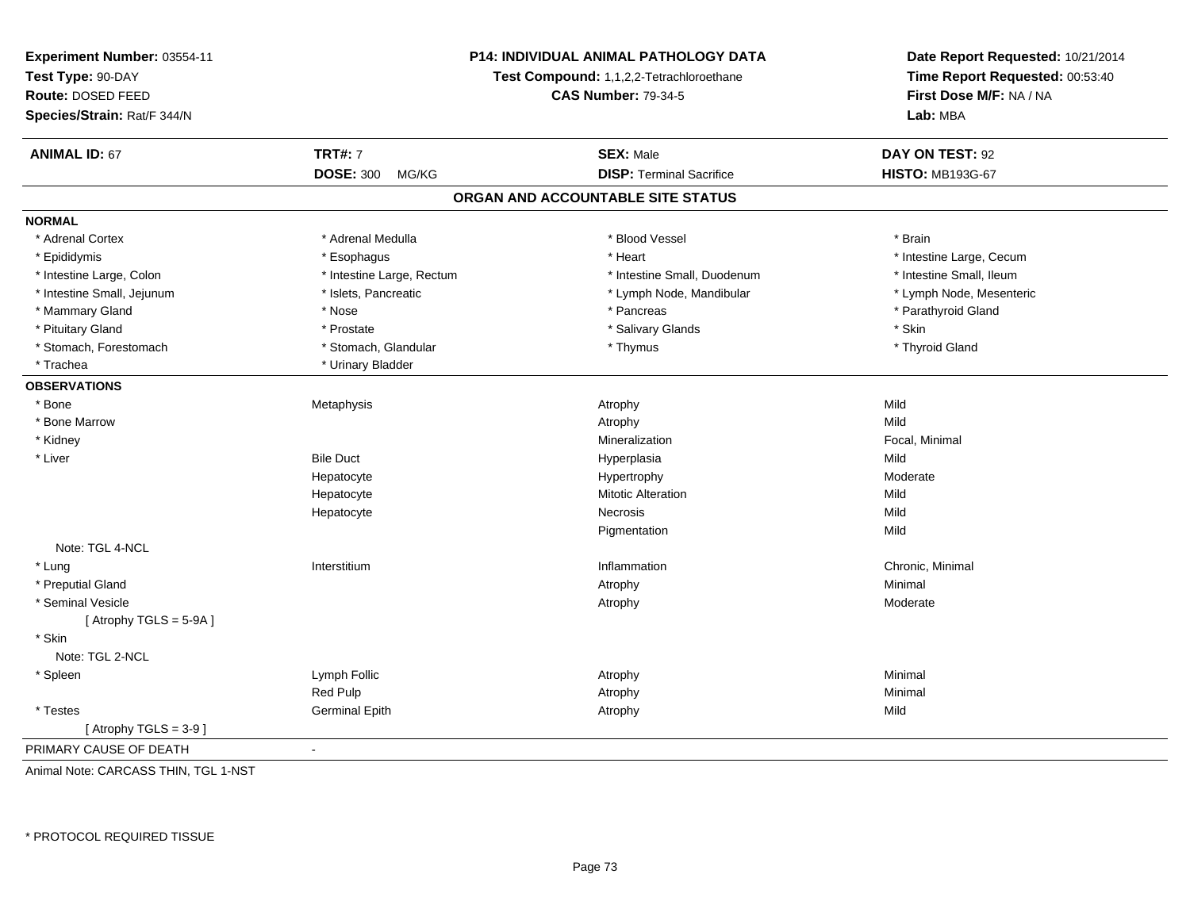**Experiment Number:** 03554-11
**Test Type:** 90-DAY
**Route:** DOSED FEED
**Species/Strain:** Rat/F 344/N

**P14: INDIVIDUAL ANIMAL PATHOLOGY DATA**
**Test Compound:** 1,1,2,2-Tetrachloroethane
**CAS Number:** 79-34-5

**Date Report Requested:** 10/21/2014
**Time Report Requested:** 00:53:40
**First Dose M/F:** NA / NA
**Lab:** MBA

| **ANIMAL ID:** 67 | **TRT#:** 7 | **SEX:** Male | **DAY ON TEST:** 92 |
|---|---|---|---|
| | **DOSE:** 300 MG/KG | **DISP:** Terminal Sacrifice | **HISTO:** MB193G-67 |

## ORGAN AND ACCOUNTABLE SITE STATUS

**NORMAL**

| | | | |
|---|---|---|---|
| * Adrenal Cortex | * Adrenal Medulla | * Blood Vessel | * Brain |
| * Epididymis | * Esophagus | * Heart | * Intestine Large, Cecum |
| * Intestine Large, Colon | * Intestine Large, Rectum | * Intestine Small, Duodenum | * Intestine Small, Ileum |
| * Intestine Small, Jejunum | * Islets, Pancreatic | * Lymph Node, Mandibular | * Lymph Node, Mesenteric |
| * Mammary Gland | * Nose | * Pancreas | * Parathyroid Gland |
| * Pituitary Gland | * Prostate | * Salivary Glands | * Skin |
| * Stomach, Forestomach | * Stomach, Glandular | * Thymus | * Thyroid Gland |
| * Trachea | * Urinary Bladder | | |

**OBSERVATIONS**

| | | | |
|---|---|---|---|
| * Bone | Metaphysis | Atrophy | Mild |
| * Bone Marrow | | Atrophy | Mild |
| * Kidney | | Mineralization | Focal, Minimal |
| * Liver | Bile Duct | Hyperplasia | Mild |
| | Hepatocyte | Hypertrophy | Moderate |
| | Hepatocyte | Mitotic Alteration | Mild |
| | Hepatocyte | Necrosis | Mild |
| | | Pigmentation | Mild |
| Note: TGL 4-NCL | | | |
| * Lung | Interstitium | Inflammation | Chronic, Minimal |
| * Preputial Gland | | Atrophy | Minimal |
| * Seminal Vesicle | | Atrophy | Moderate |
| [ Atrophy TGLS = 5-9A ] | | | |
| * Skin | | | |
| Note: TGL 2-NCL | | | |
| * Spleen | Lymph Follic | Atrophy | Minimal |
| | Red Pulp | Atrophy | Minimal |
| * Testes | Germinal Epith | Atrophy | Mild |
| [ Atrophy TGLS = 3-9 ] | | | |

PRIMARY CAUSE OF DEATH -

Animal Note: CARCASS THIN, TGL 1-NST

* PROTOCOL REQUIRED TISSUE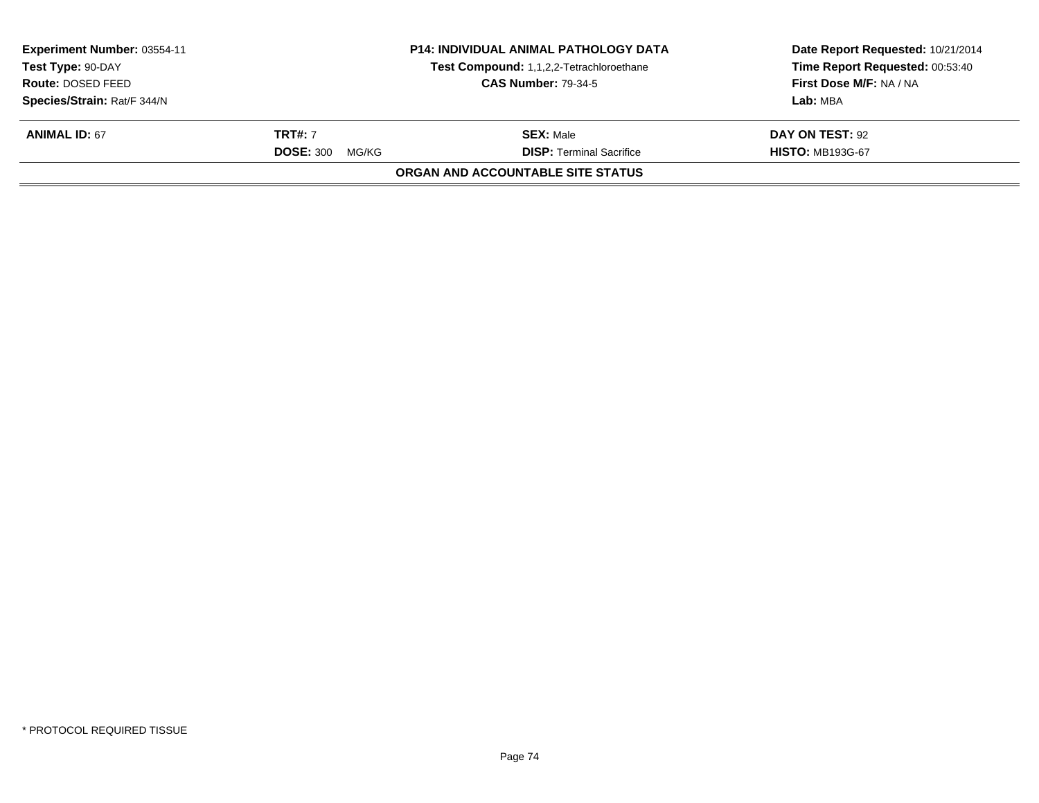| **Experiment Number:** 03554-11 | **P14: INDIVIDUAL ANIMAL PATHOLOGY DATA** | **Date Report Requested:** 10/21/2014 |
|---|---|---|
| **Test Type:** 90-DAY | **Test Compound:** 1,1,2,2-Tetrachloroethane | **Time Report Requested:** 00:53:40 |
| **Route:** DOSED FEED | **CAS Number:** 79-34-5 | **First Dose M/F:** NA / NA |
| **Species/Strain:** Rat/F 344/N | | **Lab:** MBA |

| **ANIMAL ID:** 67 | **TRT#:** 7 | **SEX:** Male | **DAY ON TEST:** 92 |
|---|---|---|---|
| | **DOSE:** 300 MG/KG | **DISP:** Terminal Sacrifice | **HISTO:** MB193G-67 |

**ORGAN AND ACCOUNTABLE SITE STATUS**

* PROTOCOL REQUIRED TISSUE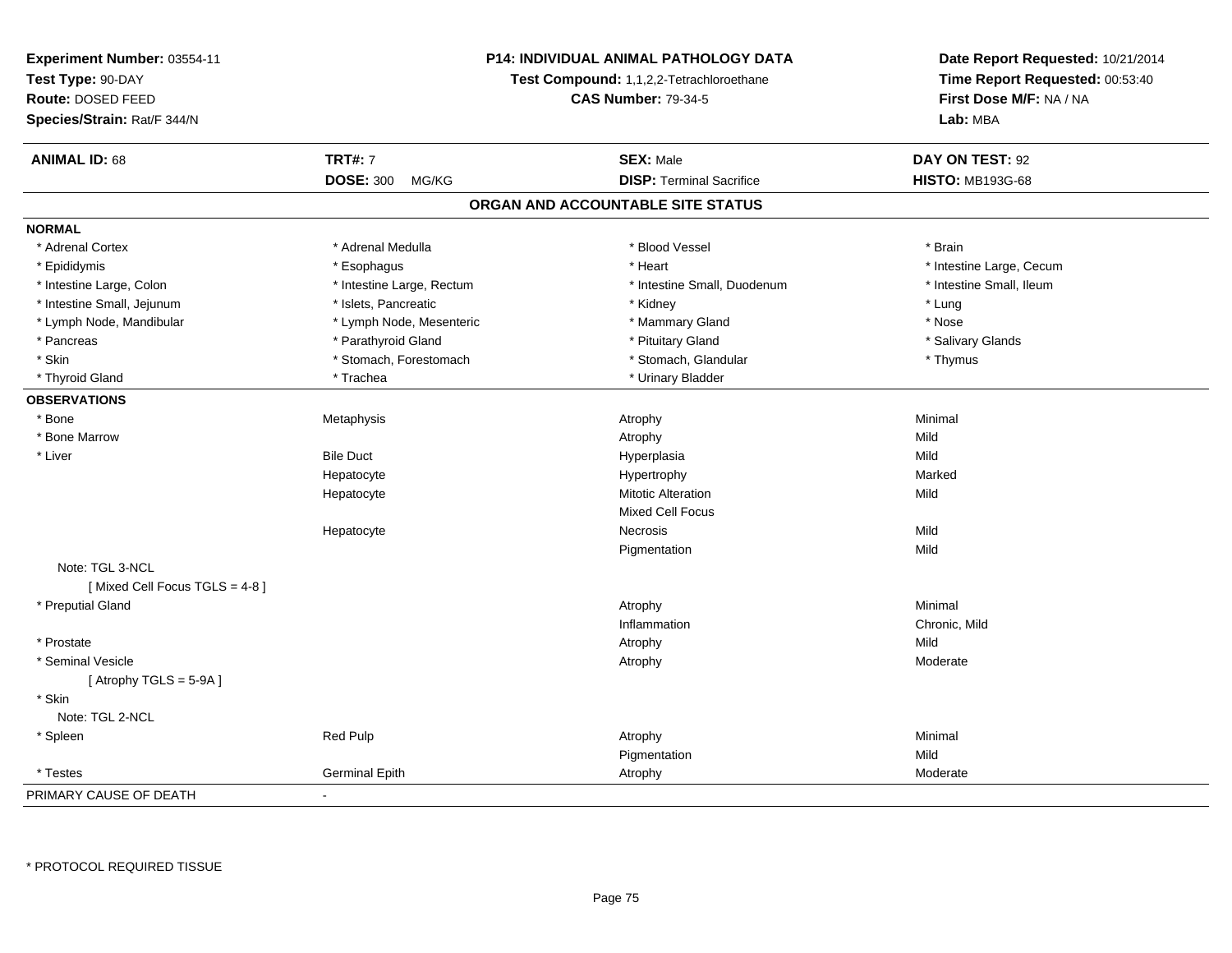**Experiment Number:** 03554-11
**Test Type:** 90-DAY
**Route:** DOSED FEED
**Species/Strain:** Rat/F 344/N

**P14: INDIVIDUAL ANIMAL PATHOLOGY DATA**
**Test Compound:** 1,1,2,2-Tetrachloroethane
**CAS Number:** 79-34-5

**Date Report Requested:** 10/21/2014
**Time Report Requested:** 00:53:40
**First Dose M/F:** NA / NA
**Lab:** MBA

| **ANIMAL ID:** 68 | **TRT#:** 7 | **SEX:** Male | **DAY ON TEST:** 92 |
|---|---|---|---|
| | **DOSE:** 300 MG/KG | **DISP:** Terminal Sacrifice | **HISTO:** MB193G-68 |

## ORGAN AND ACCOUNTABLE SITE STATUS

**NORMAL**

| | | | |
|---|---|---|---|
| * Adrenal Cortex | * Adrenal Medulla | * Blood Vessel | * Brain |
| * Epididymis | * Esophagus | * Heart | * Intestine Large, Cecum |
| * Intestine Large, Colon | * Intestine Large, Rectum | * Intestine Small, Duodenum | * Intestine Small, Ileum |
| * Intestine Small, Jejunum | * Islets, Pancreatic | * Kidney | * Lung |
| * Lymph Node, Mandibular | * Lymph Node, Mesenteric | * Mammary Gland | * Nose |
| * Pancreas | * Parathyroid Gland | * Pituitary Gland | * Salivary Glands |
| * Skin | * Stomach, Forestomach | * Stomach, Glandular | * Thymus |
| * Thyroid Gland | * Trachea | * Urinary Bladder | |

**OBSERVATIONS**

| | | | |
|---|---|---|---|
| * Bone | Metaphysis | Atrophy | Minimal |
| * Bone Marrow | | Atrophy | Mild |
| * Liver | Bile Duct | Hyperplasia | Mild |
| | Hepatocyte | Hypertrophy | Marked |
| | Hepatocyte | Mitotic Alteration | Mild |
| | | Mixed Cell Focus | |
| | Hepatocyte | Necrosis | Mild |
| | | Pigmentation | Mild |
| Note: TGL 3-NCL | | | |
| [ Mixed Cell Focus TGLS = 4-8 ] | | | |
| * Preputial Gland | | Atrophy | Minimal |
| | | Inflammation | Chronic, Mild |
| * Prostate | | Atrophy | Mild |
| * Seminal Vesicle | | Atrophy | Moderate |
| [ Atrophy TGLS = 5-9A ] | | | |
| * Skin | | | |
| Note: TGL 2-NCL | | | |
| * Spleen | Red Pulp | Atrophy | Minimal |
| | | Pigmentation | Mild |
| * Testes | Germinal Epith | Atrophy | Moderate |

PRIMARY CAUSE OF DEATH -

* PROTOCOL REQUIRED TISSUE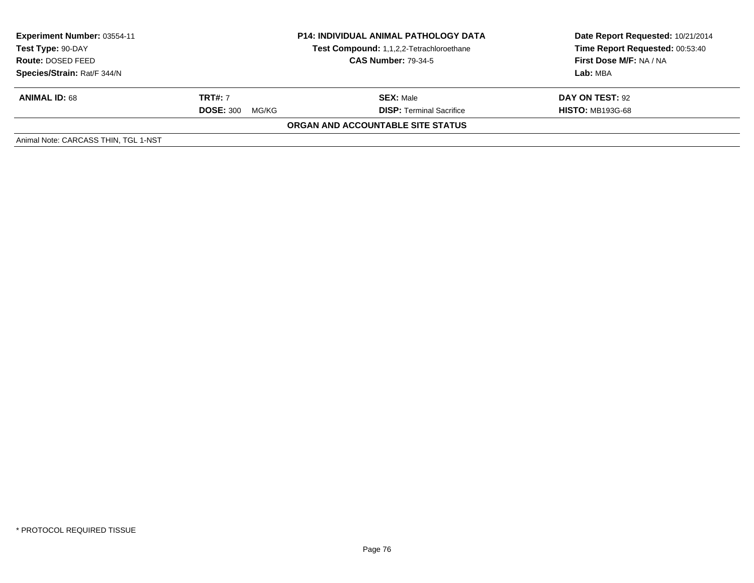| | | | |
|---|---|---|---|
| **Experiment Number:** 03554-11 | **P14: INDIVIDUAL ANIMAL PATHOLOGY DATA** | | **Date Report Requested:** 10/21/2014 |
| **Test Type:** 90-DAY | **Test Compound:** 1,1,2,2-Tetrachloroethane | | **Time Report Requested:** 00:53:40 |
| **Route:** DOSED FEED | **CAS Number:** 79-34-5 | | **First Dose M/F:** NA / NA |
| **Species/Strain:** Rat/F 344/N | | | **Lab:** MBA |

| | | | |
|---|---|---|---|
| **ANIMAL ID:** 68 | **TRT#:** 7 | **SEX:** Male | **DAY ON TEST:** 92 |
| | **DOSE:** 300 MG/KG | **DISP:** Terminal Sacrifice | **HISTO:** MB193G-68 |

**ORGAN AND ACCOUNTABLE SITE STATUS**

Animal Note: CARCASS THIN, TGL 1-NST

* PROTOCOL REQUIRED TISSUE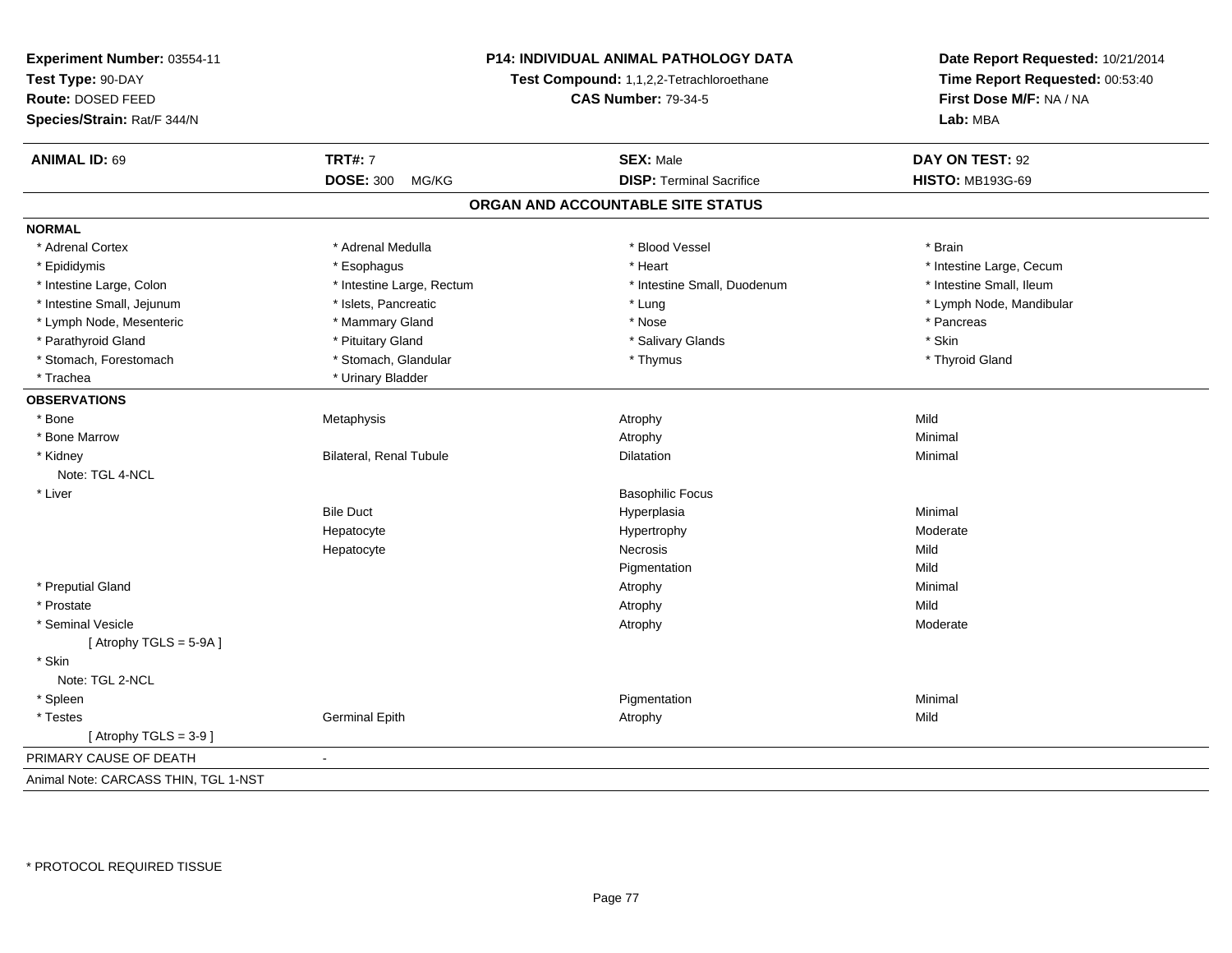**Experiment Number:** 03554-11
**Test Type:** 90-DAY
**Route:** DOSED FEED
**Species/Strain:** Rat/F 344/N

**P14: INDIVIDUAL ANIMAL PATHOLOGY DATA**
**Test Compound:** 1,1,2,2-Tetrachloroethane
**CAS Number:** 79-34-5

**Date Report Requested:** 10/21/2014
**Time Report Requested:** 00:53:40
**First Dose M/F:** NA / NA
**Lab:** MBA

| **ANIMAL ID:** 69 | **TRT#:** 7 | **SEX:** Male | **DAY ON TEST:** 92 |
|---|---|---|---|
| | **DOSE:** 300 MG/KG | **DISP:** Terminal Sacrifice | **HISTO:** MB193G-69 |

## ORGAN AND ACCOUNTABLE SITE STATUS

**NORMAL**

| | | | |
|---|---|---|---|
| * Adrenal Cortex | * Adrenal Medulla | * Blood Vessel | * Brain |
| * Epididymis | * Esophagus | * Heart | * Intestine Large, Cecum |
| * Intestine Large, Colon | * Intestine Large, Rectum | * Intestine Small, Duodenum | * Intestine Small, Ileum |
| * Intestine Small, Jejunum | * Islets, Pancreatic | * Lung | * Lymph Node, Mandibular |
| * Lymph Node, Mesenteric | * Mammary Gland | * Nose | * Pancreas |
| * Parathyroid Gland | * Pituitary Gland | * Salivary Glands | * Skin |
| * Stomach, Forestomach | * Stomach, Glandular | * Thymus | * Thyroid Gland |
| * Trachea | * Urinary Bladder | | |

**OBSERVATIONS**

| | | | |
|---|---|---|---|
| * Bone | Metaphysis | Atrophy | Mild |
| * Bone Marrow | | Atrophy | Minimal |
| * Kidney | Bilateral, Renal Tubule | Dilatation | Minimal |
| Note: TGL 4-NCL | | | |
| * Liver | | Basophilic Focus | |
| | Bile Duct | Hyperplasia | Minimal |
| | Hepatocyte | Hypertrophy | Moderate |
| | Hepatocyte | Necrosis | Mild |
| | | Pigmentation | Mild |
| * Preputial Gland | | Atrophy | Minimal |
| * Prostate | | Atrophy | Mild |
| * Seminal Vesicle | | Atrophy | Moderate |
| [ Atrophy TGLS = 5-9A ] | | | |
| * Skin | | | |
| Note: TGL 2-NCL | | | |
| * Spleen | | Pigmentation | Minimal |
| * Testes | Germinal Epith | Atrophy | Mild |
| [ Atrophy TGLS = 3-9 ] | | | |

PRIMARY CAUSE OF DEATH -

Animal Note: CARCASS THIN, TGL 1-NST

* PROTOCOL REQUIRED TISSUE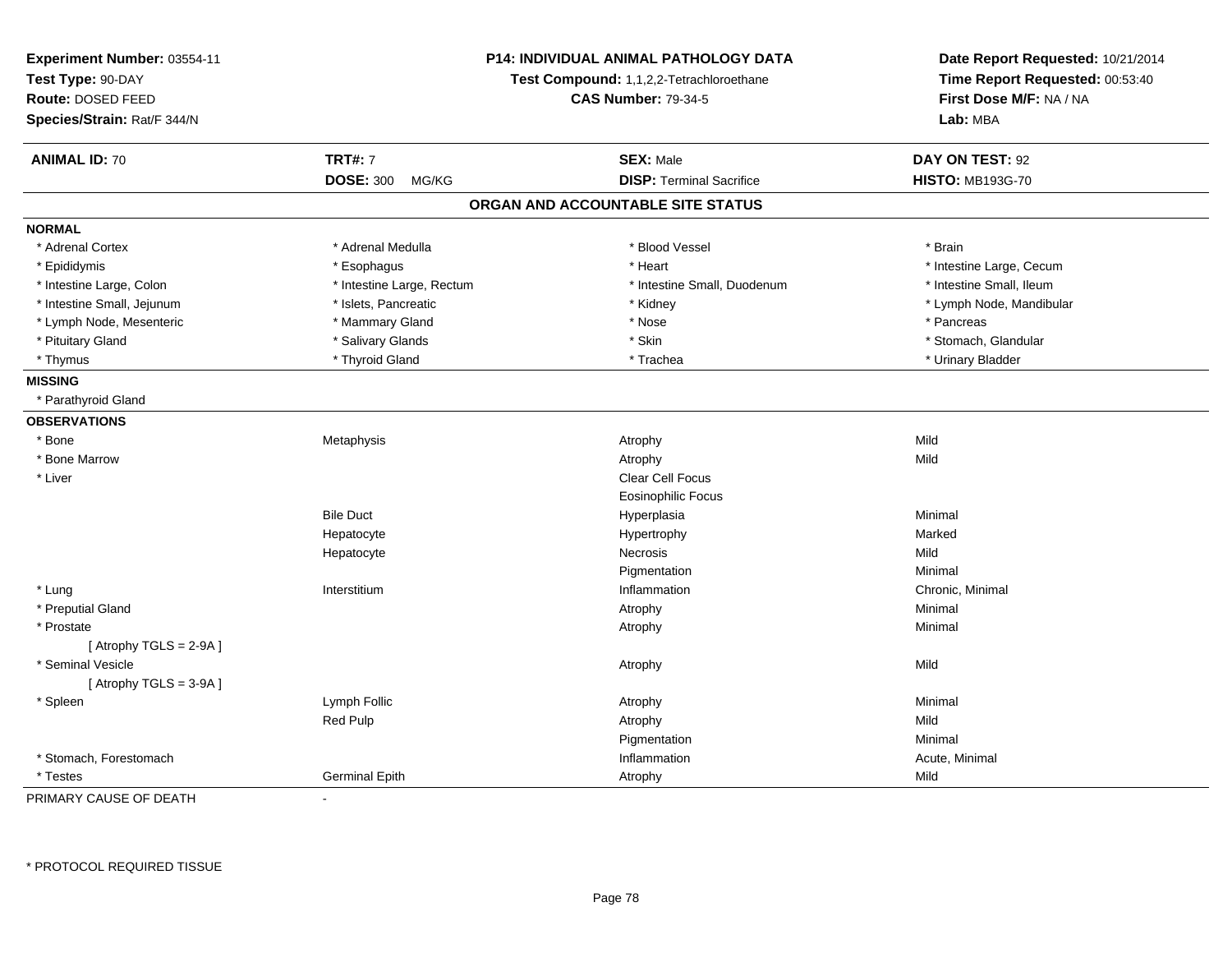**Experiment Number:** 03554-11
**Test Type:** 90-DAY
**Route:** DOSED FEED
**Species/Strain:** Rat/F 344/N

**P14: INDIVIDUAL ANIMAL PATHOLOGY DATA**
**Test Compound:** 1,1,2,2-Tetrachloroethane
**CAS Number:** 79-34-5

**Date Report Requested:** 10/21/2014
**Time Report Requested:** 00:53:40
**First Dose M/F:** NA / NA
**Lab:** MBA

| **ANIMAL ID:** 70 | **TRT#:** 7 | **SEX:** Male | **DAY ON TEST:** 92 |
|---|---|---|---|
| | **DOSE:** 300 MG/KG | **DISP:** Terminal Sacrifice | **HISTO:** MB193G-70 |

## ORGAN AND ACCOUNTABLE SITE STATUS

**NORMAL**

| | | | |
|---|---|---|---|
| * Adrenal Cortex | * Adrenal Medulla | * Blood Vessel | * Brain |
| * Epididymis | * Esophagus | * Heart | * Intestine Large, Cecum |
| * Intestine Large, Colon | * Intestine Large, Rectum | * Intestine Small, Duodenum | * Intestine Small, Ileum |
| * Intestine Small, Jejunum | * Islets, Pancreatic | * Kidney | * Lymph Node, Mandibular |
| * Lymph Node, Mesenteric | * Mammary Gland | * Nose | * Pancreas |
| * Pituitary Gland | * Salivary Glands | * Skin | * Stomach, Glandular |
| * Thymus | * Thyroid Gland | * Trachea | * Urinary Bladder |

**MISSING**

* Parathyroid Gland

**OBSERVATIONS**

| | | | |
|---|---|---|---|
| * Bone | Metaphysis | Atrophy | Mild |
| * Bone Marrow | | Atrophy | Mild |
| * Liver | | Clear Cell Focus | |
| | | Eosinophilic Focus | |
| | Bile Duct | Hyperplasia | Minimal |
| | Hepatocyte | Hypertrophy | Marked |
| | Hepatocyte | Necrosis | Mild |
| | | Pigmentation | Minimal |
| * Lung | Interstitium | Inflammation | Chronic, Minimal |
| * Preputial Gland | | Atrophy | Minimal |
| * Prostate | | Atrophy | Minimal |
| [ Atrophy TGLS = 2-9A ] | | | |
| * Seminal Vesicle | | Atrophy | Mild |
| [ Atrophy TGLS = 3-9A ] | | | |
| * Spleen | Lymph Follic | Atrophy | Minimal |
| | Red Pulp | Atrophy | Mild |
| | | Pigmentation | Minimal |
| * Stomach, Forestomach | | Inflammation | Acute, Minimal |
| * Testes | Germinal Epith | Atrophy | Mild |

PRIMARY CAUSE OF DEATH -

* PROTOCOL REQUIRED TISSUE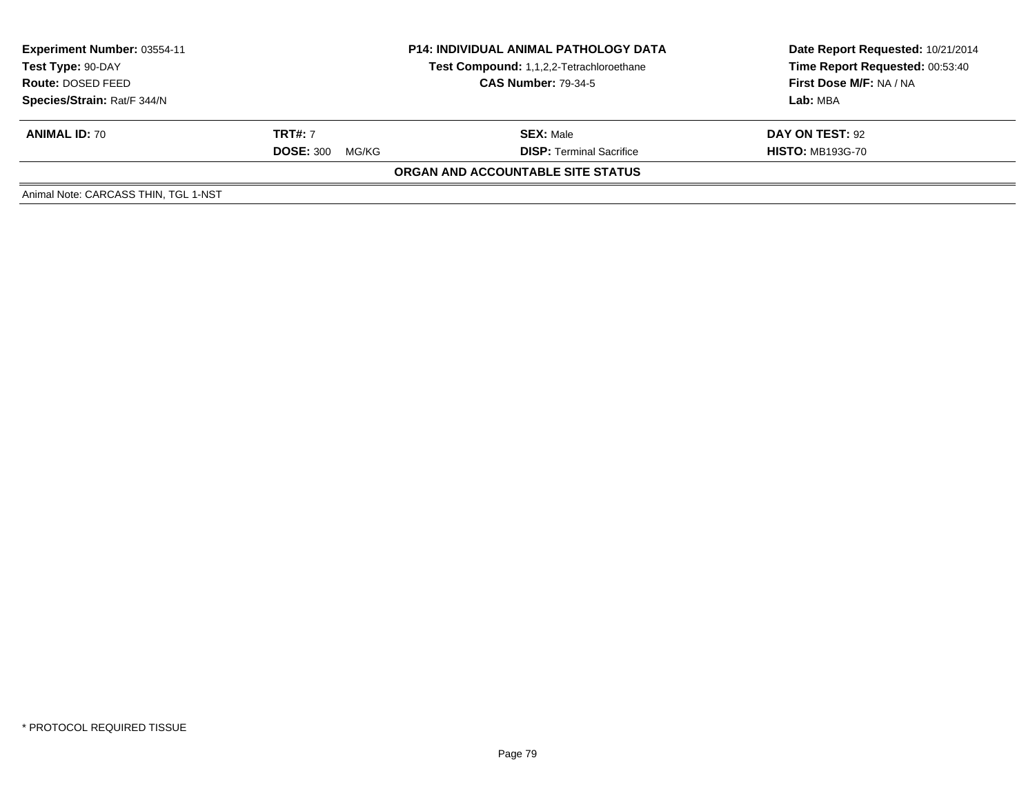| Experiment Number: 03554-11 | P14: INDIVIDUAL ANIMAL PATHOLOGY DATA | Date Report Requested: 10/21/2014 |
|---|---|---|
| Test Type: 90-DAY | Test Compound: 1,1,2,2-Tetrachloroethane | Time Report Requested: 00:53:40 |
| Route: DOSED FEED | CAS Number: 79-34-5 | First Dose M/F: NA / NA |
| Species/Strain: Rat/F 344/N | | Lab: MBA |

| ANIMAL ID: 70 | TRT#: 7 | SEX: Male | DAY ON TEST: 92 |
|---|---|---|---|
| | DOSE: 300 MG/KG | DISP: Terminal Sacrifice | HISTO: MB193G-70 |

**ORGAN AND ACCOUNTABLE SITE STATUS**

Animal Note: CARCASS THIN, TGL 1-NST

\* PROTOCOL REQUIRED TISSUE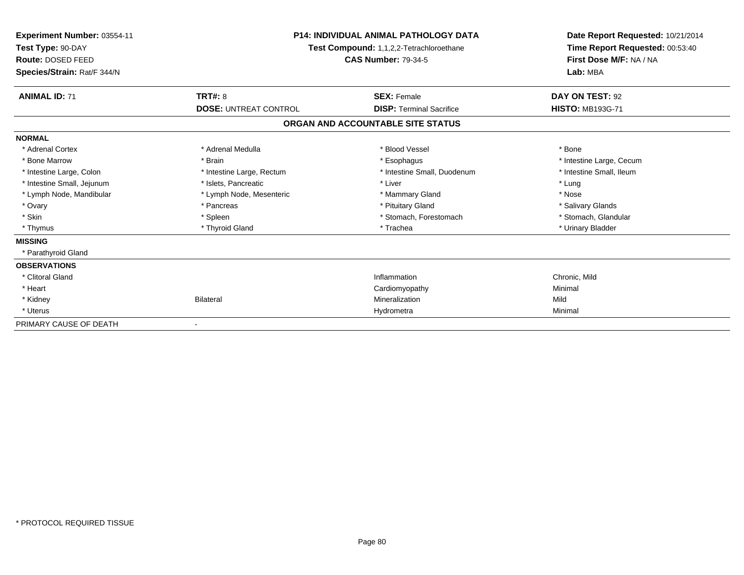**Experiment Number:** 03554-11
**Test Type:** 90-DAY
**Route:** DOSED FEED
**Species/Strain:** Rat/F 344/N

**P14: INDIVIDUAL ANIMAL PATHOLOGY DATA**
**Test Compound:** 1,1,2,2-Tetrachloroethane
**CAS Number:** 79-34-5

**Date Report Requested:** 10/21/2014
**Time Report Requested:** 00:53:40
**First Dose M/F:** NA / NA
**Lab:** MBA

| **ANIMAL ID:** 71 | **TRT#:** 8 | **SEX:** Female | **DAY ON TEST:** 92 |
|---|---|---|---|
| | **DOSE:** UNTREAT CONTROL | **DISP:** Terminal Sacrifice | **HISTO:** MB193G-71 |

## ORGAN AND ACCOUNTABLE SITE STATUS

| | | | |
|---|---|---|---|
| **NORMAL** | | | |
| * Adrenal Cortex | * Adrenal Medulla | * Blood Vessel | * Bone |
| * Bone Marrow | * Brain | * Esophagus | * Intestine Large, Cecum |
| * Intestine Large, Colon | * Intestine Large, Rectum | * Intestine Small, Duodenum | * Intestine Small, Ileum |
| * Intestine Small, Jejunum | * Islets, Pancreatic | * Liver | * Lung |
| * Lymph Node, Mandibular | * Lymph Node, Mesenteric | * Mammary Gland | * Nose |
| * Ovary | * Pancreas | * Pituitary Gland | * Salivary Glands |
| * Skin | * Spleen | * Stomach, Forestomach | * Stomach, Glandular |
| * Thymus | * Thyroid Gland | * Trachea | * Urinary Bladder |
| **MISSING** | | | |
| * Parathyroid Gland | | | |
| **OBSERVATIONS** | | | |
| * Clitoral Gland | | Inflammation | Chronic, Mild |
| * Heart | | Cardiomyopathy | Minimal |
| * Kidney | Bilateral | Mineralization | Mild |
| * Uterus | | Hydrometra | Minimal |
| PRIMARY CAUSE OF DEATH | - | | |

* PROTOCOL REQUIRED TISSUE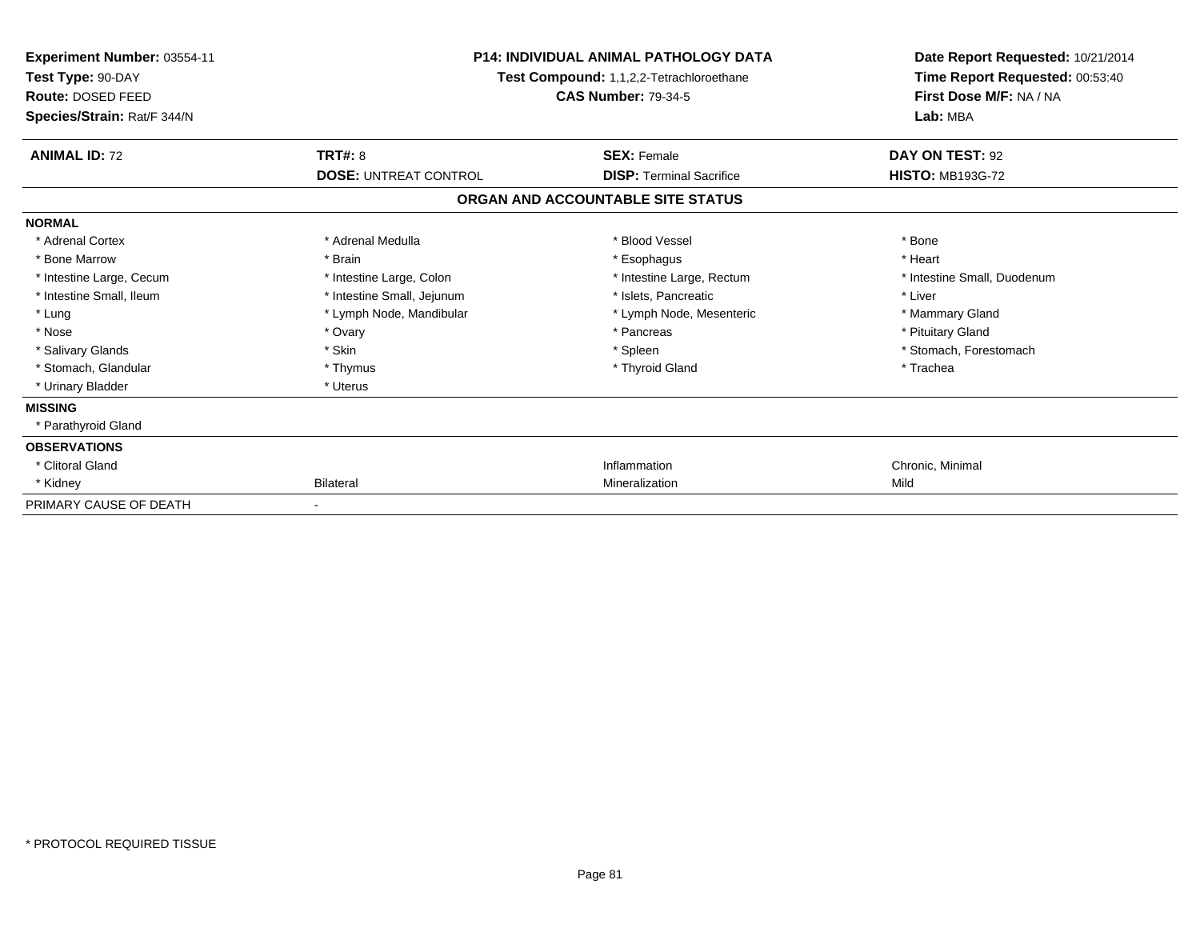**Experiment Number:** 03554-11
**Test Type:** 90-DAY
**Route:** DOSED FEED
**Species/Strain:** Rat/F 344/N

**P14: INDIVIDUAL ANIMAL PATHOLOGY DATA**
**Test Compound:** 1,1,2,2-Tetrachloroethane
**CAS Number:** 79-34-5

**Date Report Requested:** 10/21/2014
**Time Report Requested:** 00:53:40
**First Dose M/F:** NA / NA
**Lab:** MBA

| **ANIMAL ID:** 72 | **TRT#:** 8 | **SEX:** Female | **DAY ON TEST:** 92 |
|---|---|---|---|
| | **DOSE:** UNTREAT CONTROL | **DISP:** Terminal Sacrifice | **HISTO:** MB193G-72 |

**ORGAN AND ACCOUNTABLE SITE STATUS**

| | | | |
|---|---|---|---|
| **NORMAL** | | | |
| * Adrenal Cortex | * Adrenal Medulla | * Blood Vessel | * Bone |
| * Bone Marrow | * Brain | * Esophagus | * Heart |
| * Intestine Large, Cecum | * Intestine Large, Colon | * Intestine Large, Rectum | * Intestine Small, Duodenum |
| * Intestine Small, Ileum | * Intestine Small, Jejunum | * Islets, Pancreatic | * Liver |
| * Lung | * Lymph Node, Mandibular | * Lymph Node, Mesenteric | * Mammary Gland |
| * Nose | * Ovary | * Pancreas | * Pituitary Gland |
| * Salivary Glands | * Skin | * Spleen | * Stomach, Forestomach |
| * Stomach, Glandular | * Thymus | * Thyroid Gland | * Trachea |
| * Urinary Bladder | * Uterus | | |
| **MISSING** | | | |
| * Parathyroid Gland | | | |
| **OBSERVATIONS** | | | |
| * Clitoral Gland | | Inflammation | Chronic, Minimal |
| * Kidney | Bilateral | Mineralization | Mild |
| PRIMARY CAUSE OF DEATH | - | | |

* PROTOCOL REQUIRED TISSUE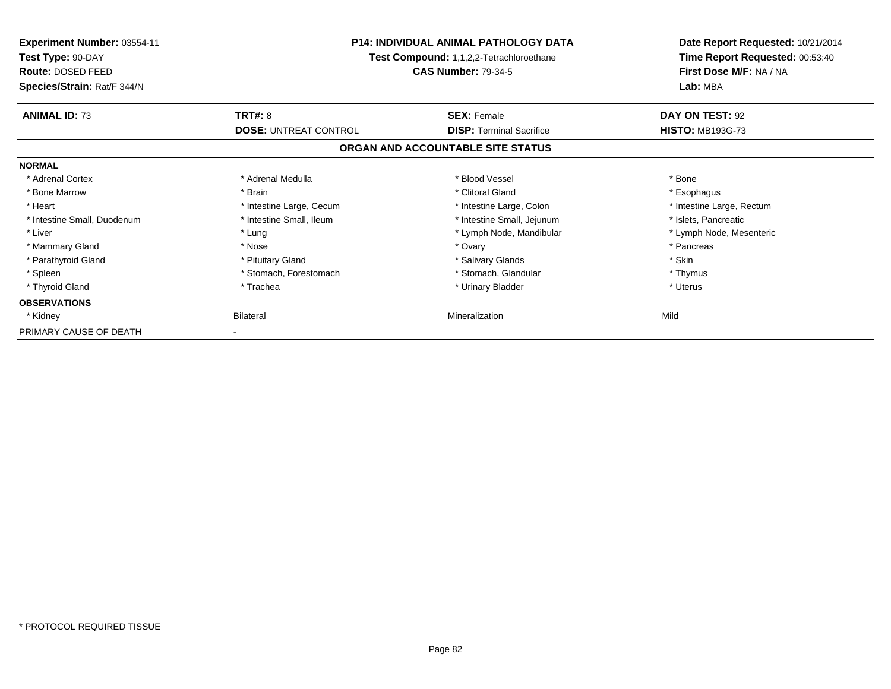**Experiment Number:** 03554-11
**Test Type:** 90-DAY
**Route:** DOSED FEED
**Species/Strain:** Rat/F 344/N

**P14: INDIVIDUAL ANIMAL PATHOLOGY DATA**
**Test Compound:** 1,1,2,2-Tetrachloroethane
**CAS Number:** 79-34-5

**Date Report Requested:** 10/21/2014
**Time Report Requested:** 00:53:40
**First Dose M/F:** NA / NA
**Lab:** MBA

| **ANIMAL ID:** 73 | **TRT#:** 8 | **SEX:** Female | **DAY ON TEST:** 92 |
|---|---|---|---|
| | **DOSE:** UNTREAT CONTROL | **DISP:** Terminal Sacrifice | **HISTO:** MB193G-73 |

**ORGAN AND ACCOUNTABLE SITE STATUS**

| | | | |
|---|---|---|---|
| **NORMAL** | | | |
| * Adrenal Cortex | * Adrenal Medulla | * Blood Vessel | * Bone |
| * Bone Marrow | * Brain | * Clitoral Gland | * Esophagus |
| * Heart | * Intestine Large, Cecum | * Intestine Large, Colon | * Intestine Large, Rectum |
| * Intestine Small, Duodenum | * Intestine Small, Ileum | * Intestine Small, Jejunum | * Islets, Pancreatic |
| * Liver | * Lung | * Lymph Node, Mandibular | * Lymph Node, Mesenteric |
| * Mammary Gland | * Nose | * Ovary | * Pancreas |
| * Parathyroid Gland | * Pituitary Gland | * Salivary Glands | * Skin |
| * Spleen | * Stomach, Forestomach | * Stomach, Glandular | * Thymus |
| * Thyroid Gland | * Trachea | * Urinary Bladder | * Uterus |
| **OBSERVATIONS** | | | |
| * Kidney | Bilateral | Mineralization | Mild |
| PRIMARY CAUSE OF DEATH | - | | |

\* PROTOCOL REQUIRED TISSUE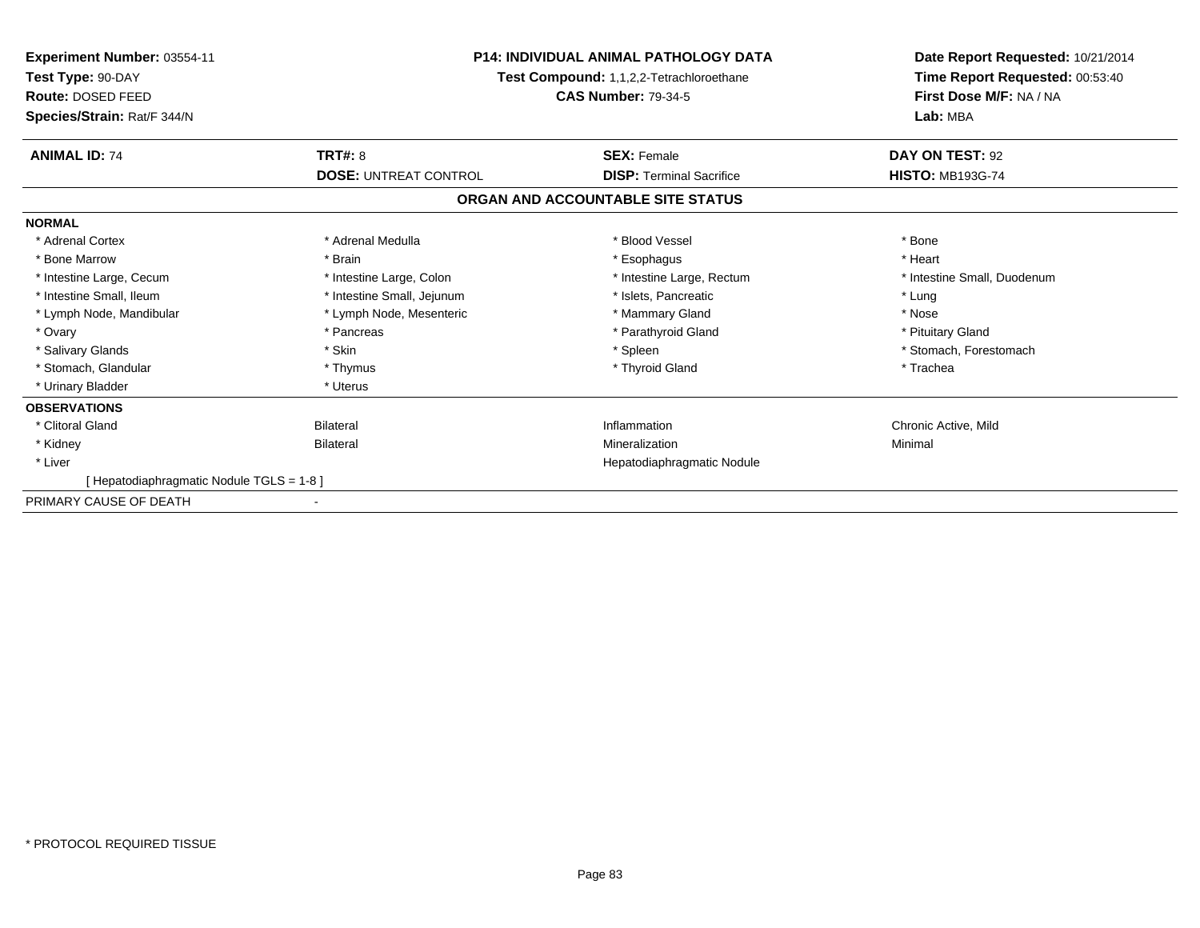**Experiment Number:** 03554-11
**Test Type:** 90-DAY
**Route:** DOSED FEED
**Species/Strain:** Rat/F 344/N

**P14: INDIVIDUAL ANIMAL PATHOLOGY DATA**
**Test Compound:** 1,1,2,2-Tetrachloroethane
**CAS Number:** 79-34-5

**Date Report Requested:** 10/21/2014
**Time Report Requested:** 00:53:40
**First Dose M/F:** NA / NA
**Lab:** MBA

| **ANIMAL ID:** 74 | **TRT#:** 8 | **SEX:** Female | **DAY ON TEST:** 92 |
|---|---|---|---|
| | **DOSE:** UNTREAT CONTROL | **DISP:** Terminal Sacrifice | **HISTO:** MB193G-74 |

## ORGAN AND ACCOUNTABLE SITE STATUS

**NORMAL**

| | | | |
|---|---|---|---|
| * Adrenal Cortex | * Adrenal Medulla | * Blood Vessel | * Bone |
| * Bone Marrow | * Brain | * Esophagus | * Heart |
| * Intestine Large, Cecum | * Intestine Large, Colon | * Intestine Large, Rectum | * Intestine Small, Duodenum |
| * Intestine Small, Ileum | * Intestine Small, Jejunum | * Islets, Pancreatic | * Lung |
| * Lymph Node, Mandibular | * Lymph Node, Mesenteric | * Mammary Gland | * Nose |
| * Ovary | * Pancreas | * Parathyroid Gland | * Pituitary Gland |
| * Salivary Glands | * Skin | * Spleen | * Stomach, Forestomach |
| * Stomach, Glandular | * Thymus | * Thyroid Gland | * Trachea |
| * Urinary Bladder | * Uterus | | |

**OBSERVATIONS**

| | | | |
|---|---|---|---|
| * Clitoral Gland | Bilateral | Inflammation | Chronic Active, Mild |
| * Kidney | Bilateral | Mineralization | Minimal |
| * Liver | | Hepatodiaphragmatic Nodule | |
| [ Hepatodiaphragmatic Nodule TGLS = 1-8 ] | | | |

PRIMARY CAUSE OF DEATH -

* PROTOCOL REQUIRED TISSUE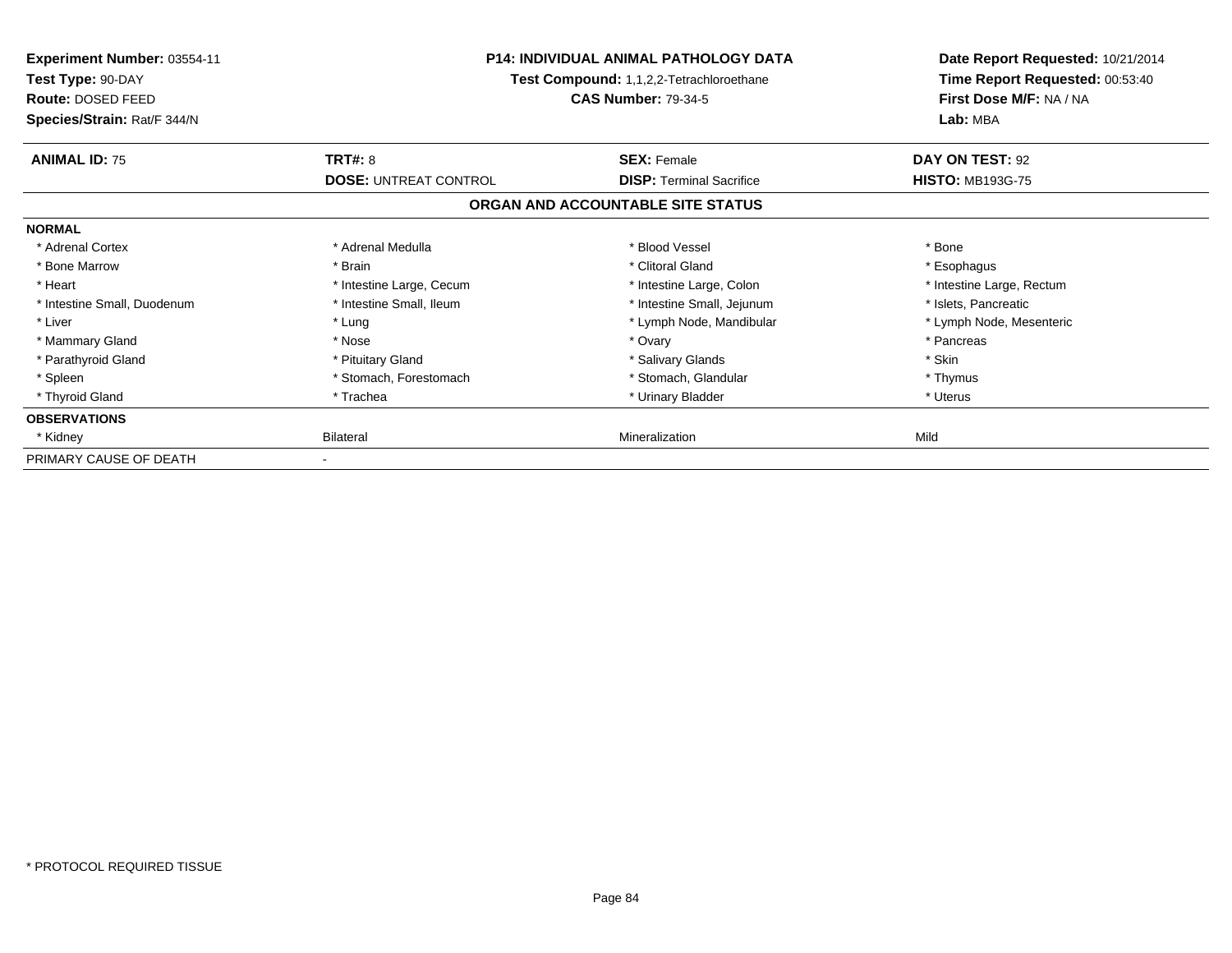**Experiment Number:** 03554-11
**Test Type:** 90-DAY
**Route:** DOSED FEED
**Species/Strain:** Rat/F 344/N

**P14: INDIVIDUAL ANIMAL PATHOLOGY DATA**
**Test Compound:** 1,1,2,2-Tetrachloroethane
**CAS Number:** 79-34-5

**Date Report Requested:** 10/21/2014
**Time Report Requested:** 00:53:40
**First Dose M/F:** NA / NA
**Lab:** MBA

| **ANIMAL ID:** 75 | **TRT#:** 8 | **SEX:** Female | **DAY ON TEST:** 92 |
|---|---|---|---|
| | **DOSE:** UNTREAT CONTROL | **DISP:** Terminal Sacrifice | **HISTO:** MB193G-75 |

## ORGAN AND ACCOUNTABLE SITE STATUS

| | | | |
|---|---|---|---|
| **NORMAL** | | | |
| * Adrenal Cortex | * Adrenal Medulla | * Blood Vessel | * Bone |
| * Bone Marrow | * Brain | * Clitoral Gland | * Esophagus |
| * Heart | * Intestine Large, Cecum | * Intestine Large, Colon | * Intestine Large, Rectum |
| * Intestine Small, Duodenum | * Intestine Small, Ileum | * Intestine Small, Jejunum | * Islets, Pancreatic |
| * Liver | * Lung | * Lymph Node, Mandibular | * Lymph Node, Mesenteric |
| * Mammary Gland | * Nose | * Ovary | * Pancreas |
| * Parathyroid Gland | * Pituitary Gland | * Salivary Glands | * Skin |
| * Spleen | * Stomach, Forestomach | * Stomach, Glandular | * Thymus |
| * Thyroid Gland | * Trachea | * Urinary Bladder | * Uterus |
| **OBSERVATIONS** | | | |
| * Kidney | Bilateral | Mineralization | Mild |
| PRIMARY CAUSE OF DEATH | - | | |

* PROTOCOL REQUIRED TISSUE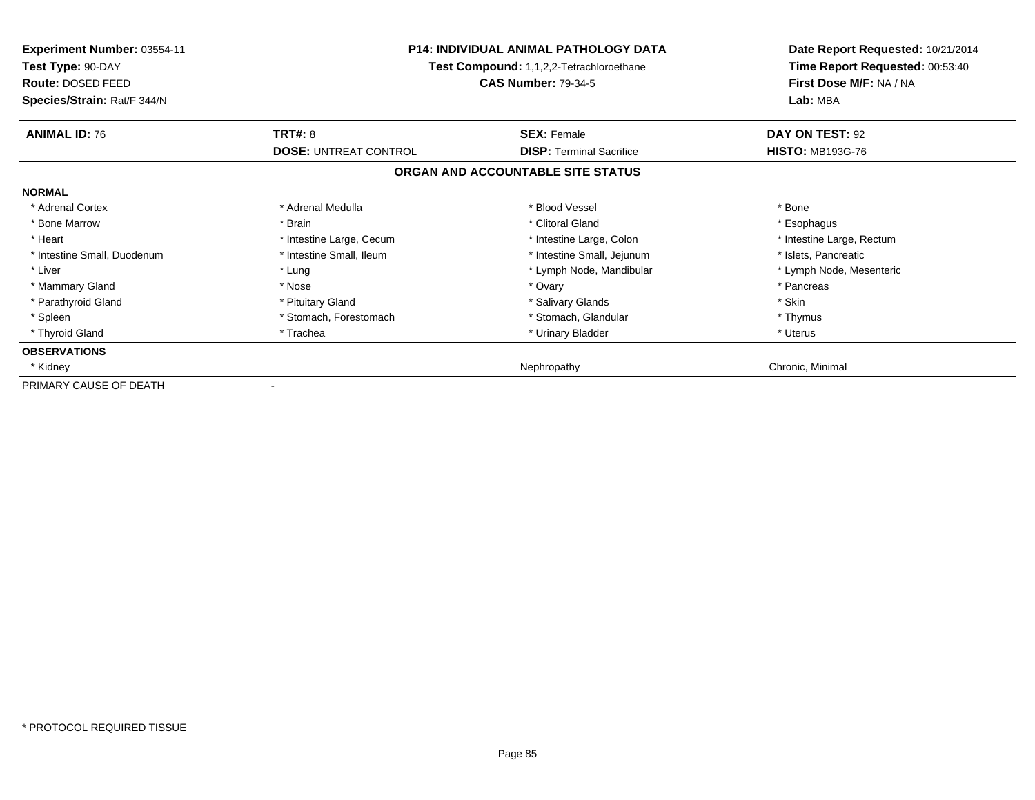**Experiment Number:** 03554-11
**Test Type:** 90-DAY
**Route:** DOSED FEED
**Species/Strain:** Rat/F 344/N

**P14: INDIVIDUAL ANIMAL PATHOLOGY DATA**
**Test Compound:** 1,1,2,2-Tetrachloroethane
**CAS Number:** 79-34-5

**Date Report Requested:** 10/21/2014
**Time Report Requested:** 00:53:40
**First Dose M/F:** NA / NA
**Lab:** MBA

| **ANIMAL ID:** 76 | **TRT#:** 8 | **SEX:** Female | **DAY ON TEST:** 92 |
|---|---|---|---|
| | **DOSE:** UNTREAT CONTROL | **DISP:** Terminal Sacrifice | **HISTO:** MB193G-76 |

## ORGAN AND ACCOUNTABLE SITE STATUS

| | | | |
|---|---|---|---|
| **NORMAL** | | | |
| * Adrenal Cortex | * Adrenal Medulla | * Blood Vessel | * Bone |
| * Bone Marrow | * Brain | * Clitoral Gland | * Esophagus |
| * Heart | * Intestine Large, Cecum | * Intestine Large, Colon | * Intestine Large, Rectum |
| * Intestine Small, Duodenum | * Intestine Small, Ileum | * Intestine Small, Jejunum | * Islets, Pancreatic |
| * Liver | * Lung | * Lymph Node, Mandibular | * Lymph Node, Mesenteric |
| * Mammary Gland | * Nose | * Ovary | * Pancreas |
| * Parathyroid Gland | * Pituitary Gland | * Salivary Glands | * Skin |
| * Spleen | * Stomach, Forestomach | * Stomach, Glandular | * Thymus |
| * Thyroid Gland | * Trachea | * Urinary Bladder | * Uterus |
| **OBSERVATIONS** | | | |
| * Kidney | | Nephropathy | Chronic, Minimal |
| PRIMARY CAUSE OF DEATH | - | | |

* PROTOCOL REQUIRED TISSUE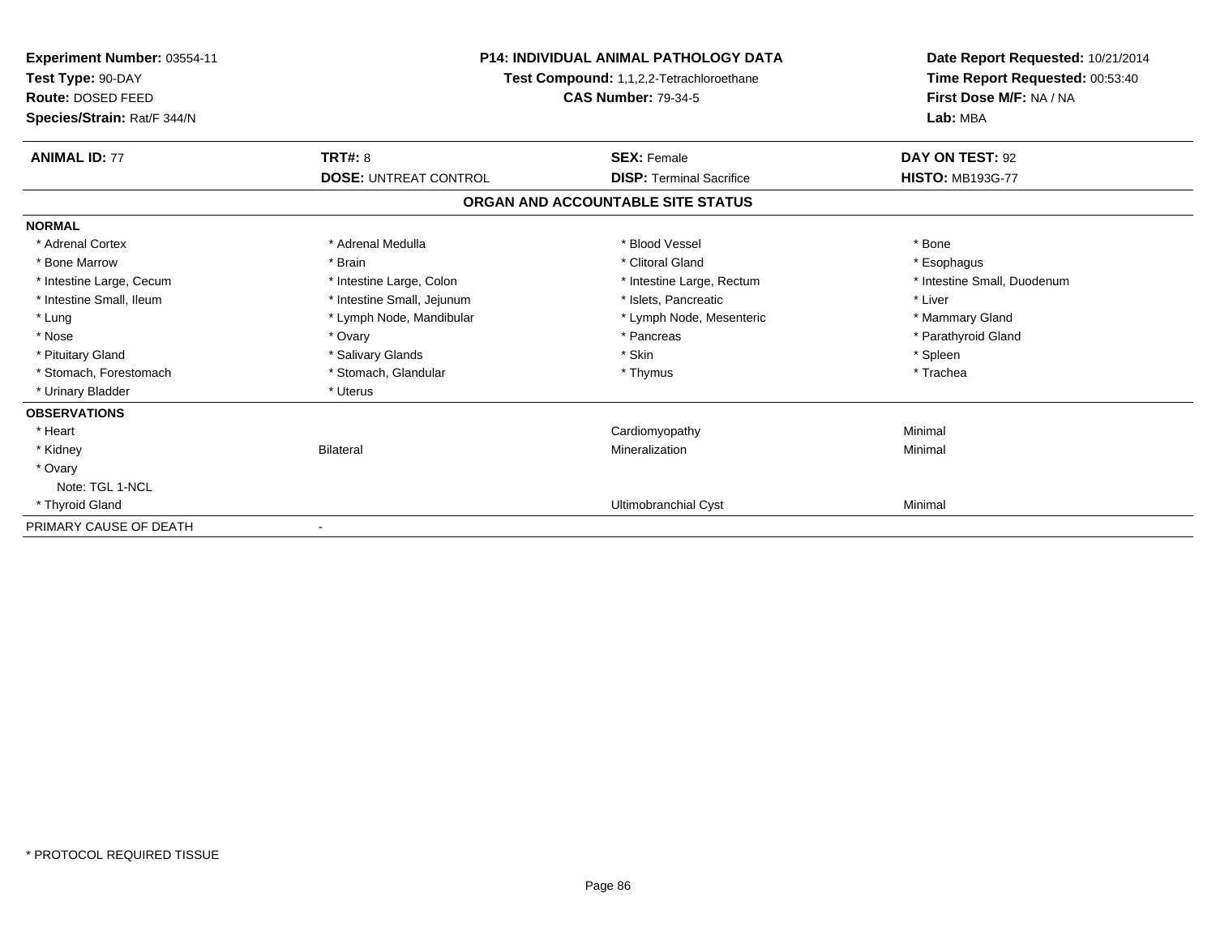**Experiment Number:** 03554-11
**Test Type:** 90-DAY
**Route:** DOSED FEED
**Species/Strain:** Rat/F 344/N

**P14: INDIVIDUAL ANIMAL PATHOLOGY DATA**
**Test Compound:** 1,1,2,2-Tetrachloroethane
**CAS Number:** 79-34-5

**Date Report Requested:** 10/21/2014
**Time Report Requested:** 00:53:40
**First Dose M/F:** NA / NA
**Lab:** MBA

| **ANIMAL ID:** 77 | **TRT#:** 8 | **SEX:** Female | **DAY ON TEST:** 92 |
|---|---|---|---|
| | **DOSE:** UNTREAT CONTROL | **DISP:** Terminal Sacrifice | **HISTO:** MB193G-77 |

## ORGAN AND ACCOUNTABLE SITE STATUS

| | | | |
|---|---|---|---|
| **NORMAL** | | | |
| * Adrenal Cortex | * Adrenal Medulla | * Blood Vessel | * Bone |
| * Bone Marrow | * Brain | * Clitoral Gland | * Esophagus |
| * Intestine Large, Cecum | * Intestine Large, Colon | * Intestine Large, Rectum | * Intestine Small, Duodenum |
| * Intestine Small, Ileum | * Intestine Small, Jejunum | * Islets, Pancreatic | * Liver |
| * Lung | * Lymph Node, Mandibular | * Lymph Node, Mesenteric | * Mammary Gland |
| * Nose | * Ovary | * Pancreas | * Parathyroid Gland |
| * Pituitary Gland | * Salivary Glands | * Skin | * Spleen |
| * Stomach, Forestomach | * Stomach, Glandular | * Thymus | * Trachea |
| * Urinary Bladder | * Uterus | | |
| **OBSERVATIONS** | | | |
| * Heart | | Cardiomyopathy | Minimal |
| * Kidney | Bilateral | Mineralization | Minimal |
| * Ovary | | | |
| Note: TGL 1-NCL | | | |
| * Thyroid Gland | | Ultimobranchial Cyst | Minimal |
| PRIMARY CAUSE OF DEATH | - | | |

\* PROTOCOL REQUIRED TISSUE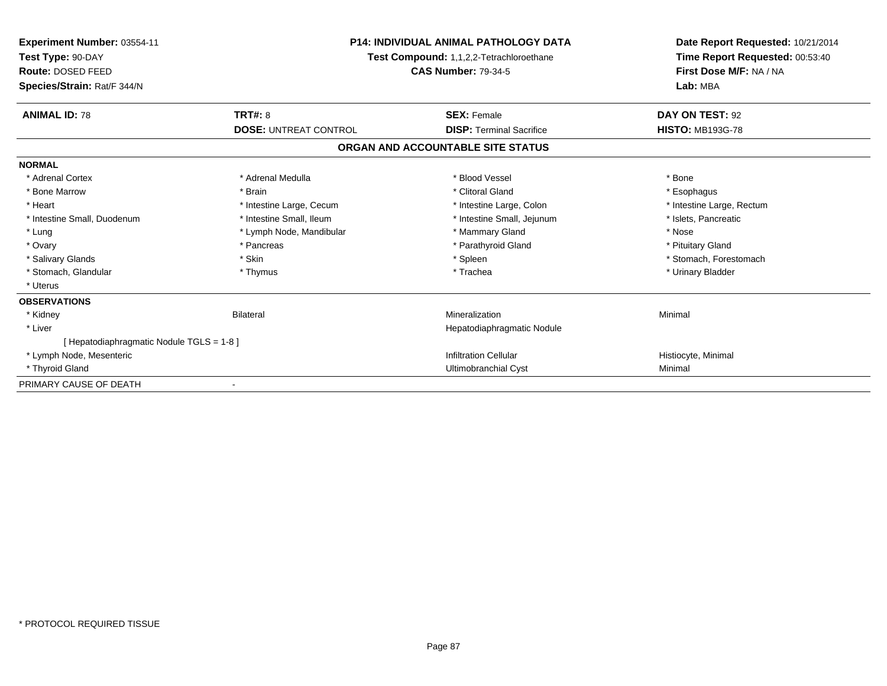**Experiment Number:** 03554-11
**Test Type:** 90-DAY
**Route:** DOSED FEED
**Species/Strain:** Rat/F 344/N

**P14: INDIVIDUAL ANIMAL PATHOLOGY DATA**
**Test Compound:** 1,1,2,2-Tetrachloroethane
**CAS Number:** 79-34-5

**Date Report Requested:** 10/21/2014
**Time Report Requested:** 00:53:40
**First Dose M/F:** NA / NA
**Lab:** MBA

| **ANIMAL ID:** 78 | **TRT#:** 8 | **SEX:** Female | **DAY ON TEST:** 92 |
|---|---|---|---|
| | **DOSE:** UNTREAT CONTROL | **DISP:** Terminal Sacrifice | **HISTO:** MB193G-78 |

## ORGAN AND ACCOUNTABLE SITE STATUS

| | | | |
|---|---|---|---|
| **NORMAL** | | | |
| * Adrenal Cortex | * Adrenal Medulla | * Blood Vessel | * Bone |
| * Bone Marrow | * Brain | * Clitoral Gland | * Esophagus |
| * Heart | * Intestine Large, Cecum | * Intestine Large, Colon | * Intestine Large, Rectum |
| * Intestine Small, Duodenum | * Intestine Small, Ileum | * Intestine Small, Jejunum | * Islets, Pancreatic |
| * Lung | * Lymph Node, Mandibular | * Mammary Gland | * Nose |
| * Ovary | * Pancreas | * Parathyroid Gland | * Pituitary Gland |
| * Salivary Glands | * Skin | * Spleen | * Stomach, Forestomach |
| * Stomach, Glandular | * Thymus | * Trachea | * Urinary Bladder |
| * Uterus | | | |
| **OBSERVATIONS** | | | |
| * Kidney | Bilateral | Mineralization | Minimal |
| * Liver | | Hepatodiaphragmatic Nodule | |
| [ Hepatodiaphragmatic Nodule TGLS = 1-8 ] | | | |
| * Lymph Node, Mesenteric | | Infiltration Cellular | Histiocyte, Minimal |
| * Thyroid Gland | | Ultimobranchial Cyst | Minimal |
| PRIMARY CAUSE OF DEATH | - | | |

* PROTOCOL REQUIRED TISSUE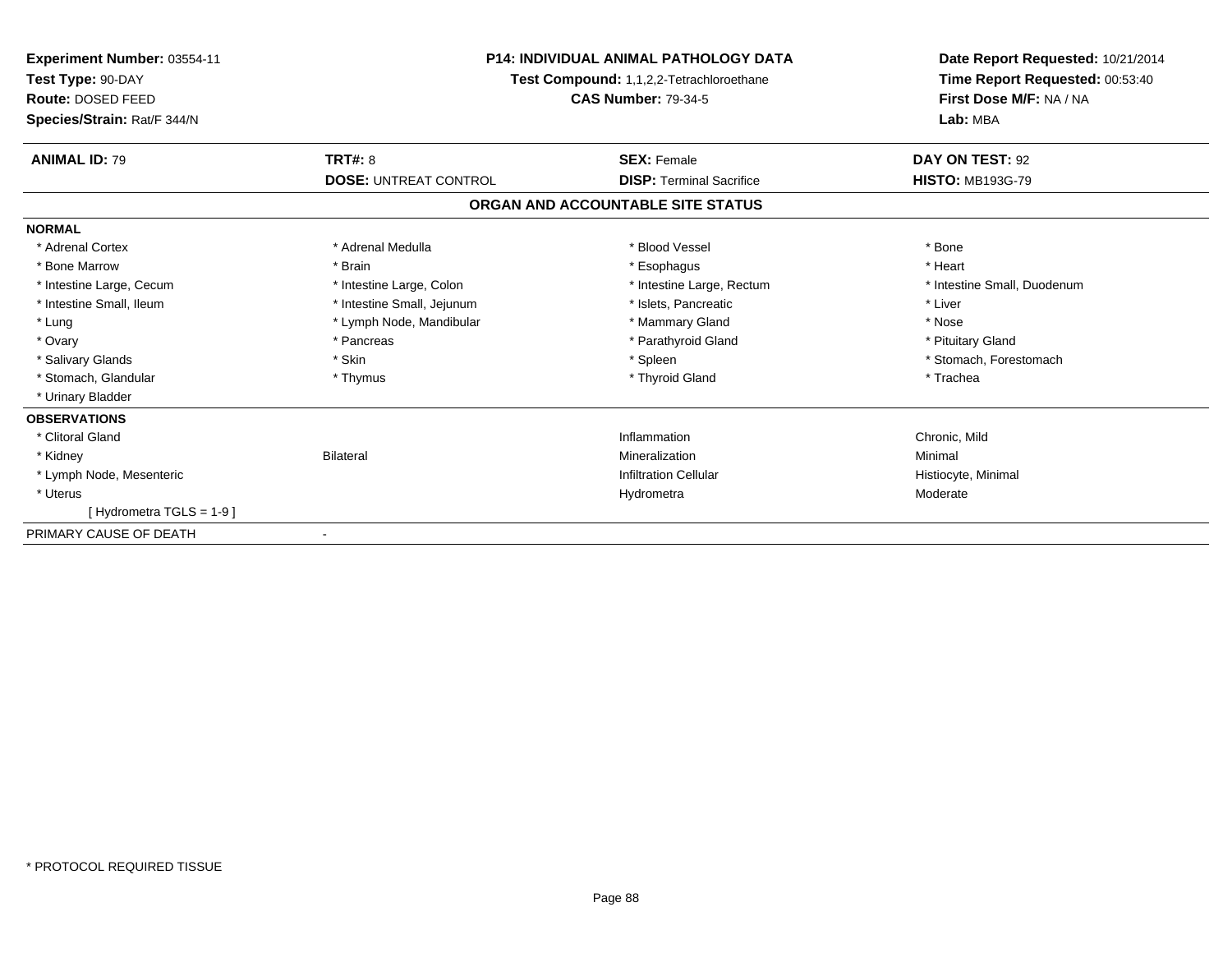**Experiment Number:** 03554-11
**Test Type:** 90-DAY
**Route:** DOSED FEED
**Species/Strain:** Rat/F 344/N

**P14: INDIVIDUAL ANIMAL PATHOLOGY DATA**
**Test Compound:** 1,1,2,2-Tetrachloroethane
**CAS Number:** 79-34-5

**Date Report Requested:** 10/21/2014
**Time Report Requested:** 00:53:40
**First Dose M/F:** NA / NA
**Lab:** MBA

| **ANIMAL ID:** 79 | **TRT#:** 8 | **SEX:** Female | **DAY ON TEST:** 92 |
|---|---|---|---|
| | **DOSE:** UNTREAT CONTROL | **DISP:** Terminal Sacrifice | **HISTO:** MB193G-79 |

## ORGAN AND ACCOUNTABLE SITE STATUS

**NORMAL**

| | | | |
|---|---|---|---|
| * Adrenal Cortex | * Adrenal Medulla | * Blood Vessel | * Bone |
| * Bone Marrow | * Brain | * Esophagus | * Heart |
| * Intestine Large, Cecum | * Intestine Large, Colon | * Intestine Large, Rectum | * Intestine Small, Duodenum |
| * Intestine Small, Ileum | * Intestine Small, Jejunum | * Islets, Pancreatic | * Liver |
| * Lung | * Lymph Node, Mandibular | * Mammary Gland | * Nose |
| * Ovary | * Pancreas | * Parathyroid Gland | * Pituitary Gland |
| * Salivary Glands | * Skin | * Spleen | * Stomach, Forestomach |
| * Stomach, Glandular | * Thymus | * Thyroid Gland | * Trachea |
| * Urinary Bladder | | | |

**OBSERVATIONS**

| | | | |
|---|---|---|---|
| * Clitoral Gland | | Inflammation | Chronic, Mild |
| * Kidney | Bilateral | Mineralization | Minimal |
| * Lymph Node, Mesenteric | | Infiltration Cellular | Histiocyte, Minimal |
| * Uterus | | Hydrometra | Moderate |
| [ Hydrometra TGLS = 1-9 ] | | | |

PRIMARY CAUSE OF DEATH -

* PROTOCOL REQUIRED TISSUE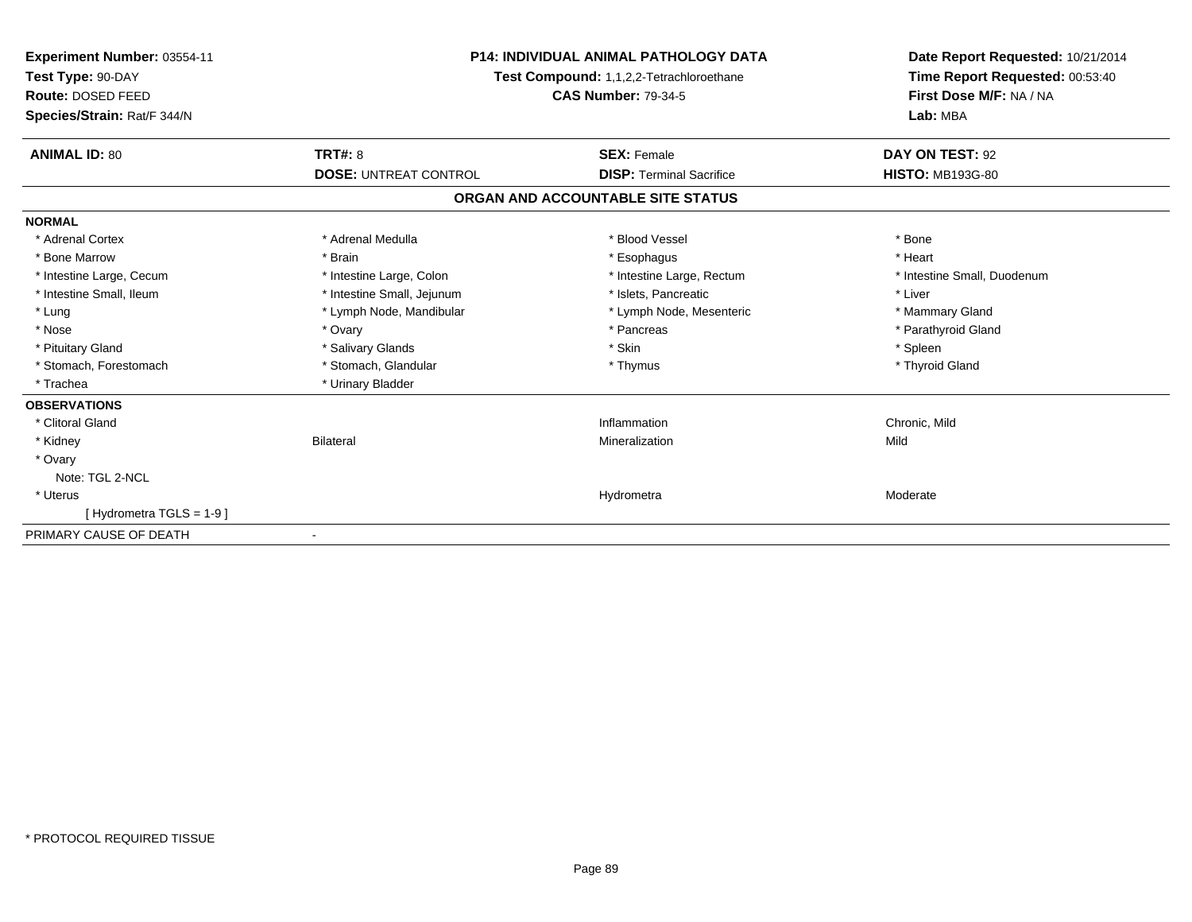**Experiment Number:** 03554-11
**Test Type:** 90-DAY
**Route:** DOSED FEED
**Species/Strain:** Rat/F 344/N

**P14: INDIVIDUAL ANIMAL PATHOLOGY DATA**
**Test Compound:** 1,1,2,2-Tetrachloroethane
**CAS Number:** 79-34-5

**Date Report Requested:** 10/21/2014
**Time Report Requested:** 00:53:40
**First Dose M/F:** NA / NA
**Lab:** MBA

| **ANIMAL ID:** 80 | **TRT#:** 8 | **SEX:** Female | **DAY ON TEST:** 92 |
|---|---|---|---|
| | **DOSE:** UNTREAT CONTROL | **DISP:** Terminal Sacrifice | **HISTO:** MB193G-80 |

## ORGAN AND ACCOUNTABLE SITE STATUS

| | | | |
|---|---|---|---|
| **NORMAL** | | | |
| * Adrenal Cortex | * Adrenal Medulla | * Blood Vessel | * Bone |
| * Bone Marrow | * Brain | * Esophagus | * Heart |
| * Intestine Large, Cecum | * Intestine Large, Colon | * Intestine Large, Rectum | * Intestine Small, Duodenum |
| * Intestine Small, Ileum | * Intestine Small, Jejunum | * Islets, Pancreatic | * Liver |
| * Lung | * Lymph Node, Mandibular | * Lymph Node, Mesenteric | * Mammary Gland |
| * Nose | * Ovary | * Pancreas | * Parathyroid Gland |
| * Pituitary Gland | * Salivary Glands | * Skin | * Spleen |
| * Stomach, Forestomach | * Stomach, Glandular | * Thymus | * Thyroid Gland |
| * Trachea | * Urinary Bladder | | |
| **OBSERVATIONS** | | | |
| * Clitoral Gland | | Inflammation | Chronic, Mild |
| * Kidney | Bilateral | Mineralization | Mild |
| * Ovary | | | |
| Note: TGL 2-NCL | | | |
| * Uterus | | Hydrometra | Moderate |
| [ Hydrometra TGLS = 1-9 ] | | | |
| PRIMARY CAUSE OF DEATH | - | | |

* PROTOCOL REQUIRED TISSUE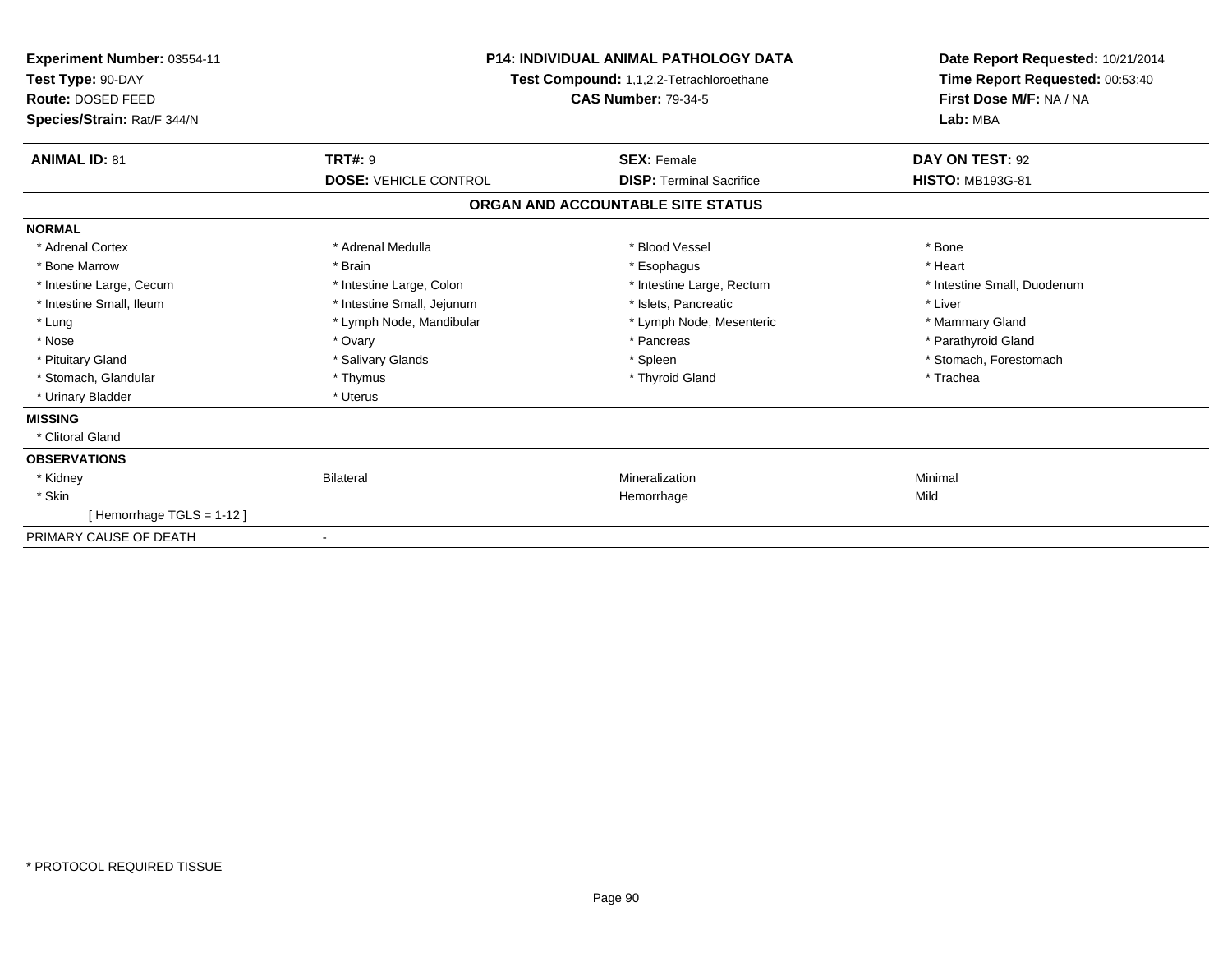**Experiment Number:** 03554-11
**Test Type:** 90-DAY
**Route:** DOSED FEED
**Species/Strain:** Rat/F 344/N

**P14: INDIVIDUAL ANIMAL PATHOLOGY DATA**
**Test Compound:** 1,1,2,2-Tetrachloroethane
**CAS Number:** 79-34-5

**Date Report Requested:** 10/21/2014
**Time Report Requested:** 00:53:40
**First Dose M/F:** NA / NA
**Lab:** MBA

| **ANIMAL ID:** 81 | **TRT#:** 9 | **SEX:** Female | **DAY ON TEST:** 92 |
|---|---|---|---|
| | **DOSE:** VEHICLE CONTROL | **DISP:** Terminal Sacrifice | **HISTO:** MB193G-81 |

**ORGAN AND ACCOUNTABLE SITE STATUS**

**NORMAL**

| | | | |
|---|---|---|---|
| * Adrenal Cortex | * Adrenal Medulla | * Blood Vessel | * Bone |
| * Bone Marrow | * Brain | * Esophagus | * Heart |
| * Intestine Large, Cecum | * Intestine Large, Colon | * Intestine Large, Rectum | * Intestine Small, Duodenum |
| * Intestine Small, Ileum | * Intestine Small, Jejunum | * Islets, Pancreatic | * Liver |
| * Lung | * Lymph Node, Mandibular | * Lymph Node, Mesenteric | * Mammary Gland |
| * Nose | * Ovary | * Pancreas | * Parathyroid Gland |
| * Pituitary Gland | * Salivary Glands | * Spleen | * Stomach, Forestomach |
| * Stomach, Glandular | * Thymus | * Thyroid Gland | * Trachea |
| * Urinary Bladder | * Uterus | | |

**MISSING**

* Clitoral Gland

**OBSERVATIONS**

| | | | |
|---|---|---|---|
| * Kidney | Bilateral | Mineralization | Minimal |
| * Skin | | Hemorrhage | Mild |
| [ Hemorrhage TGLS = 1-12 ] | | | |

PRIMARY CAUSE OF DEATH -

* PROTOCOL REQUIRED TISSUE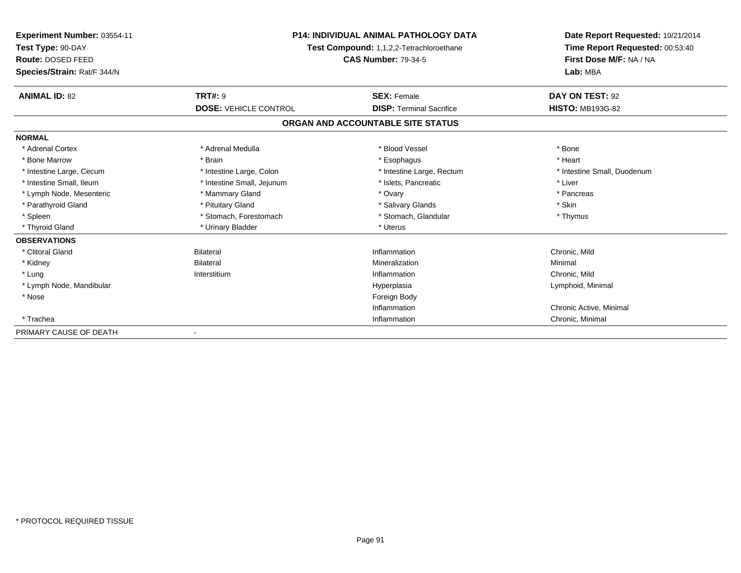**Experiment Number:** 03554-11
**Test Type:** 90-DAY
**Route:** DOSED FEED
**Species/Strain:** Rat/F 344/N

**P14: INDIVIDUAL ANIMAL PATHOLOGY DATA**
**Test Compound:** 1,1,2,2-Tetrachloroethane
**CAS Number:** 79-34-5

**Date Report Requested:** 10/21/2014
**Time Report Requested:** 00:53:40
**First Dose M/F:** NA / NA
**Lab:** MBA

| **ANIMAL ID:** 82 | **TRT#:** 9 | **SEX:** Female | **DAY ON TEST:** 92 |
|---|---|---|---|
| | **DOSE:** VEHICLE CONTROL | **DISP:** Terminal Sacrifice | **HISTO:** MB193G-82 |

## ORGAN AND ACCOUNTABLE SITE STATUS

| | | | |
|---|---|---|---|
| **NORMAL** | | | |
| * Adrenal Cortex | * Adrenal Medulla | * Blood Vessel | * Bone |
| * Bone Marrow | * Brain | * Esophagus | * Heart |
| * Intestine Large, Cecum | * Intestine Large, Colon | * Intestine Large, Rectum | * Intestine Small, Duodenum |
| * Intestine Small, Ileum | * Intestine Small, Jejunum | * Islets, Pancreatic | * Liver |
| * Lymph Node, Mesenteric | * Mammary Gland | * Ovary | * Pancreas |
| * Parathyroid Gland | * Pituitary Gland | * Salivary Glands | * Skin |
| * Spleen | * Stomach, Forestomach | * Stomach, Glandular | * Thymus |
| * Thyroid Gland | * Urinary Bladder | * Uterus | |
| **OBSERVATIONS** | | | |
| * Clitoral Gland | Bilateral | Inflammation | Chronic, Mild |
| * Kidney | Bilateral | Mineralization | Minimal |
| * Lung | Interstitium | Inflammation | Chronic, Mild |
| * Lymph Node, Mandibular | | Hyperplasia | Lymphoid, Minimal |
| * Nose | | Foreign Body | |
| | | Inflammation | Chronic Active, Minimal |
| * Trachea | | Inflammation | Chronic, Minimal |
| PRIMARY CAUSE OF DEATH | - | | |

* PROTOCOL REQUIRED TISSUE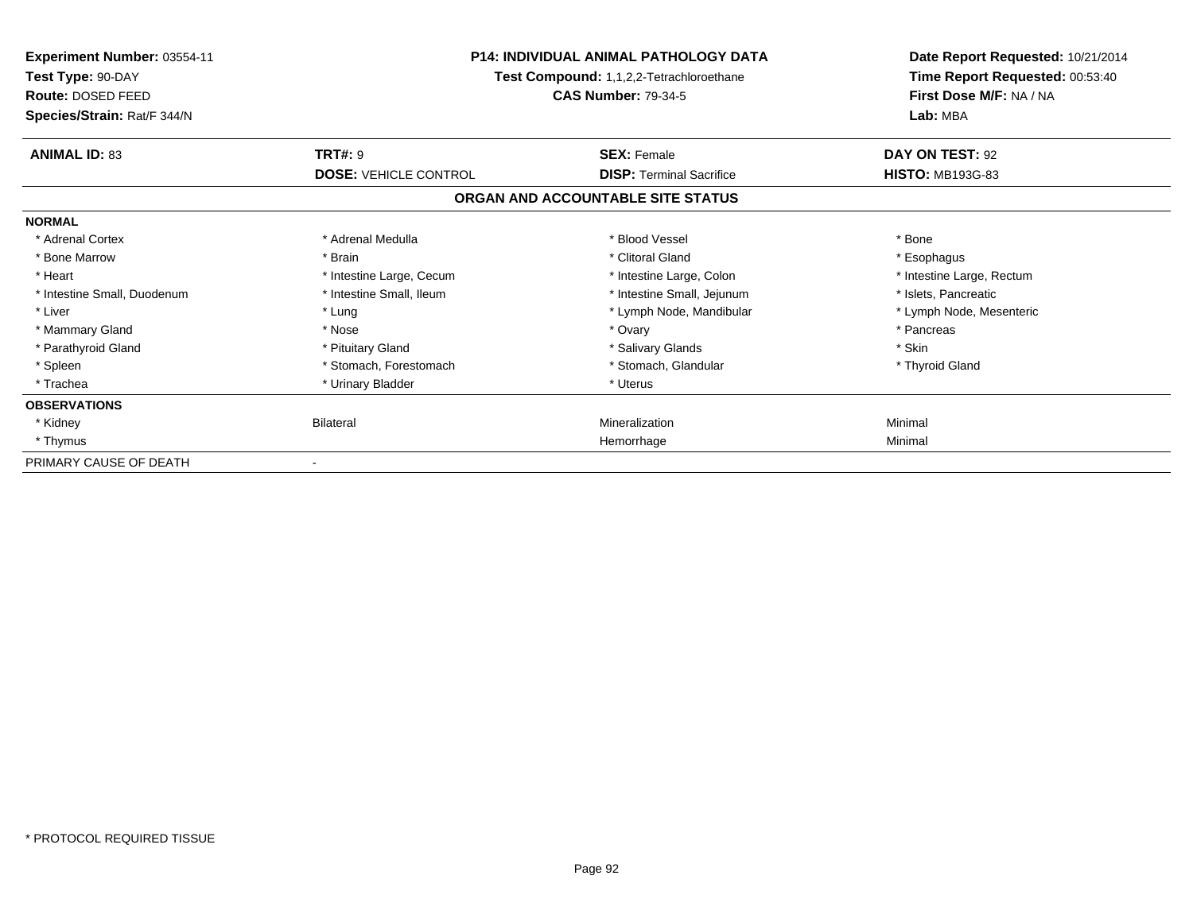**Experiment Number:** 03554-11
**Test Type:** 90-DAY
**Route:** DOSED FEED
**Species/Strain:** Rat/F 344/N

**P14: INDIVIDUAL ANIMAL PATHOLOGY DATA**
**Test Compound:** 1,1,2,2-Tetrachloroethane
**CAS Number:** 79-34-5

**Date Report Requested:** 10/21/2014
**Time Report Requested:** 00:53:40
**First Dose M/F:** NA / NA
**Lab:** MBA

| **ANIMAL ID:** 83 | **TRT#:** 9 | **SEX:** Female | **DAY ON TEST:** 92 |
|---|---|---|---|
| | **DOSE:** VEHICLE CONTROL | **DISP:** Terminal Sacrifice | **HISTO:** MB193G-83 |

**ORGAN AND ACCOUNTABLE SITE STATUS**

| | | | |
|---|---|---|---|
| **NORMAL** | | | |
| * Adrenal Cortex | * Adrenal Medulla | * Blood Vessel | * Bone |
| * Bone Marrow | * Brain | * Clitoral Gland | * Esophagus |
| * Heart | * Intestine Large, Cecum | * Intestine Large, Colon | * Intestine Large, Rectum |
| * Intestine Small, Duodenum | * Intestine Small, Ileum | * Intestine Small, Jejunum | * Islets, Pancreatic |
| * Liver | * Lung | * Lymph Node, Mandibular | * Lymph Node, Mesenteric |
| * Mammary Gland | * Nose | * Ovary | * Pancreas |
| * Parathyroid Gland | * Pituitary Gland | * Salivary Glands | * Skin |
| * Spleen | * Stomach, Forestomach | * Stomach, Glandular | * Thyroid Gland |
| * Trachea | * Urinary Bladder | * Uterus | |
| **OBSERVATIONS** | | | |
| * Kidney | Bilateral | Mineralization | Minimal |
| * Thymus | | Hemorrhage | Minimal |
| PRIMARY CAUSE OF DEATH | - | | |

* PROTOCOL REQUIRED TISSUE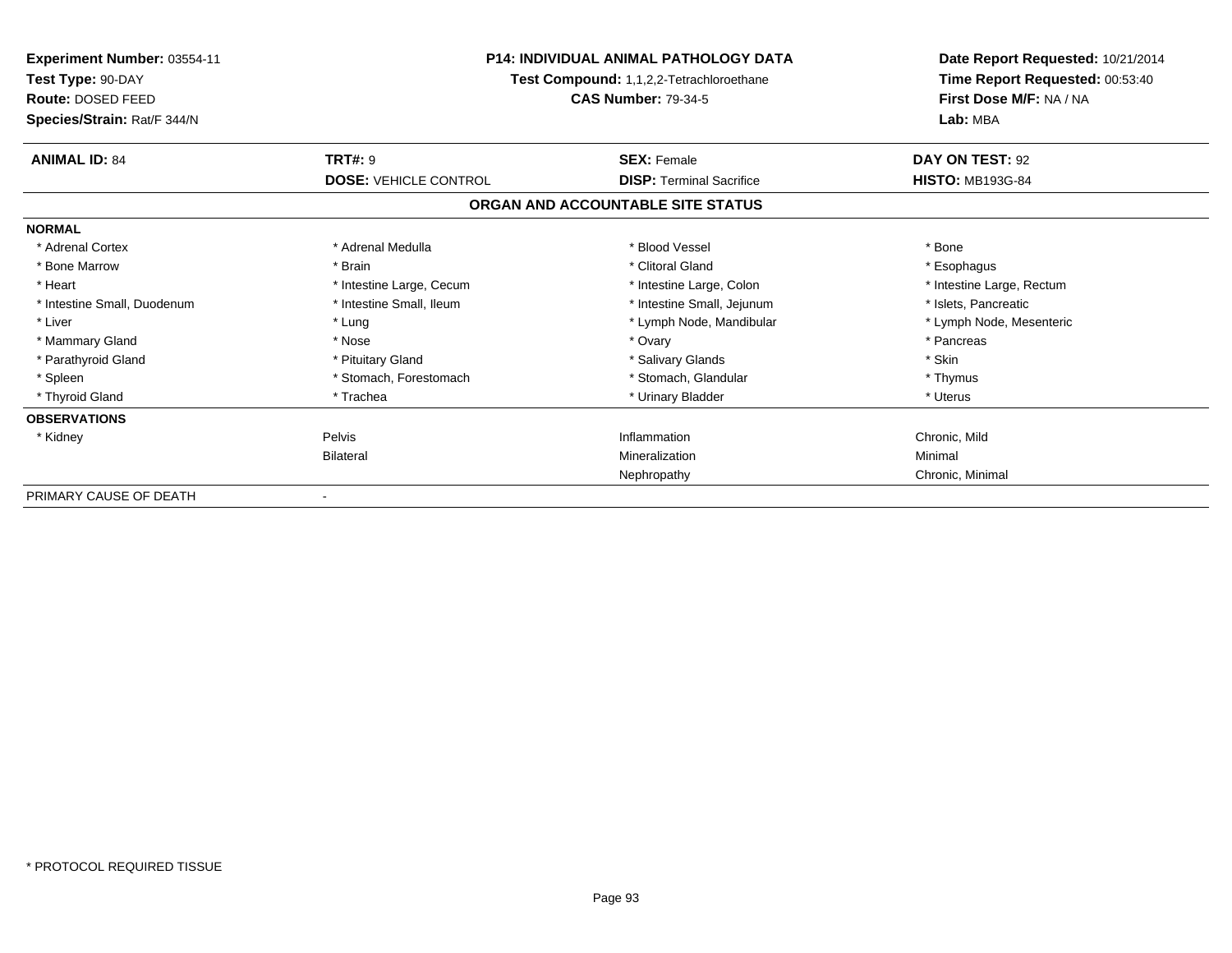**Experiment Number:** 03554-11
**Test Type:** 90-DAY
**Route:** DOSED FEED
**Species/Strain:** Rat/F 344/N

**P14: INDIVIDUAL ANIMAL PATHOLOGY DATA**
**Test Compound:** 1,1,2,2-Tetrachloroethane
**CAS Number:** 79-34-5

**Date Report Requested:** 10/21/2014
**Time Report Requested:** 00:53:40
**First Dose M/F:** NA / NA
**Lab:** MBA

| **ANIMAL ID:** 84 | **TRT#:** 9 | **SEX:** Female | **DAY ON TEST:** 92 |
|---|---|---|---|
| | **DOSE:** VEHICLE CONTROL | **DISP:** Terminal Sacrifice | **HISTO:** MB193G-84 |

## ORGAN AND ACCOUNTABLE SITE STATUS

| | | | |
|---|---|---|---|
| **NORMAL** | | | |
| * Adrenal Cortex | * Adrenal Medulla | * Blood Vessel | * Bone |
| * Bone Marrow | * Brain | * Clitoral Gland | * Esophagus |
| * Heart | * Intestine Large, Cecum | * Intestine Large, Colon | * Intestine Large, Rectum |
| * Intestine Small, Duodenum | * Intestine Small, Ileum | * Intestine Small, Jejunum | * Islets, Pancreatic |
| * Liver | * Lung | * Lymph Node, Mandibular | * Lymph Node, Mesenteric |
| * Mammary Gland | * Nose | * Ovary | * Pancreas |
| * Parathyroid Gland | * Pituitary Gland | * Salivary Glands | * Skin |
| * Spleen | * Stomach, Forestomach | * Stomach, Glandular | * Thymus |
| * Thyroid Gland | * Trachea | * Urinary Bladder | * Uterus |
| **OBSERVATIONS** | | | |
| * Kidney | Pelvis | Inflammation | Chronic, Mild |
| | Bilateral | Mineralization | Minimal |
| | | Nephropathy | Chronic, Minimal |
| PRIMARY CAUSE OF DEATH | - | | |

\* PROTOCOL REQUIRED TISSUE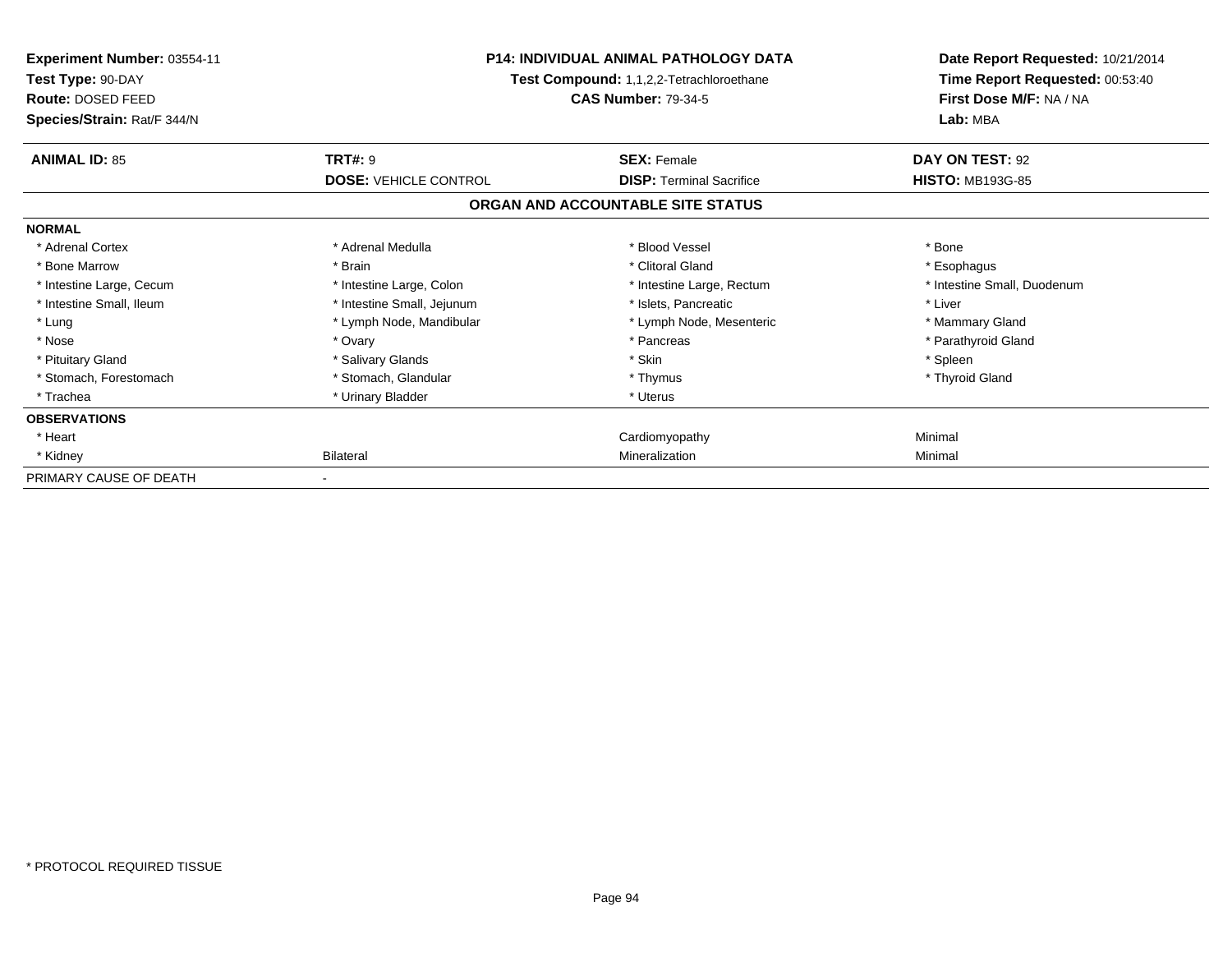**Experiment Number:** 03554-11
**Test Type:** 90-DAY
**Route:** DOSED FEED
**Species/Strain:** Rat/F 344/N

**P14: INDIVIDUAL ANIMAL PATHOLOGY DATA**
**Test Compound:** 1,1,2,2-Tetrachloroethane
**CAS Number:** 79-34-5

**Date Report Requested:** 10/21/2014
**Time Report Requested:** 00:53:40
**First Dose M/F:** NA / NA
**Lab:** MBA

| **ANIMAL ID:** 85 | **TRT#:** 9 | **SEX:** Female | **DAY ON TEST:** 92 |
|---|---|---|---|
| | **DOSE:** VEHICLE CONTROL | **DISP:** Terminal Sacrifice | **HISTO:** MB193G-85 |

**ORGAN AND ACCOUNTABLE SITE STATUS**

| | | | |
|---|---|---|---|
| **NORMAL** | | | |
| * Adrenal Cortex | * Adrenal Medulla | * Blood Vessel | * Bone |
| * Bone Marrow | * Brain | * Clitoral Gland | * Esophagus |
| * Intestine Large, Cecum | * Intestine Large, Colon | * Intestine Large, Rectum | * Intestine Small, Duodenum |
| * Intestine Small, Ileum | * Intestine Small, Jejunum | * Islets, Pancreatic | * Liver |
| * Lung | * Lymph Node, Mandibular | * Lymph Node, Mesenteric | * Mammary Gland |
| * Nose | * Ovary | * Pancreas | * Parathyroid Gland |
| * Pituitary Gland | * Salivary Glands | * Skin | * Spleen |
| * Stomach, Forestomach | * Stomach, Glandular | * Thymus | * Thyroid Gland |
| * Trachea | * Urinary Bladder | * Uterus | |
| **OBSERVATIONS** | | | |
| * Heart | | Cardiomyopathy | Minimal |
| * Kidney | Bilateral | Mineralization | Minimal |
| PRIMARY CAUSE OF DEATH | - | | |

* PROTOCOL REQUIRED TISSUE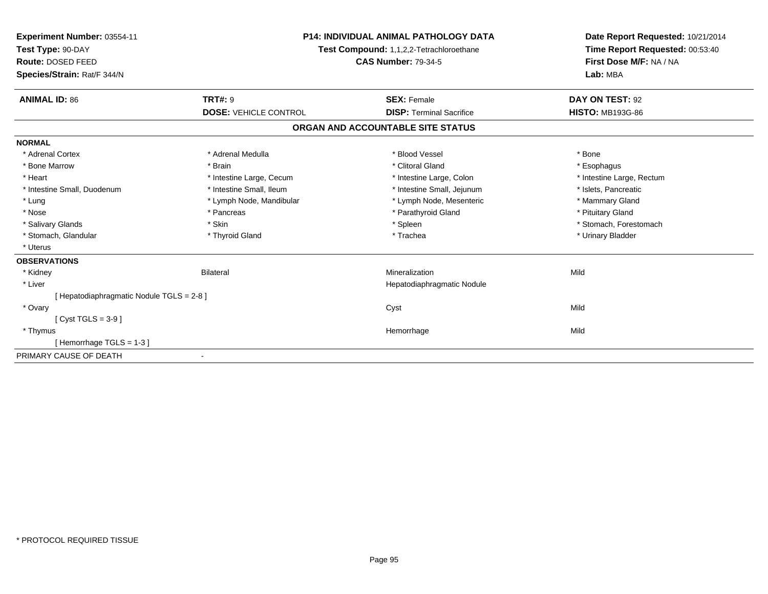**Experiment Number:** 03554-11
**Test Type:** 90-DAY
**Route:** DOSED FEED
**Species/Strain:** Rat/F 344/N

**P14: INDIVIDUAL ANIMAL PATHOLOGY DATA**
**Test Compound:** 1,1,2,2-Tetrachloroethane
**CAS Number:** 79-34-5

**Date Report Requested:** 10/21/2014
**Time Report Requested:** 00:53:40
**First Dose M/F:** NA / NA
**Lab:** MBA

| **ANIMAL ID:** 86 | **TRT#:** 9 | **SEX:** Female | **DAY ON TEST:** 92 |
|---|---|---|---|
| | **DOSE:** VEHICLE CONTROL | **DISP:** Terminal Sacrifice | **HISTO:** MB193G-86 |

## ORGAN AND ACCOUNTABLE SITE STATUS

**NORMAL**

| | | | |
|---|---|---|---|
| * Adrenal Cortex | * Adrenal Medulla | * Blood Vessel | * Bone |
| * Bone Marrow | * Brain | * Clitoral Gland | * Esophagus |
| * Heart | * Intestine Large, Cecum | * Intestine Large, Colon | * Intestine Large, Rectum |
| * Intestine Small, Duodenum | * Intestine Small, Ileum | * Intestine Small, Jejunum | * Islets, Pancreatic |
| * Lung | * Lymph Node, Mandibular | * Lymph Node, Mesenteric | * Mammary Gland |
| * Nose | * Pancreas | * Parathyroid Gland | * Pituitary Gland |
| * Salivary Glands | * Skin | * Spleen | * Stomach, Forestomach |
| * Stomach, Glandular | * Thyroid Gland | * Trachea | * Urinary Bladder |
| * Uterus | | | |

**OBSERVATIONS**

| | | | |
|---|---|---|---|
| * Kidney | Bilateral | Mineralization | Mild |
| * Liver | | Hepatodiaphragmatic Nodule | |
| [ Hepatodiaphragmatic Nodule TGLS = 2-8 ] | | | |
| * Ovary | | Cyst | Mild |
| [ Cyst TGLS = 3-9 ] | | | |
| * Thymus | | Hemorrhage | Mild |
| [ Hemorrhage TGLS = 1-3 ] | | | |

PRIMARY CAUSE OF DEATH -

* PROTOCOL REQUIRED TISSUE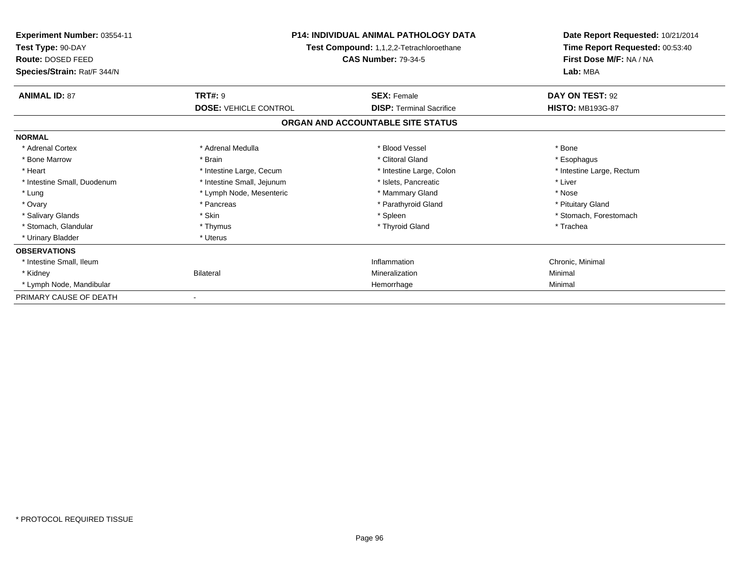**Experiment Number:** 03554-11
**Test Type:** 90-DAY
**Route:** DOSED FEED
**Species/Strain:** Rat/F 344/N

**P14: INDIVIDUAL ANIMAL PATHOLOGY DATA**
**Test Compound:** 1,1,2,2-Tetrachloroethane
**CAS Number:** 79-34-5

**Date Report Requested:** 10/21/2014
**Time Report Requested:** 00:53:40
**First Dose M/F:** NA / NA
**Lab:** MBA

| **ANIMAL ID:** 87 | **TRT#:** 9 | **SEX:** Female | **DAY ON TEST:** 92 |
|---|---|---|---|
| | **DOSE:** VEHICLE CONTROL | **DISP:** Terminal Sacrifice | **HISTO:** MB193G-87 |

## ORGAN AND ACCOUNTABLE SITE STATUS

| | | | |
|---|---|---|---|
| **NORMAL** | | | |
| * Adrenal Cortex | * Adrenal Medulla | * Blood Vessel | * Bone |
| * Bone Marrow | * Brain | * Clitoral Gland | * Esophagus |
| * Heart | * Intestine Large, Cecum | * Intestine Large, Colon | * Intestine Large, Rectum |
| * Intestine Small, Duodenum | * Intestine Small, Jejunum | * Islets, Pancreatic | * Liver |
| * Lung | * Lymph Node, Mesenteric | * Mammary Gland | * Nose |
| * Ovary | * Pancreas | * Parathyroid Gland | * Pituitary Gland |
| * Salivary Glands | * Skin | * Spleen | * Stomach, Forestomach |
| * Stomach, Glandular | * Thymus | * Thyroid Gland | * Trachea |
| * Urinary Bladder | * Uterus | | |
| **OBSERVATIONS** | | | |
| * Intestine Small, Ileum | | Inflammation | Chronic, Minimal |
| * Kidney | Bilateral | Mineralization | Minimal |
| * Lymph Node, Mandibular | | Hemorrhage | Minimal |
| PRIMARY CAUSE OF DEATH | - | | |

* PROTOCOL REQUIRED TISSUE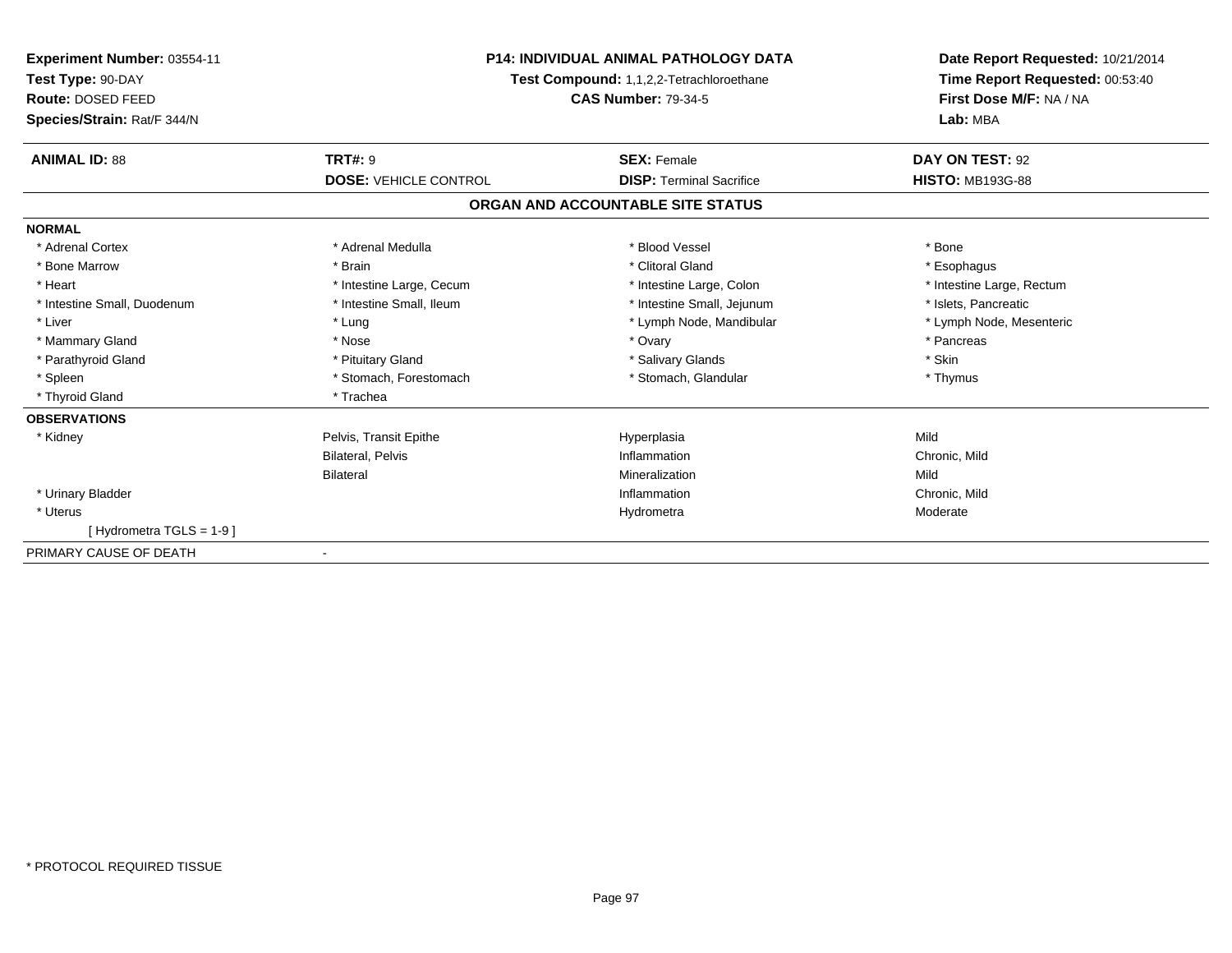**Experiment Number:** 03554-11
**Test Type:** 90-DAY
**Route:** DOSED FEED
**Species/Strain:** Rat/F 344/N

**P14: INDIVIDUAL ANIMAL PATHOLOGY DATA**
**Test Compound:** 1,1,2,2-Tetrachloroethane
**CAS Number:** 79-34-5

**Date Report Requested:** 10/21/2014
**Time Report Requested:** 00:53:40
**First Dose M/F:** NA / NA
**Lab:** MBA

| **ANIMAL ID:** 88 | **TRT#:** 9 | **SEX:** Female | **DAY ON TEST:** 92 |
|---|---|---|---|
| | **DOSE:** VEHICLE CONTROL | **DISP:** Terminal Sacrifice | **HISTO:** MB193G-88 |

## ORGAN AND ACCOUNTABLE SITE STATUS

| | | | |
|---|---|---|---|
| **NORMAL** | | | |
| * Adrenal Cortex | * Adrenal Medulla | * Blood Vessel | * Bone |
| * Bone Marrow | * Brain | * Clitoral Gland | * Esophagus |
| * Heart | * Intestine Large, Cecum | * Intestine Large, Colon | * Intestine Large, Rectum |
| * Intestine Small, Duodenum | * Intestine Small, Ileum | * Intestine Small, Jejunum | * Islets, Pancreatic |
| * Liver | * Lung | * Lymph Node, Mandibular | * Lymph Node, Mesenteric |
| * Mammary Gland | * Nose | * Ovary | * Pancreas |
| * Parathyroid Gland | * Pituitary Gland | * Salivary Glands | * Skin |
| * Spleen | * Stomach, Forestomach | * Stomach, Glandular | * Thymus |
| * Thyroid Gland | * Trachea | | |
| **OBSERVATIONS** | | | |
| * Kidney | Pelvis, Transit Epithe | Hyperplasia | Mild |
| | Bilateral, Pelvis | Inflammation | Chronic, Mild |
| | Bilateral | Mineralization | Mild |
| * Urinary Bladder | | Inflammation | Chronic, Mild |
| * Uterus | | Hydrometra | Moderate |
| [ Hydrometra TGLS = 1-9 ] | | | |
| PRIMARY CAUSE OF DEATH | - | | |

* PROTOCOL REQUIRED TISSUE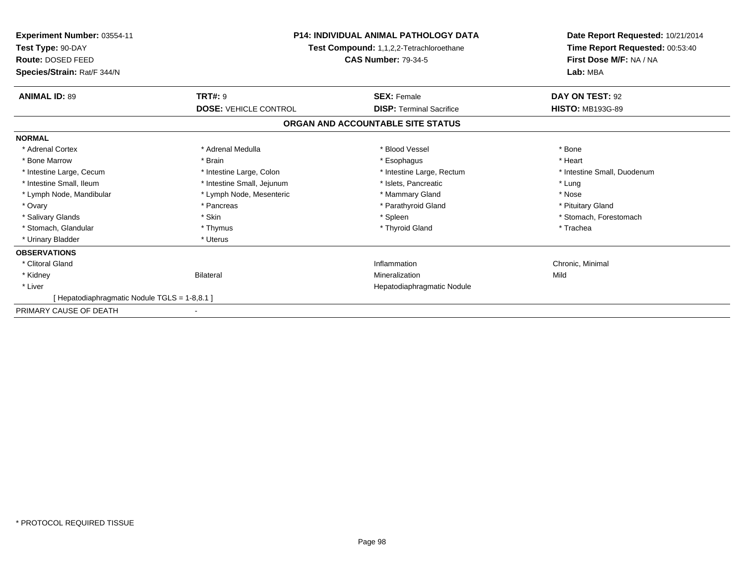**Experiment Number:** 03554-11
**Test Type:** 90-DAY
**Route:** DOSED FEED
**Species/Strain:** Rat/F 344/N

**P14: INDIVIDUAL ANIMAL PATHOLOGY DATA**
**Test Compound:** 1,1,2,2-Tetrachloroethane
**CAS Number:** 79-34-5

**Date Report Requested:** 10/21/2014
**Time Report Requested:** 00:53:40
**First Dose M/F:** NA / NA
**Lab:** MBA

| **ANIMAL ID:** 89 | **TRT#:** 9 | **SEX:** Female | **DAY ON TEST:** 92 |
|---|---|---|---|
| | **DOSE:** VEHICLE CONTROL | **DISP:** Terminal Sacrifice | **HISTO:** MB193G-89 |

**ORGAN AND ACCOUNTABLE SITE STATUS**

**NORMAL**

| | | | |
|---|---|---|---|
| * Adrenal Cortex | * Adrenal Medulla | * Blood Vessel | * Bone |
| * Bone Marrow | * Brain | * Esophagus | * Heart |
| * Intestine Large, Cecum | * Intestine Large, Colon | * Intestine Large, Rectum | * Intestine Small, Duodenum |
| * Intestine Small, Ileum | * Intestine Small, Jejunum | * Islets, Pancreatic | * Lung |
| * Lymph Node, Mandibular | * Lymph Node, Mesenteric | * Mammary Gland | * Nose |
| * Ovary | * Pancreas | * Parathyroid Gland | * Pituitary Gland |
| * Salivary Glands | * Skin | * Spleen | * Stomach, Forestomach |
| * Stomach, Glandular | * Thymus | * Thyroid Gland | * Trachea |
| * Urinary Bladder | * Uterus | | |

**OBSERVATIONS**

| | | | |
|---|---|---|---|
| * Clitoral Gland | | Inflammation | Chronic, Minimal |
| * Kidney | Bilateral | Mineralization | Mild |
| * Liver | | Hepatodiaphragmatic Nodule | |
| [ Hepatodiaphragmatic Nodule TGLS = 1-8,8.1 ] | | | |

PRIMARY CAUSE OF DEATH -

* PROTOCOL REQUIRED TISSUE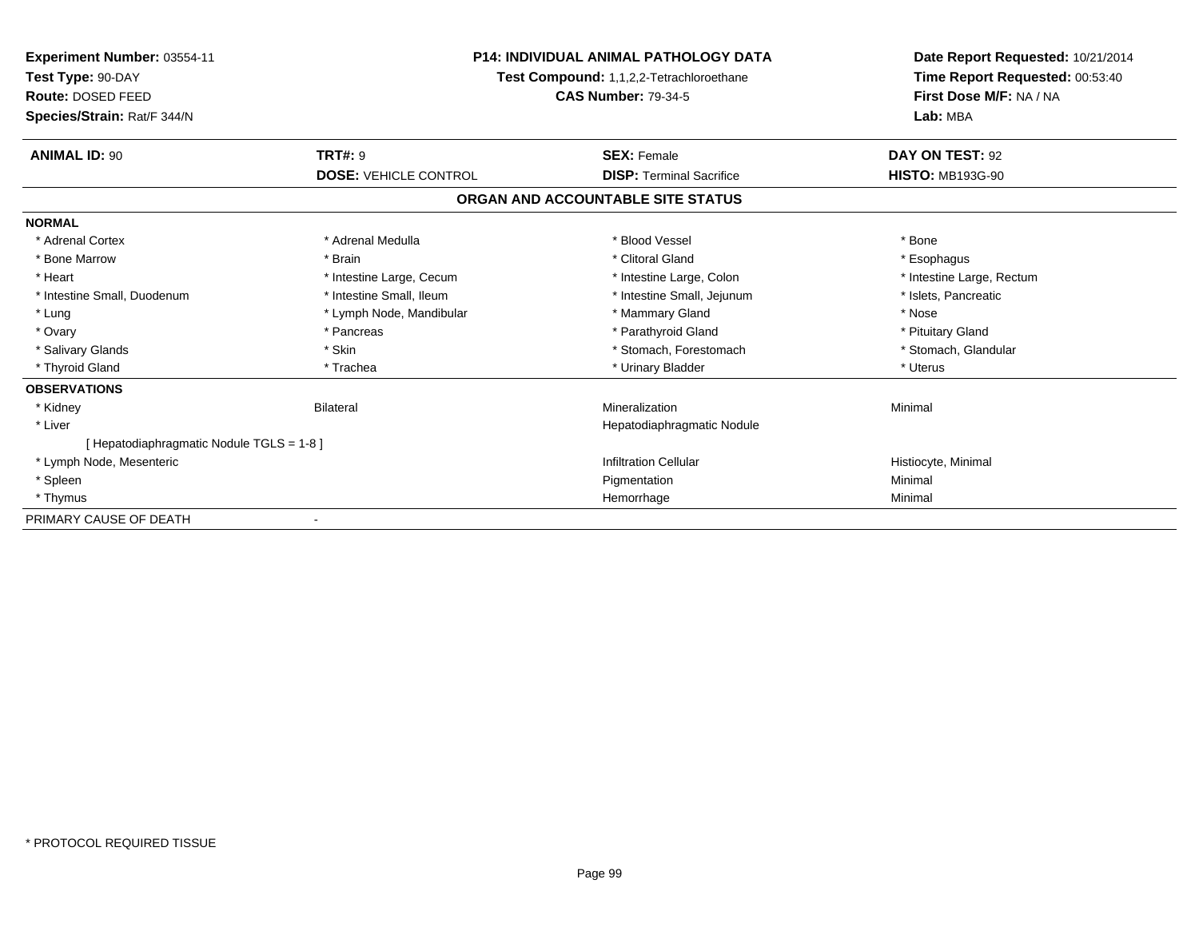**Experiment Number:** 03554-11
**Test Type:** 90-DAY
**Route:** DOSED FEED
**Species/Strain:** Rat/F 344/N

**P14: INDIVIDUAL ANIMAL PATHOLOGY DATA**
**Test Compound:** 1,1,2,2-Tetrachloroethane
**CAS Number:** 79-34-5

**Date Report Requested:** 10/21/2014
**Time Report Requested:** 00:53:40
**First Dose M/F:** NA / NA
**Lab:** MBA

| **ANIMAL ID:** 90 | **TRT#:** 9 | **SEX:** Female | **DAY ON TEST:** 92 |
|---|---|---|---|
| | **DOSE:** VEHICLE CONTROL | **DISP:** Terminal Sacrifice | **HISTO:** MB193G-90 |

**ORGAN AND ACCOUNTABLE SITE STATUS**

| | | | |
|---|---|---|---|
| **NORMAL** | | | |
| * Adrenal Cortex | * Adrenal Medulla | * Blood Vessel | * Bone |
| * Bone Marrow | * Brain | * Clitoral Gland | * Esophagus |
| * Heart | * Intestine Large, Cecum | * Intestine Large, Colon | * Intestine Large, Rectum |
| * Intestine Small, Duodenum | * Intestine Small, Ileum | * Intestine Small, Jejunum | * Islets, Pancreatic |
| * Lung | * Lymph Node, Mandibular | * Mammary Gland | * Nose |
| * Ovary | * Pancreas | * Parathyroid Gland | * Pituitary Gland |
| * Salivary Glands | * Skin | * Stomach, Forestomach | * Stomach, Glandular |
| * Thyroid Gland | * Trachea | * Urinary Bladder | * Uterus |
| **OBSERVATIONS** | | | |
| * Kidney | Bilateral | Mineralization | Minimal |
| * Liver | | Hepatodiaphragmatic Nodule | |
| [ Hepatodiaphragmatic Nodule TGLS = 1-8 ] | | | |
| * Lymph Node, Mesenteric | | Infiltration Cellular | Histiocyte, Minimal |
| * Spleen | | Pigmentation | Minimal |
| * Thymus | | Hemorrhage | Minimal |
| PRIMARY CAUSE OF DEATH | - | | |

* PROTOCOL REQUIRED TISSUE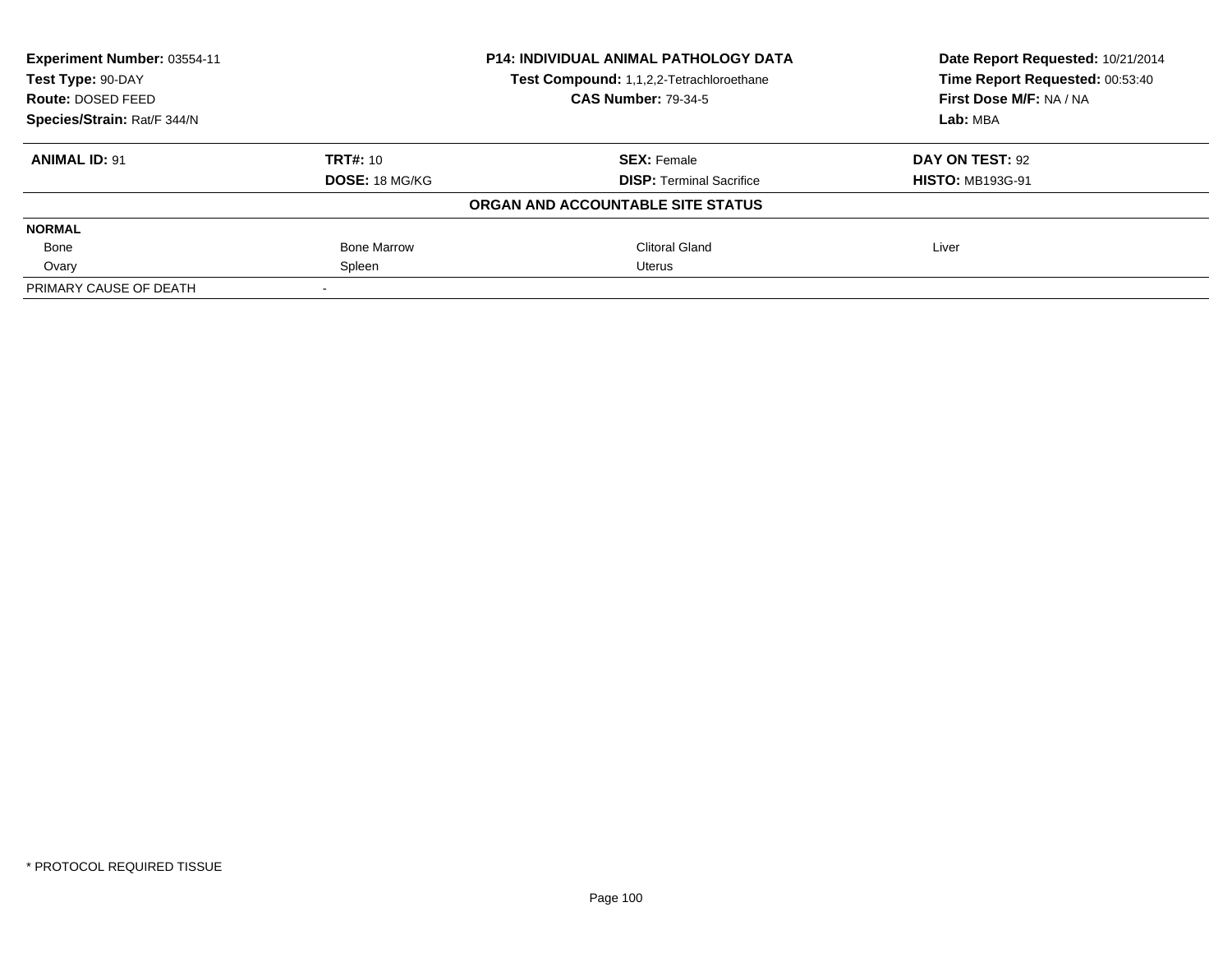**Experiment Number:** 03554-11
**Test Type:** 90-DAY
**Route:** DOSED FEED
**Species/Strain:** Rat/F 344/N

**P14: INDIVIDUAL ANIMAL PATHOLOGY DATA**
**Test Compound:** 1,1,2,2-Tetrachloroethane
**CAS Number:** 79-34-5

**Date Report Requested:** 10/21/2014
**Time Report Requested:** 00:53:40
**First Dose M/F:** NA / NA
**Lab:** MBA

| **ANIMAL ID:** 91 | **TRT#:** 10 | **SEX:** Female | **DAY ON TEST:** 92 |
|---|---|---|---|
| | **DOSE:** 18 MG/KG | **DISP:** Terminal Sacrifice | **HISTO:** MB193G-91 |

**ORGAN AND ACCOUNTABLE SITE STATUS**

| **NORMAL** | | | |
|---|---|---|---|
| Bone | Bone Marrow | Clitoral Gland | Liver |
| Ovary | Spleen | Uterus | |
| PRIMARY CAUSE OF DEATH | - | | |

\* PROTOCOL REQUIRED TISSUE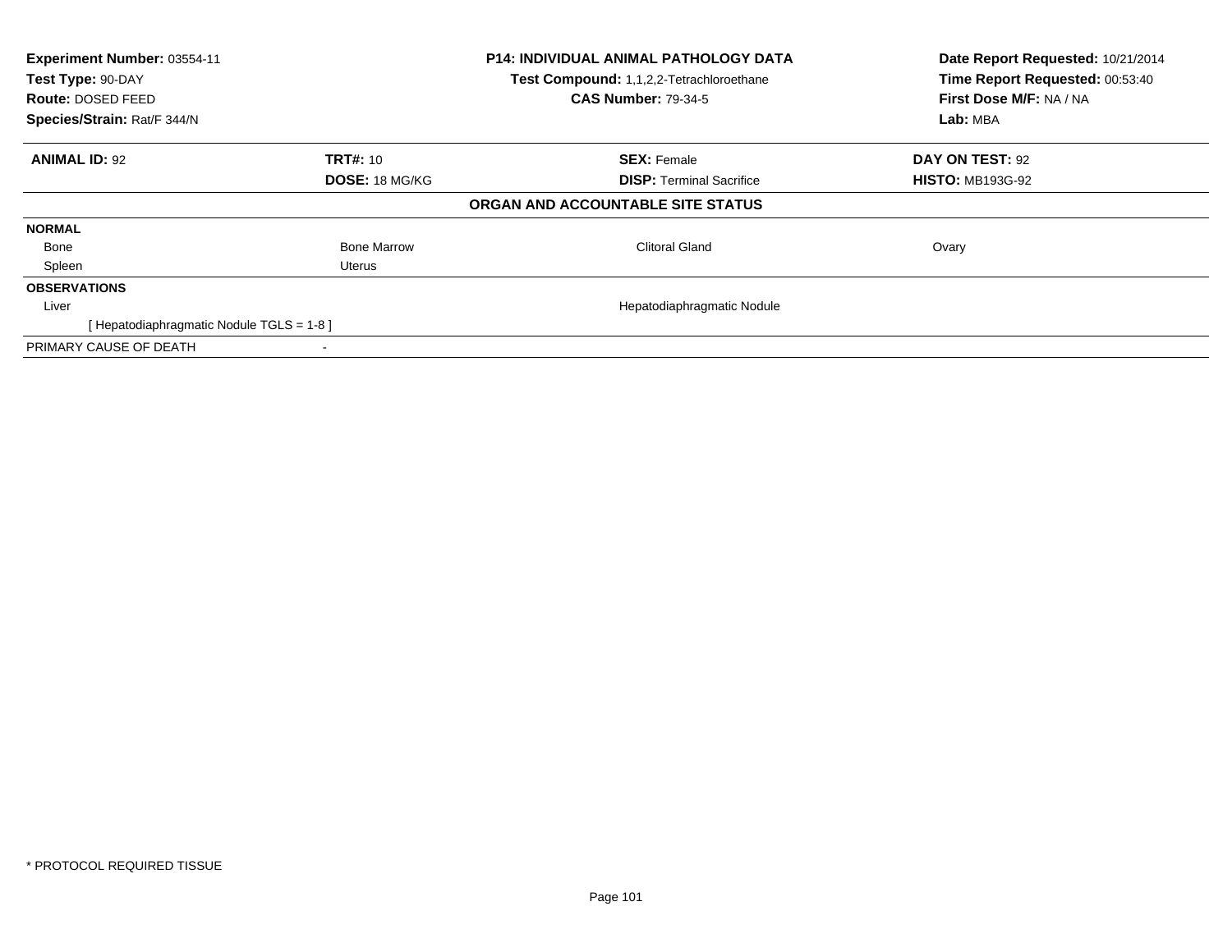**Experiment Number:** 03554-11
**Test Type:** 90-DAY
**Route:** DOSED FEED
**Species/Strain:** Rat/F 344/N

**P14: INDIVIDUAL ANIMAL PATHOLOGY DATA**
**Test Compound:** 1,1,2,2-Tetrachloroethane
**CAS Number:** 79-34-5

**Date Report Requested:** 10/21/2014
**Time Report Requested:** 00:53:40
**First Dose M/F:** NA / NA
**Lab:** MBA

| **ANIMAL ID:** 92 | **TRT#:** 10 | **SEX:** Female | **DAY ON TEST:** 92 |
|---|---|---|---|
| | **DOSE:** 18 MG/KG | **DISP:** Terminal Sacrifice | **HISTO:** MB193G-92 |

**ORGAN AND ACCOUNTABLE SITE STATUS**

| | | | |
|---|---|---|---|
| **NORMAL** | | | |
| Bone | Bone Marrow | Clitoral Gland | Ovary |
| Spleen | Uterus | | |
| **OBSERVATIONS** | | | |
| Liver | | Hepatodiaphragmatic Nodule | |
| [ Hepatodiaphragmatic Nodule TGLS = 1-8 ] | | | |
| PRIMARY CAUSE OF DEATH | - | | |

* PROTOCOL REQUIRED TISSUE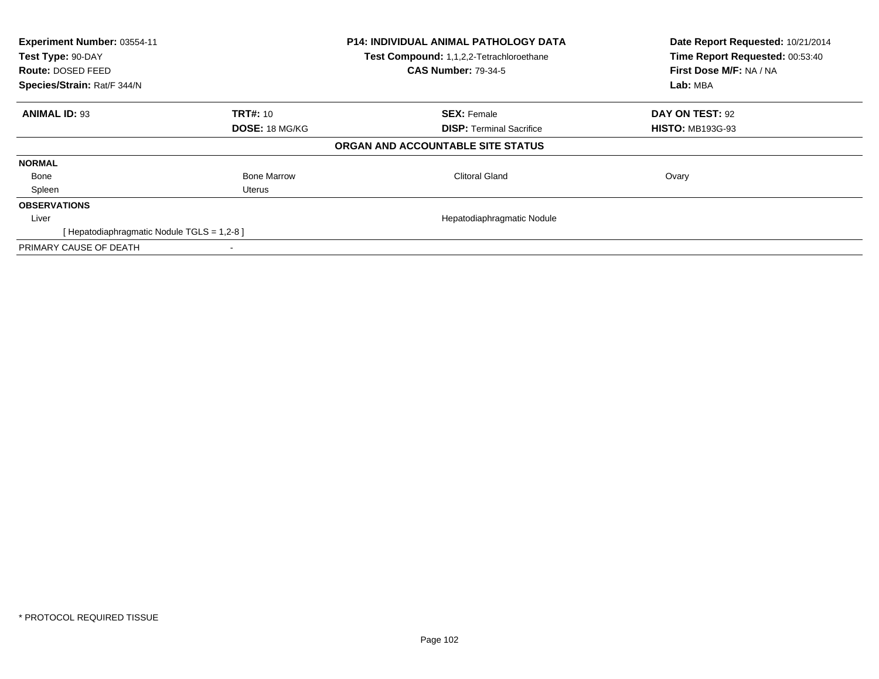**Experiment Number:** 03554-11
**Test Type:** 90-DAY
**Route:** DOSED FEED
**Species/Strain:** Rat/F 344/N

**P14: INDIVIDUAL ANIMAL PATHOLOGY DATA**
**Test Compound:** 1,1,2,2-Tetrachloroethane
**CAS Number:** 79-34-5

**Date Report Requested:** 10/21/2014
**Time Report Requested:** 00:53:40
**First Dose M/F:** NA / NA
**Lab:** MBA

| **ANIMAL ID:** 93 | **TRT#:** 10 | **SEX:** Female | **DAY ON TEST:** 92 |
|---|---|---|---|
| | **DOSE:** 18 MG/KG | **DISP:** Terminal Sacrifice | **HISTO:** MB193G-93 |

**ORGAN AND ACCOUNTABLE SITE STATUS**

| | | | |
|---|---|---|---|
| **NORMAL** | | | |
| Bone | Bone Marrow | Clitoral Gland | Ovary |
| Spleen | Uterus | | |
| **OBSERVATIONS** | | | |
| Liver | | Hepatodiaphragmatic Nodule | |
| [ Hepatodiaphragmatic Nodule TGLS = 1,2-8 ] | | | |
| PRIMARY CAUSE OF DEATH | - | | |

* PROTOCOL REQUIRED TISSUE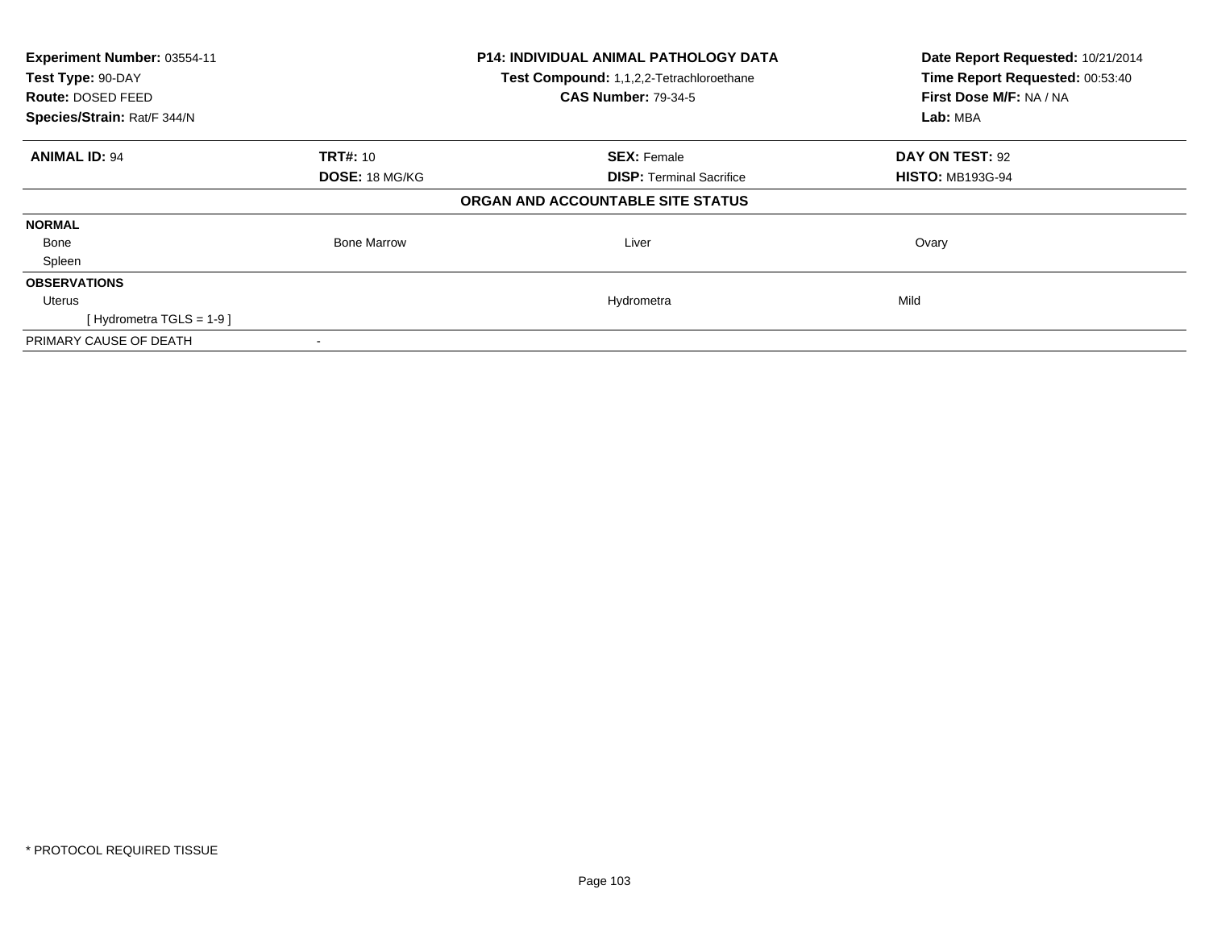| Experiment Number: 03554-11 | P14: INDIVIDUAL ANIMAL PATHOLOGY DATA | Date Report Requested: 10/21/2014 |
|---|---|---|
| Test Type: 90-DAY | Test Compound: 1,1,2,2-Tetrachloroethane | Time Report Requested: 00:53:40 |
| Route: DOSED FEED | CAS Number: 79-34-5 | First Dose M/F: NA / NA |
| Species/Strain: Rat/F 344/N | | Lab: MBA |

| ANIMAL ID: 94 | TRT#: 10 | SEX: Female | DAY ON TEST: 92 |
|---|---|---|---|
| | DOSE: 18 MG/KG | DISP: Terminal Sacrifice | HISTO: MB193G-94 |

**ORGAN AND ACCOUNTABLE SITE STATUS**

| | | | |
|---|---|---|---|
| **NORMAL** | | | |
| Bone | Bone Marrow | Liver | Ovary |
| Spleen | | | |
| **OBSERVATIONS** | | | |
| Uterus | | Hydrometra | Mild |
| [ Hydrometra TGLS = 1-9 ] | | | |
| PRIMARY CAUSE OF DEATH | - | | |

* PROTOCOL REQUIRED TISSUE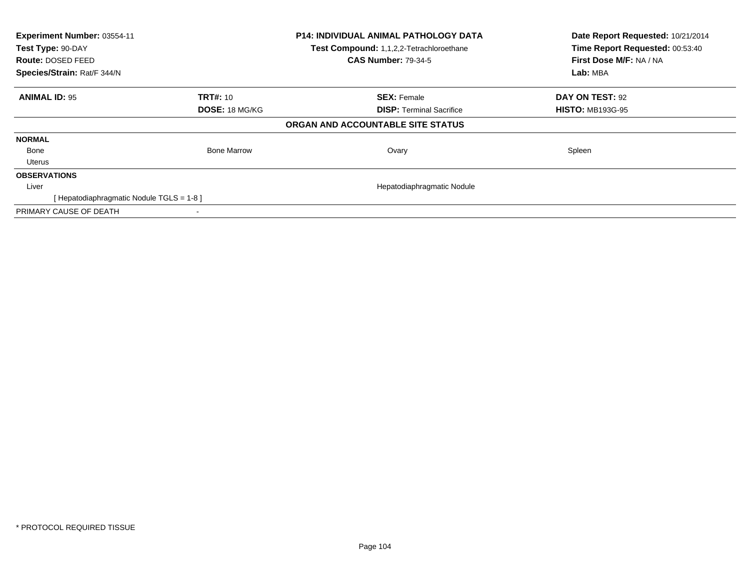| **Experiment Number:** 03554-11 | **P14: INDIVIDUAL ANIMAL PATHOLOGY DATA** | **Date Report Requested:** 10/21/2014 |
|---|---|---|
| **Test Type:** 90-DAY | **Test Compound:** 1,1,2,2-Tetrachloroethane | **Time Report Requested:** 00:53:40 |
| **Route:** DOSED FEED | **CAS Number:** 79-34-5 | **First Dose M/F:** NA / NA |
| **Species/Strain:** Rat/F 344/N | | **Lab:** MBA |

| **ANIMAL ID:** 95 | **TRT#:** 10 | **SEX:** Female | **DAY ON TEST:** 92 |
|---|---|---|---|
| | **DOSE:** 18 MG/KG | **DISP:** Terminal Sacrifice | **HISTO:** MB193G-95 |
| | | **ORGAN AND ACCOUNTABLE SITE STATUS** | |
| **NORMAL** | | | |
| Bone | Bone Marrow | Ovary | Spleen |
| Uterus | | | |
| **OBSERVATIONS** | | | |
| Liver | | Hepatodiaphragmatic Nodule | |
| [ Hepatodiaphragmatic Nodule TGLS = 1-8 ] | | | |
| PRIMARY CAUSE OF DEATH | - | | |

* PROTOCOL REQUIRED TISSUE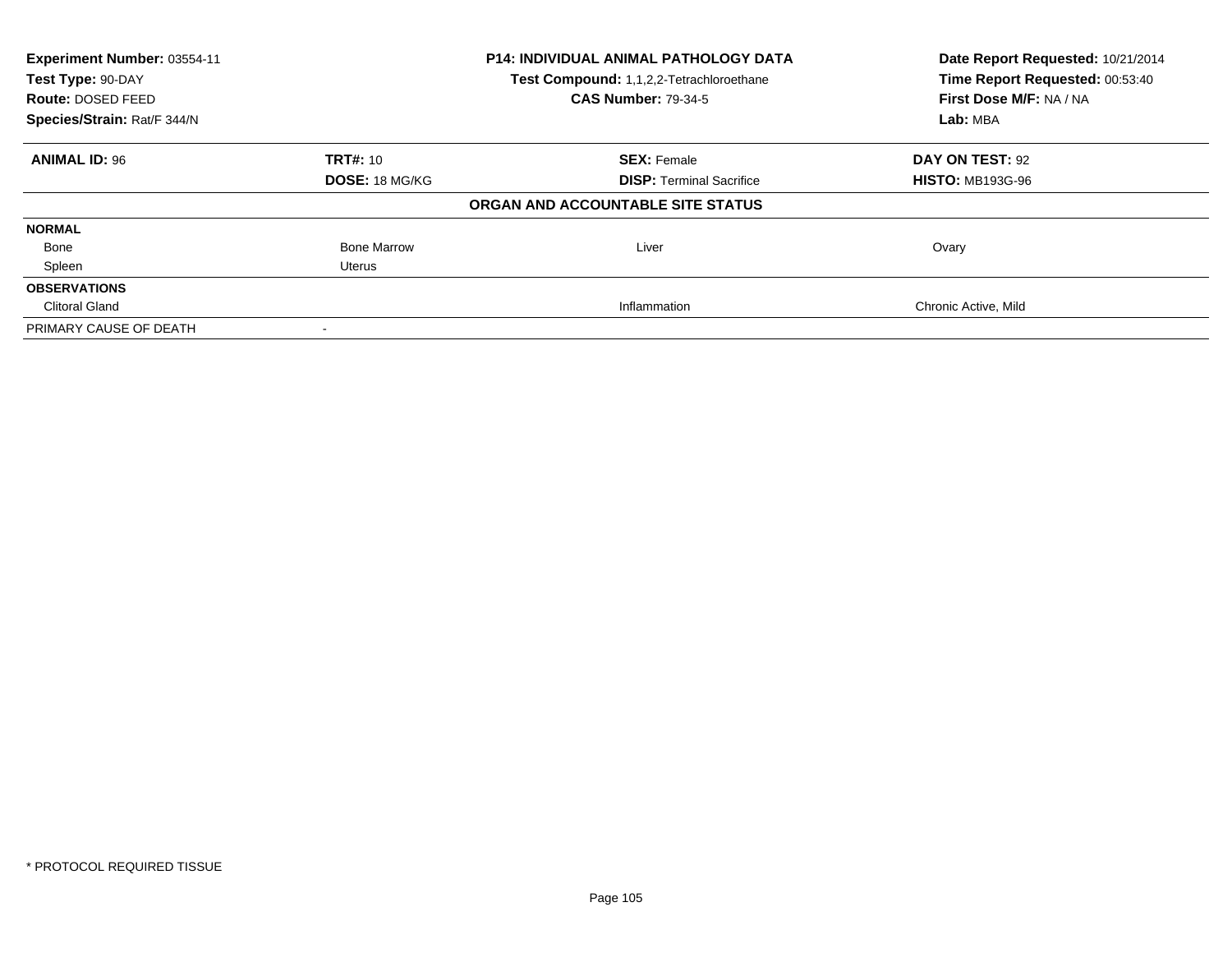**Experiment Number:** 03554-11
**Test Type:** 90-DAY
**Route:** DOSED FEED
**Species/Strain:** Rat/F 344/N

**P14: INDIVIDUAL ANIMAL PATHOLOGY DATA**
**Test Compound:** 1,1,2,2-Tetrachloroethane
**CAS Number:** 79-34-5

**Date Report Requested:** 10/21/2014
**Time Report Requested:** 00:53:40
**First Dose M/F:** NA / NA
**Lab:** MBA

| **ANIMAL ID:** 96 | **TRT#:** 10 | **SEX:** Female | **DAY ON TEST:** 92 |
|---|---|---|---|
| | **DOSE:** 18 MG/KG | **DISP:** Terminal Sacrifice | **HISTO:** MB193G-96 |

**ORGAN AND ACCOUNTABLE SITE STATUS**

| | | | |
|---|---|---|---|
| **NORMAL** | | | |
| Bone | Bone Marrow | Liver | Ovary |
| Spleen | Uterus | | |
| **OBSERVATIONS** | | | |
| Clitoral Gland | | Inflammation | Chronic Active, Mild |
| PRIMARY CAUSE OF DEATH | - | | |

* PROTOCOL REQUIRED TISSUE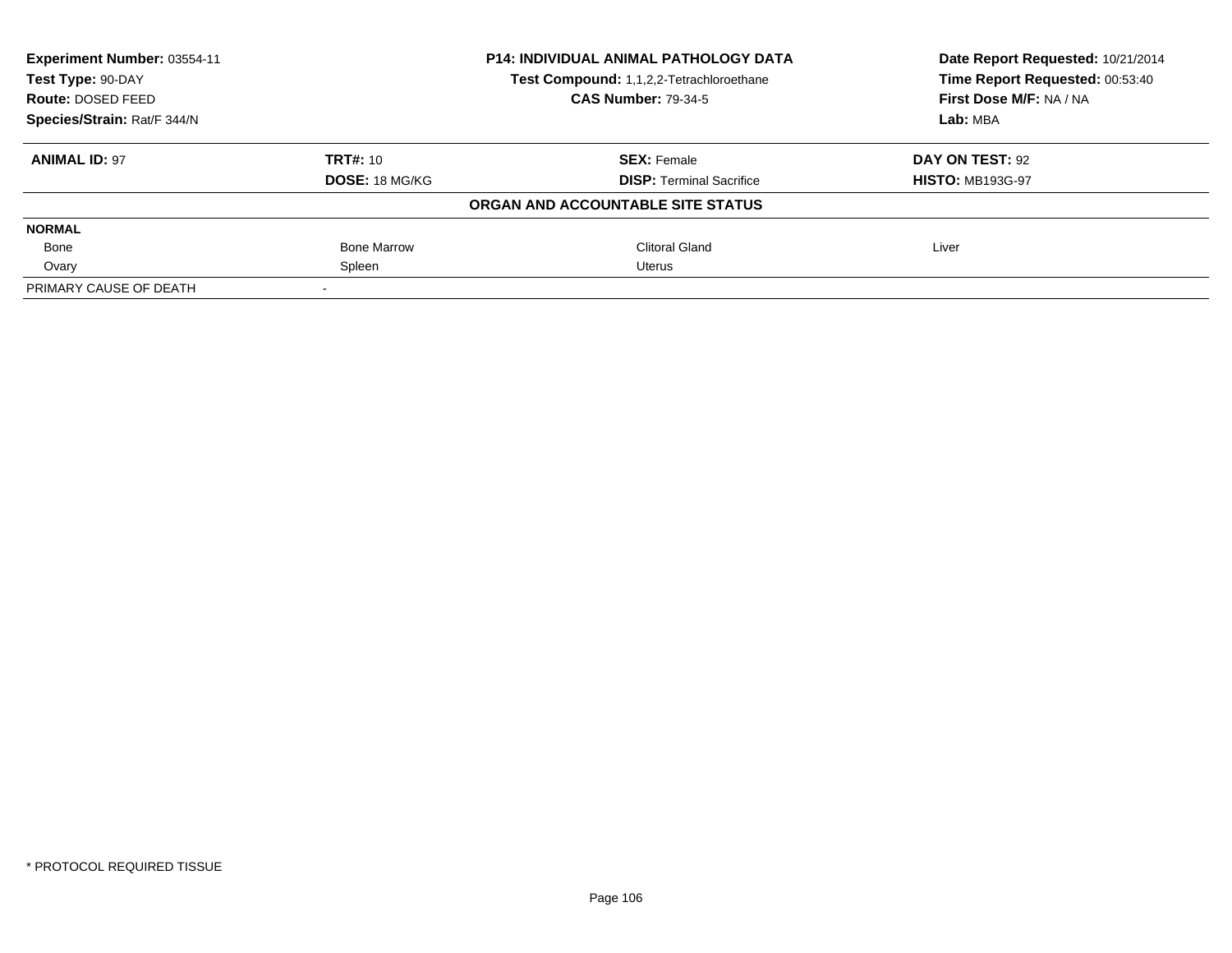**Experiment Number:** 03554-11
**Test Type:** 90-DAY
**Route:** DOSED FEED
**Species/Strain:** Rat/F 344/N

**P14: INDIVIDUAL ANIMAL PATHOLOGY DATA**
**Test Compound:** 1,1,2,2-Tetrachloroethane
**CAS Number:** 79-34-5

**Date Report Requested:** 10/21/2014
**Time Report Requested:** 00:53:40
**First Dose M/F:** NA / NA
**Lab:** MBA

| **ANIMAL ID:** 97 | **TRT#:** 10 | **SEX:** Female | **DAY ON TEST:** 92 |
|---|---|---|---|
| | **DOSE:** 18 MG/KG | **DISP:** Terminal Sacrifice | **HISTO:** MB193G-97 |

**ORGAN AND ACCOUNTABLE SITE STATUS**

| **NORMAL** | | | |
|---|---|---|---|
| Bone | Bone Marrow | Clitoral Gland | Liver |
| Ovary | Spleen | Uterus | |
| PRIMARY CAUSE OF DEATH | - | | |

\* PROTOCOL REQUIRED TISSUE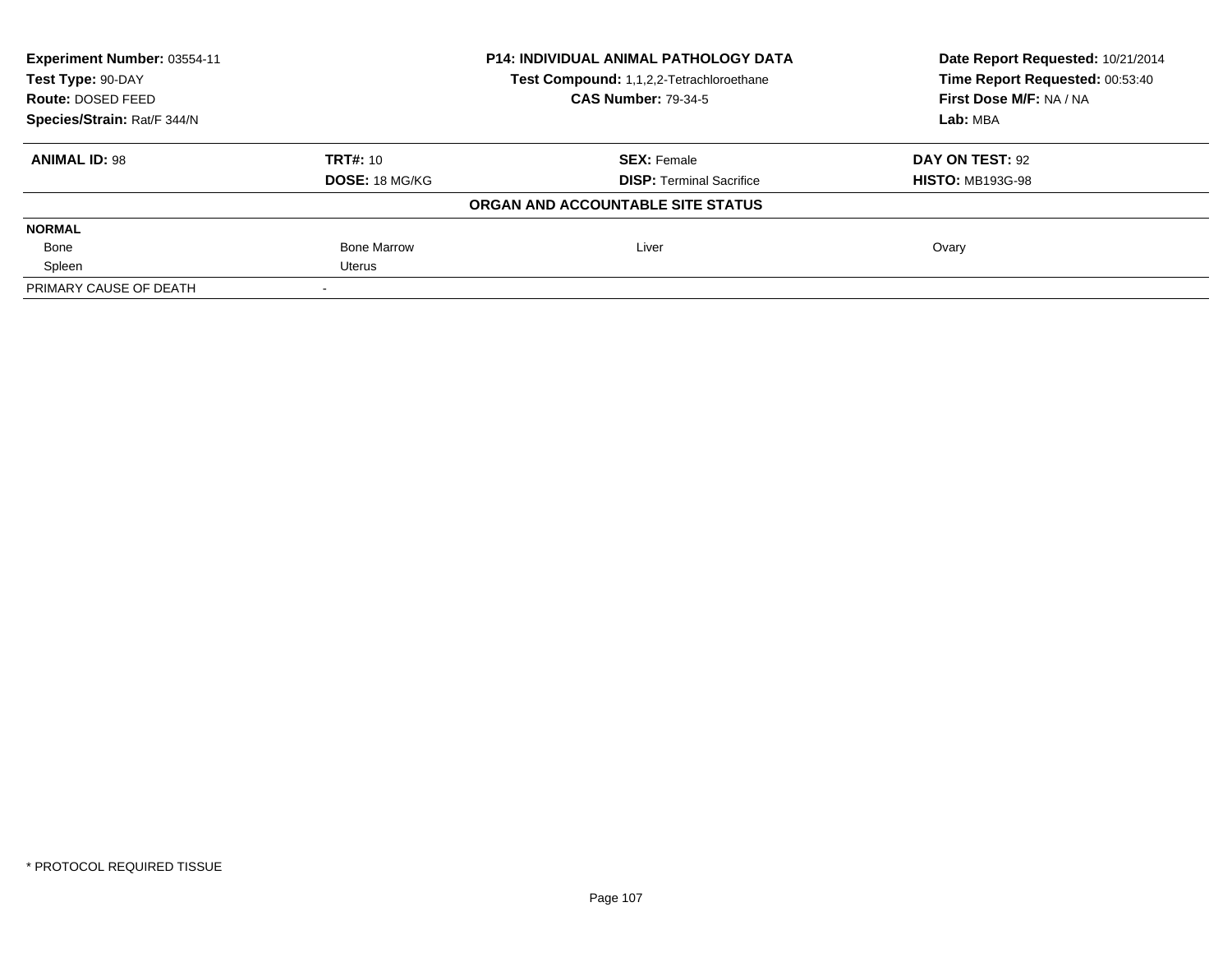**Experiment Number:** 03554-11
**Test Type:** 90-DAY
**Route:** DOSED FEED
**Species/Strain:** Rat/F 344/N

**P14: INDIVIDUAL ANIMAL PATHOLOGY DATA**
**Test Compound:** 1,1,2,2-Tetrachloroethane
**CAS Number:** 79-34-5

**Date Report Requested:** 10/21/2014
**Time Report Requested:** 00:53:40
**First Dose M/F:** NA / NA
**Lab:** MBA

| **ANIMAL ID:** 98 | **TRT#:** 10 | **SEX:** Female | **DAY ON TEST:** 92 |
|---|---|---|---|
| | **DOSE:** 18 MG/KG | **DISP:** Terminal Sacrifice | **HISTO:** MB193G-98 |

**ORGAN AND ACCOUNTABLE SITE STATUS**

| **NORMAL** | | | |
|---|---|---|---|
| Bone | Bone Marrow | Liver | Ovary |
| Spleen | Uterus | | |
| PRIMARY CAUSE OF DEATH | - | | |

* PROTOCOL REQUIRED TISSUE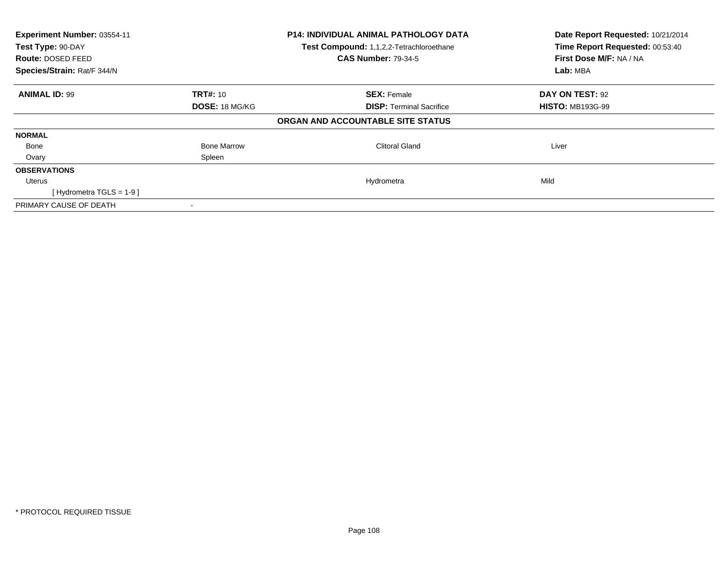| **Experiment Number:** 03554-11 | **P14: INDIVIDUAL ANIMAL PATHOLOGY DATA** | **Date Report Requested:** 10/21/2014 |
|---|---|---|
| **Test Type:** 90-DAY | **Test Compound:** 1,1,2,2-Tetrachloroethane | **Time Report Requested:** 00:53:40 |
| **Route:** DOSED FEED | **CAS Number:** 79-34-5 | **First Dose M/F:** NA / NA |
| **Species/Strain:** Rat/F 344/N | | **Lab:** MBA |

| **ANIMAL ID:** 99 | **TRT#:** 10 | **SEX:** Female | **DAY ON TEST:** 92 |
|---|---|---|---|
| | **DOSE:** 18 MG/KG | **DISP:** Terminal Sacrifice | **HISTO:** MB193G-99 |

**ORGAN AND ACCOUNTABLE SITE STATUS**

| | | | |
|---|---|---|---|
| **NORMAL** | | | |
| Bone | Bone Marrow | Clitoral Gland | Liver |
| Ovary | Spleen | | |
| **OBSERVATIONS** | | | |
| Uterus | | Hydrometra | Mild |
| [ Hydrometra TGLS = 1-9 ] | | | |
| PRIMARY CAUSE OF DEATH | - | | |

* PROTOCOL REQUIRED TISSUE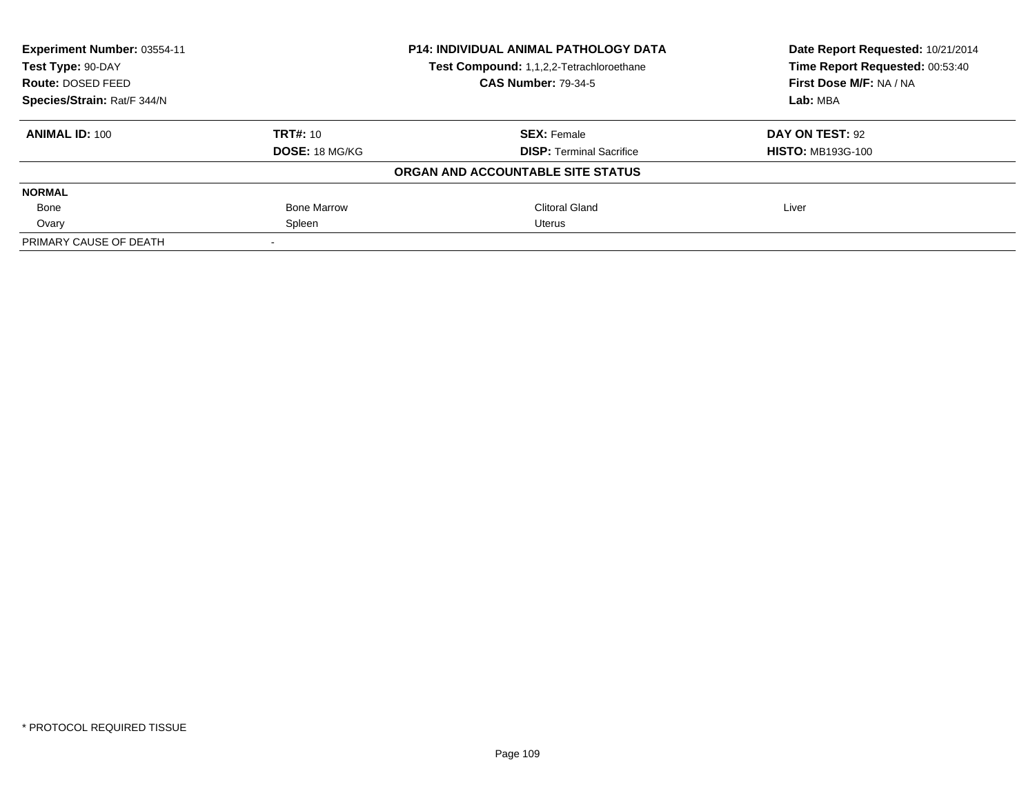| Experiment Number: 03554-11 | P14: INDIVIDUAL ANIMAL PATHOLOGY DATA | Date Report Requested: 10/21/2014 |
|---|---|---|
| Test Type: 90-DAY | Test Compound: 1,1,2,2-Tetrachloroethane | Time Report Requested: 00:53:40 |
| Route: DOSED FEED | CAS Number: 79-34-5 | First Dose M/F: NA / NA |
| Species/Strain: Rat/F 344/N | | Lab: MBA |

| ANIMAL ID: 100 | TRT#: 10 | SEX: Female | DAY ON TEST: 92 |
|---|---|---|---|
| | DOSE: 18 MG/KG | DISP: Terminal Sacrifice | HISTO: MB193G-100 |

**ORGAN AND ACCOUNTABLE SITE STATUS**

| NORMAL | | | |
|---|---|---|---|
| Bone | Bone Marrow | Clitoral Gland | Liver |
| Ovary | Spleen | Uterus | |
| PRIMARY CAUSE OF DEATH | - | | |

* PROTOCOL REQUIRED TISSUE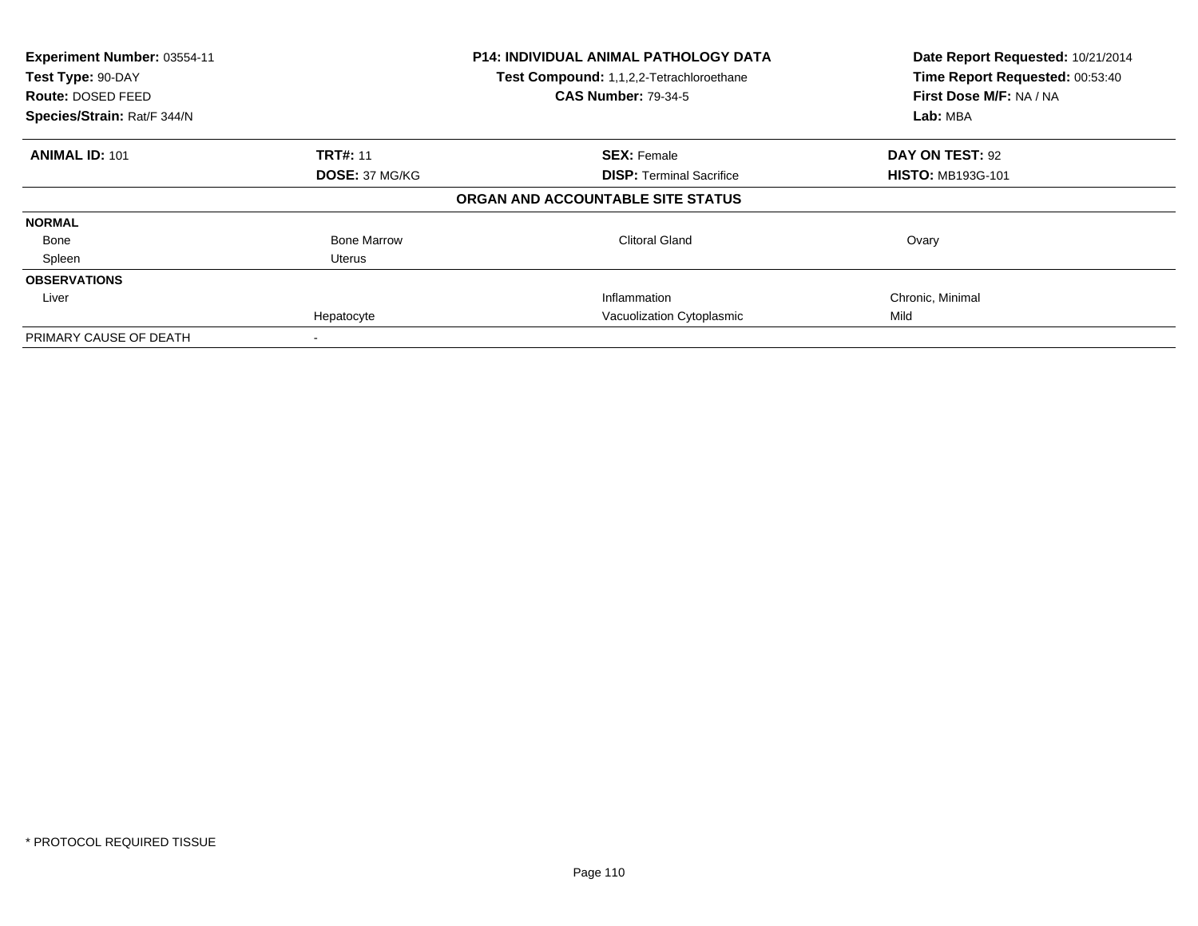**Experiment Number:** 03554-11
**Test Type:** 90-DAY
**Route:** DOSED FEED
**Species/Strain:** Rat/F 344/N

**P14: INDIVIDUAL ANIMAL PATHOLOGY DATA**
**Test Compound:** 1,1,2,2-Tetrachloroethane
**CAS Number:** 79-34-5

**Date Report Requested:** 10/21/2014
**Time Report Requested:** 00:53:40
**First Dose M/F:** NA / NA
**Lab:** MBA

| **ANIMAL ID:** 101 | **TRT#:** 11 | **SEX:** Female | **DAY ON TEST:** 92 |
|---|---|---|---|
| | **DOSE:** 37 MG/KG | **DISP:** Terminal Sacrifice | **HISTO:** MB193G-101 |

**ORGAN AND ACCOUNTABLE SITE STATUS**

| | | | |
|---|---|---|---|
| **NORMAL** | | | |
| Bone | Bone Marrow | Clitoral Gland | Ovary |
| Spleen | Uterus | | |
| **OBSERVATIONS** | | | |
| Liver | | Inflammation | Chronic, Minimal |
| | Hepatocyte | Vacuolization Cytoplasmic | Mild |
| PRIMARY CAUSE OF DEATH | - | | |

\* PROTOCOL REQUIRED TISSUE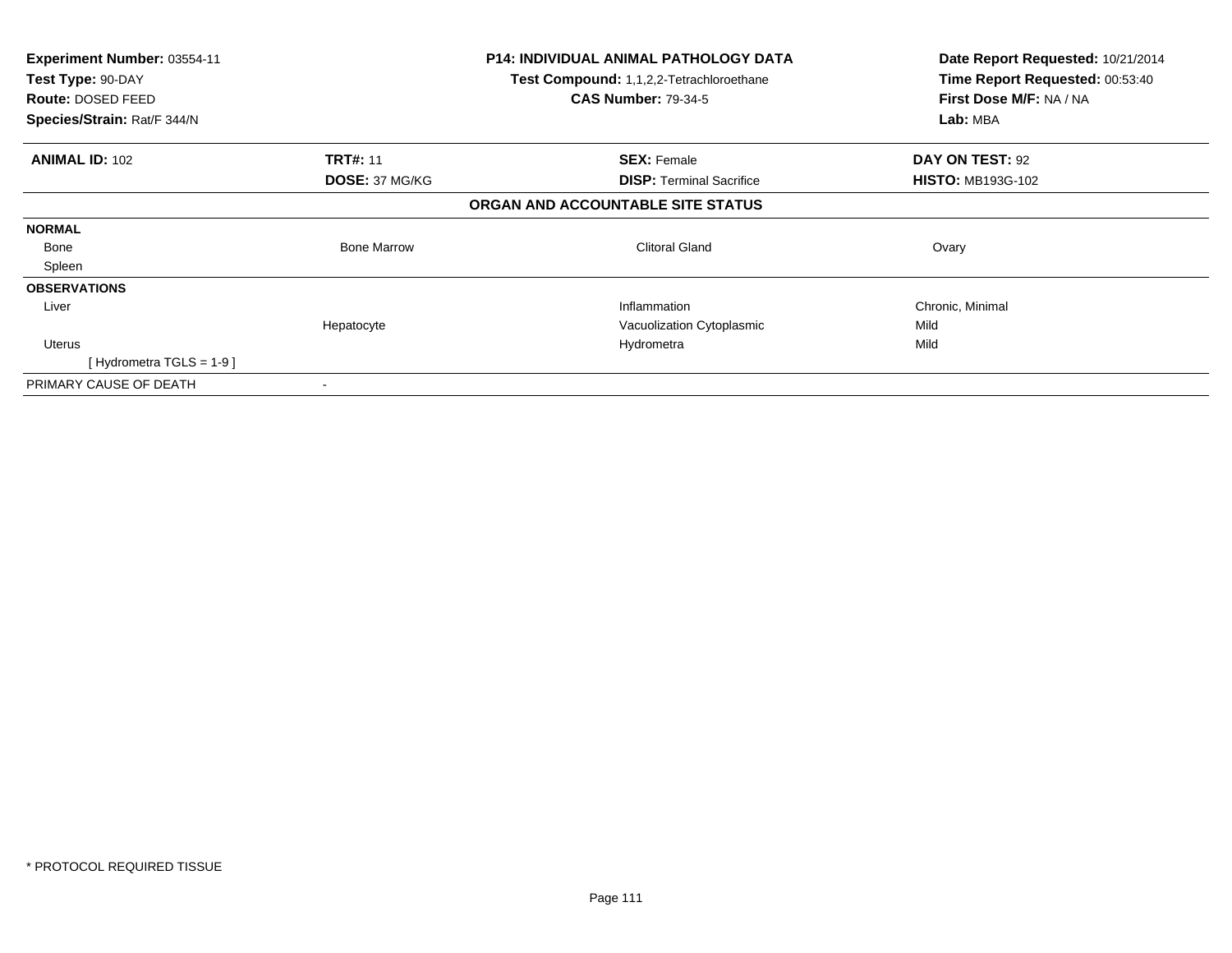**Experiment Number:** 03554-11
**Test Type:** 90-DAY
**Route:** DOSED FEED
**Species/Strain:** Rat/F 344/N

**P14: INDIVIDUAL ANIMAL PATHOLOGY DATA**
**Test Compound:** 1,1,2,2-Tetrachloroethane
**CAS Number:** 79-34-5

**Date Report Requested:** 10/21/2014
**Time Report Requested:** 00:53:40
**First Dose M/F:** NA / NA
**Lab:** MBA

| **ANIMAL ID:** 102 | **TRT#:** 11 | **SEX:** Female | **DAY ON TEST:** 92 |
|---|---|---|---|
| | **DOSE:** 37 MG/KG | **DISP:** Terminal Sacrifice | **HISTO:** MB193G-102 |

**ORGAN AND ACCOUNTABLE SITE STATUS**

| | | | |
|---|---|---|---|
| **NORMAL** | | | |
| Bone | Bone Marrow | Clitoral Gland | Ovary |
| Spleen | | | |
| **OBSERVATIONS** | | | |
| Liver | | Inflammation | Chronic, Minimal |
| | Hepatocyte | Vacuolization Cytoplasmic | Mild |
| Uterus | | Hydrometra | Mild |
| [ Hydrometra TGLS = 1-9 ] | | | |
| PRIMARY CAUSE OF DEATH | - | | |

* PROTOCOL REQUIRED TISSUE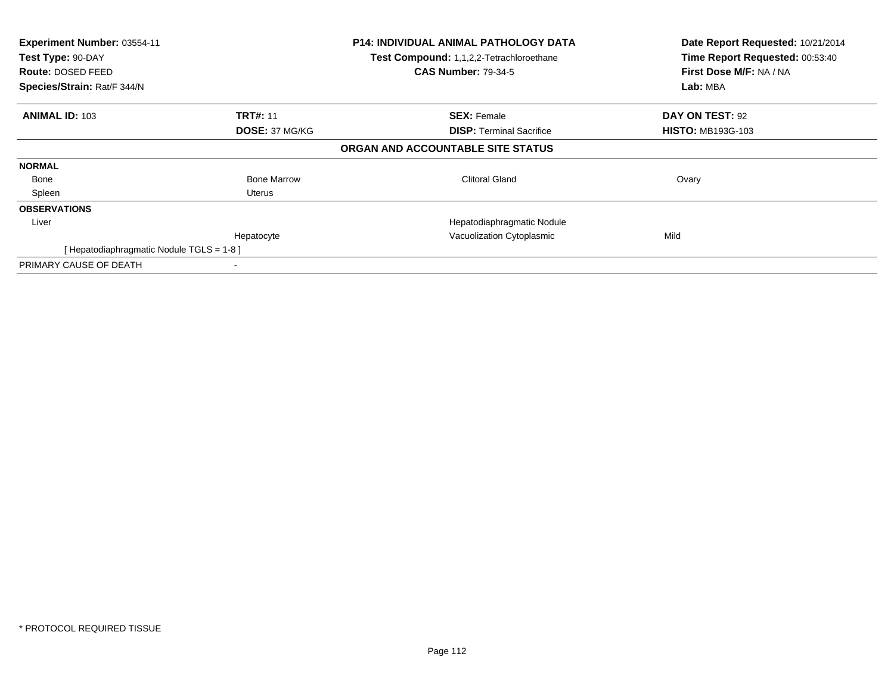**Experiment Number:** 03554-11
**Test Type:** 90-DAY
**Route:** DOSED FEED
**Species/Strain:** Rat/F 344/N

**P14: INDIVIDUAL ANIMAL PATHOLOGY DATA**
**Test Compound:** 1,1,2,2-Tetrachloroethane
**CAS Number:** 79-34-5

**Date Report Requested:** 10/21/2014
**Time Report Requested:** 00:53:40
**First Dose M/F:** NA / NA
**Lab:** MBA

| **ANIMAL ID:** 103 | **TRT#:** 11 | **SEX:** Female | **DAY ON TEST:** 92 |
|---|---|---|---|
| | **DOSE:** 37 MG/KG | **DISP:** Terminal Sacrifice | **HISTO:** MB193G-103 |

**ORGAN AND ACCOUNTABLE SITE STATUS**

| | | | |
|---|---|---|---|
| **NORMAL** | | | |
| Bone | Bone Marrow | Clitoral Gland | Ovary |
| Spleen | Uterus | | |
| **OBSERVATIONS** | | | |
| Liver | | Hepatodiaphragmatic Nodule | |
| | Hepatocyte | Vacuolization Cytoplasmic | Mild |
| [ Hepatodiaphragmatic Nodule TGLS = 1-8 ] | | | |
| PRIMARY CAUSE OF DEATH | - | | |

* PROTOCOL REQUIRED TISSUE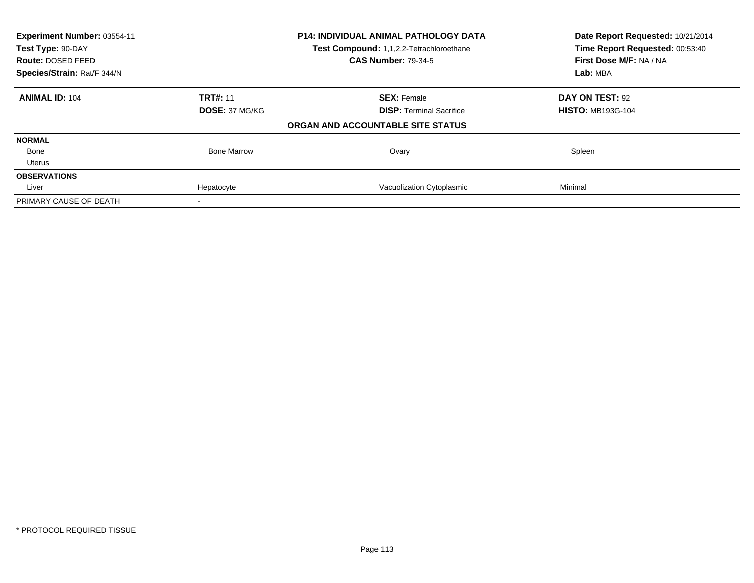| Experiment Number: 03554-11 | P14: INDIVIDUAL ANIMAL PATHOLOGY DATA | Date Report Requested: 10/21/2014 |
|---|---|---|
| Test Type: 90-DAY | Test Compound: 1,1,2,2-Tetrachloroethane | Time Report Requested: 00:53:40 |
| Route: DOSED FEED | CAS Number: 79-34-5 | First Dose M/F: NA / NA |
| Species/Strain: Rat/F 344/N | | Lab: MBA |

| **ANIMAL ID:** 104 | **TRT#:** 11 | **SEX:** Female | **DAY ON TEST:** 92 |
|---|---|---|---|
| | **DOSE:** 37 MG/KG | **DISP:** Terminal Sacrifice | **HISTO:** MB193G-104 |

**ORGAN AND ACCOUNTABLE SITE STATUS**

| | | | |
|---|---|---|---|
| **NORMAL** | | | |
| Bone | Bone Marrow | Ovary | Spleen |
| Uterus | | | |
| **OBSERVATIONS** | | | |
| Liver | Hepatocyte | Vacuolization Cytoplasmic | Minimal |
| PRIMARY CAUSE OF DEATH | - | | |

\* PROTOCOL REQUIRED TISSUE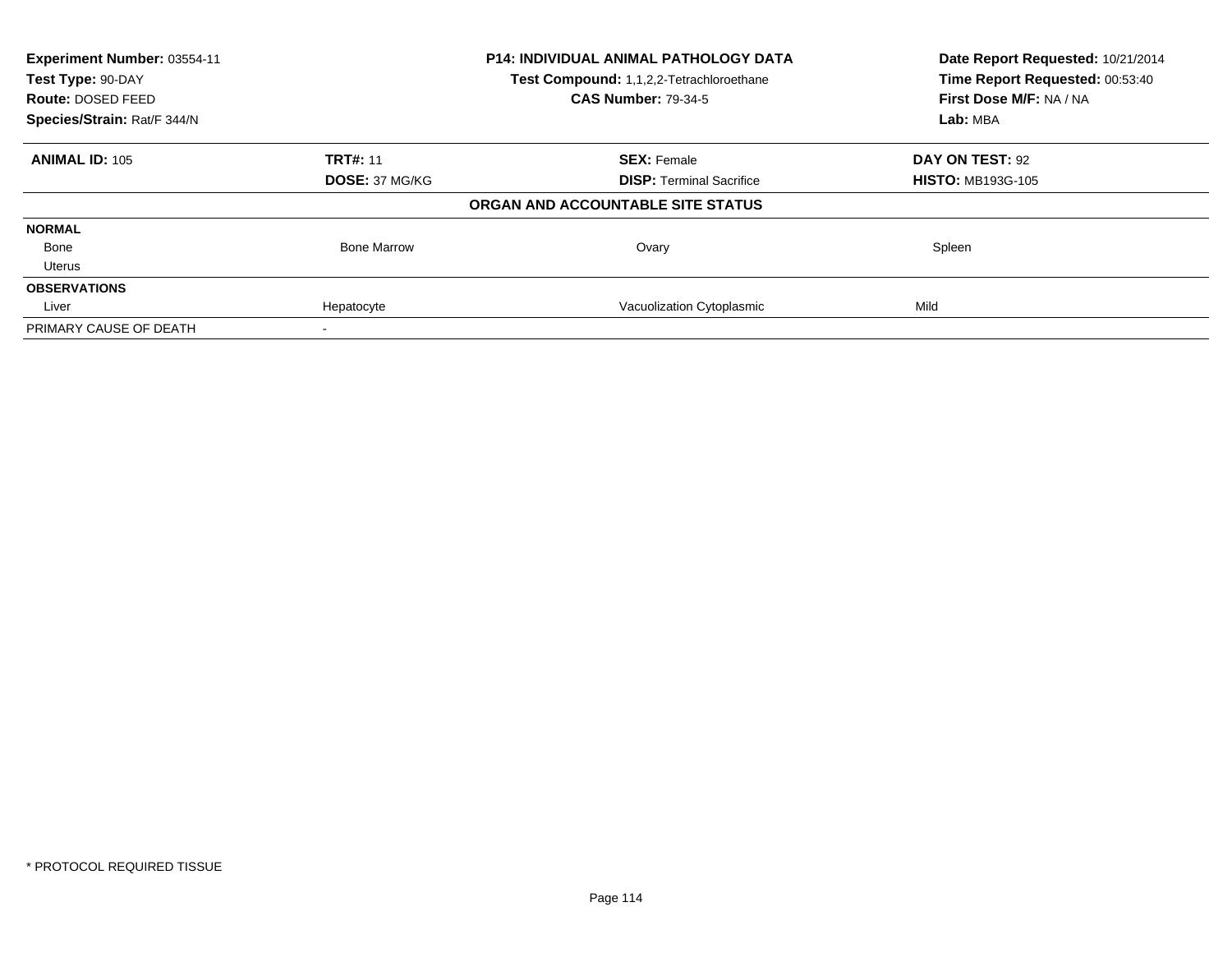| Experiment Number: 03554-11 | P14: INDIVIDUAL ANIMAL PATHOLOGY DATA | Date Report Requested: 10/21/2014 |
|---|---|---|
| Test Type: 90-DAY | Test Compound: 1,1,2,2-Tetrachloroethane | Time Report Requested: 00:53:40 |
| Route: DOSED FEED | CAS Number: 79-34-5 | First Dose M/F: NA / NA |
| Species/Strain: Rat/F 344/N | | Lab: MBA |

| ANIMAL ID: 105 | TRT#: 11 | SEX: Female | DAY ON TEST: 92 |
|---|---|---|---|
| | DOSE: 37 MG/KG | DISP: Terminal Sacrifice | HISTO: MB193G-105 |

**ORGAN AND ACCOUNTABLE SITE STATUS**

| | | | |
|---|---|---|---|
| **NORMAL** | | | |
| Bone | Bone Marrow | Ovary | Spleen |
| Uterus | | | |
| **OBSERVATIONS** | | | |
| Liver | Hepatocyte | Vacuolization Cytoplasmic | Mild |
| PRIMARY CAUSE OF DEATH | - | | |

\* PROTOCOL REQUIRED TISSUE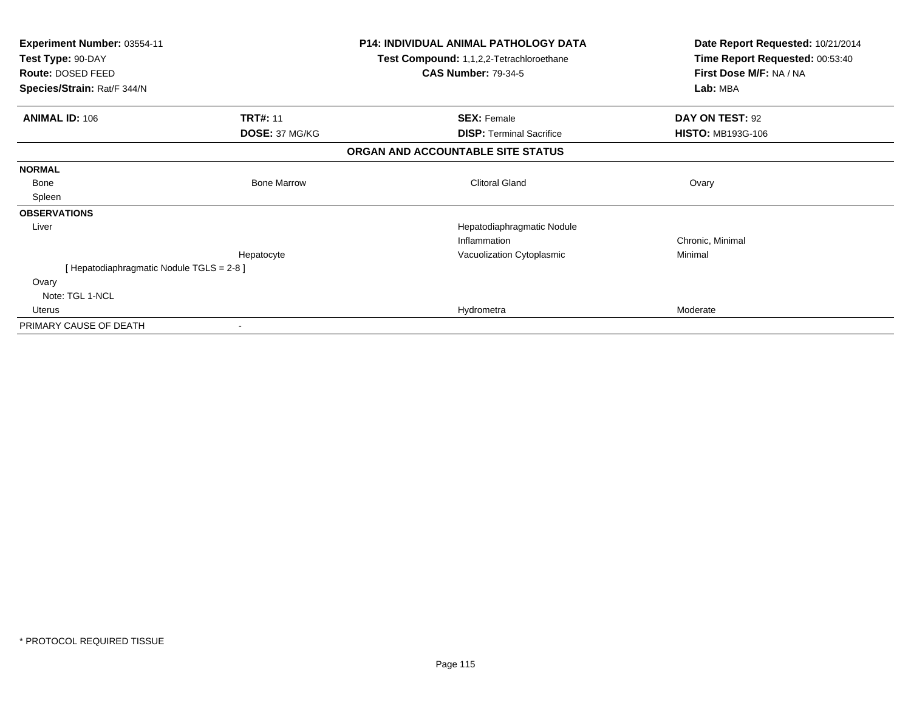| | | | |
|---|---|---|---|
| **Experiment Number:** 03554-11 | | **P14: INDIVIDUAL ANIMAL PATHOLOGY DATA** | **Date Report Requested:** 10/21/2014 |
| **Test Type:** 90-DAY | | **Test Compound:** 1,1,2,2-Tetrachloroethane | **Time Report Requested:** 00:53:40 |
| **Route:** DOSED FEED | | **CAS Number:** 79-34-5 | **First Dose M/F:** NA / NA |
| **Species/Strain:** Rat/F 344/N | | | **Lab:** MBA |

| **ANIMAL ID:** 106 | **TRT#:** 11 | **SEX:** Female | **DAY ON TEST:** 92 |
|---|---|---|---|
| | **DOSE:** 37 MG/KG | **DISP:** Terminal Sacrifice | **HISTO:** MB193G-106 |

**ORGAN AND ACCOUNTABLE SITE STATUS**

| | | | |
|---|---|---|---|
| **NORMAL** | | | |
| Bone | Bone Marrow | Clitoral Gland | Ovary |
| Spleen | | | |
| **OBSERVATIONS** | | | |
| Liver | | Hepatodiaphragmatic Nodule | |
| | | Inflammation | Chronic, Minimal |
| | Hepatocyte | Vacuolization Cytoplasmic | Minimal |
| [ Hepatodiaphragmatic Nodule TGLS = 2-8 ] | | | |
| Ovary | | | |
| Note: TGL 1-NCL | | | |
| Uterus | | Hydrometra | Moderate |
| PRIMARY CAUSE OF DEATH | - | | |

* PROTOCOL REQUIRED TISSUE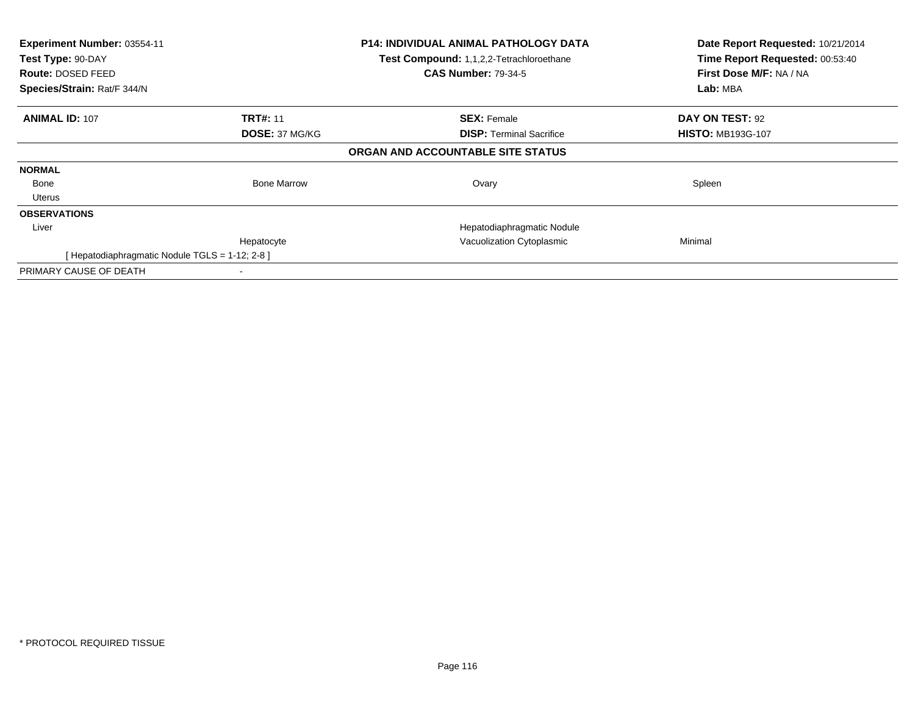| **Experiment Number:** 03554-11 | **P14: INDIVIDUAL ANIMAL PATHOLOGY DATA** | **Date Report Requested:** 10/21/2014 |
|---|---|---|
| **Test Type:** 90-DAY | **Test Compound:** 1,1,2,2-Tetrachloroethane | **Time Report Requested:** 00:53:40 |
| **Route:** DOSED FEED | **CAS Number:** 79-34-5 | **First Dose M/F:** NA / NA |
| **Species/Strain:** Rat/F 344/N | | **Lab:** MBA |

| **ANIMAL ID:** 107 | **TRT#:** 11 | **SEX:** Female | **DAY ON TEST:** 92 |
|---|---|---|---|
| | **DOSE:** 37 MG/KG | **DISP:** Terminal Sacrifice | **HISTO:** MB193G-107 |

**ORGAN AND ACCOUNTABLE SITE STATUS**

| | | | |
|---|---|---|---|
| **NORMAL** | | | |
| Bone | Bone Marrow | Ovary | Spleen |
| Uterus | | | |
| **OBSERVATIONS** | | | |
| Liver | | Hepatodiaphragmatic Nodule | |
| | Hepatocyte | Vacuolization Cytoplasmic | Minimal |
| [ Hepatodiaphragmatic Nodule TGLS = 1-12; 2-8 ] | | | |
| PRIMARY CAUSE OF DEATH | - | | |

* PROTOCOL REQUIRED TISSUE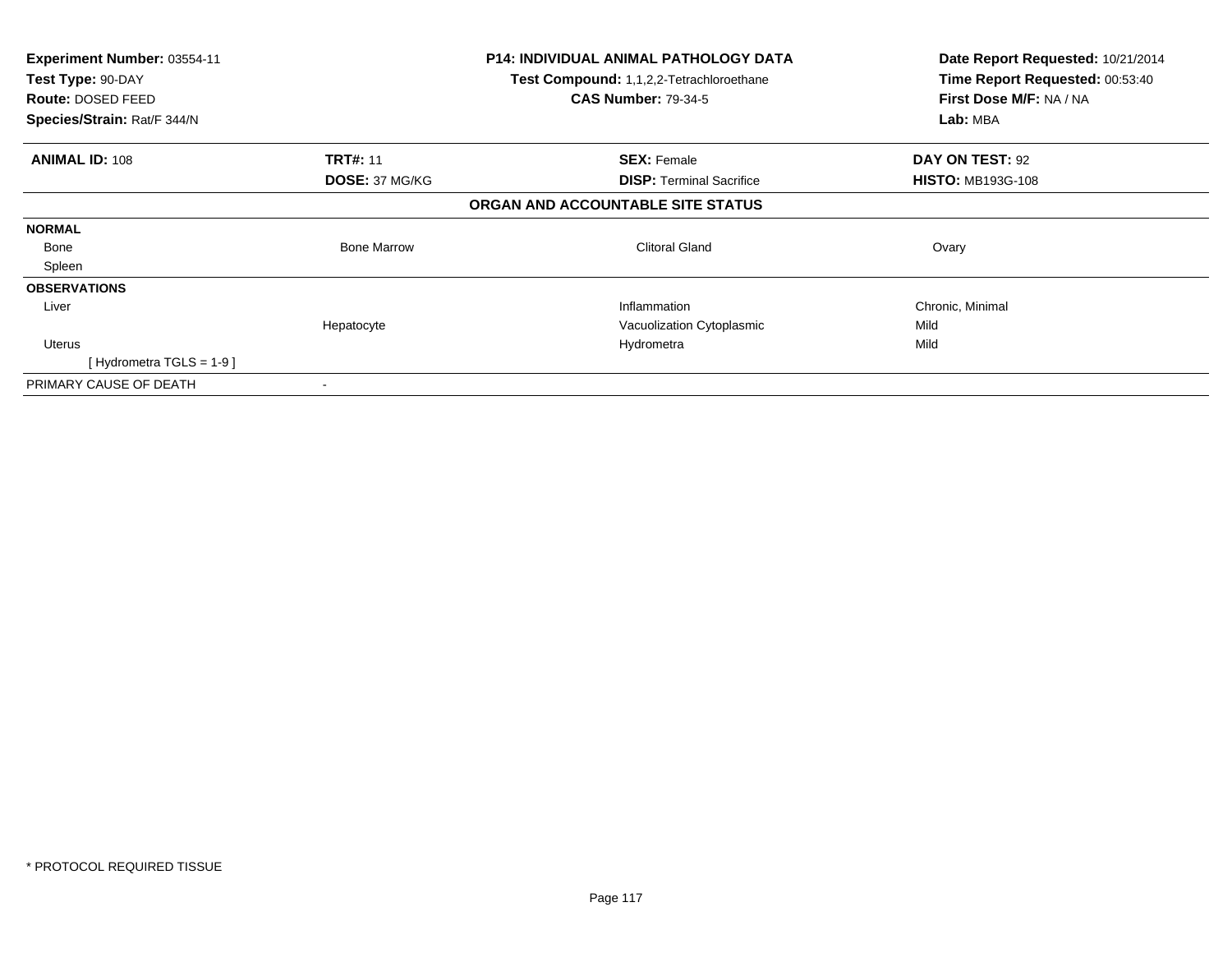**Experiment Number:** 03554-11
**Test Type:** 90-DAY
**Route:** DOSED FEED
**Species/Strain:** Rat/F 344/N

**P14: INDIVIDUAL ANIMAL PATHOLOGY DATA**
**Test Compound:** 1,1,2,2-Tetrachloroethane
**CAS Number:** 79-34-5

**Date Report Requested:** 10/21/2014
**Time Report Requested:** 00:53:40
**First Dose M/F:** NA / NA
**Lab:** MBA

| **ANIMAL ID:** 108 | **TRT#:** 11 | **SEX:** Female | **DAY ON TEST:** 92 |
|---|---|---|---|
| | **DOSE:** 37 MG/KG | **DISP:** Terminal Sacrifice | **HISTO:** MB193G-108 |

**ORGAN AND ACCOUNTABLE SITE STATUS**

| | | | |
|---|---|---|---|
| **NORMAL** | | | |
| Bone | Bone Marrow | Clitoral Gland | Ovary |
| Spleen | | | |
| **OBSERVATIONS** | | | |
| Liver | | Inflammation | Chronic, Minimal |
| | Hepatocyte | Vacuolization Cytoplasmic | Mild |
| Uterus | | Hydrometra | Mild |
| [ Hydrometra TGLS = 1-9 ] | | | |
| PRIMARY CAUSE OF DEATH | - | | |

* PROTOCOL REQUIRED TISSUE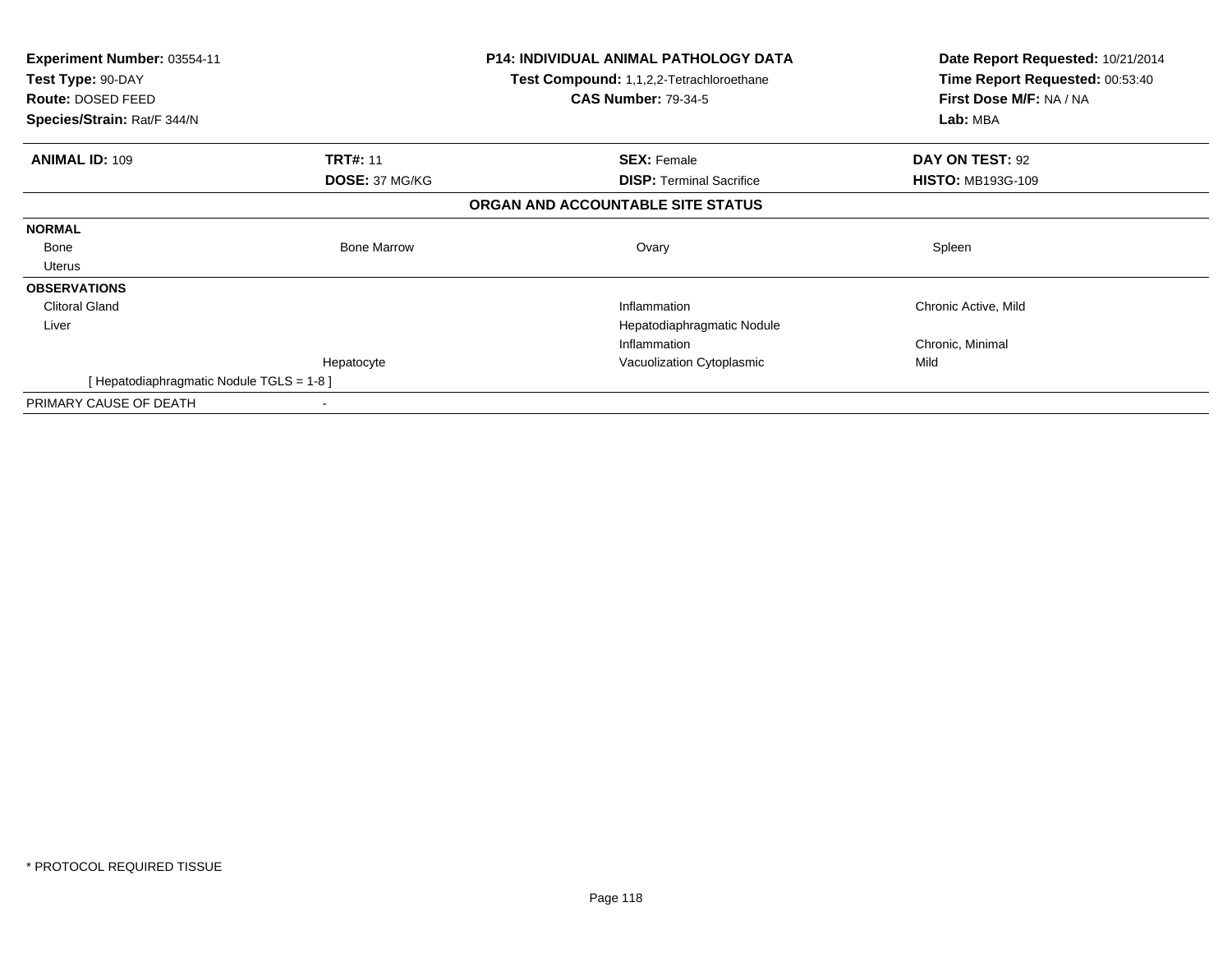**Experiment Number:** 03554-11
**Test Type:** 90-DAY
**Route:** DOSED FEED
**Species/Strain:** Rat/F 344/N

**P14: INDIVIDUAL ANIMAL PATHOLOGY DATA**
**Test Compound:** 1,1,2,2-Tetrachloroethane
**CAS Number:** 79-34-5

**Date Report Requested:** 10/21/2014
**Time Report Requested:** 00:53:40
**First Dose M/F:** NA / NA
**Lab:** MBA

| **ANIMAL ID:** 109 | **TRT#:** 11 | **SEX:** Female | **DAY ON TEST:** 92 |
|---|---|---|---|
| | **DOSE:** 37 MG/KG | **DISP:** Terminal Sacrifice | **HISTO:** MB193G-109 |

**ORGAN AND ACCOUNTABLE SITE STATUS**

| | | | |
|---|---|---|---|
| **NORMAL** | | | |
| Bone | Bone Marrow | Ovary | Spleen |
| Uterus | | | |
| **OBSERVATIONS** | | | |
| Clitoral Gland | | Inflammation | Chronic Active, Mild |
| Liver | | Hepatodiaphragmatic Nodule | |
| | | Inflammation | Chronic, Minimal |
| | Hepatocyte | Vacuolization Cytoplasmic | Mild |
| [ Hepatodiaphragmatic Nodule TGLS = 1-8 ] | | | |
| PRIMARY CAUSE OF DEATH | - | | |

* PROTOCOL REQUIRED TISSUE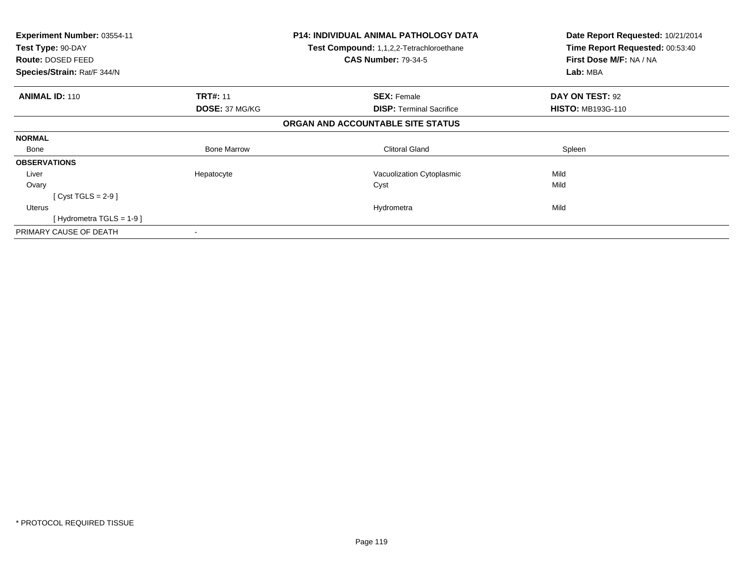**Experiment Number:** 03554-11
**Test Type:** 90-DAY
**Route:** DOSED FEED
**Species/Strain:** Rat/F 344/N

**P14: INDIVIDUAL ANIMAL PATHOLOGY DATA**
**Test Compound:** 1,1,2,2-Tetrachloroethane
**CAS Number:** 79-34-5

**Date Report Requested:** 10/21/2014
**Time Report Requested:** 00:53:40
**First Dose M/F:** NA / NA
**Lab:** MBA

| **ANIMAL ID:** 110 | **TRT#:** 11 | **SEX:** Female | **DAY ON TEST:** 92 |
|---|---|---|---|
| | **DOSE:** 37 MG/KG | **DISP:** Terminal Sacrifice | **HISTO:** MB193G-110 |

**ORGAN AND ACCOUNTABLE SITE STATUS**

| | | | |
|---|---|---|---|
| **NORMAL** | | | |
| Bone | Bone Marrow | Clitoral Gland | Spleen |
| **OBSERVATIONS** | | | |
| Liver | Hepatocyte | Vacuolization Cytoplasmic | Mild |
| Ovary | | Cyst | Mild |
| [ Cyst TGLS = 2-9 ] | | | |
| Uterus | | Hydrometra | Mild |
| [ Hydrometra TGLS = 1-9 ] | | | |
| PRIMARY CAUSE OF DEATH | - | | |

* PROTOCOL REQUIRED TISSUE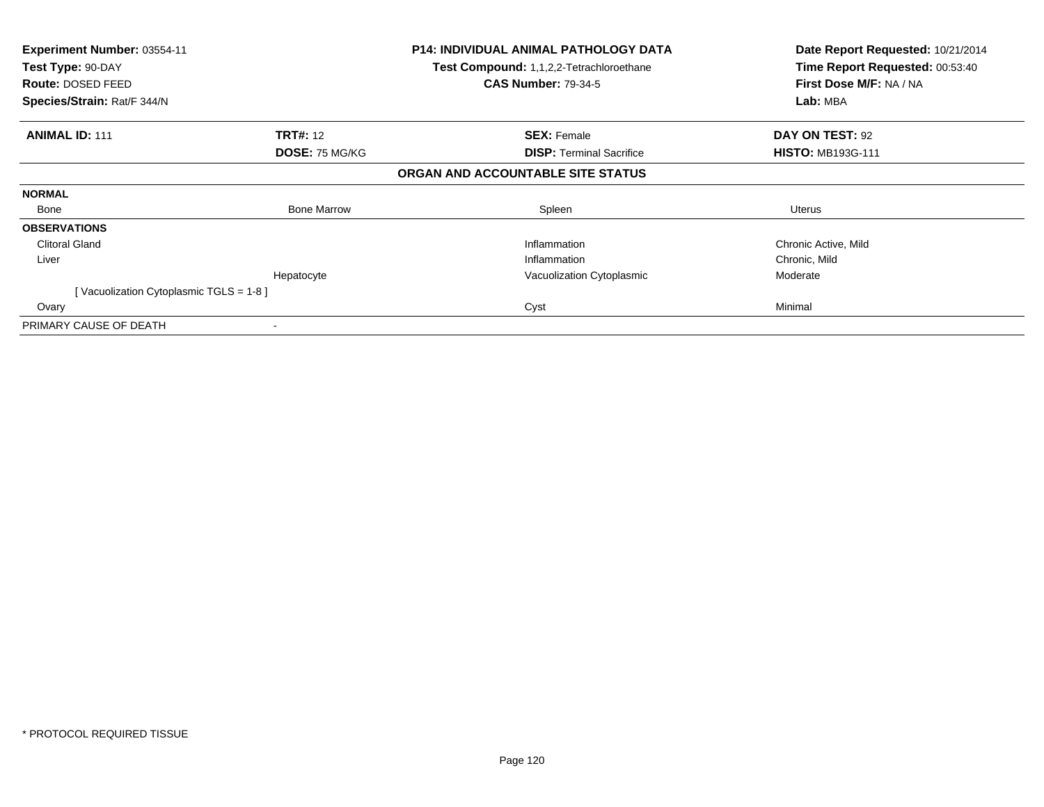| Experiment Number: 03554-11 | P14: INDIVIDUAL ANIMAL PATHOLOGY DATA | Date Report Requested: 10/21/2014 |
|---|---|---|
| Test Type: 90-DAY | Test Compound: 1,1,2,2-Tetrachloroethane | Time Report Requested: 00:53:40 |
| Route: DOSED FEED | CAS Number: 79-34-5 | First Dose M/F: NA / NA |
| Species/Strain: Rat/F 344/N | | Lab: MBA |

| ANIMAL ID: 111 | TRT#: 12 | SEX: Female | DAY ON TEST: 92 |
|---|---|---|---|
| | DOSE: 75 MG/KG | DISP: Terminal Sacrifice | HISTO: MB193G-111 |

## ORGAN AND ACCOUNTABLE SITE STATUS

| | | | |
|---|---|---|---|
| **NORMAL** | | | |
| Bone | Bone Marrow | Spleen | Uterus |
| **OBSERVATIONS** | | | |
| Clitoral Gland | | Inflammation | Chronic Active, Mild |
| Liver | | Inflammation | Chronic, Mild |
| | Hepatocyte | Vacuolization Cytoplasmic | Moderate |
| [ Vacuolization Cytoplasmic TGLS = 1-8 ] | | | |
| Ovary | | Cyst | Minimal |
| PRIMARY CAUSE OF DEATH | - | | |

* PROTOCOL REQUIRED TISSUE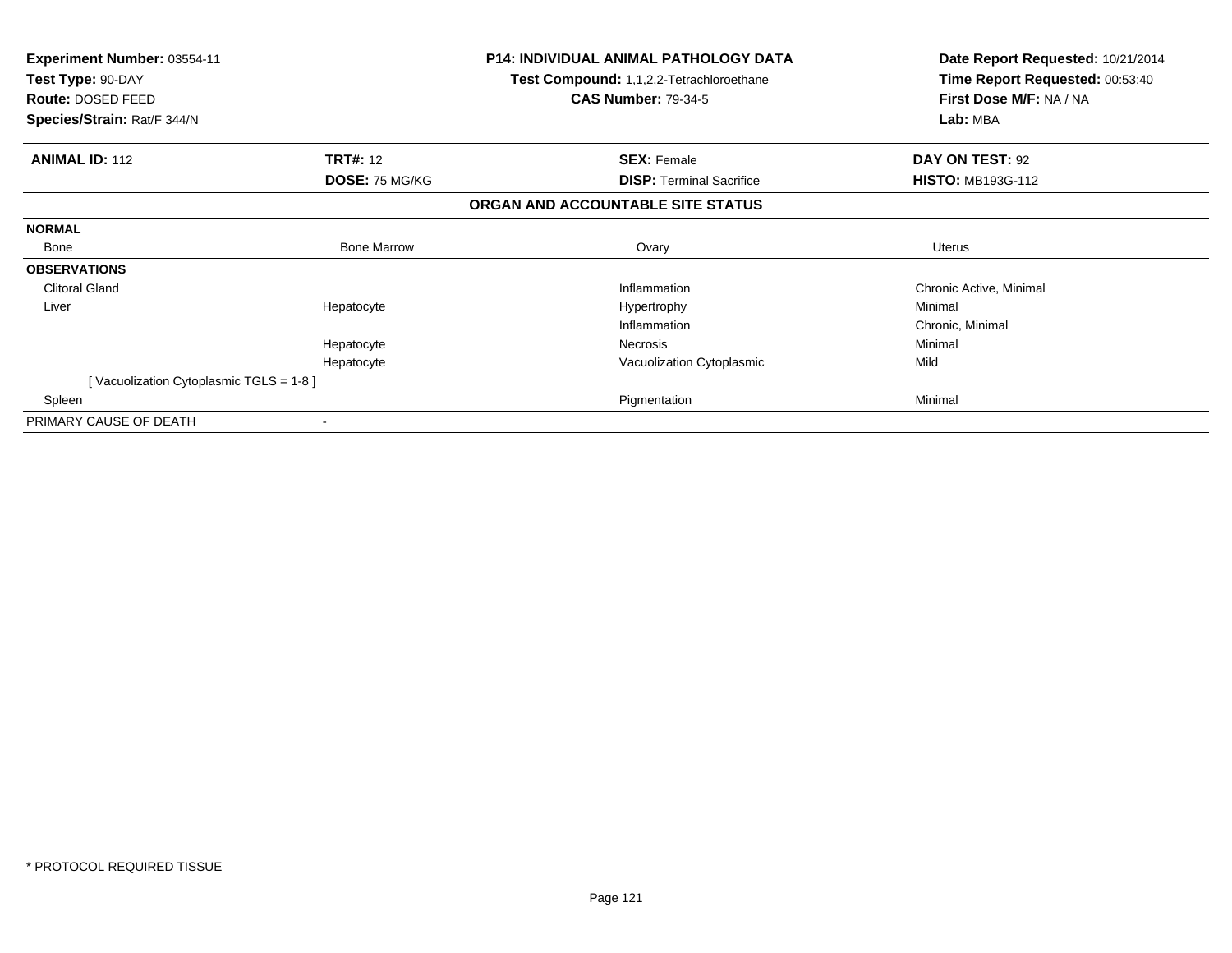**Experiment Number:** 03554-11
**Test Type:** 90-DAY
**Route:** DOSED FEED
**Species/Strain:** Rat/F 344/N

**P14: INDIVIDUAL ANIMAL PATHOLOGY DATA**
**Test Compound:** 1,1,2,2-Tetrachloroethane
**CAS Number:** 79-34-5

**Date Report Requested:** 10/21/2014
**Time Report Requested:** 00:53:40
**First Dose M/F:** NA / NA
**Lab:** MBA

| **ANIMAL ID:** 112 | **TRT#:** 12 | **SEX:** Female | **DAY ON TEST:** 92 |
|---|---|---|---|
| | **DOSE:** 75 MG/KG | **DISP:** Terminal Sacrifice | **HISTO:** MB193G-112 |

**ORGAN AND ACCOUNTABLE SITE STATUS**

| | | | |
|---|---|---|---|
| **NORMAL** | | | |
| Bone | Bone Marrow | Ovary | Uterus |
| **OBSERVATIONS** | | | |
| Clitoral Gland | | Inflammation | Chronic Active, Minimal |
| Liver | Hepatocyte | Hypertrophy | Minimal |
| | | Inflammation | Chronic, Minimal |
| | Hepatocyte | Necrosis | Minimal |
| | Hepatocyte | Vacuolization Cytoplasmic | Mild |
| [ Vacuolization Cytoplasmic TGLS = 1-8 ] | | | |
| Spleen | | Pigmentation | Minimal |
| PRIMARY CAUSE OF DEATH | - | | |

* PROTOCOL REQUIRED TISSUE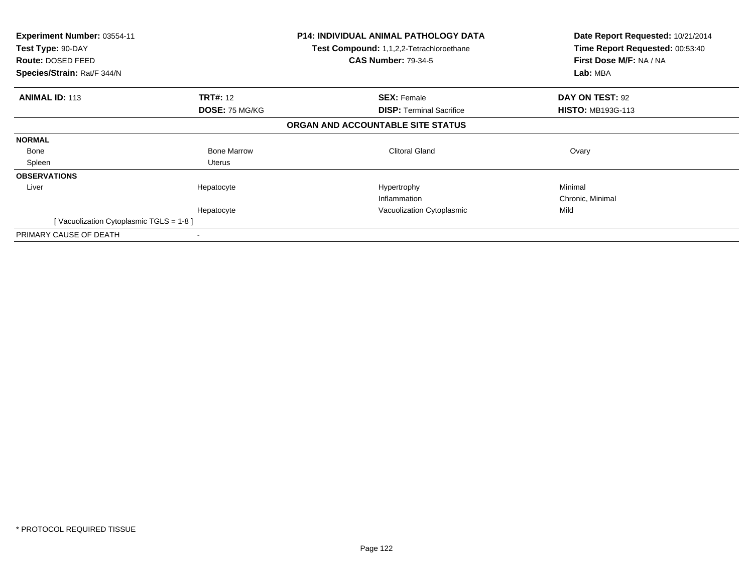**Experiment Number:** 03554-11
**Test Type:** 90-DAY
**Route:** DOSED FEED
**Species/Strain:** Rat/F 344/N

**P14: INDIVIDUAL ANIMAL PATHOLOGY DATA**
**Test Compound:** 1,1,2,2-Tetrachloroethane
**CAS Number:** 79-34-5

**Date Report Requested:** 10/21/2014
**Time Report Requested:** 00:53:40
**First Dose M/F:** NA / NA
**Lab:** MBA

| **ANIMAL ID:** 113 | **TRT#:** 12 | **SEX:** Female | **DAY ON TEST:** 92 |
|---|---|---|---|
| | **DOSE:** 75 MG/KG | **DISP:** Terminal Sacrifice | **HISTO:** MB193G-113 |

**ORGAN AND ACCOUNTABLE SITE STATUS**

| | | | |
|---|---|---|---|
| **NORMAL** | | | |
| Bone | Bone Marrow | Clitoral Gland | Ovary |
| Spleen | Uterus | | |
| **OBSERVATIONS** | | | |
| Liver | Hepatocyte | Hypertrophy | Minimal |
| | | Inflammation | Chronic, Minimal |
| | Hepatocyte | Vacuolization Cytoplasmic | Mild |
| [ Vacuolization Cytoplasmic TGLS = 1-8 ] | | | |
| PRIMARY CAUSE OF DEATH | - | | |

* PROTOCOL REQUIRED TISSUE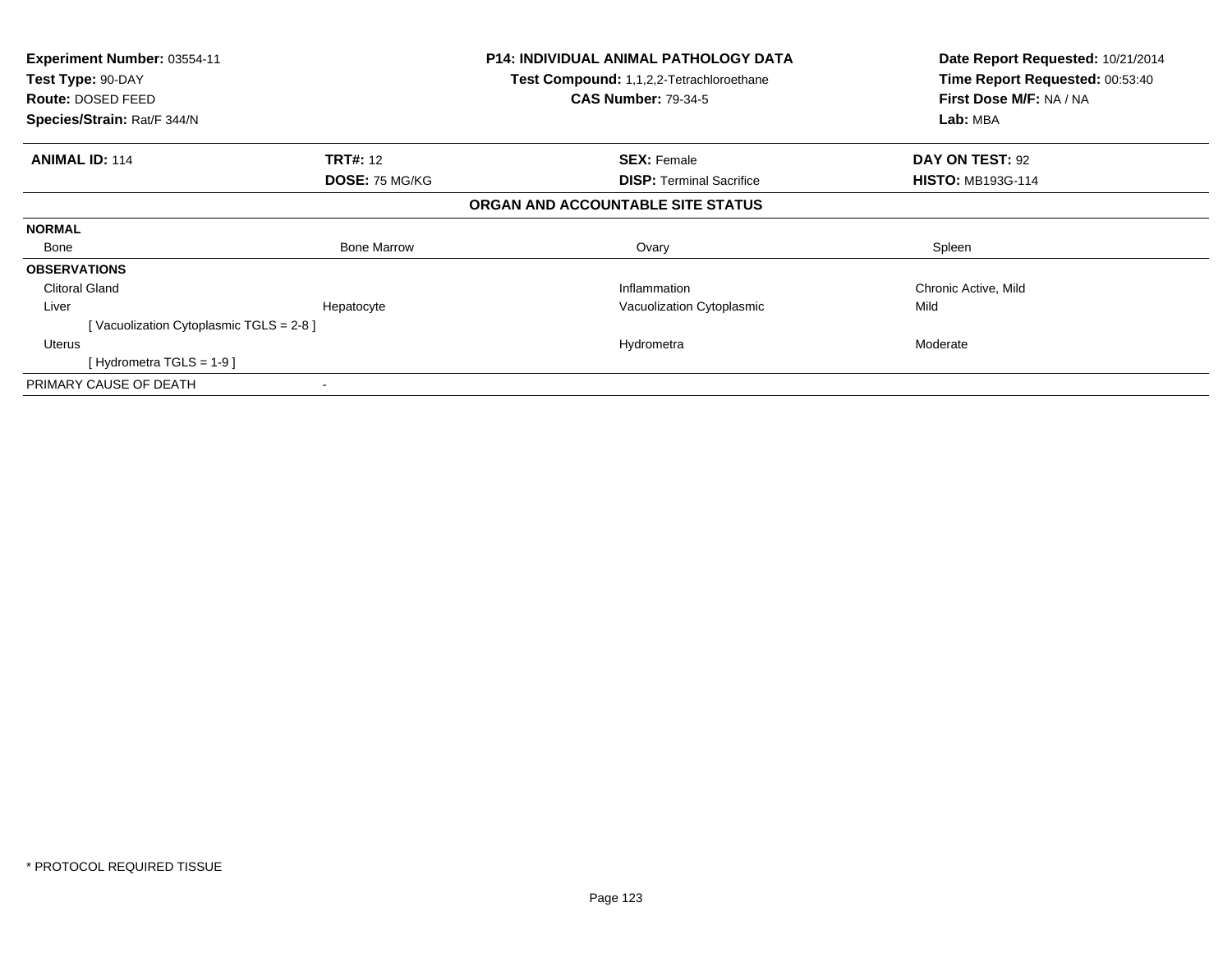**Experiment Number:** 03554-11
**Test Type:** 90-DAY
**Route:** DOSED FEED
**Species/Strain:** Rat/F 344/N

**P14: INDIVIDUAL ANIMAL PATHOLOGY DATA**
**Test Compound:** 1,1,2,2-Tetrachloroethane
**CAS Number:** 79-34-5

**Date Report Requested:** 10/21/2014
**Time Report Requested:** 00:53:40
**First Dose M/F:** NA / NA
**Lab:** MBA

| **ANIMAL ID:** 114 | **TRT#:** 12 | **SEX:** Female | **DAY ON TEST:** 92 |
|---|---|---|---|
| | **DOSE:** 75 MG/KG | **DISP:** Terminal Sacrifice | **HISTO:** MB193G-114 |

**ORGAN AND ACCOUNTABLE SITE STATUS**

| | | | |
|---|---|---|---|
| **NORMAL** | | | |
| Bone | Bone Marrow | Ovary | Spleen |
| **OBSERVATIONS** | | | |
| Clitoral Gland | | Inflammation | Chronic Active, Mild |
| Liver | Hepatocyte | Vacuolization Cytoplasmic | Mild |
| [ Vacuolization Cytoplasmic TGLS = 2-8 ] | | | |
| Uterus | | Hydrometra | Moderate |
| [ Hydrometra TGLS = 1-9 ] | | | |
| PRIMARY CAUSE OF DEATH | - | | |

\* PROTOCOL REQUIRED TISSUE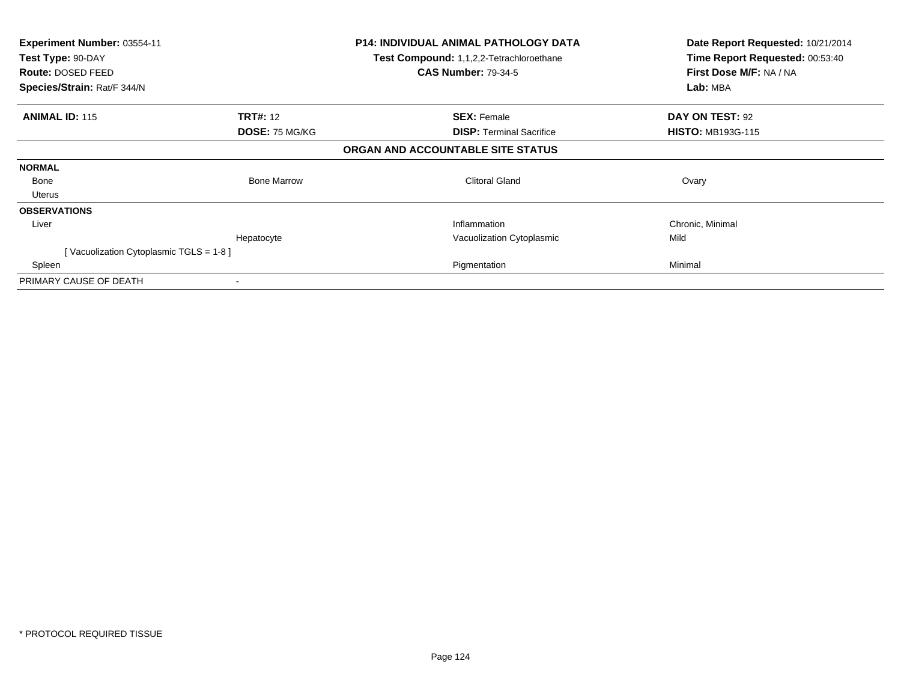**Experiment Number:** 03554-11
**Test Type:** 90-DAY
**Route:** DOSED FEED
**Species/Strain:** Rat/F 344/N

**P14: INDIVIDUAL ANIMAL PATHOLOGY DATA**
**Test Compound:** 1,1,2,2-Tetrachloroethane
**CAS Number:** 79-34-5

**Date Report Requested:** 10/21/2014
**Time Report Requested:** 00:53:40
**First Dose M/F:** NA / NA
**Lab:** MBA

| **ANIMAL ID:** 115 | **TRT#:** 12 | **SEX:** Female | **DAY ON TEST:** 92 |
|---|---|---|---|
| | **DOSE:** 75 MG/KG | **DISP:** Terminal Sacrifice | **HISTO:** MB193G-115 |

**ORGAN AND ACCOUNTABLE SITE STATUS**

| | | | |
|---|---|---|---|
| **NORMAL** | | | |
| Bone | Bone Marrow | Clitoral Gland | Ovary |
| Uterus | | | |
| **OBSERVATIONS** | | | |
| Liver | | Inflammation | Chronic, Minimal |
| | Hepatocyte | Vacuolization Cytoplasmic | Mild |
| [ Vacuolization Cytoplasmic TGLS = 1-8 ] | | | |
| Spleen | | Pigmentation | Minimal |
| PRIMARY CAUSE OF DEATH | - | | |

* PROTOCOL REQUIRED TISSUE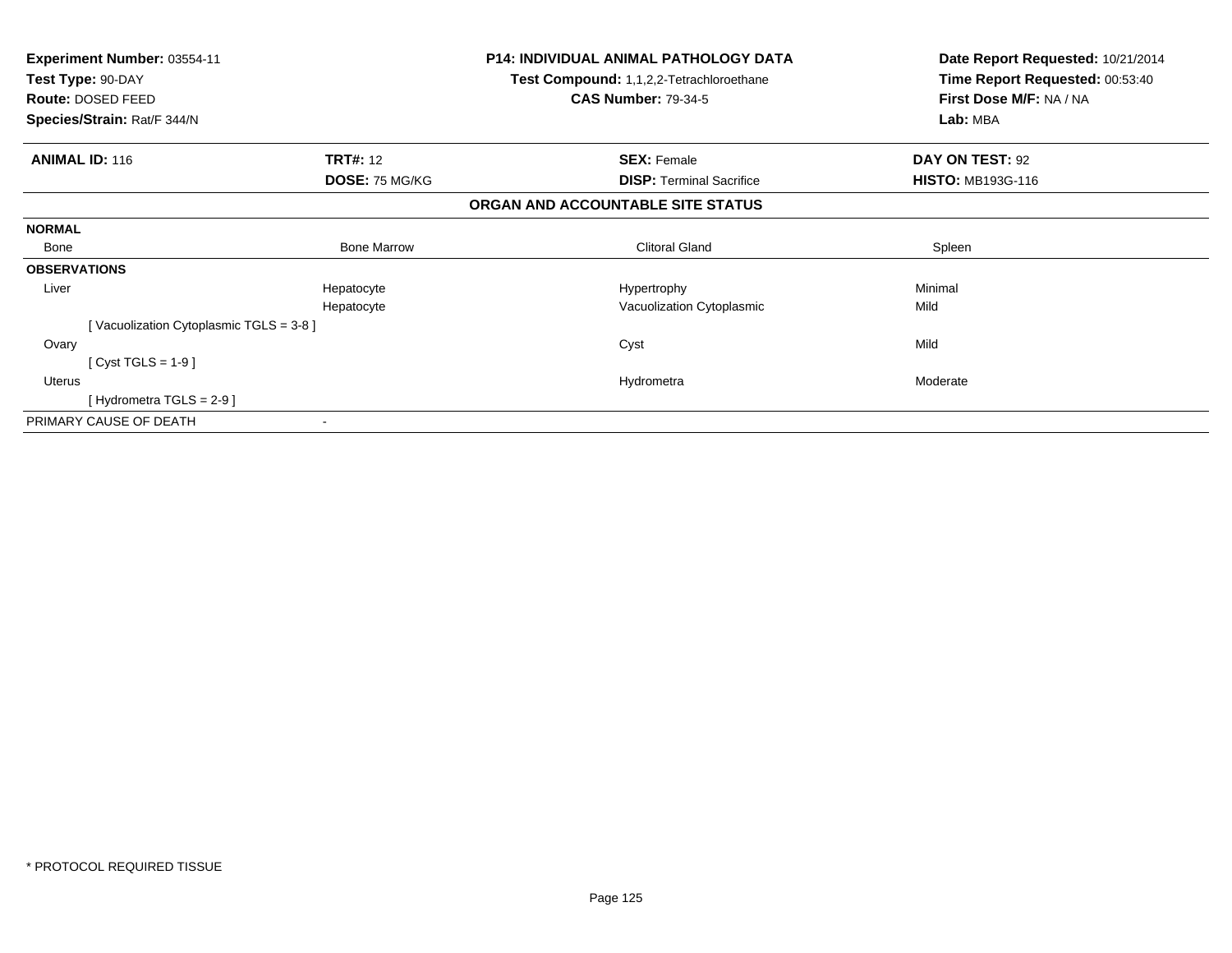**Experiment Number:** 03554-11
**Test Type:** 90-DAY
**Route:** DOSED FEED
**Species/Strain:** Rat/F 344/N

**P14: INDIVIDUAL ANIMAL PATHOLOGY DATA**
**Test Compound:** 1,1,2,2-Tetrachloroethane
**CAS Number:** 79-34-5

**Date Report Requested:** 10/21/2014
**Time Report Requested:** 00:53:40
**First Dose M/F:** NA / NA
**Lab:** MBA

| **ANIMAL ID:** 116 | **TRT#:** 12 | **SEX:** Female | **DAY ON TEST:** 92 |
|---|---|---|---|
| | **DOSE:** 75 MG/KG | **DISP:** Terminal Sacrifice | **HISTO:** MB193G-116 |

## ORGAN AND ACCOUNTABLE SITE STATUS

| | | | |
|---|---|---|---|
| **NORMAL** | | | |
| Bone | Bone Marrow | Clitoral Gland | Spleen |
| **OBSERVATIONS** | | | |
| Liver | Hepatocyte | Hypertrophy | Minimal |
| | Hepatocyte | Vacuolization Cytoplasmic | Mild |
| [ Vacuolization Cytoplasmic TGLS = 3-8 ] | | | |
| Ovary | | Cyst | Mild |
| [ Cyst TGLS = 1-9 ] | | | |
| Uterus | | Hydrometra | Moderate |
| [ Hydrometra TGLS = 2-9 ] | | | |
| PRIMARY CAUSE OF DEATH | - | | |

* PROTOCOL REQUIRED TISSUE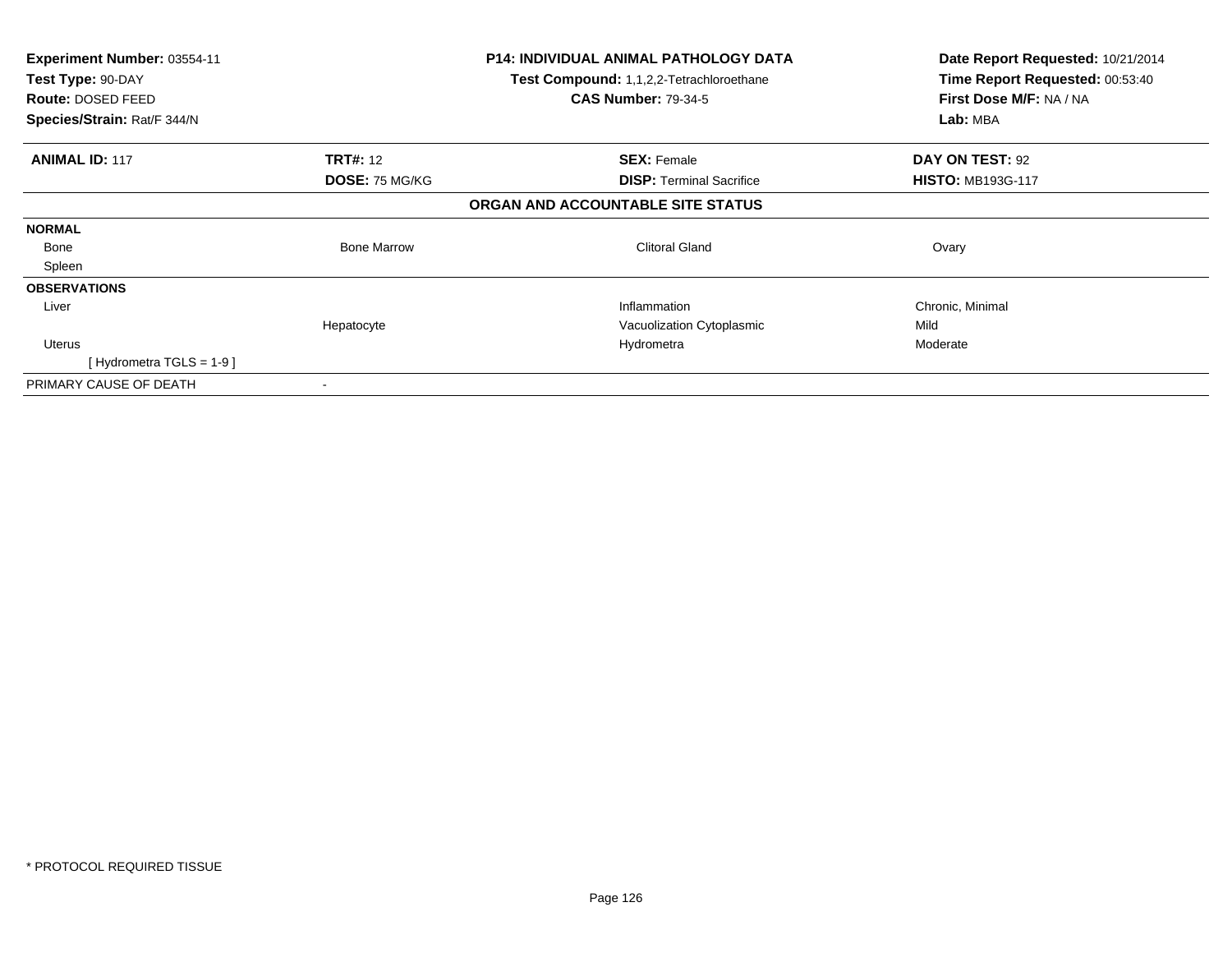| **Experiment Number:** 03554-11 | **P14: INDIVIDUAL ANIMAL PATHOLOGY DATA** | **Date Report Requested:** 10/21/2014 |
|---|---|---|
| **Test Type:** 90-DAY | **Test Compound:** 1,1,2,2-Tetrachloroethane | **Time Report Requested:** 00:53:40 |
| **Route:** DOSED FEED | **CAS Number:** 79-34-5 | **First Dose M/F:** NA / NA |
| **Species/Strain:** Rat/F 344/N | | **Lab:** MBA |

| **ANIMAL ID:** 117 | **TRT#:** 12 | **SEX:** Female | **DAY ON TEST:** 92 |
|---|---|---|---|
| | **DOSE:** 75 MG/KG | **DISP:** Terminal Sacrifice | **HISTO:** MB193G-117 |

**ORGAN AND ACCOUNTABLE SITE STATUS**

| | | | |
|---|---|---|---|
| **NORMAL** | | | |
| Bone | Bone Marrow | Clitoral Gland | Ovary |
| Spleen | | | |
| **OBSERVATIONS** | | | |
| Liver | | Inflammation | Chronic, Minimal |
| | Hepatocyte | Vacuolization Cytoplasmic | Mild |
| Uterus | | Hydrometra | Moderate |
| [ Hydrometra TGLS = 1-9 ] | | | |
| PRIMARY CAUSE OF DEATH | - | | |

* PROTOCOL REQUIRED TISSUE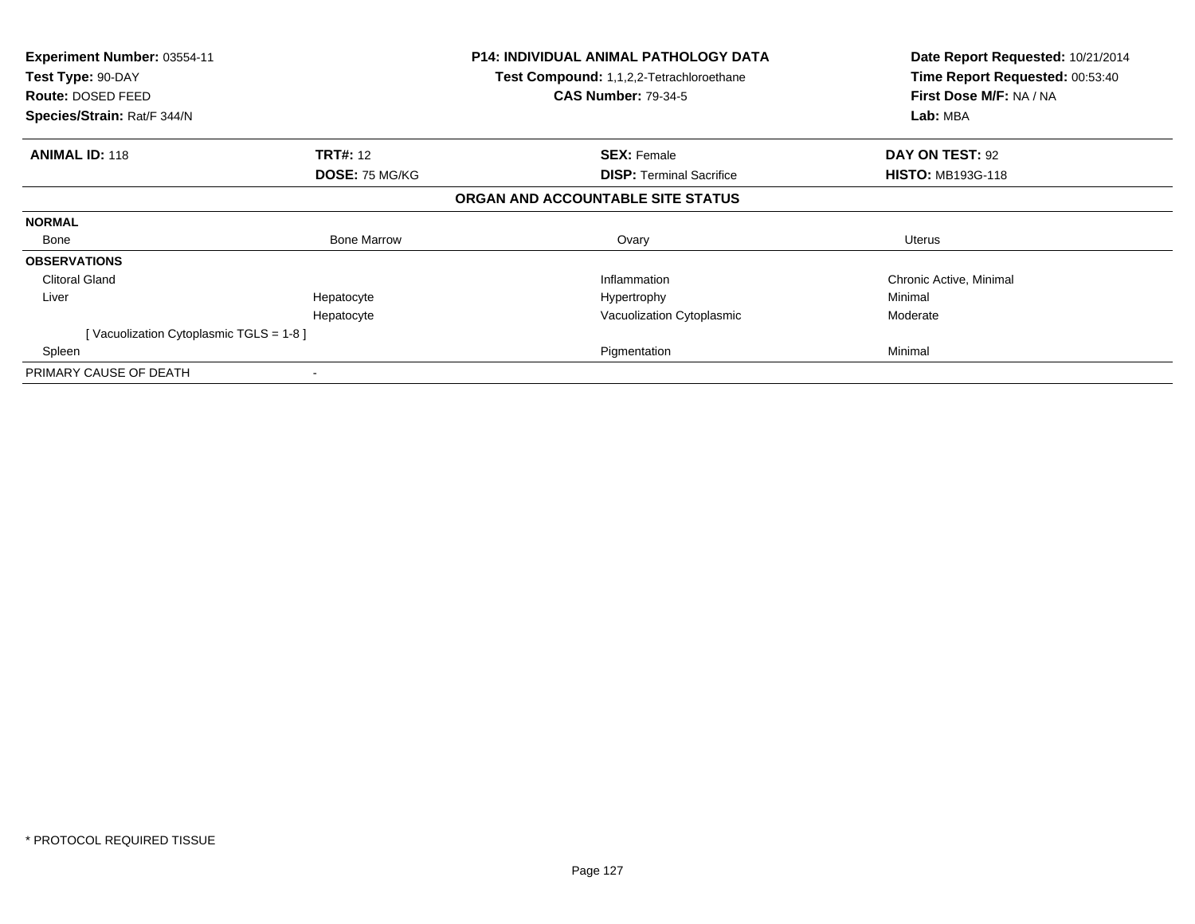**Experiment Number:** 03554-11
**Test Type:** 90-DAY
**Route:** DOSED FEED
**Species/Strain:** Rat/F 344/N

**P14: INDIVIDUAL ANIMAL PATHOLOGY DATA**
**Test Compound:** 1,1,2,2-Tetrachloroethane
**CAS Number:** 79-34-5

**Date Report Requested:** 10/21/2014
**Time Report Requested:** 00:53:40
**First Dose M/F:** NA / NA
**Lab:** MBA

| **ANIMAL ID:** 118 | **TRT#:** 12 | **SEX:** Female | **DAY ON TEST:** 92 |
|---|---|---|---|
| | **DOSE:** 75 MG/KG | **DISP:** Terminal Sacrifice | **HISTO:** MB193G-118 |

**ORGAN AND ACCOUNTABLE SITE STATUS**

| | | | |
|---|---|---|---|
| **NORMAL** | | | |
| Bone | Bone Marrow | Ovary | Uterus |
| **OBSERVATIONS** | | | |
| Clitoral Gland | | Inflammation | Chronic Active, Minimal |
| Liver | Hepatocyte | Hypertrophy | Minimal |
| | Hepatocyte | Vacuolization Cytoplasmic | Moderate |
| [ Vacuolization Cytoplasmic TGLS = 1-8 ] | | | |
| Spleen | | Pigmentation | Minimal |
| PRIMARY CAUSE OF DEATH | - | | |

* PROTOCOL REQUIRED TISSUE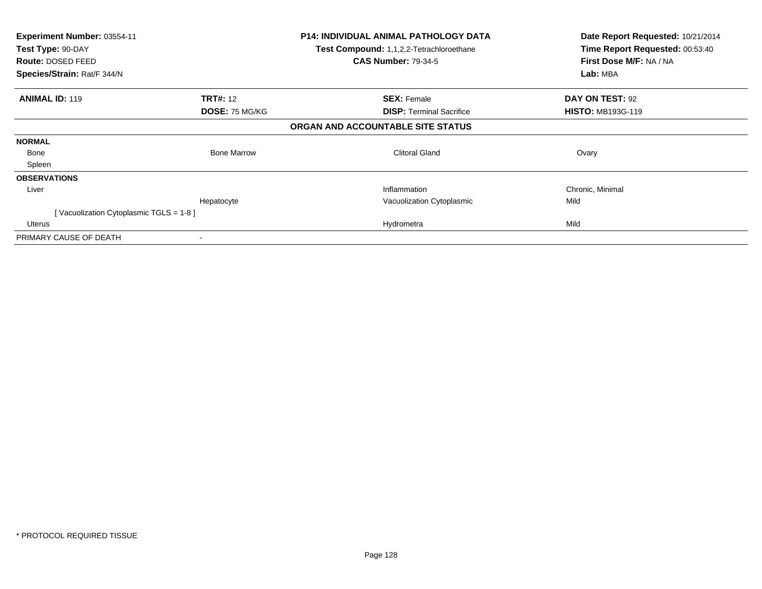**Experiment Number:** 03554-11
**Test Type:** 90-DAY
**Route:** DOSED FEED
**Species/Strain:** Rat/F 344/N

**P14: INDIVIDUAL ANIMAL PATHOLOGY DATA**
**Test Compound:** 1,1,2,2-Tetrachloroethane
**CAS Number:** 79-34-5

**Date Report Requested:** 10/21/2014
**Time Report Requested:** 00:53:40
**First Dose M/F:** NA / NA
**Lab:** MBA

| **ANIMAL ID:** 119 | **TRT#:** 12 | **SEX:** Female | **DAY ON TEST:** 92 |
|---|---|---|---|
| | **DOSE:** 75 MG/KG | **DISP:** Terminal Sacrifice | **HISTO:** MB193G-119 |

**ORGAN AND ACCOUNTABLE SITE STATUS**

| | | | |
|---|---|---|---|
| **NORMAL** | | | |
| Bone | Bone Marrow | Clitoral Gland | Ovary |
| Spleen | | | |
| **OBSERVATIONS** | | | |
| Liver | | Inflammation | Chronic, Minimal |
| | Hepatocyte | Vacuolization Cytoplasmic | Mild |
| [ Vacuolization Cytoplasmic TGLS = 1-8 ] | | | |
| Uterus | | Hydrometra | Mild |
| PRIMARY CAUSE OF DEATH | - | | |

* PROTOCOL REQUIRED TISSUE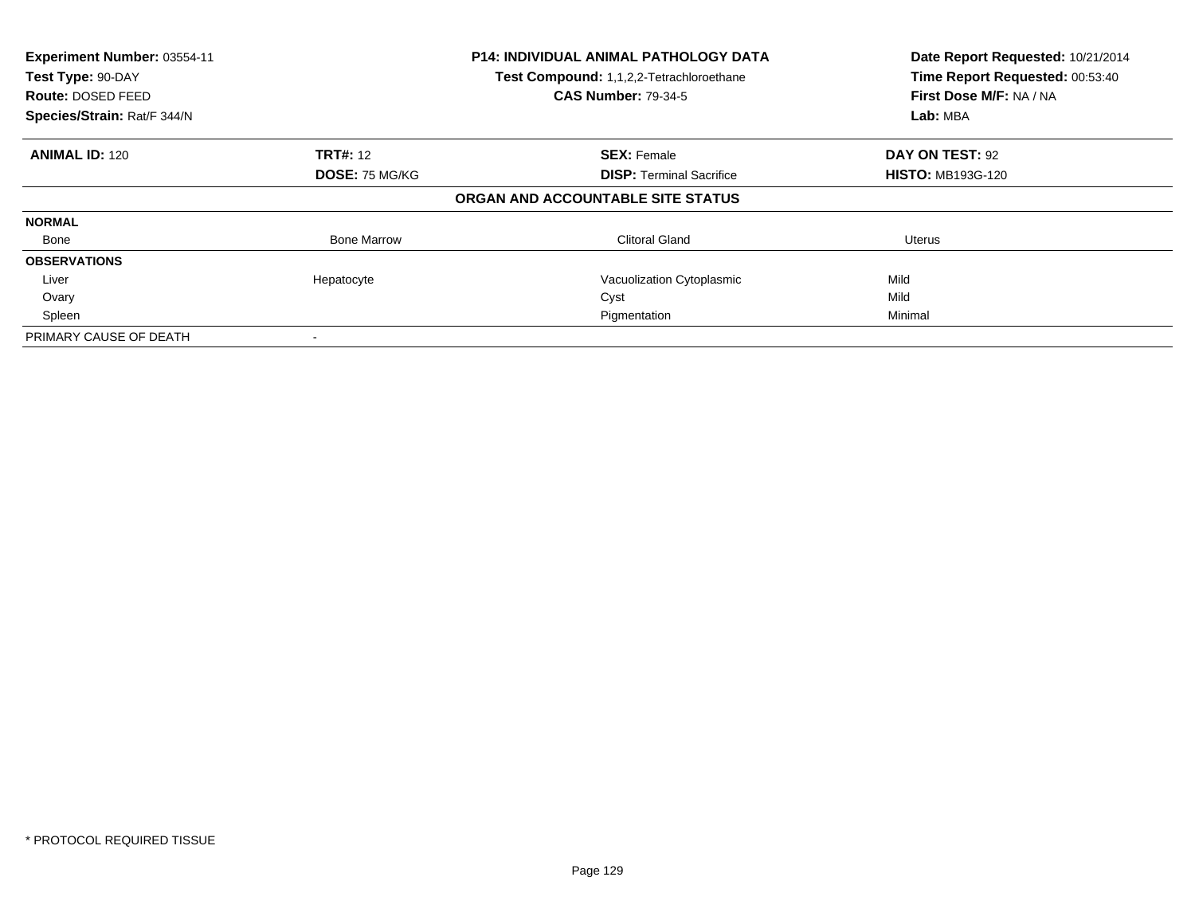| | | | |
|---|---|---|---|
| **Experiment Number:** 03554-11 | **P14: INDIVIDUAL ANIMAL PATHOLOGY DATA** | | **Date Report Requested:** 10/21/2014 |
| **Test Type:** 90-DAY | **Test Compound:** 1,1,2,2-Tetrachloroethane | | **Time Report Requested:** 00:53:40 |
| **Route:** DOSED FEED | **CAS Number:** 79-34-5 | | **First Dose M/F:** NA / NA |
| **Species/Strain:** Rat/F 344/N | | | **Lab:** MBA |

| **ANIMAL ID:** 120 | **TRT#:** 12 | **SEX:** Female | **DAY ON TEST:** 92 |
|---|---|---|---|
| | **DOSE:** 75 MG/KG | **DISP:** Terminal Sacrifice | **HISTO:** MB193G-120 |

**ORGAN AND ACCOUNTABLE SITE STATUS**

| | | | |
|---|---|---|---|
| **NORMAL** | | | |
| Bone | Bone Marrow | Clitoral Gland | Uterus |
| **OBSERVATIONS** | | | |
| Liver | Hepatocyte | Vacuolization Cytoplasmic | Mild |
| Ovary | | Cyst | Mild |
| Spleen | | Pigmentation | Minimal |
| PRIMARY CAUSE OF DEATH | - | | |

* PROTOCOL REQUIRED TISSUE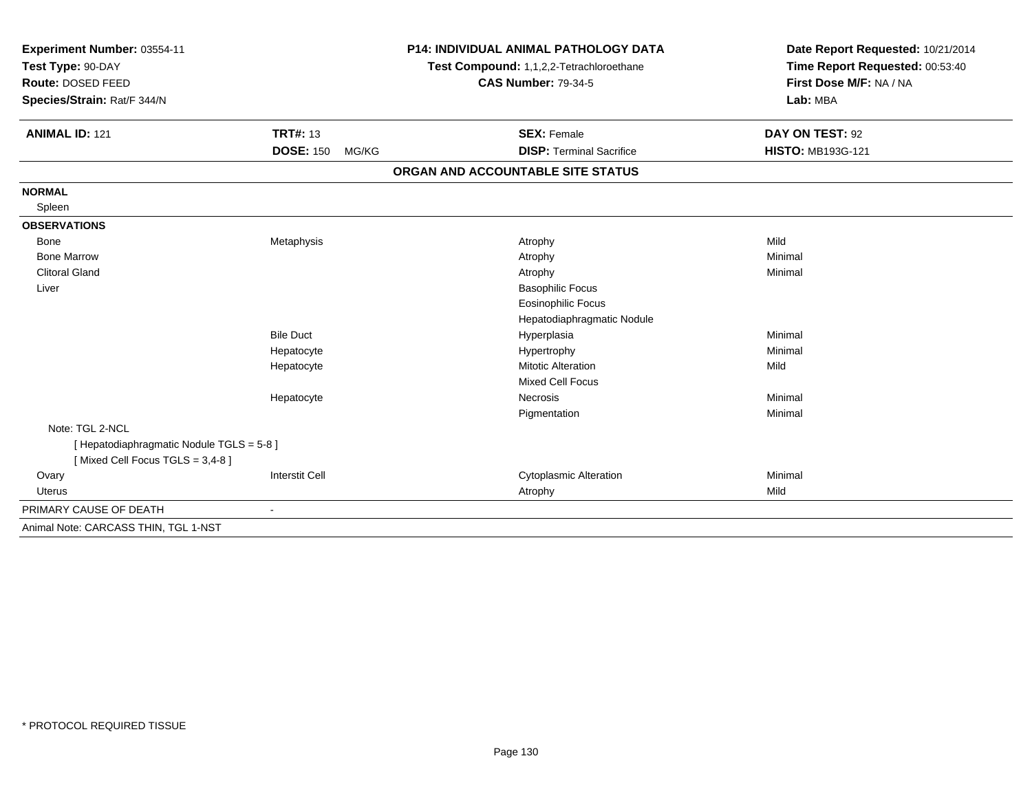**Experiment Number:** 03554-11
**Test Type:** 90-DAY
**Route:** DOSED FEED
**Species/Strain:** Rat/F 344/N

**P14: INDIVIDUAL ANIMAL PATHOLOGY DATA**
**Test Compound:** 1,1,2,2-Tetrachloroethane
**CAS Number:** 79-34-5

**Date Report Requested:** 10/21/2014
**Time Report Requested:** 00:53:40
**First Dose M/F:** NA / NA
**Lab:** MBA

| **ANIMAL ID:** 121 | **TRT#:** 13 | **SEX:** Female | **DAY ON TEST:** 92 |
|---|---|---|---|
| | **DOSE:** 150 MG/KG | **DISP:** Terminal Sacrifice | **HISTO:** MB193G-121 |

**ORGAN AND ACCOUNTABLE SITE STATUS**

| | | | |
|---|---|---|---|
| **NORMAL** | | | |
| Spleen | | | |
| **OBSERVATIONS** | | | |
| Bone | Metaphysis | Atrophy | Mild |
| Bone Marrow | | Atrophy | Minimal |
| Clitoral Gland | | Atrophy | Minimal |
| Liver | | Basophilic Focus | |
| | | Eosinophilic Focus | |
| | | Hepatodiaphragmatic Nodule | |
| | Bile Duct | Hyperplasia | Minimal |
| | Hepatocyte | Hypertrophy | Minimal |
| | Hepatocyte | Mitotic Alteration | Mild |
| | | Mixed Cell Focus | |
| | Hepatocyte | Necrosis | Minimal |
| | | Pigmentation | Minimal |
| Note: TGL 2-NCL | | | |
| [ Hepatodiaphragmatic Nodule TGLS = 5-8 ] | | | |
| [ Mixed Cell Focus TGLS = 3,4-8 ] | | | |
| Ovary | Interstit Cell | Cytoplasmic Alteration | Minimal |
| Uterus | | Atrophy | Mild |
| PRIMARY CAUSE OF DEATH | - | | |

Animal Note: CARCASS THIN, TGL 1-NST

\* PROTOCOL REQUIRED TISSUE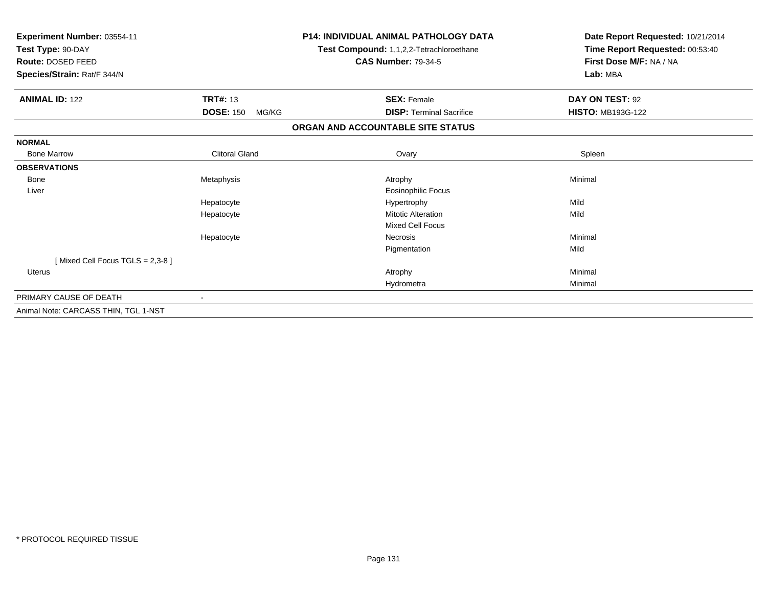**Experiment Number:** 03554-11
**Test Type:** 90-DAY
**Route:** DOSED FEED
**Species/Strain:** Rat/F 344/N

**P14: INDIVIDUAL ANIMAL PATHOLOGY DATA**
**Test Compound:** 1,1,2,2-Tetrachloroethane
**CAS Number:** 79-34-5

**Date Report Requested:** 10/21/2014
**Time Report Requested:** 00:53:40
**First Dose M/F:** NA / NA
**Lab:** MBA

| **ANIMAL ID:** 122 | **TRT#:** 13 | **SEX:** Female | **DAY ON TEST:** 92 |
|---|---|---|---|
| | **DOSE:** 150 MG/KG | **DISP:** Terminal Sacrifice | **HISTO:** MB193G-122 |

**ORGAN AND ACCOUNTABLE SITE STATUS**

| | | | |
|---|---|---|---|
| **NORMAL** | | | |
| Bone Marrow | Clitoral Gland | Ovary | Spleen |
| **OBSERVATIONS** | | | |
| Bone | Metaphysis | Atrophy | Minimal |
| Liver | | Eosinophilic Focus | |
| | Hepatocyte | Hypertrophy | Mild |
| | Hepatocyte | Mitotic Alteration | Mild |
| | | Mixed Cell Focus | |
| | Hepatocyte | Necrosis | Minimal |
| | | Pigmentation | Mild |
| [ Mixed Cell Focus TGLS = 2,3-8 ] | | | |
| Uterus | | Atrophy | Minimal |
| | | Hydrometra | Minimal |
| PRIMARY CAUSE OF DEATH | - | | |
| Animal Note: CARCASS THIN, TGL 1-NST | | | |

* PROTOCOL REQUIRED TISSUE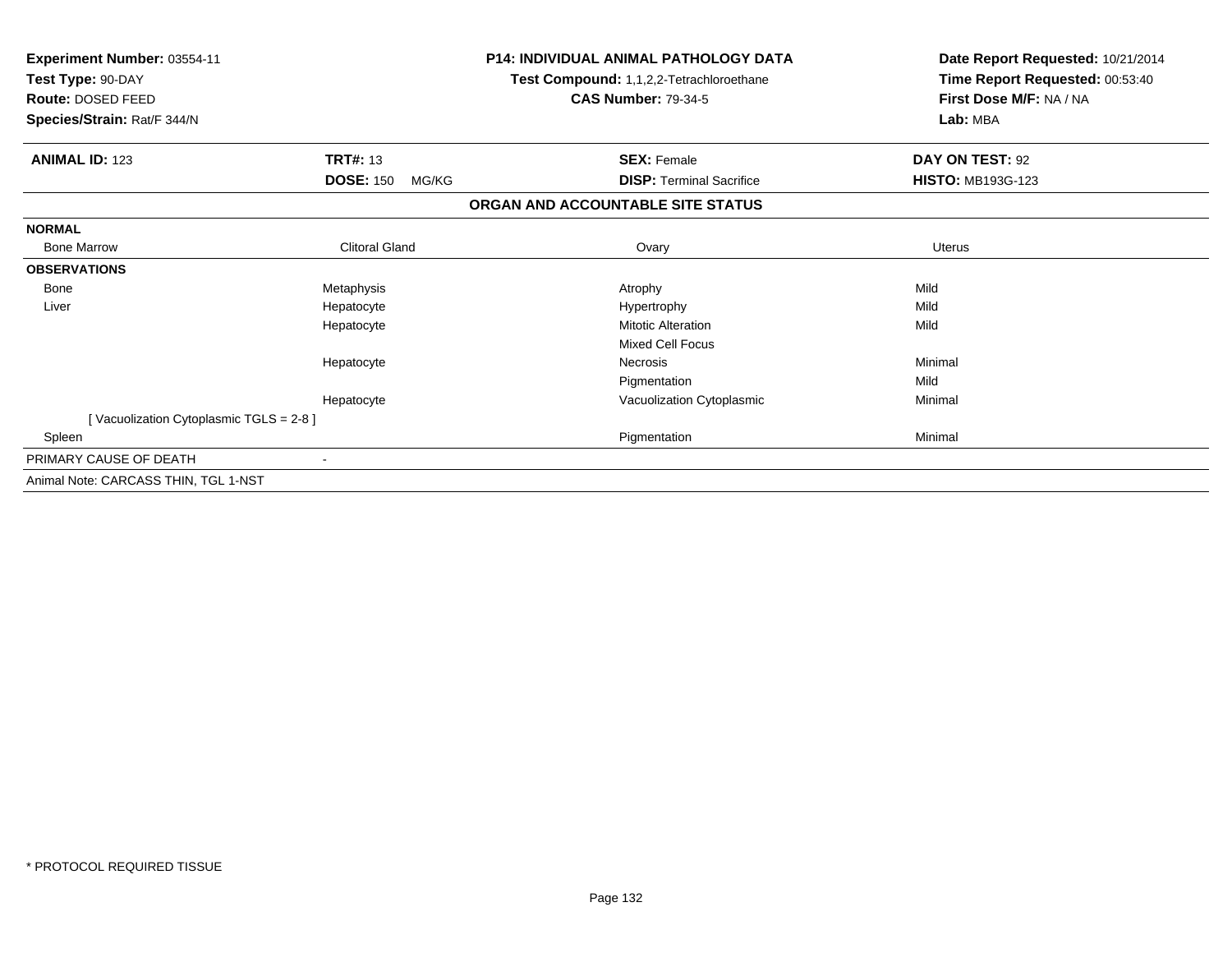**Experiment Number:** 03554-11
**Test Type:** 90-DAY
**Route:** DOSED FEED
**Species/Strain:** Rat/F 344/N

**P14: INDIVIDUAL ANIMAL PATHOLOGY DATA**
**Test Compound:** 1,1,2,2-Tetrachloroethane
**CAS Number:** 79-34-5

**Date Report Requested:** 10/21/2014
**Time Report Requested:** 00:53:40
**First Dose M/F:** NA / NA
**Lab:** MBA

| **ANIMAL ID:** 123 | **TRT#:** 13 | **SEX:** Female | **DAY ON TEST:** 92 |
|---|---|---|---|
| | **DOSE:** 150 MG/KG | **DISP:** Terminal Sacrifice | **HISTO:** MB193G-123 |

**ORGAN AND ACCOUNTABLE SITE STATUS**

| | | | |
|---|---|---|---|
| **NORMAL** | | | |
| Bone Marrow | Clitoral Gland | Ovary | Uterus |
| **OBSERVATIONS** | | | |
| Bone | Metaphysis | Atrophy | Mild |
| Liver | Hepatocyte | Hypertrophy | Mild |
| | Hepatocyte | Mitotic Alteration | Mild |
| | | Mixed Cell Focus | |
| | Hepatocyte | Necrosis | Minimal |
| | | Pigmentation | Mild |
| | Hepatocyte | Vacuolization Cytoplasmic | Minimal |
| [ Vacuolization Cytoplasmic TGLS = 2-8 ] | | | |
| Spleen | | Pigmentation | Minimal |
| PRIMARY CAUSE OF DEATH | - | | |

Animal Note: CARCASS THIN, TGL 1-NST

* PROTOCOL REQUIRED TISSUE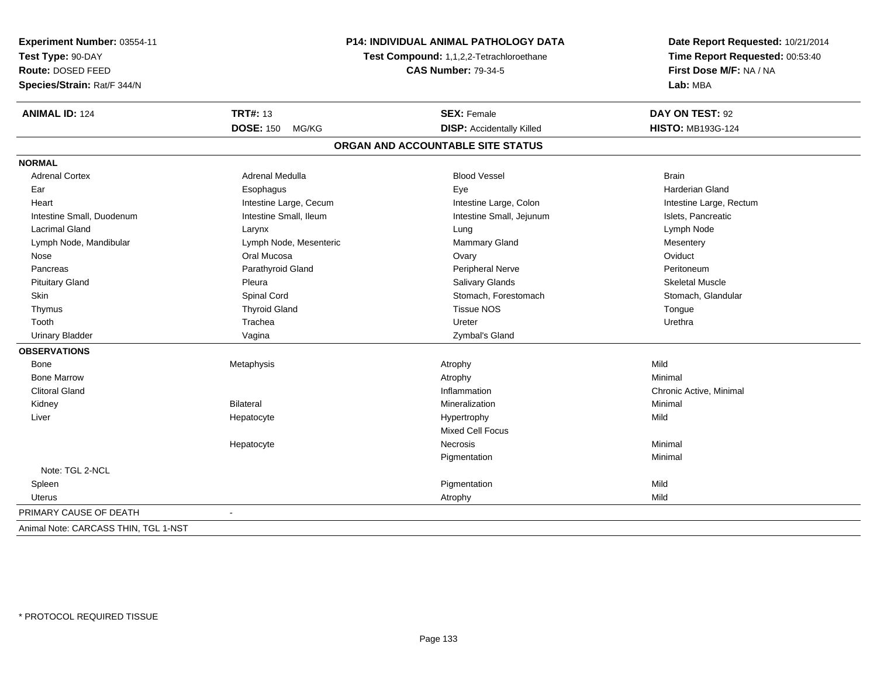**Experiment Number:** 03554-11
**Test Type:** 90-DAY
**Route:** DOSED FEED
**Species/Strain:** Rat/F 344/N

**P14: INDIVIDUAL ANIMAL PATHOLOGY DATA**
**Test Compound:** 1,1,2,2-Tetrachloroethane
**CAS Number:** 79-34-5

**Date Report Requested:** 10/21/2014
**Time Report Requested:** 00:53:40
**First Dose M/F:** NA / NA
**Lab:** MBA

| **ANIMAL ID:** 124 | **TRT#:** 13 | **SEX:** Female | **DAY ON TEST:** 92 |
|---|---|---|---|
| | **DOSE:** 150 MG/KG | **DISP:** Accidentally Killed | **HISTO:** MB193G-124 |

## ORGAN AND ACCOUNTABLE SITE STATUS

**NORMAL**

| | | | |
|---|---|---|---|
| Adrenal Cortex | Adrenal Medulla | Blood Vessel | Brain |
| Ear | Esophagus | Eye | Harderian Gland |
| Heart | Intestine Large, Cecum | Intestine Large, Colon | Intestine Large, Rectum |
| Intestine Small, Duodenum | Intestine Small, Ileum | Intestine Small, Jejunum | Islets, Pancreatic |
| Lacrimal Gland | Larynx | Lung | Lymph Node |
| Lymph Node, Mandibular | Lymph Node, Mesenteric | Mammary Gland | Mesentery |
| Nose | Oral Mucosa | Ovary | Oviduct |
| Pancreas | Parathyroid Gland | Peripheral Nerve | Peritoneum |
| Pituitary Gland | Pleura | Salivary Glands | Skeletal Muscle |
| Skin | Spinal Cord | Stomach, Forestomach | Stomach, Glandular |
| Thymus | Thyroid Gland | Tissue NOS | Tongue |
| Tooth | Trachea | Ureter | Urethra |
| Urinary Bladder | Vagina | Zymbal's Gland | |

**OBSERVATIONS**

| | | | |
|---|---|---|---|
| Bone | Metaphysis | Atrophy | Mild |
| Bone Marrow | | Atrophy | Minimal |
| Clitoral Gland | | Inflammation | Chronic Active, Minimal |
| Kidney | Bilateral | Mineralization | Minimal |
| Liver | Hepatocyte | Hypertrophy | Mild |
| | | Mixed Cell Focus | |
| | Hepatocyte | Necrosis | Minimal |
| | | Pigmentation | Minimal |
| Note: TGL 2-NCL | | | |
| Spleen | | Pigmentation | Mild |
| Uterus | | Atrophy | Mild |

PRIMARY CAUSE OF DEATH -

Animal Note: CARCASS THIN, TGL 1-NST

* PROTOCOL REQUIRED TISSUE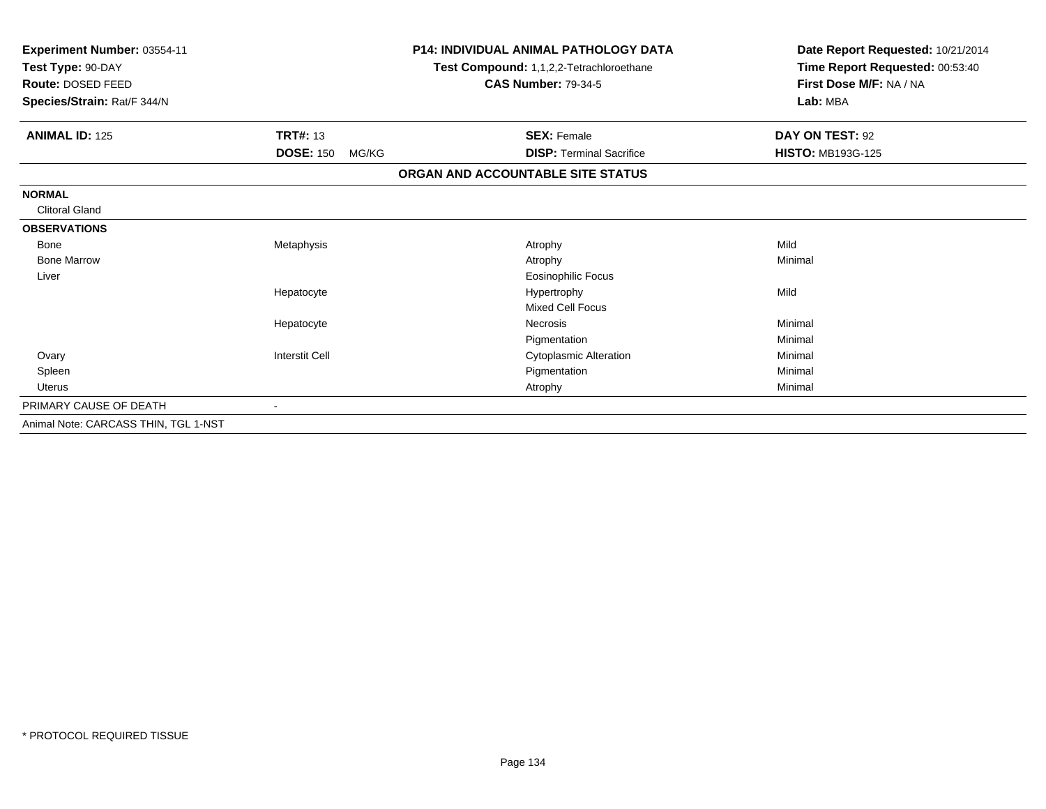**Experiment Number:** 03554-11
**Test Type:** 90-DAY
**Route:** DOSED FEED
**Species/Strain:** Rat/F 344/N

**P14: INDIVIDUAL ANIMAL PATHOLOGY DATA**
**Test Compound:** 1,1,2,2-Tetrachloroethane
**CAS Number:** 79-34-5

**Date Report Requested:** 10/21/2014
**Time Report Requested:** 00:53:40
**First Dose M/F:** NA / NA
**Lab:** MBA

| **ANIMAL ID:** 125 | **TRT#:** 13 | **SEX:** Female | **DAY ON TEST:** 92 |
|---|---|---|---|
| | **DOSE:** 150 MG/KG | **DISP:** Terminal Sacrifice | **HISTO:** MB193G-125 |

**ORGAN AND ACCOUNTABLE SITE STATUS**

| | | | |
|---|---|---|---|
| **NORMAL** | | | |
| Clitoral Gland | | | |
| **OBSERVATIONS** | | | |
| Bone | Metaphysis | Atrophy | Mild |
| Bone Marrow | | Atrophy | Minimal |
| Liver | | Eosinophilic Focus | |
| | Hepatocyte | Hypertrophy | Mild |
| | | Mixed Cell Focus | |
| | Hepatocyte | Necrosis | Minimal |
| | | Pigmentation | Minimal |
| Ovary | Interstit Cell | Cytoplasmic Alteration | Minimal |
| Spleen | | Pigmentation | Minimal |
| Uterus | | Atrophy | Minimal |
| PRIMARY CAUSE OF DEATH | - | | |
| Animal Note: CARCASS THIN, TGL 1-NST | | | |

* PROTOCOL REQUIRED TISSUE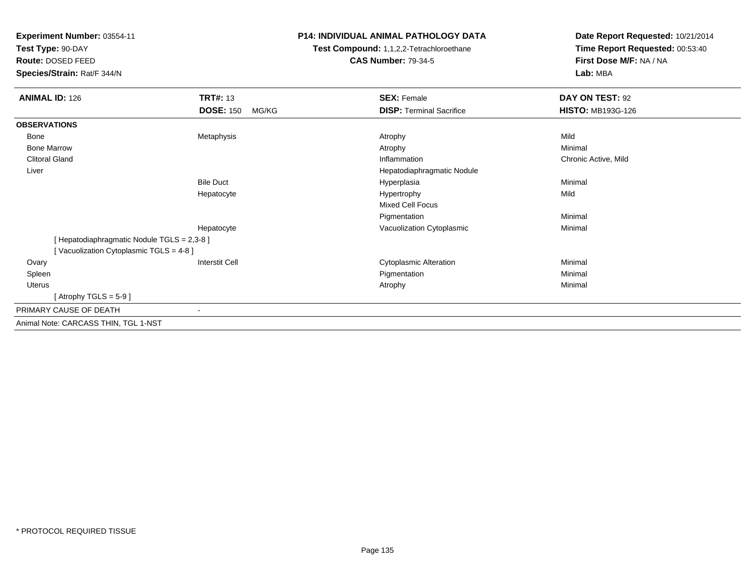**Experiment Number:** 03554-11
**Test Type:** 90-DAY
**Route:** DOSED FEED
**Species/Strain:** Rat/F 344/N

**P14: INDIVIDUAL ANIMAL PATHOLOGY DATA**
**Test Compound:** 1,1,2,2-Tetrachloroethane
**CAS Number:** 79-34-5

**Date Report Requested:** 10/21/2014
**Time Report Requested:** 00:53:40
**First Dose M/F:** NA / NA
**Lab:** MBA

| **ANIMAL ID:** 126 | **TRT#:** 13 | **SEX:** Female | **DAY ON TEST:** 92 |
|---|---|---|---|
| | **DOSE:** 150 MG/KG | **DISP:** Terminal Sacrifice | **HISTO:** MB193G-126 |
| **OBSERVATIONS** | | | |
| Bone | Metaphysis | Atrophy | Mild |
| Bone Marrow | | Atrophy | Minimal |
| Clitoral Gland | | Inflammation | Chronic Active, Mild |
| Liver | | Hepatodiaphragmatic Nodule | |
| | Bile Duct | Hyperplasia | Minimal |
| | Hepatocyte | Hypertrophy | Mild |
| | | Mixed Cell Focus | |
| | | Pigmentation | Minimal |
| | Hepatocyte | Vacuolization Cytoplasmic | Minimal |
| [ Hepatodiaphragmatic Nodule TGLS = 2,3-8 ] | | | |
| [ Vacuolization Cytoplasmic TGLS = 4-8 ] | | | |
| Ovary | Interstit Cell | Cytoplasmic Alteration | Minimal |
| Spleen | | Pigmentation | Minimal |
| Uterus | | Atrophy | Minimal |
| [ Atrophy TGLS = 5-9 ] | | | |
| PRIMARY CAUSE OF DEATH | - | | |
| Animal Note: CARCASS THIN, TGL 1-NST | | | |

* PROTOCOL REQUIRED TISSUE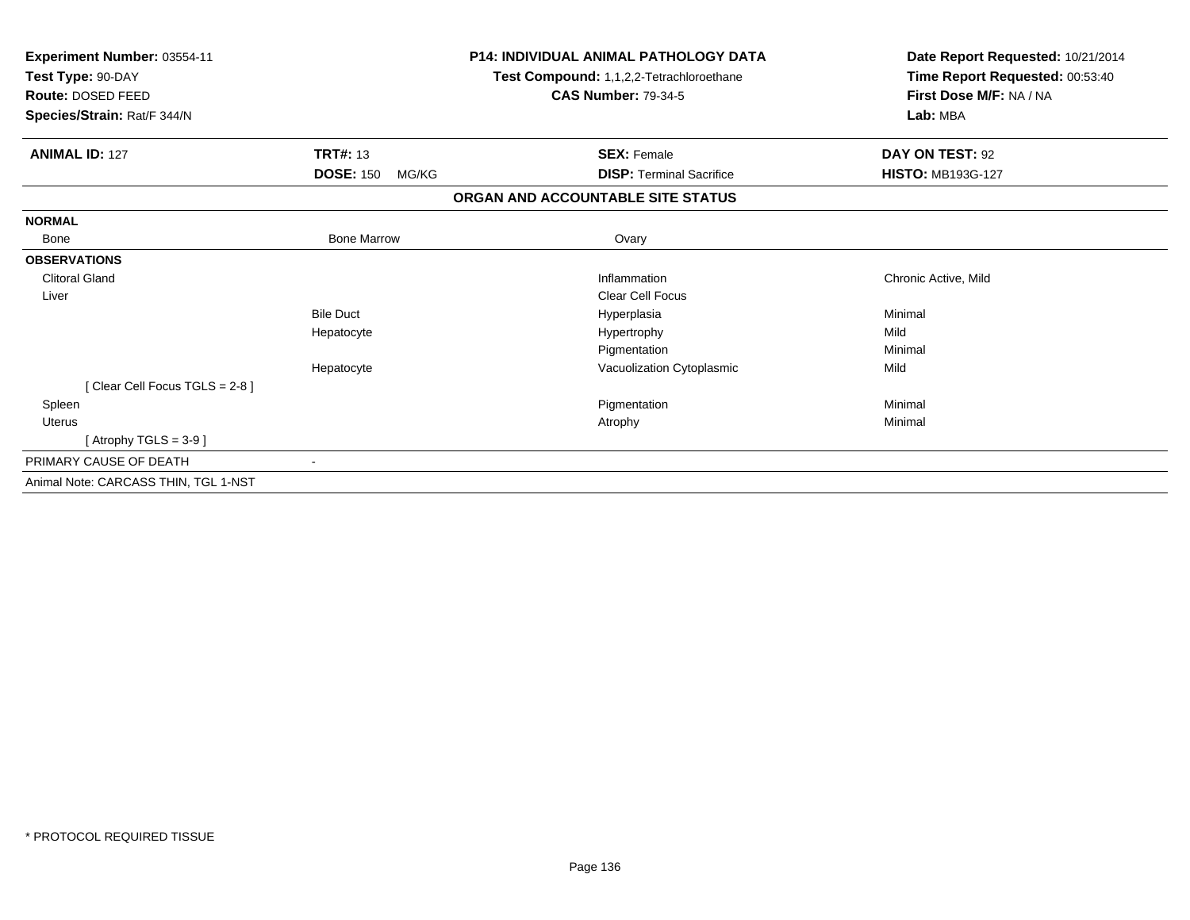**Experiment Number:** 03554-11
**Test Type:** 90-DAY
**Route:** DOSED FEED
**Species/Strain:** Rat/F 344/N

**P14: INDIVIDUAL ANIMAL PATHOLOGY DATA**
**Test Compound:** 1,1,2,2-Tetrachloroethane
**CAS Number:** 79-34-5

**Date Report Requested:** 10/21/2014
**Time Report Requested:** 00:53:40
**First Dose M/F:** NA / NA
**Lab:** MBA

| **ANIMAL ID:** 127 | **TRT#:** 13 | **SEX:** Female | **DAY ON TEST:** 92 |
|---|---|---|---|
| | **DOSE:** 150 MG/KG | **DISP:** Terminal Sacrifice | **HISTO:** MB193G-127 |

**ORGAN AND ACCOUNTABLE SITE STATUS**

| | | | |
|---|---|---|---|
| **NORMAL** | | | |
| Bone | Bone Marrow | Ovary | |
| **OBSERVATIONS** | | | |
| Clitoral Gland | | Inflammation | Chronic Active, Mild |
| Liver | | Clear Cell Focus | |
| | Bile Duct | Hyperplasia | Minimal |
| | Hepatocyte | Hypertrophy | Mild |
| | | Pigmentation | Minimal |
| | Hepatocyte | Vacuolization Cytoplasmic | Mild |
| [ Clear Cell Focus TGLS = 2-8 ] | | | |
| Spleen | | Pigmentation | Minimal |
| Uterus | | Atrophy | Minimal |
| [ Atrophy TGLS = 3-9 ] | | | |
| PRIMARY CAUSE OF DEATH | - | | |
| Animal Note: CARCASS THIN, TGL 1-NST | | | |

* PROTOCOL REQUIRED TISSUE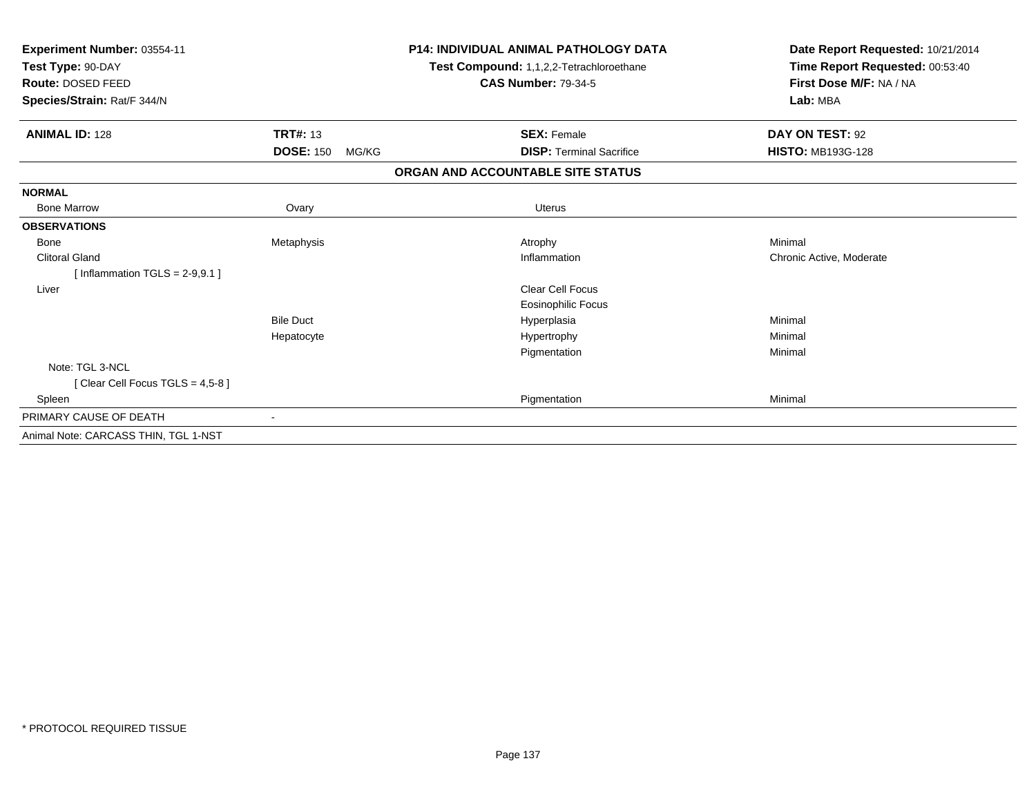**Experiment Number:** 03554-11
**Test Type:** 90-DAY
**Route:** DOSED FEED
**Species/Strain:** Rat/F 344/N

**P14: INDIVIDUAL ANIMAL PATHOLOGY DATA**
**Test Compound:** 1,1,2,2-Tetrachloroethane
**CAS Number:** 79-34-5

**Date Report Requested:** 10/21/2014
**Time Report Requested:** 00:53:40
**First Dose M/F:** NA / NA
**Lab:** MBA

| **ANIMAL ID:** 128 | **TRT#:** 13 | **SEX:** Female | **DAY ON TEST:** 92 |
|---|---|---|---|
| | **DOSE:** 150 MG/KG | **DISP:** Terminal Sacrifice | **HISTO:** MB193G-128 |

**ORGAN AND ACCOUNTABLE SITE STATUS**

| | | | |
|---|---|---|---|
| **NORMAL** | | | |
| Bone Marrow | Ovary | Uterus | |
| **OBSERVATIONS** | | | |
| Bone | Metaphysis | Atrophy | Minimal |
| Clitoral Gland | | Inflammation | Chronic Active, Moderate |
| [ Inflammation TGLS = 2-9,9.1 ] | | | |
| Liver | | Clear Cell Focus | |
| | | Eosinophilic Focus | |
| | Bile Duct | Hyperplasia | Minimal |
| | Hepatocyte | Hypertrophy | Minimal |
| | | Pigmentation | Minimal |
| Note: TGL 3-NCL | | | |
| [ Clear Cell Focus TGLS = 4,5-8 ] | | | |
| Spleen | | Pigmentation | Minimal |
| PRIMARY CAUSE OF DEATH | - | | |
| Animal Note: CARCASS THIN, TGL 1-NST | | | |

* PROTOCOL REQUIRED TISSUE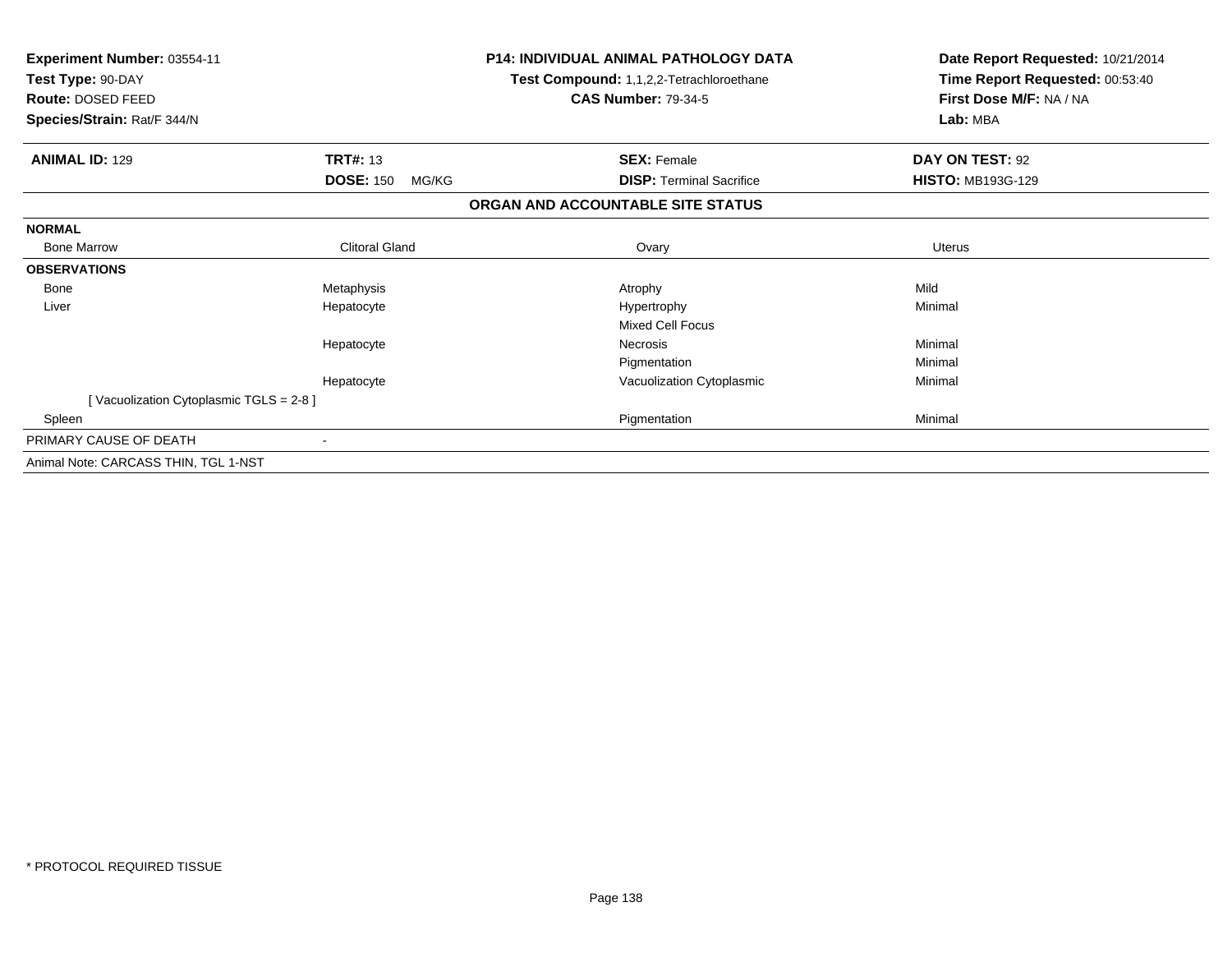**Experiment Number:** 03554-11
**Test Type:** 90-DAY
**Route:** DOSED FEED
**Species/Strain:** Rat/F 344/N

**P14: INDIVIDUAL ANIMAL PATHOLOGY DATA**
**Test Compound:** 1,1,2,2-Tetrachloroethane
**CAS Number:** 79-34-5

**Date Report Requested:** 10/21/2014
**Time Report Requested:** 00:53:40
**First Dose M/F:** NA / NA
**Lab:** MBA

| **ANIMAL ID:** 129 | **TRT#:** 13 | **SEX:** Female | **DAY ON TEST:** 92 |
|---|---|---|---|
| | **DOSE:** 150 MG/KG | **DISP:** Terminal Sacrifice | **HISTO:** MB193G-129 |

**ORGAN AND ACCOUNTABLE SITE STATUS**

| | | | |
|---|---|---|---|
| **NORMAL** | | | |
| Bone Marrow | Clitoral Gland | Ovary | Uterus |
| **OBSERVATIONS** | | | |
| Bone | Metaphysis | Atrophy | Mild |
| Liver | Hepatocyte | Hypertrophy | Minimal |
| | | Mixed Cell Focus | |
| | Hepatocyte | Necrosis | Minimal |
| | | Pigmentation | Minimal |
| | Hepatocyte | Vacuolization Cytoplasmic | Minimal |
| [ Vacuolization Cytoplasmic TGLS = 2-8 ] | | | |
| Spleen | | Pigmentation | Minimal |
| PRIMARY CAUSE OF DEATH | - | | |
| Animal Note: CARCASS THIN, TGL 1-NST | | | |

* PROTOCOL REQUIRED TISSUE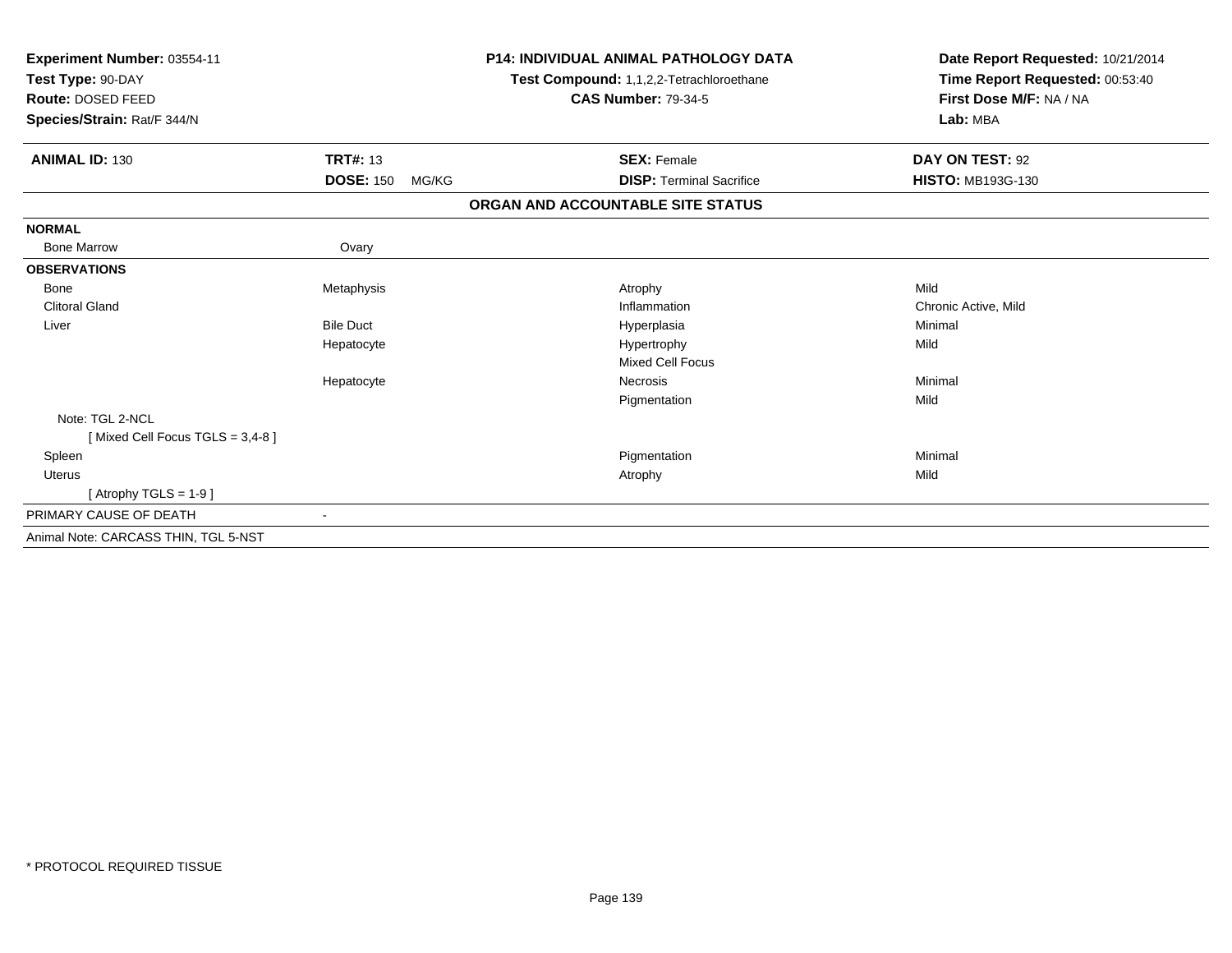**Experiment Number:** 03554-11
**Test Type:** 90-DAY
**Route:** DOSED FEED
**Species/Strain:** Rat/F 344/N

**P14: INDIVIDUAL ANIMAL PATHOLOGY DATA**
**Test Compound:** 1,1,2,2-Tetrachloroethane
**CAS Number:** 79-34-5

**Date Report Requested:** 10/21/2014
**Time Report Requested:** 00:53:40
**First Dose M/F:** NA / NA
**Lab:** MBA

| **ANIMAL ID:** 130 | **TRT#:** 13 | **SEX:** Female | **DAY ON TEST:** 92 |
|---|---|---|---|
| | **DOSE:** 150 MG/KG | **DISP:** Terminal Sacrifice | **HISTO:** MB193G-130 |

## ORGAN AND ACCOUNTABLE SITE STATUS

| | | | |
|---|---|---|---|
| **NORMAL** | | | |
| Bone Marrow | Ovary | | |
| **OBSERVATIONS** | | | |
| Bone | Metaphysis | Atrophy | Mild |
| Clitoral Gland | | Inflammation | Chronic Active, Mild |
| Liver | Bile Duct | Hyperplasia | Minimal |
| | Hepatocyte | Hypertrophy | Mild |
| | | Mixed Cell Focus | |
| | Hepatocyte | Necrosis | Minimal |
| | | Pigmentation | Mild |
| Note: TGL 2-NCL | | | |
| [ Mixed Cell Focus TGLS = 3,4-8 ] | | | |
| Spleen | | Pigmentation | Minimal |
| Uterus | | Atrophy | Mild |
| [ Atrophy TGLS = 1-9 ] | | | |
| PRIMARY CAUSE OF DEATH | - | | |
| Animal Note: CARCASS THIN, TGL 5-NST | | | |

* PROTOCOL REQUIRED TISSUE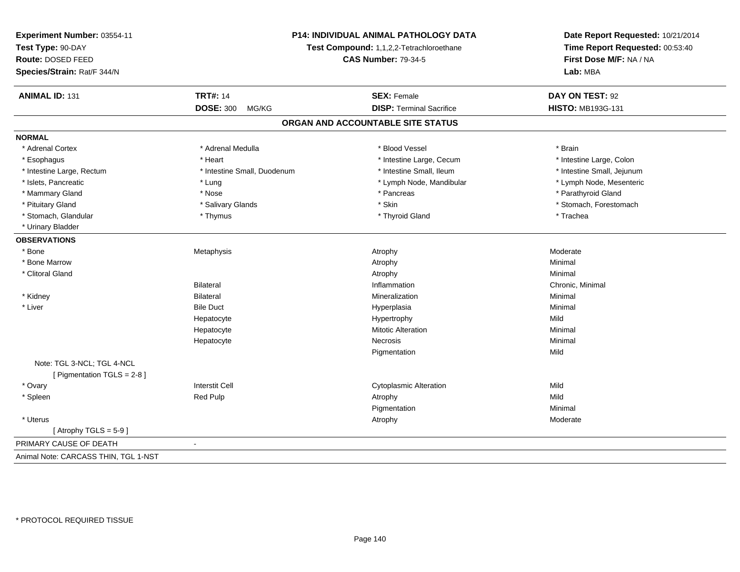**Experiment Number:** 03554-11
**Test Type:** 90-DAY
**Route:** DOSED FEED
**Species/Strain:** Rat/F 344/N

**P14: INDIVIDUAL ANIMAL PATHOLOGY DATA**
**Test Compound:** 1,1,2,2-Tetrachloroethane
**CAS Number:** 79-34-5

**Date Report Requested:** 10/21/2014
**Time Report Requested:** 00:53:40
**First Dose M/F:** NA / NA
**Lab:** MBA

| **ANIMAL ID:** 131 | **TRT#:** 14 | **SEX:** Female | **DAY ON TEST:** 92 |
|---|---|---|---|
| | **DOSE:** 300 MG/KG | **DISP:** Terminal Sacrifice | **HISTO:** MB193G-131 |

## ORGAN AND ACCOUNTABLE SITE STATUS

**NORMAL**

| | | | |
|---|---|---|---|
| * Adrenal Cortex | * Adrenal Medulla | * Blood Vessel | * Brain |
| * Esophagus | * Heart | * Intestine Large, Cecum | * Intestine Large, Colon |
| * Intestine Large, Rectum | * Intestine Small, Duodenum | * Intestine Small, Ileum | * Intestine Small, Jejunum |
| * Islets, Pancreatic | * Lung | * Lymph Node, Mandibular | * Lymph Node, Mesenteric |
| * Mammary Gland | * Nose | * Pancreas | * Parathyroid Gland |
| * Pituitary Gland | * Salivary Glands | * Skin | * Stomach, Forestomach |
| * Stomach, Glandular | * Thymus | * Thyroid Gland | * Trachea |
| * Urinary Bladder | | | |

**OBSERVATIONS**

| | | | |
|---|---|---|---|
| * Bone | Metaphysis | Atrophy | Moderate |
| * Bone Marrow | | Atrophy | Minimal |
| * Clitoral Gland | | Atrophy | Minimal |
| | Bilateral | Inflammation | Chronic, Minimal |
| * Kidney | Bilateral | Mineralization | Minimal |
| * Liver | Bile Duct | Hyperplasia | Minimal |
| | Hepatocyte | Hypertrophy | Mild |
| | Hepatocyte | Mitotic Alteration | Minimal |
| | Hepatocyte | Necrosis | Minimal |
| | | Pigmentation | Mild |
| Note: TGL 3-NCL; TGL 4-NCL [ Pigmentation TGLS = 2-8 ] | | | |
| * Ovary | Interstit Cell | Cytoplasmic Alteration | Mild |
| * Spleen | Red Pulp | Atrophy | Mild |
| | | Pigmentation | Minimal |
| * Uterus | | Atrophy | Moderate |
| [ Atrophy TGLS = 5-9 ] | | | |

PRIMARY CAUSE OF DEATH -

Animal Note: CARCASS THIN, TGL 1-NST

* PROTOCOL REQUIRED TISSUE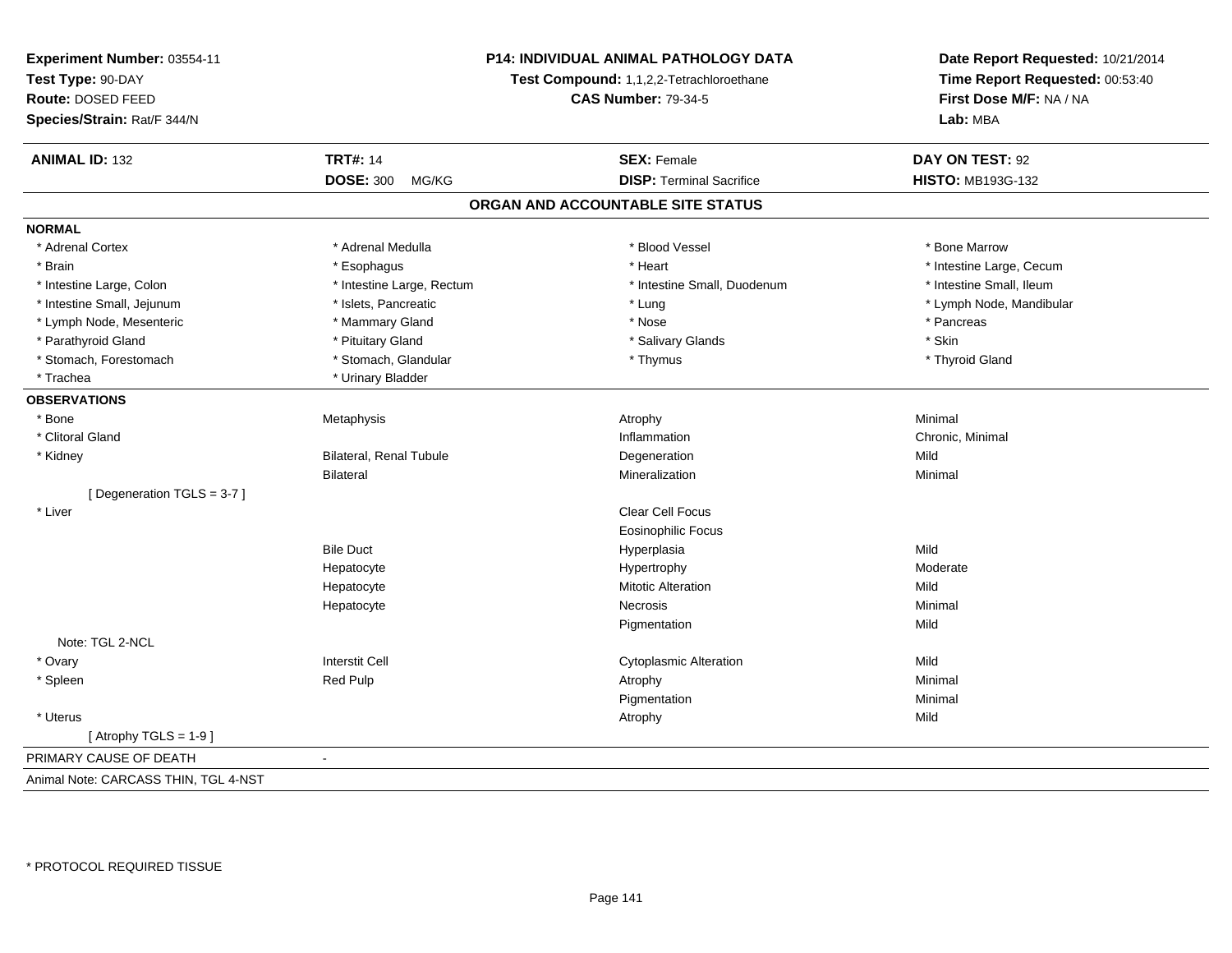**Experiment Number:** 03554-11
**Test Type:** 90-DAY
**Route:** DOSED FEED
**Species/Strain:** Rat/F 344/N

**P14: INDIVIDUAL ANIMAL PATHOLOGY DATA**
**Test Compound:** 1,1,2,2-Tetrachloroethane
**CAS Number:** 79-34-5

**Date Report Requested:** 10/21/2014
**Time Report Requested:** 00:53:40
**First Dose M/F:** NA / NA
**Lab:** MBA

| **ANIMAL ID:** 132 | **TRT#:** 14 | **SEX:** Female | **DAY ON TEST:** 92 |
|---|---|---|---|
| | **DOSE:** 300 MG/KG | **DISP:** Terminal Sacrifice | **HISTO:** MB193G-132 |

## ORGAN AND ACCOUNTABLE SITE STATUS

**NORMAL**

| | | | |
|---|---|---|---|
| * Adrenal Cortex | * Adrenal Medulla | * Blood Vessel | * Bone Marrow |
| * Brain | * Esophagus | * Heart | * Intestine Large, Cecum |
| * Intestine Large, Colon | * Intestine Large, Rectum | * Intestine Small, Duodenum | * Intestine Small, Ileum |
| * Intestine Small, Jejunum | * Islets, Pancreatic | * Lung | * Lymph Node, Mandibular |
| * Lymph Node, Mesenteric | * Mammary Gland | * Nose | * Pancreas |
| * Parathyroid Gland | * Pituitary Gland | * Salivary Glands | * Skin |
| * Stomach, Forestomach | * Stomach, Glandular | * Thymus | * Thyroid Gland |
| * Trachea | * Urinary Bladder | | |

**OBSERVATIONS**

| | | | |
|---|---|---|---|
| * Bone | Metaphysis | Atrophy | Minimal |
| * Clitoral Gland | | Inflammation | Chronic, Minimal |
| * Kidney | Bilateral, Renal Tubule | Degeneration | Mild |
| | Bilateral | Mineralization | Minimal |
| [ Degeneration TGLS = 3-7 ] | | | |
| * Liver | | Clear Cell Focus | |
| | | Eosinophilic Focus | |
| | Bile Duct | Hyperplasia | Mild |
| | Hepatocyte | Hypertrophy | Moderate |
| | Hepatocyte | Mitotic Alteration | Mild |
| | Hepatocyte | Necrosis | Minimal |
| | | Pigmentation | Mild |
| Note: TGL 2-NCL | | | |
| * Ovary | Interstit Cell | Cytoplasmic Alteration | Mild |
| * Spleen | Red Pulp | Atrophy | Minimal |
| | | Pigmentation | Minimal |
| * Uterus | | Atrophy | Mild |
| [ Atrophy TGLS = 1-9 ] | | | |

PRIMARY CAUSE OF DEATH -

Animal Note: CARCASS THIN, TGL 4-NST

* PROTOCOL REQUIRED TISSUE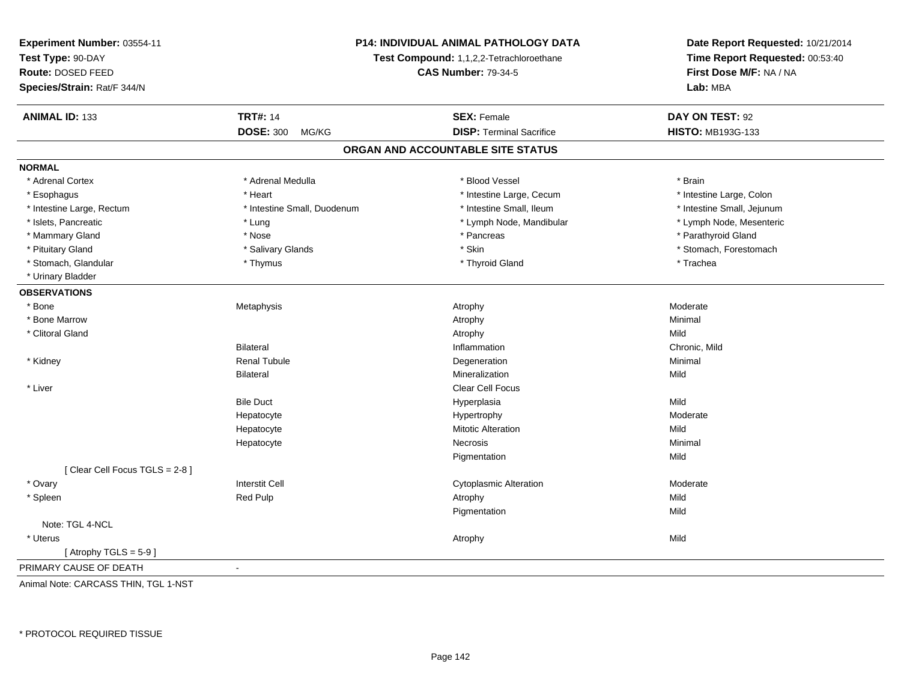**Experiment Number:** 03554-11
**Test Type:** 90-DAY
**Route:** DOSED FEED
**Species/Strain:** Rat/F 344/N

**P14: INDIVIDUAL ANIMAL PATHOLOGY DATA**
**Test Compound:** 1,1,2,2-Tetrachloroethane
**CAS Number:** 79-34-5

**Date Report Requested:** 10/21/2014
**Time Report Requested:** 00:53:40
**First Dose M/F:** NA / NA
**Lab:** MBA

| **ANIMAL ID:** 133 | **TRT#:** 14 | **SEX:** Female | **DAY ON TEST:** 92 |
|---|---|---|---|
| | **DOSE:** 300 MG/KG | **DISP:** Terminal Sacrifice | **HISTO:** MB193G-133 |

## ORGAN AND ACCOUNTABLE SITE STATUS

**NORMAL**

| | | | |
|---|---|---|---|
| * Adrenal Cortex | * Adrenal Medulla | * Blood Vessel | * Brain |
| * Esophagus | * Heart | * Intestine Large, Cecum | * Intestine Large, Colon |
| * Intestine Large, Rectum | * Intestine Small, Duodenum | * Intestine Small, Ileum | * Intestine Small, Jejunum |
| * Islets, Pancreatic | * Lung | * Lymph Node, Mandibular | * Lymph Node, Mesenteric |
| * Mammary Gland | * Nose | * Pancreas | * Parathyroid Gland |
| * Pituitary Gland | * Salivary Glands | * Skin | * Stomach, Forestomach |
| * Stomach, Glandular | * Thymus | * Thyroid Gland | * Trachea |
| * Urinary Bladder | | | |

**OBSERVATIONS**

| | | | |
|---|---|---|---|
| * Bone | Metaphysis | Atrophy | Moderate |
| * Bone Marrow | | Atrophy | Minimal |
| * Clitoral Gland | | Atrophy | Mild |
| | Bilateral | Inflammation | Chronic, Mild |
| * Kidney | Renal Tubule | Degeneration | Minimal |
| | Bilateral | Mineralization | Mild |
| * Liver | | Clear Cell Focus | |
| | Bile Duct | Hyperplasia | Mild |
| | Hepatocyte | Hypertrophy | Moderate |
| | Hepatocyte | Mitotic Alteration | Mild |
| | Hepatocyte | Necrosis | Minimal |
| | | Pigmentation | Mild |
| [ Clear Cell Focus TGLS = 2-8 ] | | | |
| * Ovary | Interstit Cell | Cytoplasmic Alteration | Moderate |
| * Spleen | Red Pulp | Atrophy | Mild |
| | | Pigmentation | Mild |
| Note: TGL 4-NCL | | | |
| * Uterus | | Atrophy | Mild |
| [ Atrophy TGLS = 5-9 ] | | | |

PRIMARY CAUSE OF DEATH -

Animal Note: CARCASS THIN, TGL 1-NST

* PROTOCOL REQUIRED TISSUE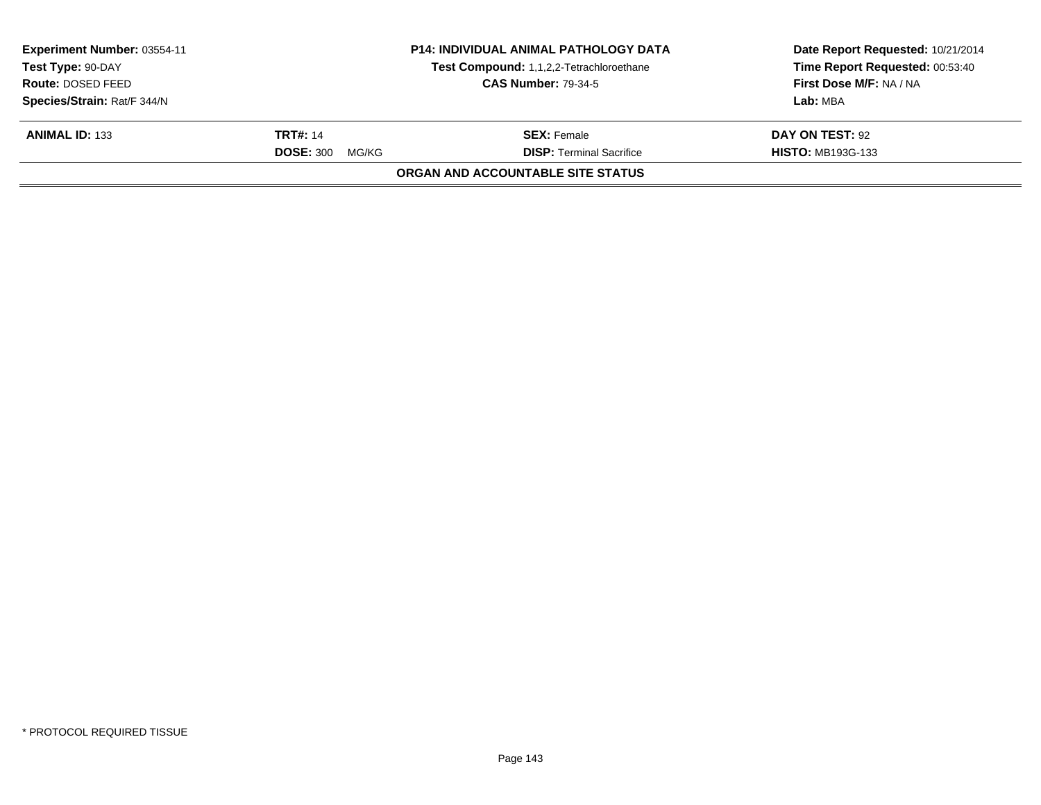| **Experiment Number:** 03554-11 | **P14: INDIVIDUAL ANIMAL PATHOLOGY DATA** | **Date Report Requested:** 10/21/2014 |
|---|---|---|
| **Test Type:** 90-DAY | **Test Compound:** 1,1,2,2-Tetrachloroethane | **Time Report Requested:** 00:53:40 |
| **Route:** DOSED FEED | **CAS Number:** 79-34-5 | **First Dose M/F:** NA / NA |
| **Species/Strain:** Rat/F 344/N | | **Lab:** MBA |

| **ANIMAL ID:** 133 | **TRT#:** 14 | **SEX:** Female | **DAY ON TEST:** 92 |
|---|---|---|---|
| | **DOSE:** 300 MG/KG | **DISP:** Terminal Sacrifice | **HISTO:** MB193G-133 |

**ORGAN AND ACCOUNTABLE SITE STATUS**

* PROTOCOL REQUIRED TISSUE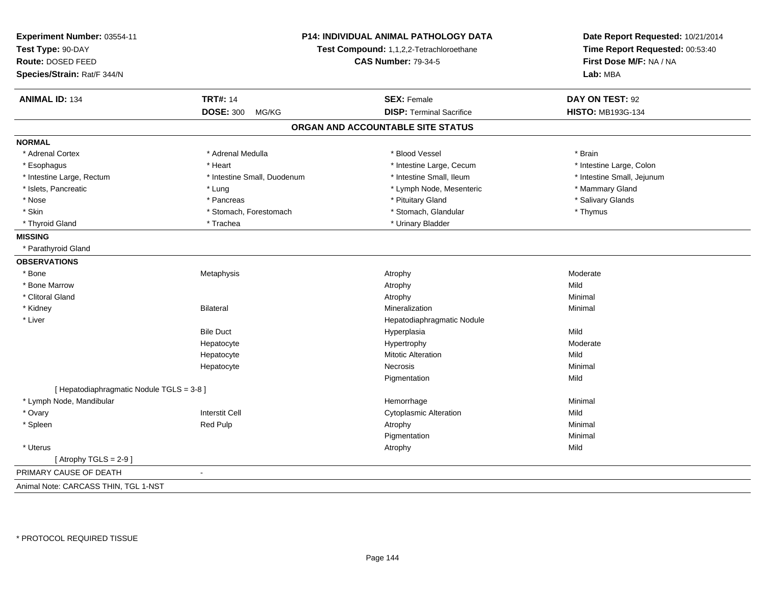**Experiment Number:** 03554-11
**Test Type:** 90-DAY
**Route:** DOSED FEED
**Species/Strain:** Rat/F 344/N

**P14: INDIVIDUAL ANIMAL PATHOLOGY DATA**
**Test Compound:** 1,1,2,2-Tetrachloroethane
**CAS Number:** 79-34-5

**Date Report Requested:** 10/21/2014
**Time Report Requested:** 00:53:40
**First Dose M/F:** NA / NA
**Lab:** MBA

| **ANIMAL ID:** 134 | **TRT#:** 14 | **SEX:** Female | **DAY ON TEST:** 92 |
|---|---|---|---|
| | **DOSE:** 300 MG/KG | **DISP:** Terminal Sacrifice | **HISTO:** MB193G-134 |

## ORGAN AND ACCOUNTABLE SITE STATUS

**NORMAL**

| | | | |
|---|---|---|---|
| * Adrenal Cortex | * Adrenal Medulla | * Blood Vessel | * Brain |
| * Esophagus | * Heart | * Intestine Large, Cecum | * Intestine Large, Colon |
| * Intestine Large, Rectum | * Intestine Small, Duodenum | * Intestine Small, Ileum | * Intestine Small, Jejunum |
| * Islets, Pancreatic | * Lung | * Lymph Node, Mesenteric | * Mammary Gland |
| * Nose | * Pancreas | * Pituitary Gland | * Salivary Glands |
| * Skin | * Stomach, Forestomach | * Stomach, Glandular | * Thymus |
| * Thyroid Gland | * Trachea | * Urinary Bladder | |

**MISSING**

* Parathyroid Gland

**OBSERVATIONS**

| | | | |
|---|---|---|---|
| * Bone | Metaphysis | Atrophy | Moderate |
| * Bone Marrow | | Atrophy | Mild |
| * Clitoral Gland | | Atrophy | Minimal |
| * Kidney | Bilateral | Mineralization | Minimal |
| * Liver | | Hepatodiaphragmatic Nodule | |
| | Bile Duct | Hyperplasia | Mild |
| | Hepatocyte | Hypertrophy | Moderate |
| | Hepatocyte | Mitotic Alteration | Mild |
| | Hepatocyte | Necrosis | Minimal |
| | | Pigmentation | Mild |
| [ Hepatodiaphragmatic Nodule TGLS = 3-8 ] | | | |
| * Lymph Node, Mandibular | | Hemorrhage | Minimal |
| * Ovary | Interstit Cell | Cytoplasmic Alteration | Mild |
| * Spleen | Red Pulp | Atrophy | Minimal |
| | | Pigmentation | Minimal |
| * Uterus | | Atrophy | Mild |
| [ Atrophy TGLS = 2-9 ] | | | |

PRIMARY CAUSE OF DEATH -

Animal Note: CARCASS THIN, TGL 1-NST

* PROTOCOL REQUIRED TISSUE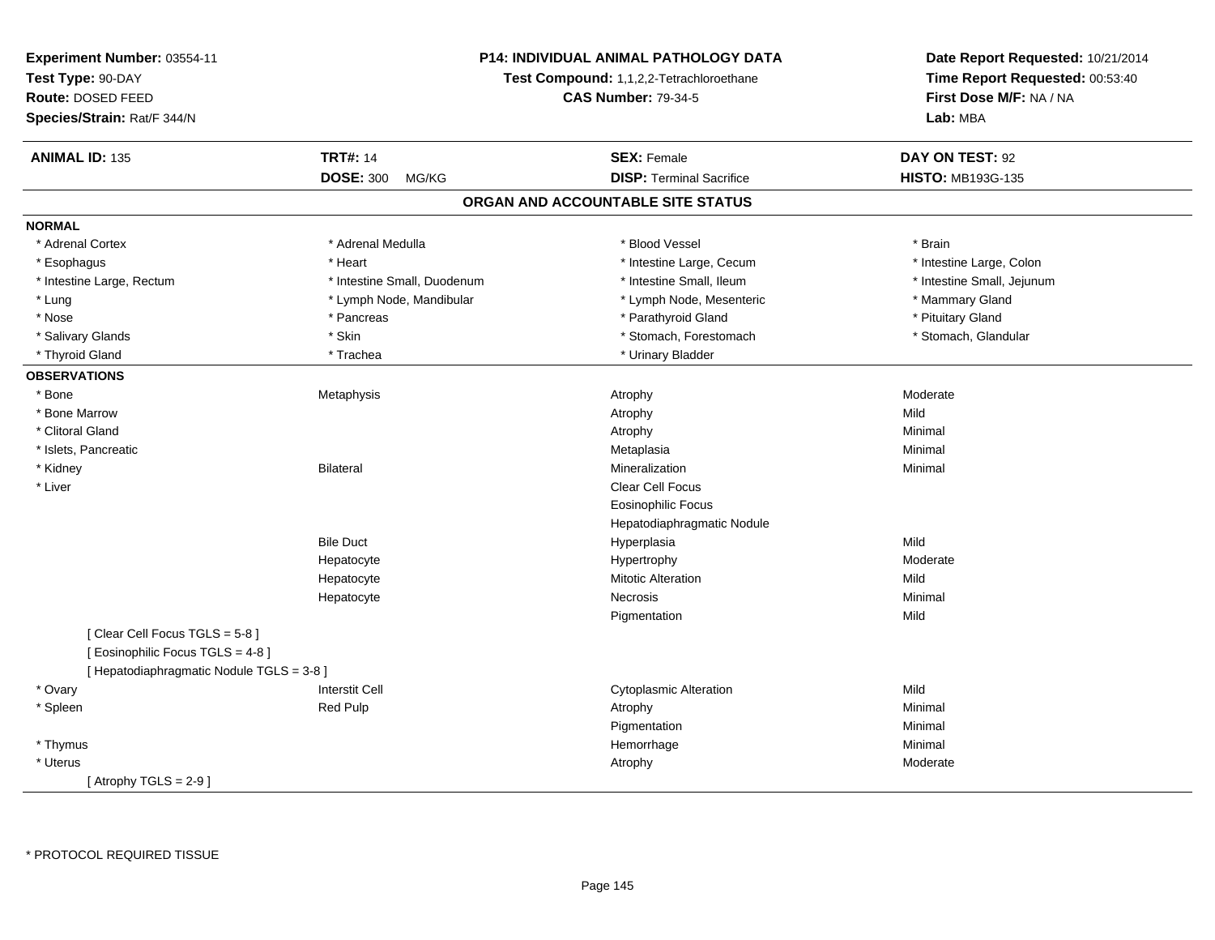**Experiment Number:** 03554-11
**Test Type:** 90-DAY
**Route:** DOSED FEED
**Species/Strain:** Rat/F 344/N

**P14: INDIVIDUAL ANIMAL PATHOLOGY DATA**
**Test Compound:** 1,1,2,2-Tetrachloroethane
**CAS Number:** 79-34-5

**Date Report Requested:** 10/21/2014
**Time Report Requested:** 00:53:40
**First Dose M/F:** NA / NA
**Lab:** MBA

| **ANIMAL ID:** 135 | **TRT#:** 14 | **SEX:** Female | **DAY ON TEST:** 92 |
|---|---|---|---|
| | **DOSE:** 300 MG/KG | **DISP:** Terminal Sacrifice | **HISTO:** MB193G-135 |

## ORGAN AND ACCOUNTABLE SITE STATUS

**NORMAL**

| | | | |
|---|---|---|---|
| * Adrenal Cortex | * Adrenal Medulla | * Blood Vessel | * Brain |
| * Esophagus | * Heart | * Intestine Large, Cecum | * Intestine Large, Colon |
| * Intestine Large, Rectum | * Intestine Small, Duodenum | * Intestine Small, Ileum | * Intestine Small, Jejunum |
| * Lung | * Lymph Node, Mandibular | * Lymph Node, Mesenteric | * Mammary Gland |
| * Nose | * Pancreas | * Parathyroid Gland | * Pituitary Gland |
| * Salivary Glands | * Skin | * Stomach, Forestomach | * Stomach, Glandular |
| * Thyroid Gland | * Trachea | * Urinary Bladder | |

**OBSERVATIONS**

| | | | |
|---|---|---|---|
| * Bone | Metaphysis | Atrophy | Moderate |
| * Bone Marrow | | Atrophy | Mild |
| * Clitoral Gland | | Atrophy | Minimal |
| * Islets, Pancreatic | | Metaplasia | Minimal |
| * Kidney | Bilateral | Mineralization | Minimal |
| * Liver | | Clear Cell Focus | |
| | | Eosinophilic Focus | |
| | | Hepatodiaphragmatic Nodule | |
| | Bile Duct | Hyperplasia | Mild |
| | Hepatocyte | Hypertrophy | Moderate |
| | Hepatocyte | Mitotic Alteration | Mild |
| | Hepatocyte | Necrosis | Minimal |
| | | Pigmentation | Mild |
| [ Clear Cell Focus TGLS = 5-8 ] | | | |
| [ Eosinophilic Focus TGLS = 4-8 ] | | | |
| [ Hepatodiaphragmatic Nodule TGLS = 3-8 ] | | | |
| * Ovary | Interstit Cell | Cytoplasmic Alteration | Mild |
| * Spleen | Red Pulp | Atrophy | Minimal |
| | | Pigmentation | Minimal |
| * Thymus | | Hemorrhage | Minimal |
| * Uterus | | Atrophy | Moderate |
| [ Atrophy TGLS = 2-9 ] | | | |

* PROTOCOL REQUIRED TISSUE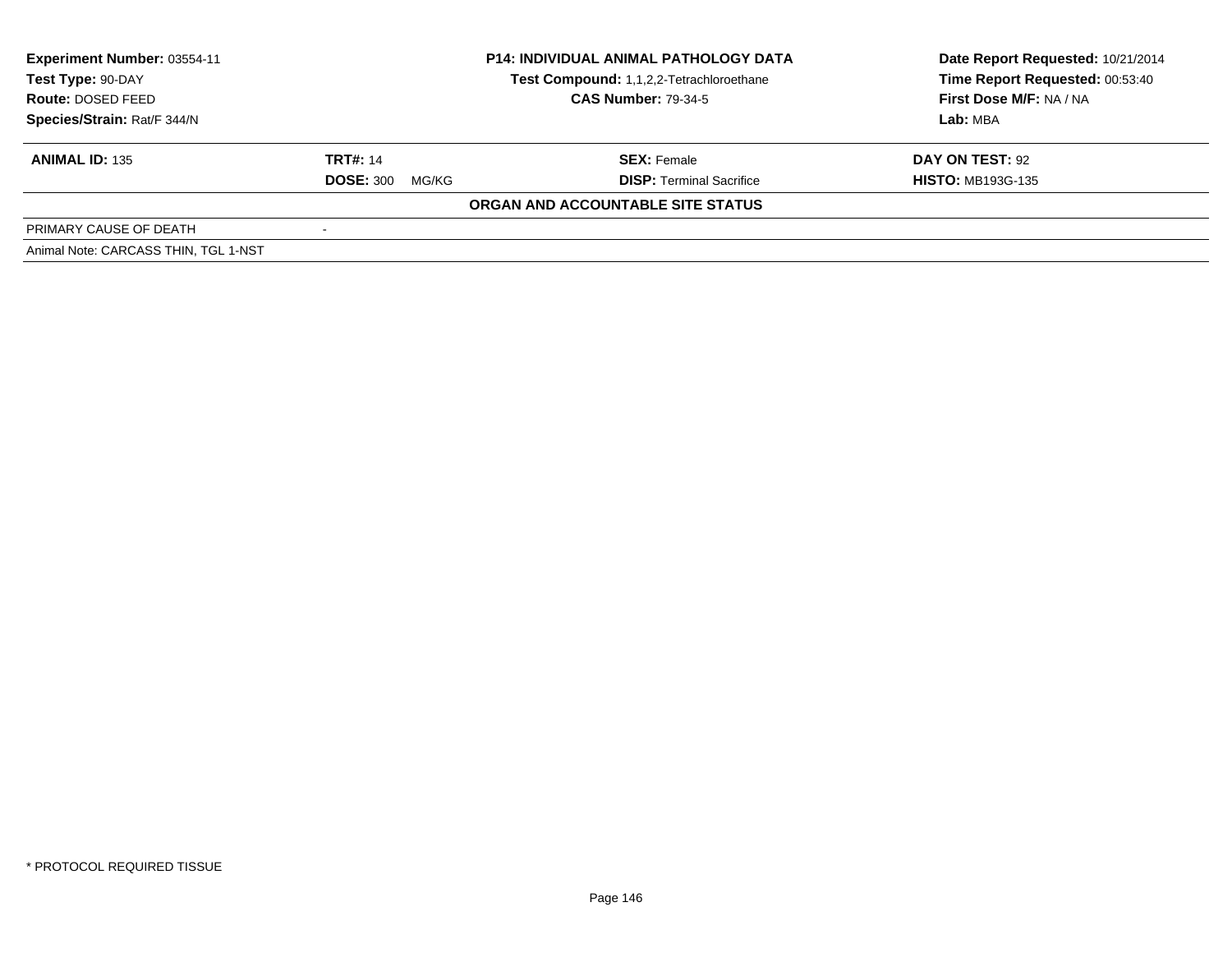**Experiment Number:** 03554-11
**Test Type:** 90-DAY
**Route:** DOSED FEED
**Species/Strain:** Rat/F 344/N

**P14: INDIVIDUAL ANIMAL PATHOLOGY DATA**
**Test Compound:** 1,1,2,2-Tetrachloroethane
**CAS Number:** 79-34-5

**Date Report Requested:** 10/21/2014
**Time Report Requested:** 00:53:40
**First Dose M/F:** NA / NA
**Lab:** MBA

| **ANIMAL ID:** 135 | **TRT#:** 14 | **SEX:** Female | **DAY ON TEST:** 92 |
|---|---|---|---|
| | **DOSE:** 300 MG/KG | **DISP:** Terminal Sacrifice | **HISTO:** MB193G-135 |

**ORGAN AND ACCOUNTABLE SITE STATUS**

| PRIMARY CAUSE OF DEATH | - |
|---|---|

Animal Note: CARCASS THIN, TGL 1-NST

* PROTOCOL REQUIRED TISSUE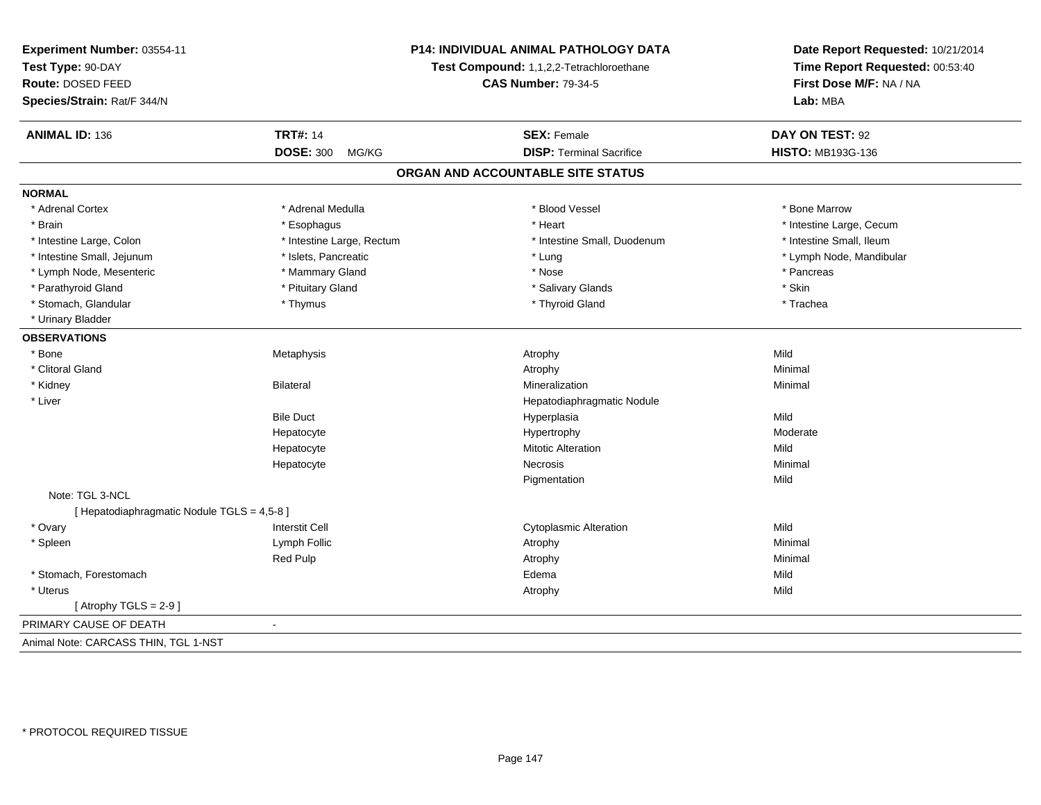**Experiment Number:** 03554-11
**Test Type:** 90-DAY
**Route:** DOSED FEED
**Species/Strain:** Rat/F 344/N

**P14: INDIVIDUAL ANIMAL PATHOLOGY DATA**
**Test Compound:** 1,1,2,2-Tetrachloroethane
**CAS Number:** 79-34-5

**Date Report Requested:** 10/21/2014
**Time Report Requested:** 00:53:40
**First Dose M/F:** NA / NA
**Lab:** MBA

| **ANIMAL ID:** 136 | **TRT#:** 14 | **SEX:** Female | **DAY ON TEST:** 92 |
|---|---|---|---|
| | **DOSE:** 300 MG/KG | **DISP:** Terminal Sacrifice | **HISTO:** MB193G-136 |

## ORGAN AND ACCOUNTABLE SITE STATUS

**NORMAL**

| | | | |
|---|---|---|---|
| * Adrenal Cortex | * Adrenal Medulla | * Blood Vessel | * Bone Marrow |
| * Brain | * Esophagus | * Heart | * Intestine Large, Cecum |
| * Intestine Large, Colon | * Intestine Large, Rectum | * Intestine Small, Duodenum | * Intestine Small, Ileum |
| * Intestine Small, Jejunum | * Islets, Pancreatic | * Lung | * Lymph Node, Mandibular |
| * Lymph Node, Mesenteric | * Mammary Gland | * Nose | * Pancreas |
| * Parathyroid Gland | * Pituitary Gland | * Salivary Glands | * Skin |
| * Stomach, Glandular | * Thymus | * Thyroid Gland | * Trachea |
| * Urinary Bladder | | | |

**OBSERVATIONS**

| | | | |
|---|---|---|---|
| * Bone | Metaphysis | Atrophy | Mild |
| * Clitoral Gland | | Atrophy | Minimal |
| * Kidney | Bilateral | Mineralization | Minimal |
| * Liver | | Hepatodiaphragmatic Nodule | |
| | Bile Duct | Hyperplasia | Mild |
| | Hepatocyte | Hypertrophy | Moderate |
| | Hepatocyte | Mitotic Alteration | Mild |
| | Hepatocyte | Necrosis | Minimal |
| | | Pigmentation | Mild |
| Note: TGL 3-NCL | | | |
| [ Hepatodiaphragmatic Nodule TGLS = 4,5-8 ] | | | |
| * Ovary | Interstit Cell | Cytoplasmic Alteration | Mild |
| * Spleen | Lymph Follic | Atrophy | Minimal |
| | Red Pulp | Atrophy | Minimal |
| * Stomach, Forestomach | | Edema | Mild |
| * Uterus | | Atrophy | Mild |
| [ Atrophy TGLS = 2-9 ] | | | |

PRIMARY CAUSE OF DEATH -

Animal Note: CARCASS THIN, TGL 1-NST

* PROTOCOL REQUIRED TISSUE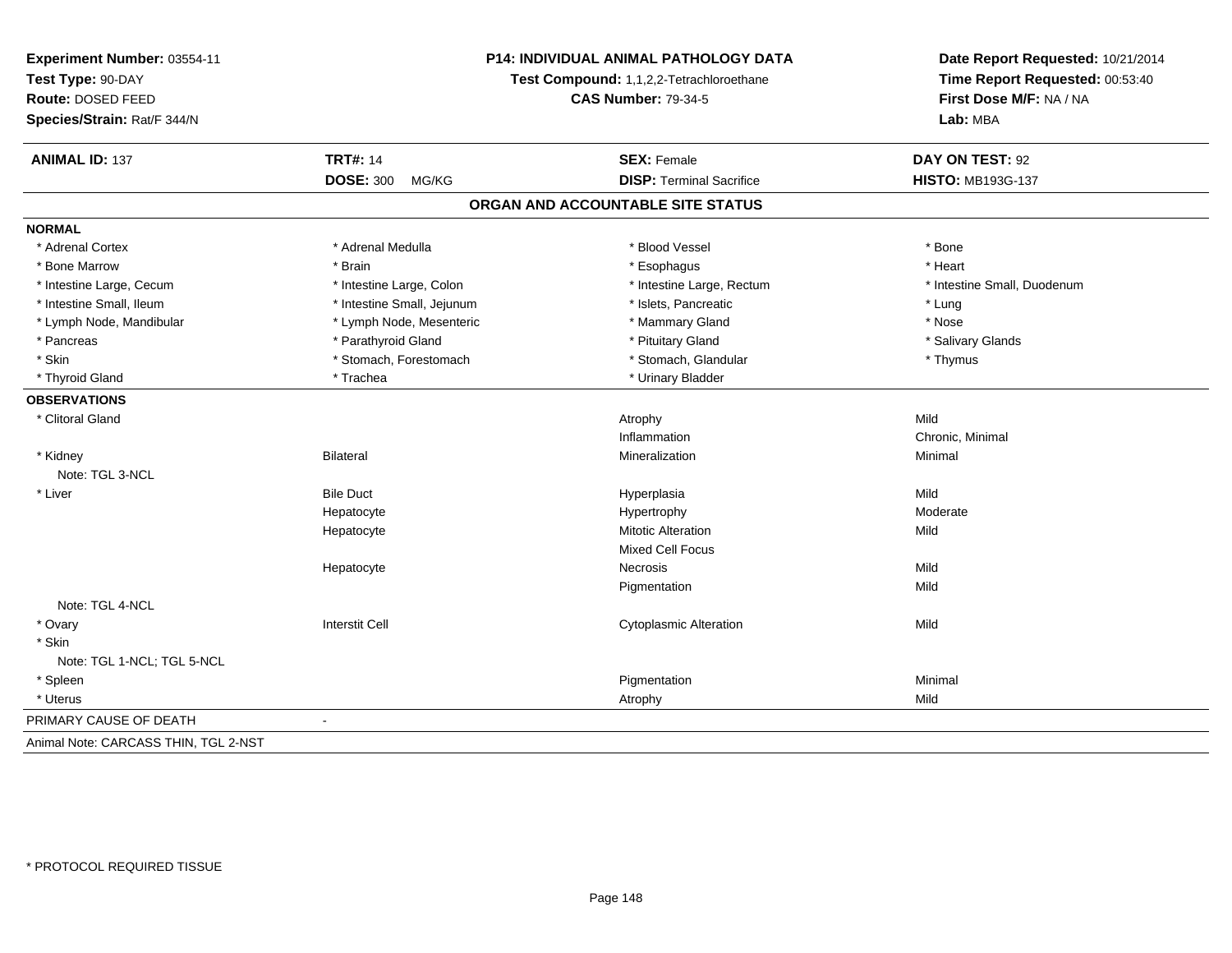**Experiment Number:** 03554-11
**Test Type:** 90-DAY
**Route:** DOSED FEED
**Species/Strain:** Rat/F 344/N

**P14: INDIVIDUAL ANIMAL PATHOLOGY DATA**
**Test Compound:** 1,1,2,2-Tetrachloroethane
**CAS Number:** 79-34-5

**Date Report Requested:** 10/21/2014
**Time Report Requested:** 00:53:40
**First Dose M/F:** NA / NA
**Lab:** MBA

| **ANIMAL ID:** 137 | **TRT#:** 14 | **SEX:** Female | **DAY ON TEST:** 92 |
|---|---|---|---|
| | **DOSE:** 300 MG/KG | **DISP:** Terminal Sacrifice | **HISTO:** MB193G-137 |

## ORGAN AND ACCOUNTABLE SITE STATUS

**NORMAL**

| | | | |
|---|---|---|---|
| * Adrenal Cortex | * Adrenal Medulla | * Blood Vessel | * Bone |
| * Bone Marrow | * Brain | * Esophagus | * Heart |
| * Intestine Large, Cecum | * Intestine Large, Colon | * Intestine Large, Rectum | * Intestine Small, Duodenum |
| * Intestine Small, Ileum | * Intestine Small, Jejunum | * Islets, Pancreatic | * Lung |
| * Lymph Node, Mandibular | * Lymph Node, Mesenteric | * Mammary Gland | * Nose |
| * Pancreas | * Parathyroid Gland | * Pituitary Gland | * Salivary Glands |
| * Skin | * Stomach, Forestomach | * Stomach, Glandular | * Thymus |
| * Thyroid Gland | * Trachea | * Urinary Bladder | |

**OBSERVATIONS**

| | | | |
|---|---|---|---|
| * Clitoral Gland | | Atrophy | Mild |
| | | Inflammation | Chronic, Minimal |
| * Kidney | Bilateral | Mineralization | Minimal |
| Note: TGL 3-NCL | | | |
| * Liver | Bile Duct | Hyperplasia | Mild |
| | Hepatocyte | Hypertrophy | Moderate |
| | Hepatocyte | Mitotic Alteration | Mild |
| | | Mixed Cell Focus | |
| | Hepatocyte | Necrosis | Mild |
| | | Pigmentation | Mild |
| Note: TGL 4-NCL | | | |
| * Ovary | Interstit Cell | Cytoplasmic Alteration | Mild |
| * Skin | | | |
| Note: TGL 1-NCL; TGL 5-NCL | | | |
| * Spleen | | Pigmentation | Minimal |
| * Uterus | | Atrophy | Mild |

PRIMARY CAUSE OF DEATH -

Animal Note: CARCASS THIN, TGL 2-NST

* PROTOCOL REQUIRED TISSUE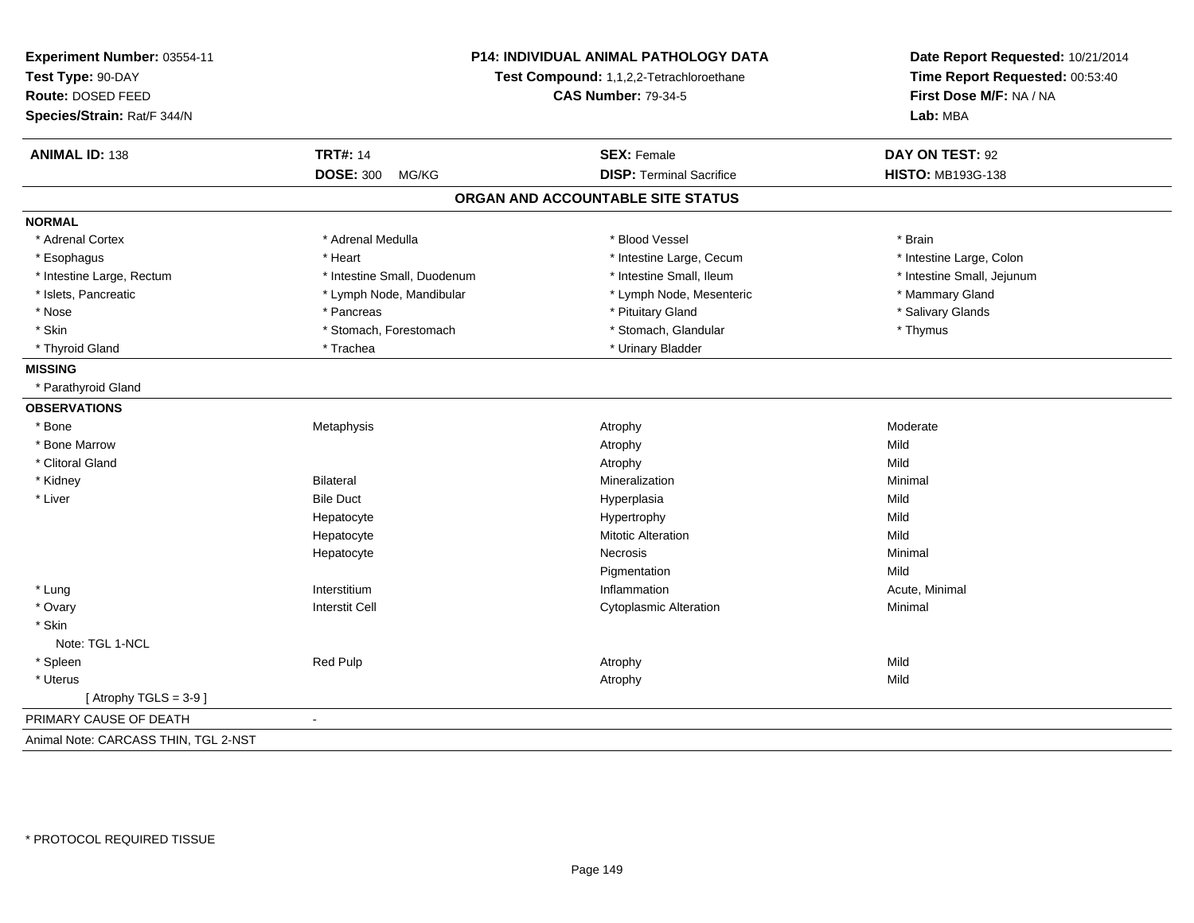**Experiment Number:** 03554-11
**Test Type:** 90-DAY
**Route:** DOSED FEED
**Species/Strain:** Rat/F 344/N

**P14: INDIVIDUAL ANIMAL PATHOLOGY DATA**
**Test Compound:** 1,1,2,2-Tetrachloroethane
**CAS Number:** 79-34-5

**Date Report Requested:** 10/21/2014
**Time Report Requested:** 00:53:40
**First Dose M/F:** NA / NA
**Lab:** MBA

| **ANIMAL ID:** 138 | **TRT#:** 14 | **SEX:** Female | **DAY ON TEST:** 92 |
|---|---|---|---|
| | **DOSE:** 300 MG/KG | **DISP:** Terminal Sacrifice | **HISTO:** MB193G-138 |

## ORGAN AND ACCOUNTABLE SITE STATUS

**NORMAL**

| | | | |
|---|---|---|---|
| * Adrenal Cortex | * Adrenal Medulla | * Blood Vessel | * Brain |
| * Esophagus | * Heart | * Intestine Large, Cecum | * Intestine Large, Colon |
| * Intestine Large, Rectum | * Intestine Small, Duodenum | * Intestine Small, Ileum | * Intestine Small, Jejunum |
| * Islets, Pancreatic | * Lymph Node, Mandibular | * Lymph Node, Mesenteric | * Mammary Gland |
| * Nose | * Pancreas | * Pituitary Gland | * Salivary Glands |
| * Skin | * Stomach, Forestomach | * Stomach, Glandular | * Thymus |
| * Thyroid Gland | * Trachea | * Urinary Bladder | |

**MISSING**

* Parathyroid Gland

**OBSERVATIONS**

| | | | |
|---|---|---|---|
| * Bone | Metaphysis | Atrophy | Moderate |
| * Bone Marrow | | Atrophy | Mild |
| * Clitoral Gland | | Atrophy | Mild |
| * Kidney | Bilateral | Mineralization | Minimal |
| * Liver | Bile Duct | Hyperplasia | Mild |
| | Hepatocyte | Hypertrophy | Mild |
| | Hepatocyte | Mitotic Alteration | Mild |
| | Hepatocyte | Necrosis | Minimal |
| | | Pigmentation | Mild |
| * Lung | Interstitium | Inflammation | Acute, Minimal |
| * Ovary | Interstit Cell | Cytoplasmic Alteration | Minimal |
| * Skin | | | |
| Note: TGL 1-NCL | | | |
| * Spleen | Red Pulp | Atrophy | Mild |
| * Uterus | | Atrophy | Mild |
| [ Atrophy TGLS = 3-9 ] | | | |

PRIMARY CAUSE OF DEATH -

Animal Note: CARCASS THIN, TGL 2-NST

* PROTOCOL REQUIRED TISSUE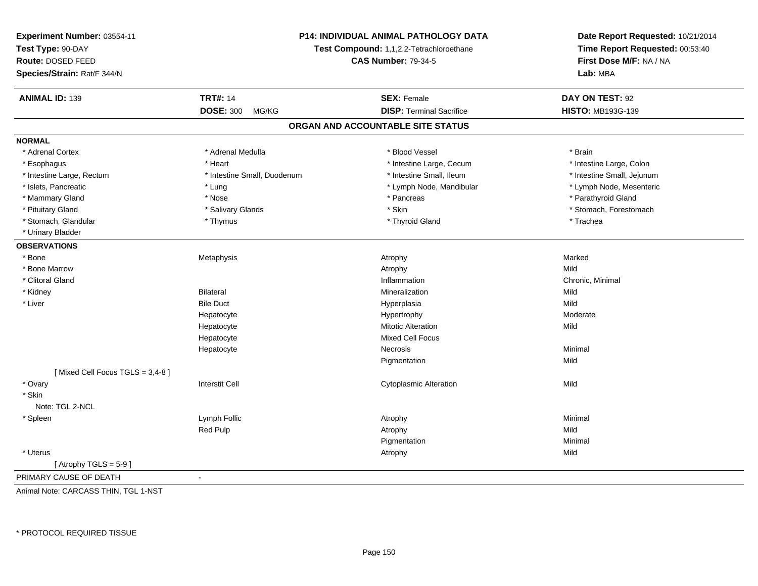**Experiment Number:** 03554-11
**Test Type:** 90-DAY
**Route:** DOSED FEED
**Species/Strain:** Rat/F 344/N

**P14: INDIVIDUAL ANIMAL PATHOLOGY DATA**
**Test Compound:** 1,1,2,2-Tetrachloroethane
**CAS Number:** 79-34-5

**Date Report Requested:** 10/21/2014
**Time Report Requested:** 00:53:40
**First Dose M/F:** NA / NA
**Lab:** MBA

| **ANIMAL ID:** 139 | **TRT#:** 14 | **SEX:** Female | **DAY ON TEST:** 92 |
|---|---|---|---|
| | **DOSE:** 300 MG/KG | **DISP:** Terminal Sacrifice | **HISTO:** MB193G-139 |

## ORGAN AND ACCOUNTABLE SITE STATUS

**NORMAL**

| | | | |
|---|---|---|---|
| * Adrenal Cortex | * Adrenal Medulla | * Blood Vessel | * Brain |
| * Esophagus | * Heart | * Intestine Large, Cecum | * Intestine Large, Colon |
| * Intestine Large, Rectum | * Intestine Small, Duodenum | * Intestine Small, Ileum | * Intestine Small, Jejunum |
| * Islets, Pancreatic | * Lung | * Lymph Node, Mandibular | * Lymph Node, Mesenteric |
| * Mammary Gland | * Nose | * Pancreas | * Parathyroid Gland |
| * Pituitary Gland | * Salivary Glands | * Skin | * Stomach, Forestomach |
| * Stomach, Glandular | * Thymus | * Thyroid Gland | * Trachea |
| * Urinary Bladder | | | |

**OBSERVATIONS**

| | | | |
|---|---|---|---|
| * Bone | Metaphysis | Atrophy | Marked |
| * Bone Marrow | | Atrophy | Mild |
| * Clitoral Gland | | Inflammation | Chronic, Minimal |
| * Kidney | Bilateral | Mineralization | Mild |
| * Liver | Bile Duct | Hyperplasia | Mild |
| | Hepatocyte | Hypertrophy | Moderate |
| | Hepatocyte | Mitotic Alteration | Mild |
| | Hepatocyte | Mixed Cell Focus | |
| | Hepatocyte | Necrosis | Minimal |
| | | Pigmentation | Mild |
| [ Mixed Cell Focus TGLS = 3,4-8 ] | | | |
| * Ovary | Interstit Cell | Cytoplasmic Alteration | Mild |
| * Skin | | | |
| Note: TGL 2-NCL | | | |
| * Spleen | Lymph Follic | Atrophy | Minimal |
| | Red Pulp | Atrophy | Mild |
| | | Pigmentation | Minimal |
| * Uterus | | Atrophy | Mild |
| [ Atrophy TGLS = 5-9 ] | | | |

PRIMARY CAUSE OF DEATH -

Animal Note: CARCASS THIN, TGL 1-NST

* PROTOCOL REQUIRED TISSUE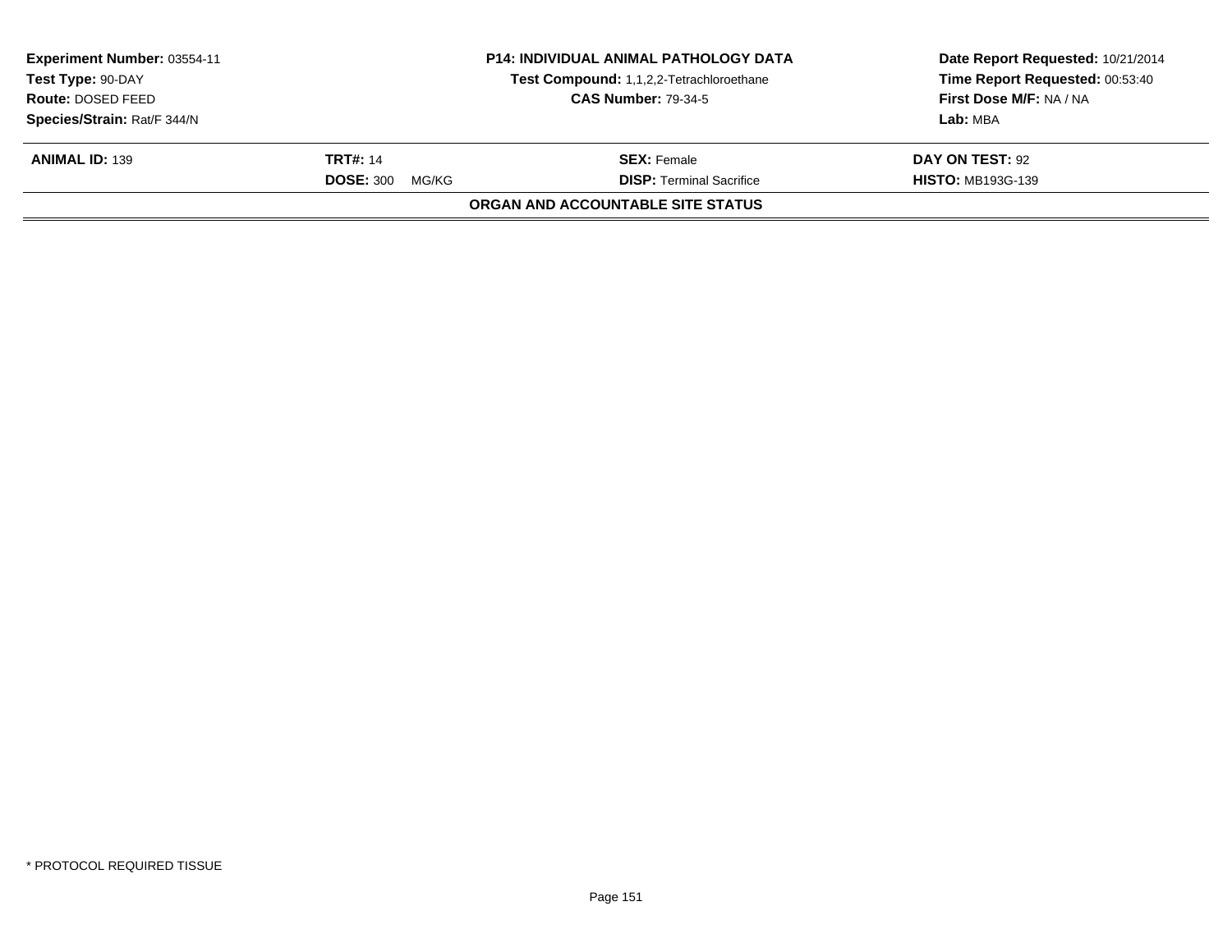**Experiment Number:** 03554-11
**Test Type:** 90-DAY
**Route:** DOSED FEED
**Species/Strain:** Rat/F 344/N

**P14: INDIVIDUAL ANIMAL PATHOLOGY DATA**
**Test Compound:** 1,1,2,2-Tetrachloroethane
**CAS Number:** 79-34-5

**Date Report Requested:** 10/21/2014
**Time Report Requested:** 00:53:40
**First Dose M/F:** NA / NA
**Lab:** MBA

| **ANIMAL ID:** 139 | **TRT#:** 14 | **SEX:** Female | **DAY ON TEST:** 92 |
|---|---|---|---|
| | **DOSE:** 300 MG/KG | **DISP:** Terminal Sacrifice | **HISTO:** MB193G-139 |

**ORGAN AND ACCOUNTABLE SITE STATUS**

* PROTOCOL REQUIRED TISSUE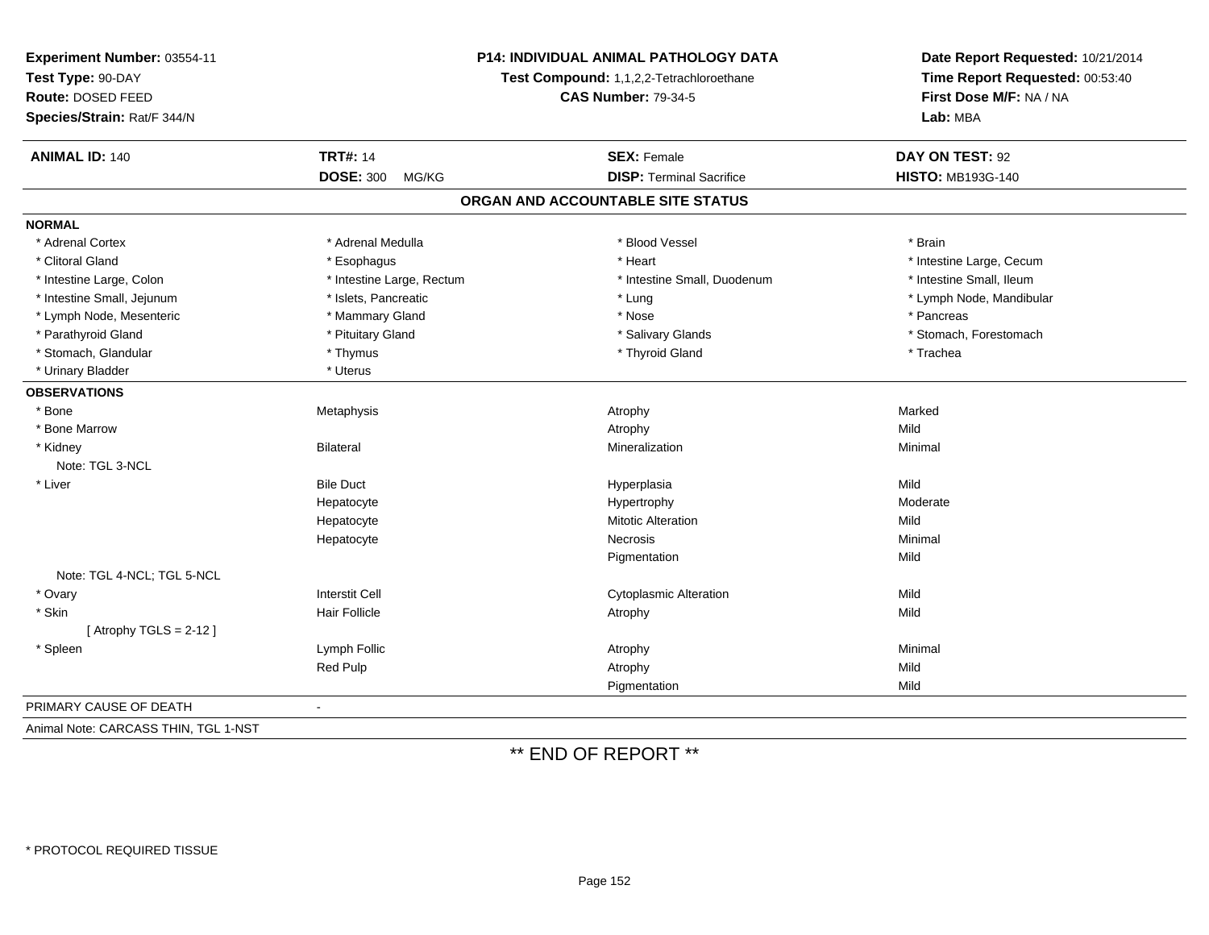**Experiment Number:** 03554-11
**Test Type:** 90-DAY
**Route:** DOSED FEED
**Species/Strain:** Rat/F 344/N

**P14: INDIVIDUAL ANIMAL PATHOLOGY DATA**
**Test Compound:** 1,1,2,2-Tetrachloroethane
**CAS Number:** 79-34-5

**Date Report Requested:** 10/21/2014
**Time Report Requested:** 00:53:40
**First Dose M/F:** NA / NA
**Lab:** MBA

| | | | |
|---|---|---|---|
| **ANIMAL ID:** 140 | **TRT#:** 14 | **SEX:** Female | **DAY ON TEST:** 92 |
| | **DOSE:** 300 MG/KG | **DISP:** Terminal Sacrifice | **HISTO:** MB193G-140 |

**ORGAN AND ACCOUNTABLE SITE STATUS**

**NORMAL**

| | | | |
|---|---|---|---|
| * Adrenal Cortex | * Adrenal Medulla | * Blood Vessel | * Brain |
| * Clitoral Gland | * Esophagus | * Heart | * Intestine Large, Cecum |
| * Intestine Large, Colon | * Intestine Large, Rectum | * Intestine Small, Duodenum | * Intestine Small, Ileum |
| * Intestine Small, Jejunum | * Islets, Pancreatic | * Lung | * Lymph Node, Mandibular |
| * Lymph Node, Mesenteric | * Mammary Gland | * Nose | * Pancreas |
| * Parathyroid Gland | * Pituitary Gland | * Salivary Glands | * Stomach, Forestomach |
| * Stomach, Glandular | * Thymus | * Thyroid Gland | * Trachea |
| * Urinary Bladder | * Uterus | | |

**OBSERVATIONS**

| | | | |
|---|---|---|---|
| * Bone | Metaphysis | Atrophy | Marked |
| * Bone Marrow | | Atrophy | Mild |
| * Kidney | Bilateral | Mineralization | Minimal |
| Note: TGL 3-NCL | | | |
| * Liver | Bile Duct | Hyperplasia | Mild |
| | Hepatocyte | Hypertrophy | Moderate |
| | Hepatocyte | Mitotic Alteration | Mild |
| | Hepatocyte | Necrosis | Minimal |
| | | Pigmentation | Mild |
| Note: TGL 4-NCL; TGL 5-NCL | | | |
| * Ovary | Interstit Cell | Cytoplasmic Alteration | Mild |
| * Skin | Hair Follicle | Atrophy | Mild |
| [ Atrophy TGLS = 2-12 ] | | | |
| * Spleen | Lymph Follic | Atrophy | Minimal |
| | Red Pulp | Atrophy | Mild |
| | | Pigmentation | Mild |

PRIMARY CAUSE OF DEATH -

Animal Note: CARCASS THIN, TGL 1-NST

** END OF REPORT **

* PROTOCOL REQUIRED TISSUE